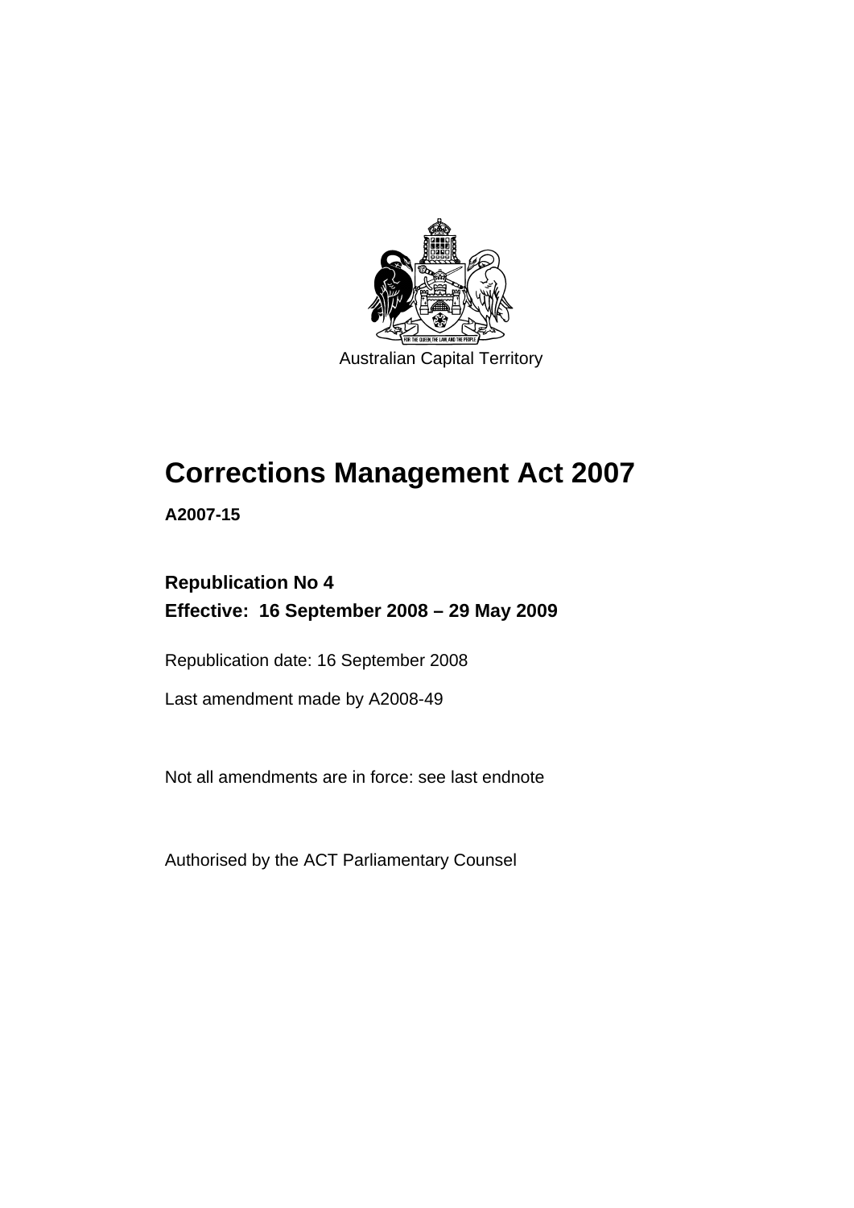Australian Capital Territory

# Corrections Management Act 2007

**A2007-15**

**Republication No 4**
**Effective: 16 September 2008 – 29 May 2009**

Republication date: 16 September 2008

Last amendment made by A2008-49

Not all amendments are in force: see last endnote

Authorised by the ACT Parliamentary Counsel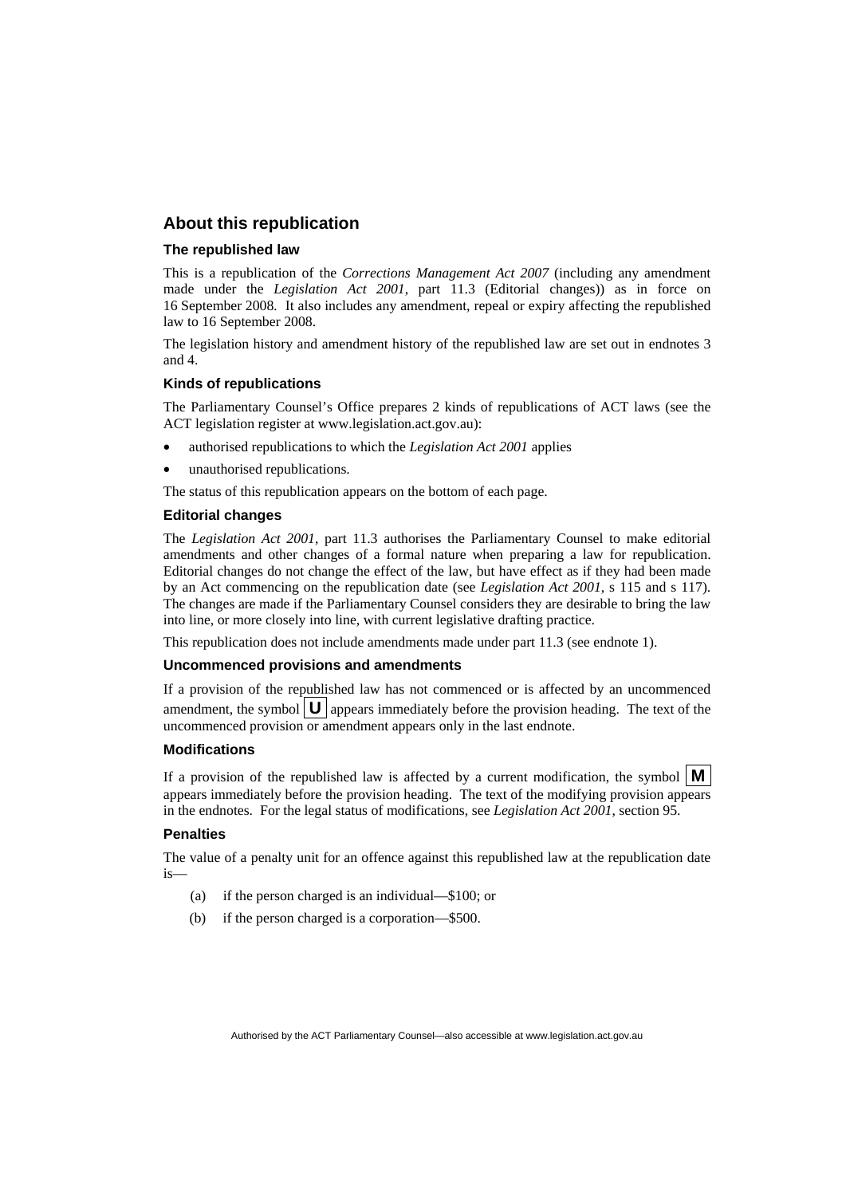## About this republication

### The republished law

This is a republication of the *Corrections Management Act 2007* (including any amendment made under the *Legislation Act 2001*, part 11.3 (Editorial changes)) as in force on 16 September 2008. It also includes any amendment, repeal or expiry affecting the republished law to 16 September 2008.

The legislation history and amendment history of the republished law are set out in endnotes 3 and 4.

### Kinds of republications

The Parliamentary Counsel's Office prepares 2 kinds of republications of ACT laws (see the ACT legislation register at www.legislation.act.gov.au):

- authorised republications to which the *Legislation Act 2001* applies
- unauthorised republications.

The status of this republication appears on the bottom of each page.

### Editorial changes

The *Legislation Act 2001*, part 11.3 authorises the Parliamentary Counsel to make editorial amendments and other changes of a formal nature when preparing a law for republication. Editorial changes do not change the effect of the law, but have effect as if they had been made by an Act commencing on the republication date (see *Legislation Act 2001*, s 115 and s 117). The changes are made if the Parliamentary Counsel considers they are desirable to bring the law into line, or more closely into line, with current legislative drafting practice.

This republication does not include amendments made under part 11.3 (see endnote 1).

### Uncommenced provisions and amendments

If a provision of the republished law has not commenced or is affected by an uncommenced amendment, the symbol **U** appears immediately before the provision heading. The text of the uncommenced provision or amendment appears only in the last endnote.

### Modifications

If a provision of the republished law is affected by a current modification, the symbol **M** appears immediately before the provision heading. The text of the modifying provision appears in the endnotes. For the legal status of modifications, see *Legislation Act 2001*, section 95.

### Penalties

The value of a penalty unit for an offence against this republished law at the republication date is—

(a) if the person charged is an individual—$100; or

(b) if the person charged is a corporation—$500.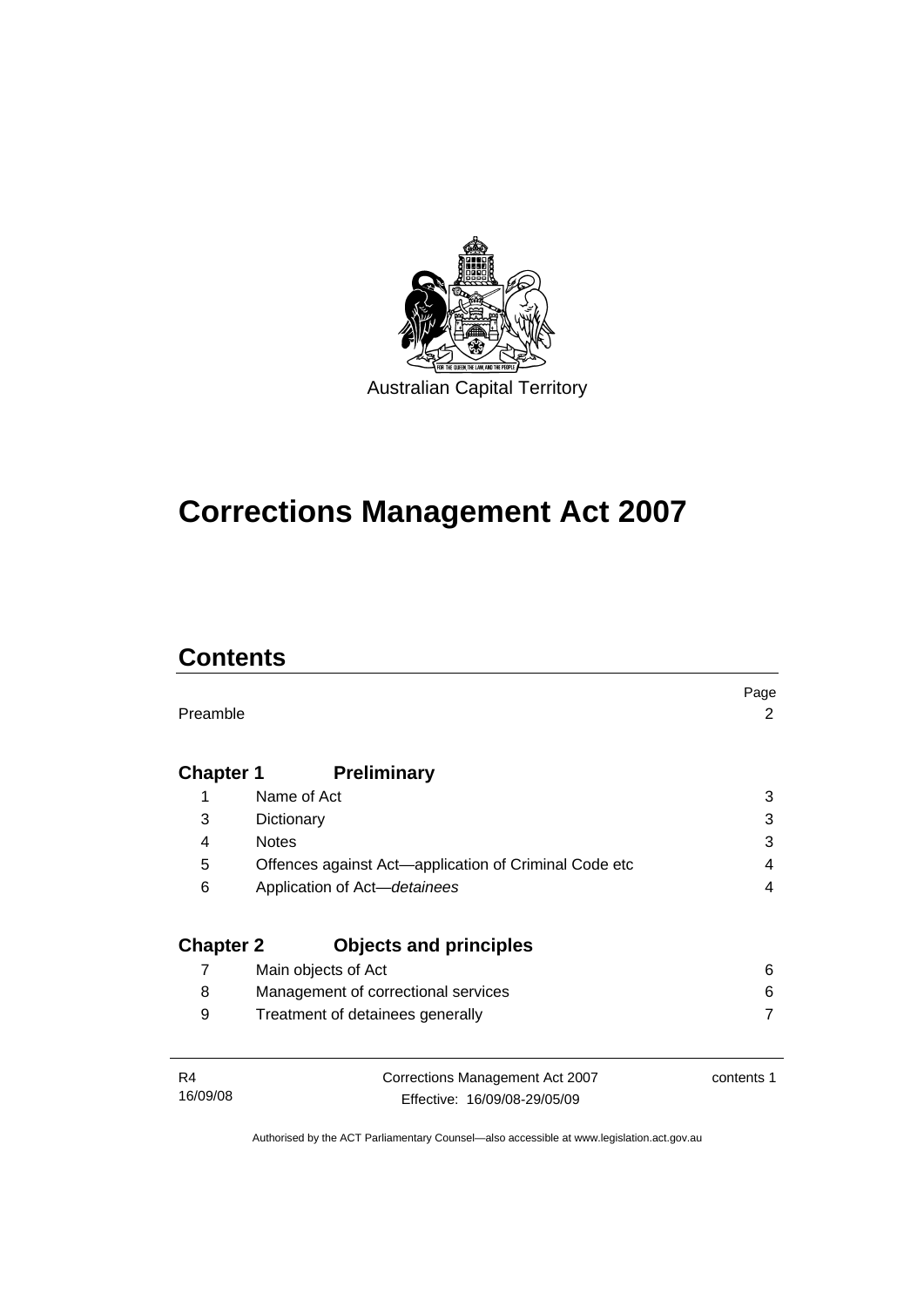Australian Capital Territory

# Corrections Management Act 2007

## Contents

| | | Page |
|---|---|---|
| Preamble | | 2 |
| **Chapter 1** | **Preliminary** | |
| 1 | Name of Act | 3 |
| 3 | Dictionary | 3 |
| 4 | Notes | 3 |
| 5 | Offences against Act—application of Criminal Code etc | 4 |
| 6 | Application of Act—*detainees* | 4 |
| **Chapter 2** | **Objects and principles** | |
| 7 | Main objects of Act | 6 |
| 8 | Management of correctional services | 6 |
| 9 | Treatment of detainees generally | 7 |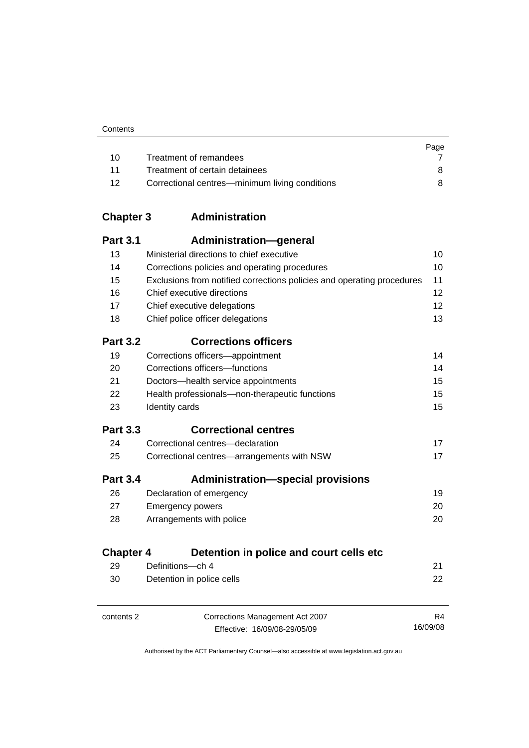| | | Page |
|---|---|---|
| 10 | Treatment of remandees | 7 |
| 11 | Treatment of certain detainees | 8 |
| 12 | Correctional centres—minimum living conditions | 8 |

## Chapter 3 Administration

### Part 3.1 Administration—general

| | | |
|---|---|---|
| 13 | Ministerial directions to chief executive | 10 |
| 14 | Corrections policies and operating procedures | 10 |
| 15 | Exclusions from notified corrections policies and operating procedures | 11 |
| 16 | Chief executive directions | 12 |
| 17 | Chief executive delegations | 12 |
| 18 | Chief police officer delegations | 13 |

### Part 3.2 Corrections officers

| | | |
|---|---|---|
| 19 | Corrections officers—appointment | 14 |
| 20 | Corrections officers—functions | 14 |
| 21 | Doctors—health service appointments | 15 |
| 22 | Health professionals—non-therapeutic functions | 15 |
| 23 | Identity cards | 15 |

### Part 3.3 Correctional centres

| | | |
|---|---|---|
| 24 | Correctional centres—declaration | 17 |
| 25 | Correctional centres—arrangements with NSW | 17 |

### Part 3.4 Administration—special provisions

| | | |
|---|---|---|
| 26 | Declaration of emergency | 19 |
| 27 | Emergency powers | 20 |
| 28 | Arrangements with police | 20 |

## Chapter 4 Detention in police and court cells etc

| | | |
|---|---|---|
| 29 | Definitions—ch 4 | 21 |
| 30 | Detention in police cells | 22 |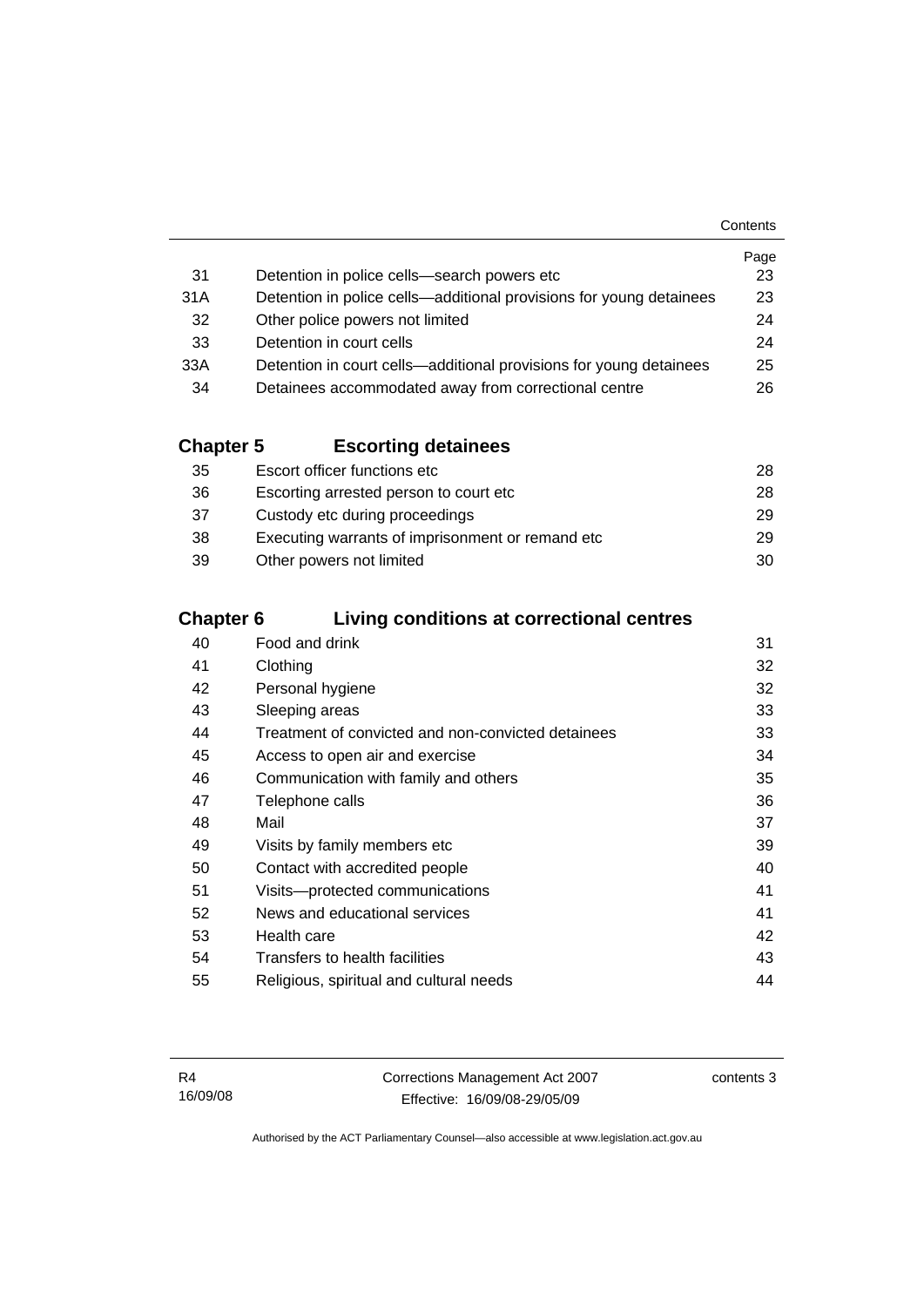| | | Page |
|---|---|---|
| 31 | Detention in police cells—search powers etc | 23 |
| 31A | Detention in police cells—additional provisions for young detainees | 23 |
| 32 | Other police powers not limited | 24 |
| 33 | Detention in court cells | 24 |
| 33A | Detention in court cells—additional provisions for young detainees | 25 |
| 34 | Detainees accommodated away from correctional centre | 26 |

## Chapter 5 Escorting detainees

| | | |
|---|---|---|
| 35 | Escort officer functions etc | 28 |
| 36 | Escorting arrested person to court etc | 28 |
| 37 | Custody etc during proceedings | 29 |
| 38 | Executing warrants of imprisonment or remand etc | 29 |
| 39 | Other powers not limited | 30 |

## Chapter 6 Living conditions at correctional centres

| | | |
|---|---|---|
| 40 | Food and drink | 31 |
| 41 | Clothing | 32 |
| 42 | Personal hygiene | 32 |
| 43 | Sleeping areas | 33 |
| 44 | Treatment of convicted and non-convicted detainees | 33 |
| 45 | Access to open air and exercise | 34 |
| 46 | Communication with family and others | 35 |
| 47 | Telephone calls | 36 |
| 48 | Mail | 37 |
| 49 | Visits by family members etc | 39 |
| 50 | Contact with accredited people | 40 |
| 51 | Visits—protected communications | 41 |
| 52 | News and educational services | 41 |
| 53 | Health care | 42 |
| 54 | Transfers to health facilities | 43 |
| 55 | Religious, spiritual and cultural needs | 44 |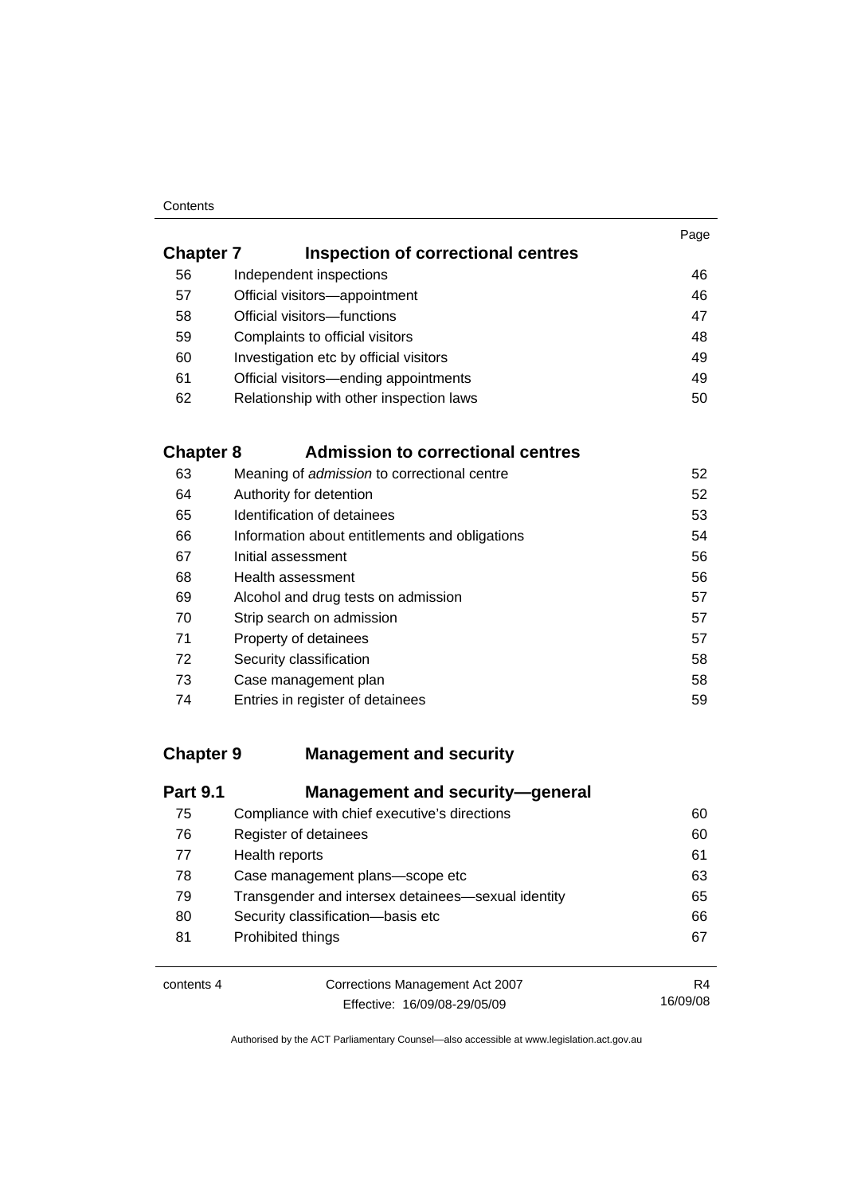| | | Page |
|---|---|---|
| **Chapter 7** | **Inspection of correctional centres** | |
| 56 | Independent inspections | 46 |
| 57 | Official visitors—appointment | 46 |
| 58 | Official visitors—functions | 47 |
| 59 | Complaints to official visitors | 48 |
| 60 | Investigation etc by official visitors | 49 |
| 61 | Official visitors—ending appointments | 49 |
| 62 | Relationship with other inspection laws | 50 |
| **Chapter 8** | **Admission to correctional centres** | |
| 63 | Meaning of *admission* to correctional centre | 52 |
| 64 | Authority for detention | 52 |
| 65 | Identification of detainees | 53 |
| 66 | Information about entitlements and obligations | 54 |
| 67 | Initial assessment | 56 |
| 68 | Health assessment | 56 |
| 69 | Alcohol and drug tests on admission | 57 |
| 70 | Strip search on admission | 57 |
| 71 | Property of detainees | 57 |
| 72 | Security classification | 58 |
| 73 | Case management plan | 58 |
| 74 | Entries in register of detainees | 59 |
| **Chapter 9** | **Management and security** | |
| **Part 9.1** | **Management and security—general** | |
| 75 | Compliance with chief executive's directions | 60 |
| 76 | Register of detainees | 60 |
| 77 | Health reports | 61 |
| 78 | Case management plans—scope etc | 63 |
| 79 | Transgender and intersex detainees—sexual identity | 65 |
| 80 | Security classification—basis etc | 66 |
| 81 | Prohibited things | 67 |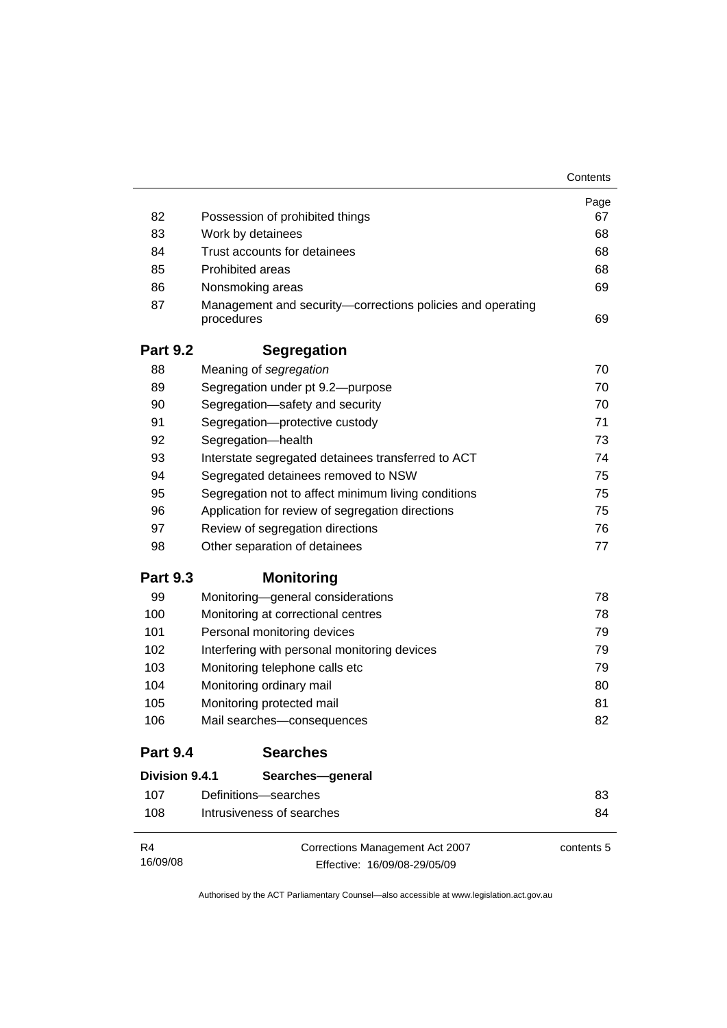| | | Page |
|---|---|---|
| 82 | Possession of prohibited things | 67 |
| 83 | Work by detainees | 68 |
| 84 | Trust accounts for detainees | 68 |
| 85 | Prohibited areas | 68 |
| 86 | Nonsmoking areas | 69 |
| 87 | Management and security—corrections policies and operating procedures | 69 |
| **Part 9.2** | **Segregation** | |
| 88 | Meaning of *segregation* | 70 |
| 89 | Segregation under pt 9.2—purpose | 70 |
| 90 | Segregation—safety and security | 70 |
| 91 | Segregation—protective custody | 71 |
| 92 | Segregation—health | 73 |
| 93 | Interstate segregated detainees transferred to ACT | 74 |
| 94 | Segregated detainees removed to NSW | 75 |
| 95 | Segregation not to affect minimum living conditions | 75 |
| 96 | Application for review of segregation directions | 75 |
| 97 | Review of segregation directions | 76 |
| 98 | Other separation of detainees | 77 |
| **Part 9.3** | **Monitoring** | |
| 99 | Monitoring—general considerations | 78 |
| 100 | Monitoring at correctional centres | 78 |
| 101 | Personal monitoring devices | 79 |
| 102 | Interfering with personal monitoring devices | 79 |
| 103 | Monitoring telephone calls etc | 79 |
| 104 | Monitoring ordinary mail | 80 |
| 105 | Monitoring protected mail | 81 |
| 106 | Mail searches—consequences | 82 |
| **Part 9.4** | **Searches** | |
| **Division 9.4.1** | **Searches—general** | |
| 107 | Definitions—searches | 83 |
| 108 | Intrusiveness of searches | 84 |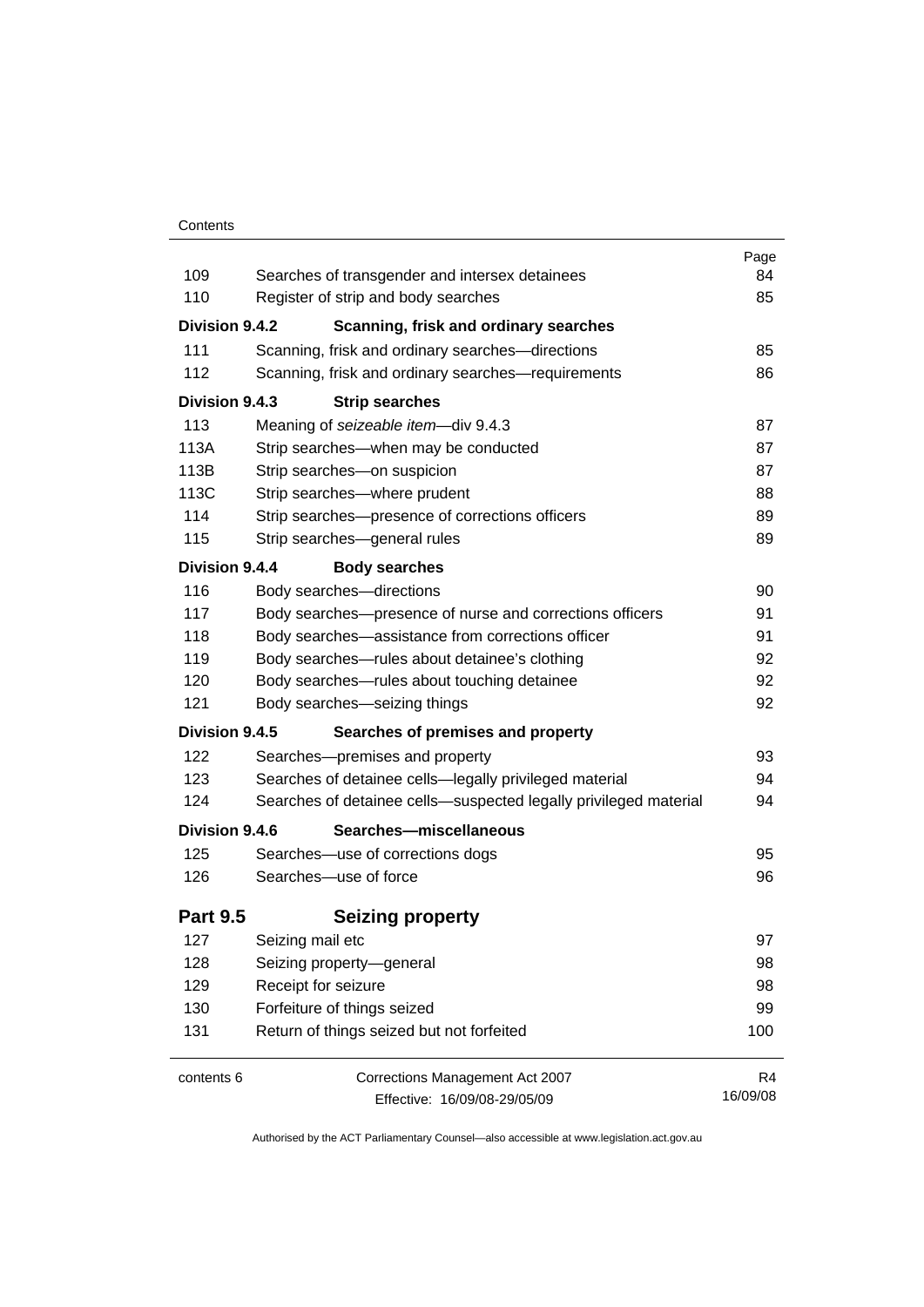| | | Page |
|---|---|---|
| 109 | Searches of transgender and intersex detainees | 84 |
| 110 | Register of strip and body searches | 85 |
| **Division 9.4.2** | **Scanning, frisk and ordinary searches** | |
| 111 | Scanning, frisk and ordinary searches—directions | 85 |
| 112 | Scanning, frisk and ordinary searches—requirements | 86 |
| **Division 9.4.3** | **Strip searches** | |
| 113 | Meaning of *seizeable item*—div 9.4.3 | 87 |
| 113A | Strip searches—when may be conducted | 87 |
| 113B | Strip searches—on suspicion | 87 |
| 113C | Strip searches—where prudent | 88 |
| 114 | Strip searches—presence of corrections officers | 89 |
| 115 | Strip searches—general rules | 89 |
| **Division 9.4.4** | **Body searches** | |
| 116 | Body searches—directions | 90 |
| 117 | Body searches—presence of nurse and corrections officers | 91 |
| 118 | Body searches—assistance from corrections officer | 91 |
| 119 | Body searches—rules about detainee's clothing | 92 |
| 120 | Body searches—rules about touching detainee | 92 |
| 121 | Body searches—seizing things | 92 |
| **Division 9.4.5** | **Searches of premises and property** | |
| 122 | Searches—premises and property | 93 |
| 123 | Searches of detainee cells—legally privileged material | 94 |
| 124 | Searches of detainee cells—suspected legally privileged material | 94 |
| **Division 9.4.6** | **Searches—miscellaneous** | |
| 125 | Searches—use of corrections dogs | 95 |
| 126 | Searches—use of force | 96 |
| **Part 9.5** | **Seizing property** | |
| 127 | Seizing mail etc | 97 |
| 128 | Seizing property—general | 98 |
| 129 | Receipt for seizure | 98 |
| 130 | Forfeiture of things seized | 99 |
| 131 | Return of things seized but not forfeited | 100 |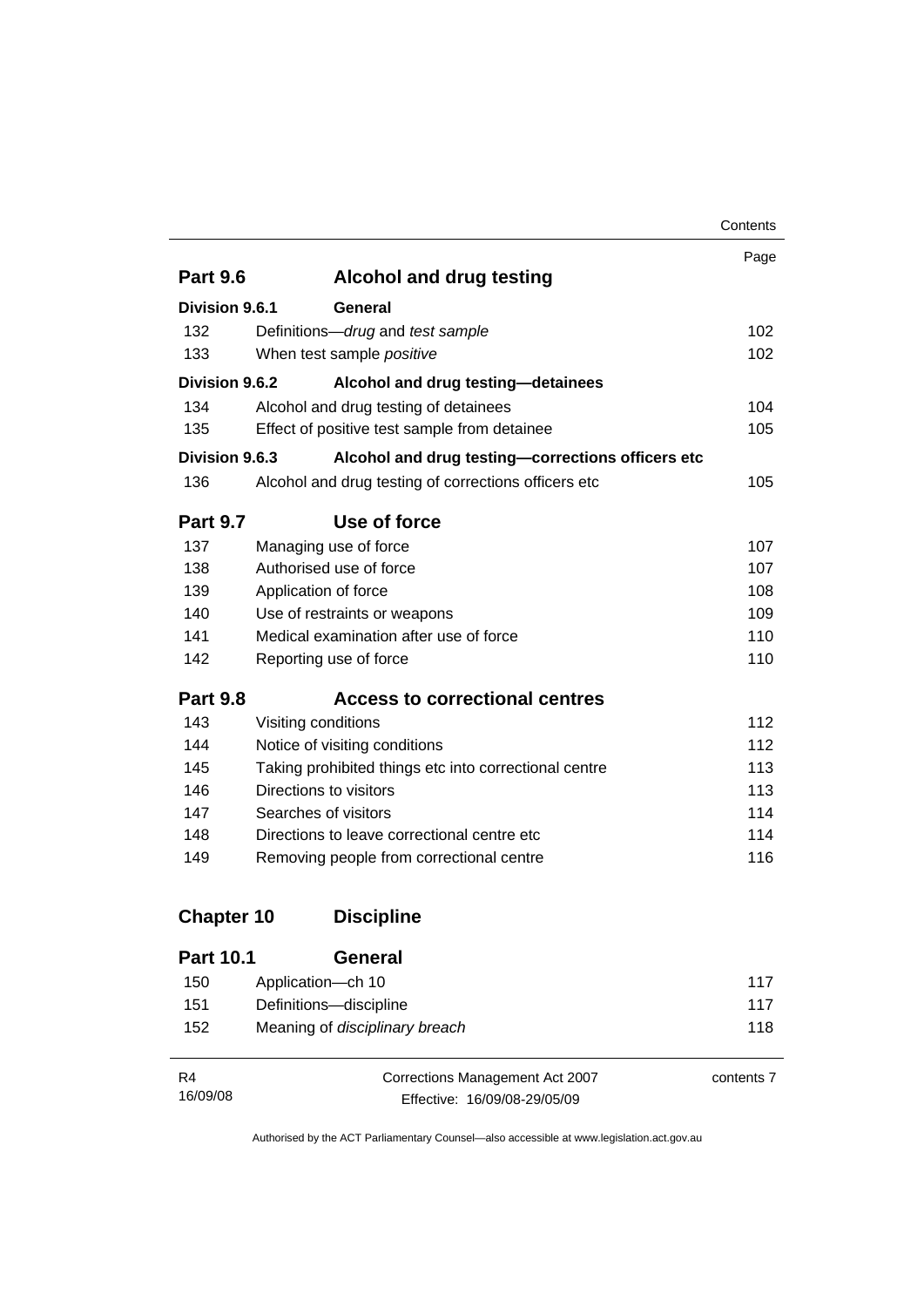| | | Page |
|---|---|---|
| **Part 9.6** | **Alcohol and drug testing** | |
| **Division 9.6.1** | **General** | |
| 132 | Definitions—*drug* and *test sample* | 102 |
| 133 | When test sample *positive* | 102 |
| **Division 9.6.2** | **Alcohol and drug testing—detainees** | |
| 134 | Alcohol and drug testing of detainees | 104 |
| 135 | Effect of positive test sample from detainee | 105 |
| **Division 9.6.3** | **Alcohol and drug testing—corrections officers etc** | |
| 136 | Alcohol and drug testing of corrections officers etc | 105 |
| **Part 9.7** | **Use of force** | |
| 137 | Managing use of force | 107 |
| 138 | Authorised use of force | 107 |
| 139 | Application of force | 108 |
| 140 | Use of restraints or weapons | 109 |
| 141 | Medical examination after use of force | 110 |
| 142 | Reporting use of force | 110 |
| **Part 9.8** | **Access to correctional centres** | |
| 143 | Visiting conditions | 112 |
| 144 | Notice of visiting conditions | 112 |
| 145 | Taking prohibited things etc into correctional centre | 113 |
| 146 | Directions to visitors | 113 |
| 147 | Searches of visitors | 114 |
| 148 | Directions to leave correctional centre etc | 114 |
| 149 | Removing people from correctional centre | 116 |
| **Chapter 10** | **Discipline** | |
| **Part 10.1** | **General** | |
| 150 | Application—ch 10 | 117 |
| 151 | Definitions—discipline | 117 |
| 152 | Meaning of *disciplinary breach* | 118 |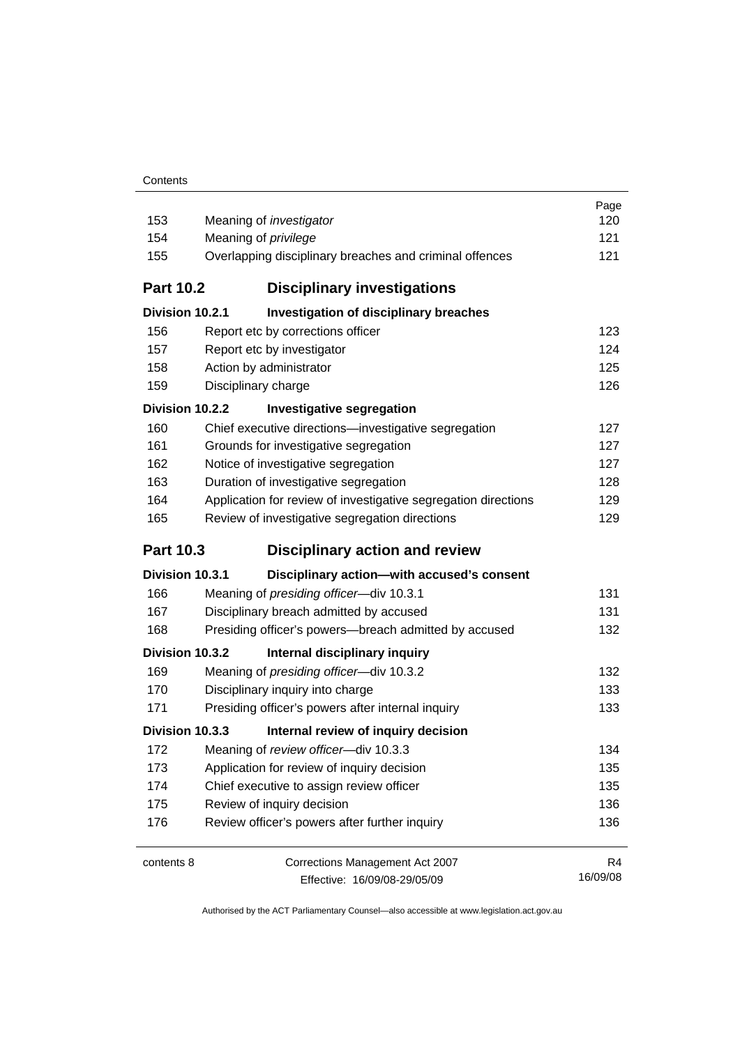| | | Page |
|---|---|---|
| 153 | Meaning of *investigator* | 120 |
| 154 | Meaning of *privilege* | 121 |
| 155 | Overlapping disciplinary breaches and criminal offences | 121 |

## Part 10.2 Disciplinary investigations

### Division 10.2.1 Investigation of disciplinary breaches

| | | |
|---|---|---|
| 156 | Report etc by corrections officer | 123 |
| 157 | Report etc by investigator | 124 |
| 158 | Action by administrator | 125 |
| 159 | Disciplinary charge | 126 |

### Division 10.2.2 Investigative segregation

| | | |
|---|---|---|
| 160 | Chief executive directions—investigative segregation | 127 |
| 161 | Grounds for investigative segregation | 127 |
| 162 | Notice of investigative segregation | 127 |
| 163 | Duration of investigative segregation | 128 |
| 164 | Application for review of investigative segregation directions | 129 |
| 165 | Review of investigative segregation directions | 129 |

## Part 10.3 Disciplinary action and review

### Division 10.3.1 Disciplinary action—with accused's consent

| | | |
|---|---|---|
| 166 | Meaning of *presiding officer*—div 10.3.1 | 131 |
| 167 | Disciplinary breach admitted by accused | 131 |
| 168 | Presiding officer's powers—breach admitted by accused | 132 |

### Division 10.3.2 Internal disciplinary inquiry

| | | |
|---|---|---|
| 169 | Meaning of *presiding officer*—div 10.3.2 | 132 |
| 170 | Disciplinary inquiry into charge | 133 |
| 171 | Presiding officer's powers after internal inquiry | 133 |

### Division 10.3.3 Internal review of inquiry decision

| | | |
|---|---|---|
| 172 | Meaning of *review officer*—div 10.3.3 | 134 |
| 173 | Application for review of inquiry decision | 135 |
| 174 | Chief executive to assign review officer | 135 |
| 175 | Review of inquiry decision | 136 |
| 176 | Review officer's powers after further inquiry | 136 |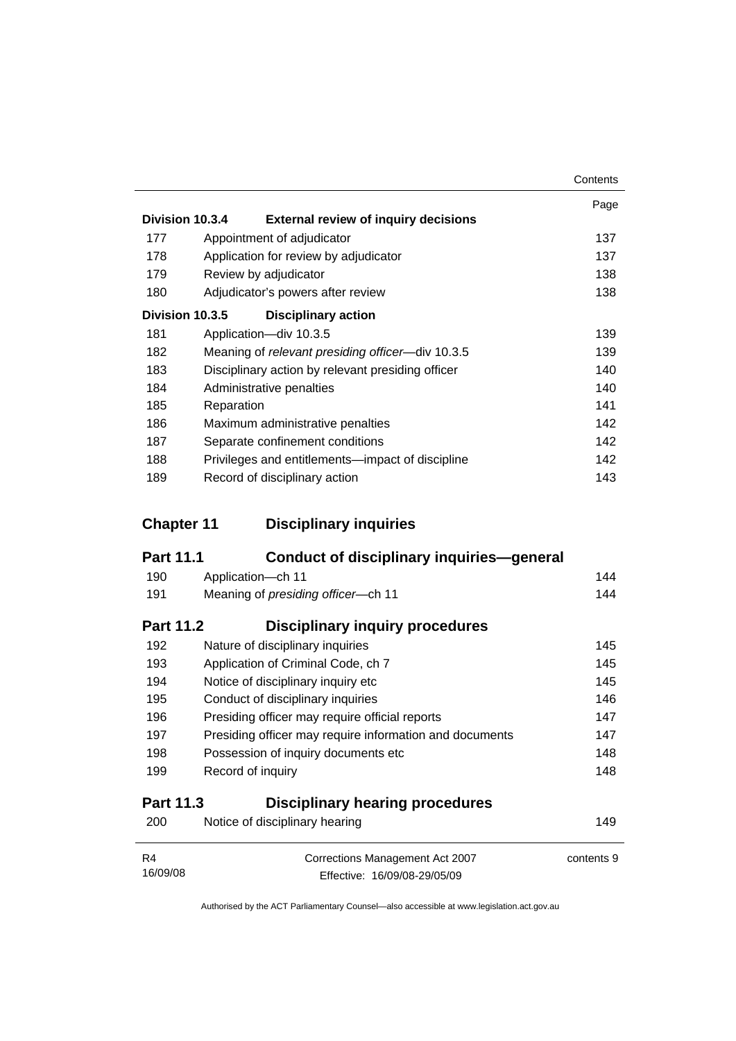| | | Page |
|---|---|---|
| **Division 10.3.4** | **External review of inquiry decisions** | |
| 177 | Appointment of adjudicator | 137 |
| 178 | Application for review by adjudicator | 137 |
| 179 | Review by adjudicator | 138 |
| 180 | Adjudicator's powers after review | 138 |
| **Division 10.3.5** | **Disciplinary action** | |
| 181 | Application—div 10.3.5 | 139 |
| 182 | Meaning of *relevant presiding officer*—div 10.3.5 | 139 |
| 183 | Disciplinary action by relevant presiding officer | 140 |
| 184 | Administrative penalties | 140 |
| 185 | Reparation | 141 |
| 186 | Maximum administrative penalties | 142 |
| 187 | Separate confinement conditions | 142 |
| 188 | Privileges and entitlements—impact of discipline | 142 |
| 189 | Record of disciplinary action | 143 |

## Chapter 11 Disciplinary inquiries

### Part 11.1 Conduct of disciplinary inquiries—general

| | | |
|---|---|---|
| 190 | Application—ch 11 | 144 |
| 191 | Meaning of *presiding officer*—ch 11 | 144 |

### Part 11.2 Disciplinary inquiry procedures

| | | |
|---|---|---|
| 192 | Nature of disciplinary inquiries | 145 |
| 193 | Application of Criminal Code, ch 7 | 145 |
| 194 | Notice of disciplinary inquiry etc | 145 |
| 195 | Conduct of disciplinary inquiries | 146 |
| 196 | Presiding officer may require official reports | 147 |
| 197 | Presiding officer may require information and documents | 147 |
| 198 | Possession of inquiry documents etc | 148 |
| 199 | Record of inquiry | 148 |

### Part 11.3 Disciplinary hearing procedures

| | | |
|---|---|---|
| 200 | Notice of disciplinary hearing | 149 |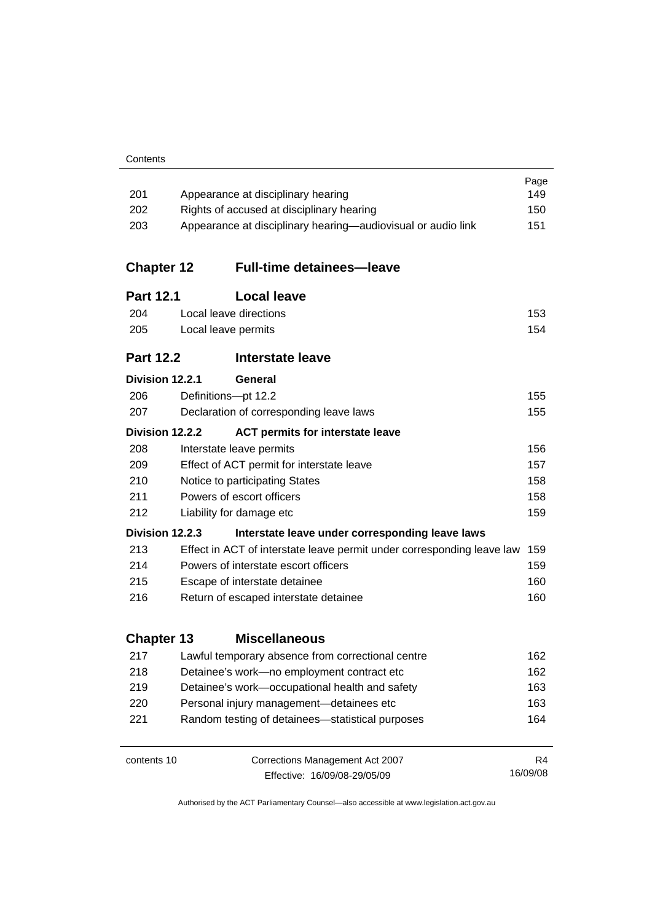| | | Page |
|---|---|---|
| 201 | Appearance at disciplinary hearing | 149 |
| 202 | Rights of accused at disciplinary hearing | 150 |
| 203 | Appearance at disciplinary hearing—audiovisual or audio link | 151 |

## Chapter 12 Full-time detainees—leave

### Part 12.1 Local leave

| | | |
|---|---|---|
| 204 | Local leave directions | 153 |
| 205 | Local leave permits | 154 |

### Part 12.2 Interstate leave

#### Division 12.2.1 General

| | | |
|---|---|---|
| 206 | Definitions—pt 12.2 | 155 |
| 207 | Declaration of corresponding leave laws | 155 |

#### Division 12.2.2 ACT permits for interstate leave

| | | |
|---|---|---|
| 208 | Interstate leave permits | 156 |
| 209 | Effect of ACT permit for interstate leave | 157 |
| 210 | Notice to participating States | 158 |
| 211 | Powers of escort officers | 158 |
| 212 | Liability for damage etc | 159 |

#### Division 12.2.3 Interstate leave under corresponding leave laws

| | | |
|---|---|---|
| 213 | Effect in ACT of interstate leave permit under corresponding leave law | 159 |
| 214 | Powers of interstate escort officers | 159 |
| 215 | Escape of interstate detainee | 160 |
| 216 | Return of escaped interstate detainee | 160 |

## Chapter 13 Miscellaneous

| | | |
|---|---|---|
| 217 | Lawful temporary absence from correctional centre | 162 |
| 218 | Detainee's work—no employment contract etc | 162 |
| 219 | Detainee's work—occupational health and safety | 163 |
| 220 | Personal injury management—detainees etc | 163 |
| 221 | Random testing of detainees—statistical purposes | 164 |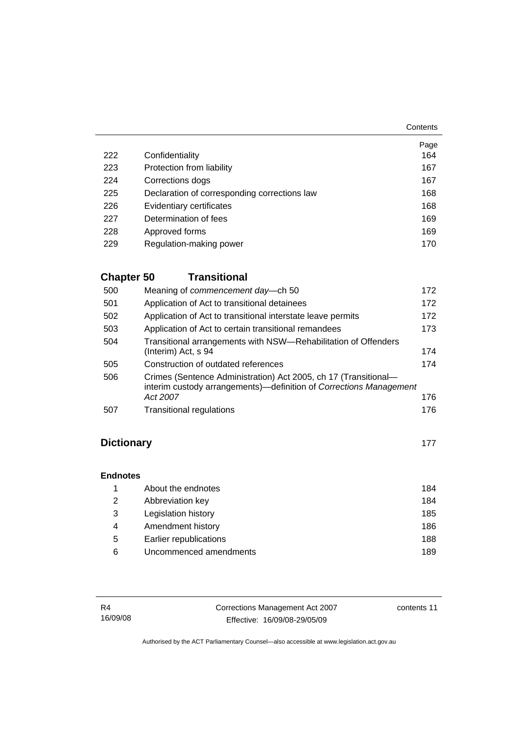| | | Page |
|---|---|---|
| 222 | Confidentiality | 164 |
| 223 | Protection from liability | 167 |
| 224 | Corrections dogs | 167 |
| 225 | Declaration of corresponding corrections law | 168 |
| 226 | Evidentiary certificates | 168 |
| 227 | Determination of fees | 169 |
| 228 | Approved forms | 169 |
| 229 | Regulation-making power | 170 |

## Chapter 50 Transitional

| | | |
|---|---|---|
| 500 | Meaning of *commencement day*—ch 50 | 172 |
| 501 | Application of Act to transitional detainees | 172 |
| 502 | Application of Act to transitional interstate leave permits | 172 |
| 503 | Application of Act to certain transitional remandees | 173 |
| 504 | Transitional arrangements with NSW—Rehabilitation of Offenders (Interim) Act, s 94 | 174 |
| 505 | Construction of outdated references | 174 |
| 506 | Crimes (Sentence Administration) Act 2005, ch 17 (Transitional—interim custody arrangements)—definition of *Corrections Management Act 2007* | 176 |
| 507 | Transitional regulations | 176 |

## Dictionary 177

### Endnotes

| | | |
|---|---|---|
| 1 | About the endnotes | 184 |
| 2 | Abbreviation key | 184 |
| 3 | Legislation history | 185 |
| 4 | Amendment history | 186 |
| 5 | Earlier republications | 188 |
| 6 | Uncommenced amendments | 189 |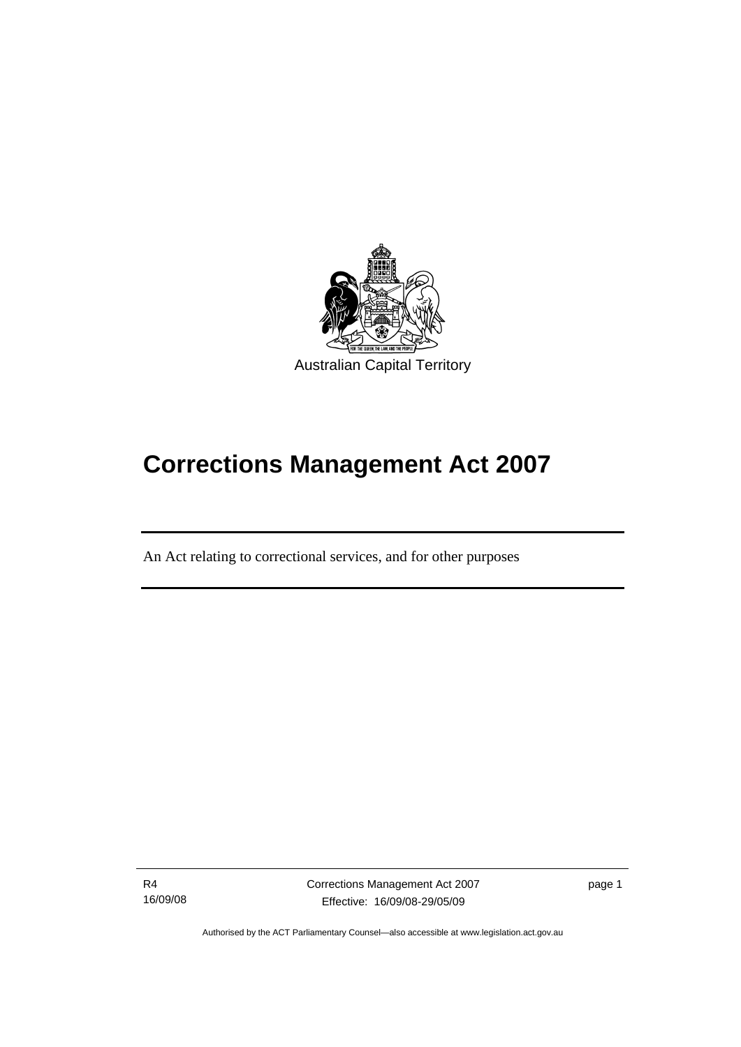Australian Capital Territory

# Corrections Management Act 2007

An Act relating to correctional services, and for other purposes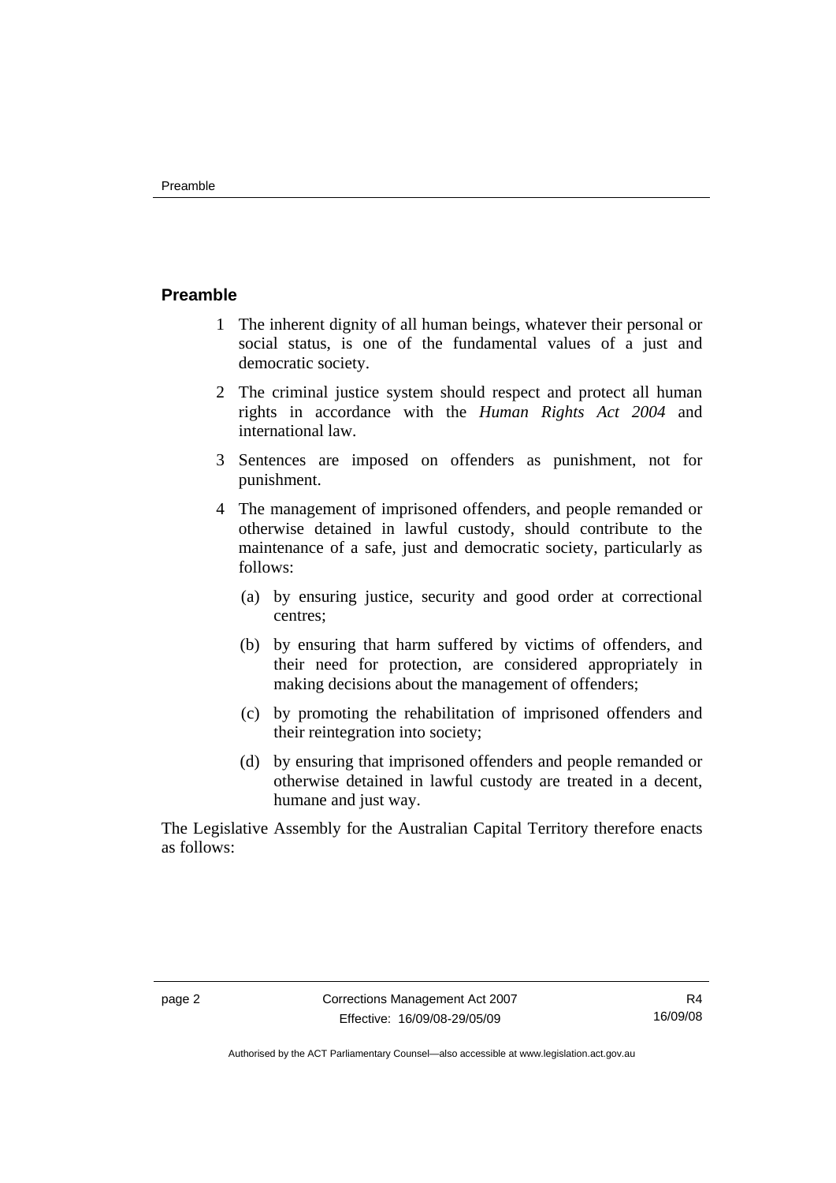## Preamble

1 The inherent dignity of all human beings, whatever their personal or social status, is one of the fundamental values of a just and democratic society.

2 The criminal justice system should respect and protect all human rights in accordance with the *Human Rights Act 2004* and international law.

3 Sentences are imposed on offenders as punishment, not for punishment.

4 The management of imprisoned offenders, and people remanded or otherwise detained in lawful custody, should contribute to the maintenance of a safe, just and democratic society, particularly as follows:

   (a) by ensuring justice, security and good order at correctional centres;

   (b) by ensuring that harm suffered by victims of offenders, and their need for protection, are considered appropriately in making decisions about the management of offenders;

   (c) by promoting the rehabilitation of imprisoned offenders and their reintegration into society;

   (d) by ensuring that imprisoned offenders and people remanded or otherwise detained in lawful custody are treated in a decent, humane and just way.

The Legislative Assembly for the Australian Capital Territory therefore enacts as follows: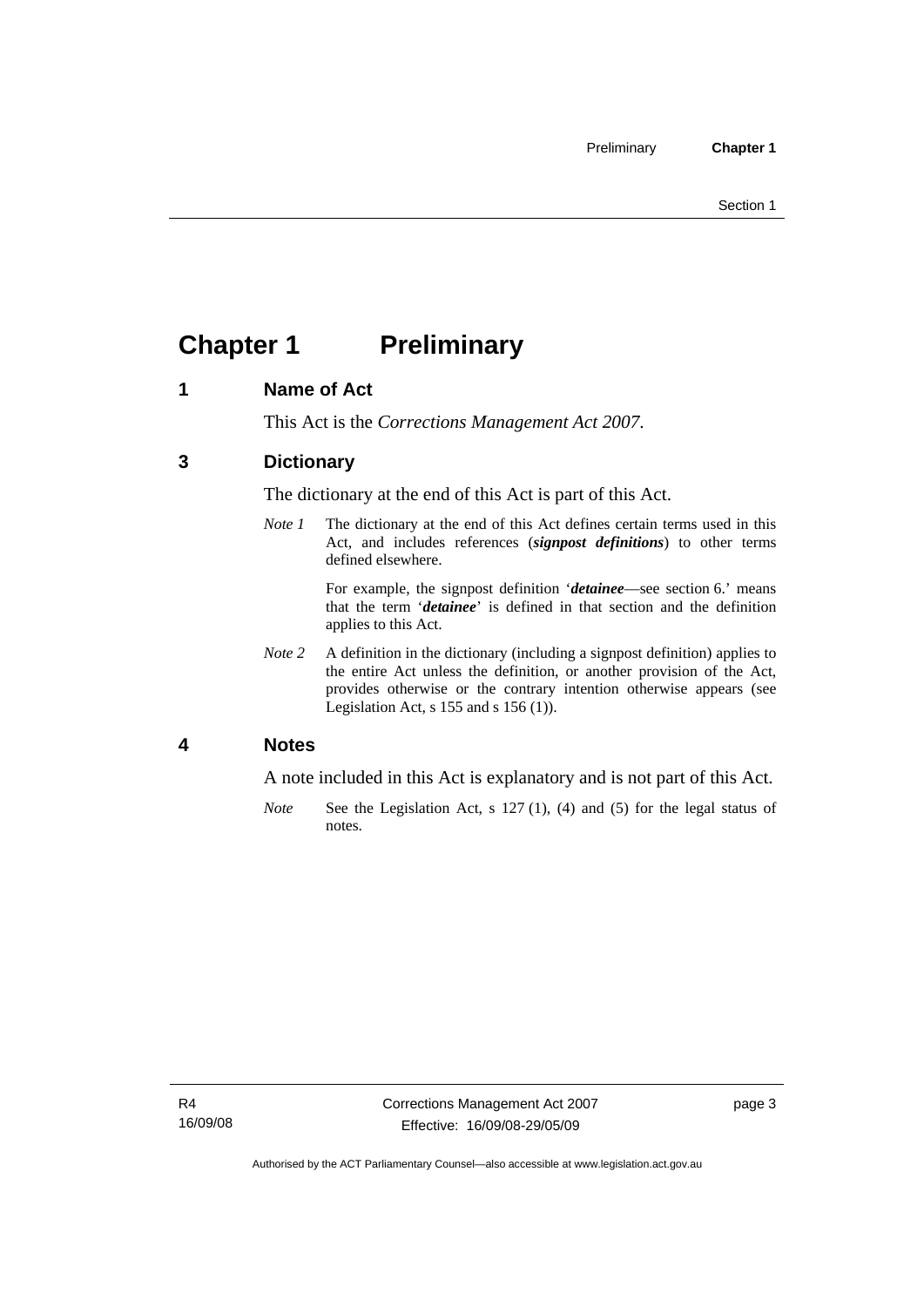# Chapter 1 Preliminary

## 1 Name of Act

This Act is the *Corrections Management Act 2007*.

## 3 Dictionary

The dictionary at the end of this Act is part of this Act.

*Note 1* The dictionary at the end of this Act defines certain terms used in this Act, and includes references (***signpost definitions***) to other terms defined elsewhere.

For example, the signpost definition '***detainee***—see section 6.' means that the term '***detainee***' is defined in that section and the definition applies to this Act.

*Note 2* A definition in the dictionary (including a signpost definition) applies to the entire Act unless the definition, or another provision of the Act, provides otherwise or the contrary intention otherwise appears (see Legislation Act, s 155 and s 156 (1)).

## 4 Notes

A note included in this Act is explanatory and is not part of this Act.

*Note* See the Legislation Act, s 127 (1), (4) and (5) for the legal status of notes.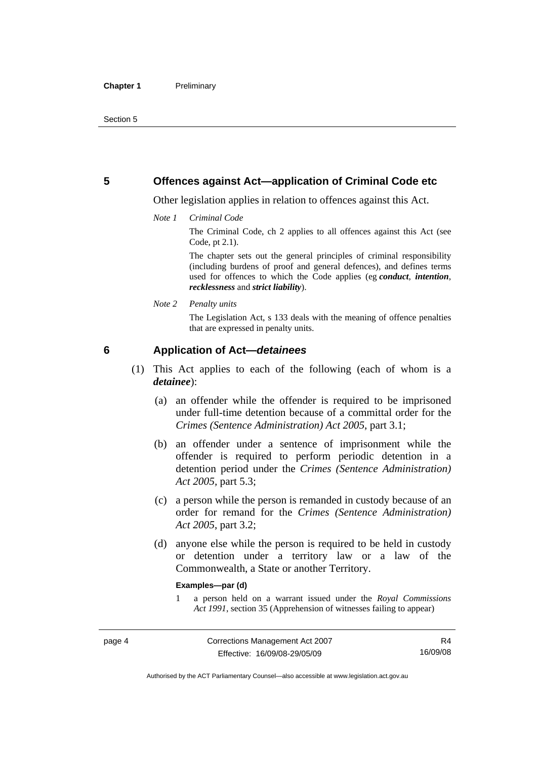## 5 Offences against Act—application of Criminal Code etc

Other legislation applies in relation to offences against this Act.

*Note 1 Criminal Code*

The Criminal Code, ch 2 applies to all offences against this Act (see Code, pt 2.1).

The chapter sets out the general principles of criminal responsibility (including burdens of proof and general defences), and defines terms used for offences to which the Code applies (eg ***conduct***, ***intention***, ***recklessness*** and ***strict liability***).

*Note 2 Penalty units*

The Legislation Act, s 133 deals with the meaning of offence penalties that are expressed in penalty units.

## 6 Application of Act—*detainees*

(1) This Act applies to each of the following (each of whom is a ***detainee***):

(a) an offender while the offender is required to be imprisoned under full-time detention because of a committal order for the *Crimes (Sentence Administration) Act 2005*, part 3.1;

(b) an offender under a sentence of imprisonment while the offender is required to perform periodic detention in a detention period under the *Crimes (Sentence Administration) Act 2005*, part 5.3;

(c) a person while the person is remanded in custody because of an order for remand for the *Crimes (Sentence Administration) Act 2005*, part 3.2;

(d) anyone else while the person is required to be held in custody or detention under a territory law or a law of the Commonwealth, a State or another Territory.

**Examples—par (d)**

1 a person held on a warrant issued under the *Royal Commissions Act 1991*, section 35 (Apprehension of witnesses failing to appear)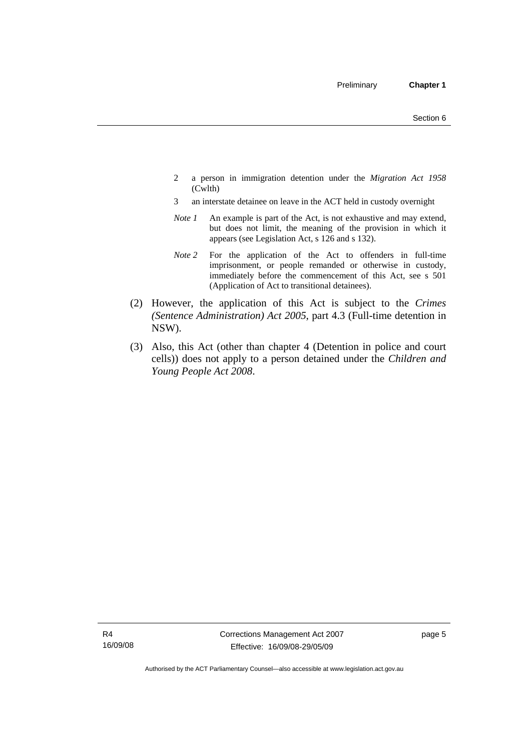2 a person in immigration detention under the *Migration Act 1958* (Cwlth)

3 an interstate detainee on leave in the ACT held in custody overnight

*Note 1* An example is part of the Act, is not exhaustive and may extend, but does not limit, the meaning of the provision in which it appears (see Legislation Act, s 126 and s 132).

*Note 2* For the application of the Act to offenders in full-time imprisonment, or people remanded or otherwise in custody, immediately before the commencement of this Act, see s 501 (Application of Act to transitional detainees).

(2) However, the application of this Act is subject to the *Crimes (Sentence Administration) Act 2005*, part 4.3 (Full-time detention in NSW).

(3) Also, this Act (other than chapter 4 (Detention in police and court cells)) does not apply to a person detained under the *Children and Young People Act 2008*.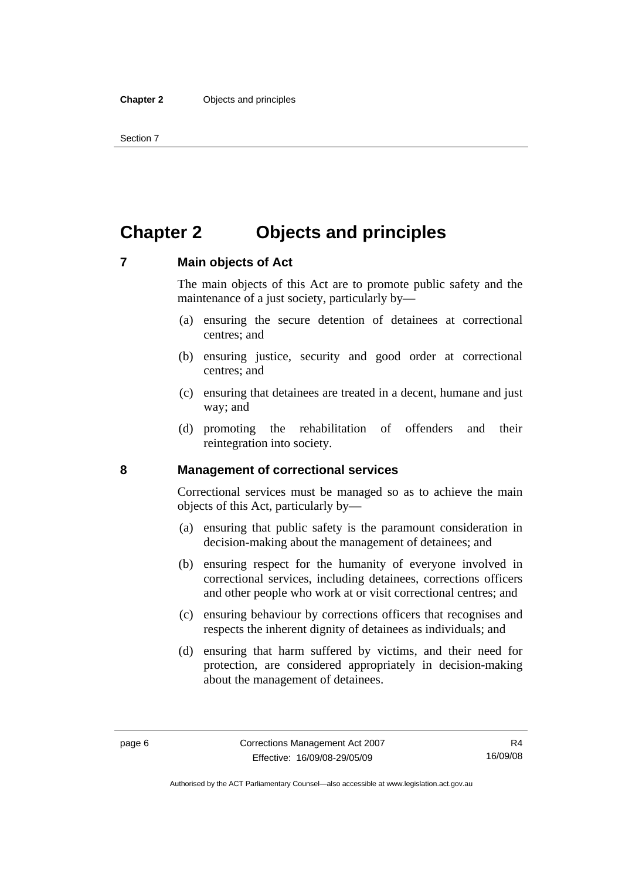# Chapter 2 Objects and principles

## 7 Main objects of Act

The main objects of this Act are to promote public safety and the maintenance of a just society, particularly by—

(a) ensuring the secure detention of detainees at correctional centres; and

(b) ensuring justice, security and good order at correctional centres; and

(c) ensuring that detainees are treated in a decent, humane and just way; and

(d) promoting the rehabilitation of offenders and their reintegration into society.

## 8 Management of correctional services

Correctional services must be managed so as to achieve the main objects of this Act, particularly by—

(a) ensuring that public safety is the paramount consideration in decision-making about the management of detainees; and

(b) ensuring respect for the humanity of everyone involved in correctional services, including detainees, corrections officers and other people who work at or visit correctional centres; and

(c) ensuring behaviour by corrections officers that recognises and respects the inherent dignity of detainees as individuals; and

(d) ensuring that harm suffered by victims, and their need for protection, are considered appropriately in decision-making about the management of detainees.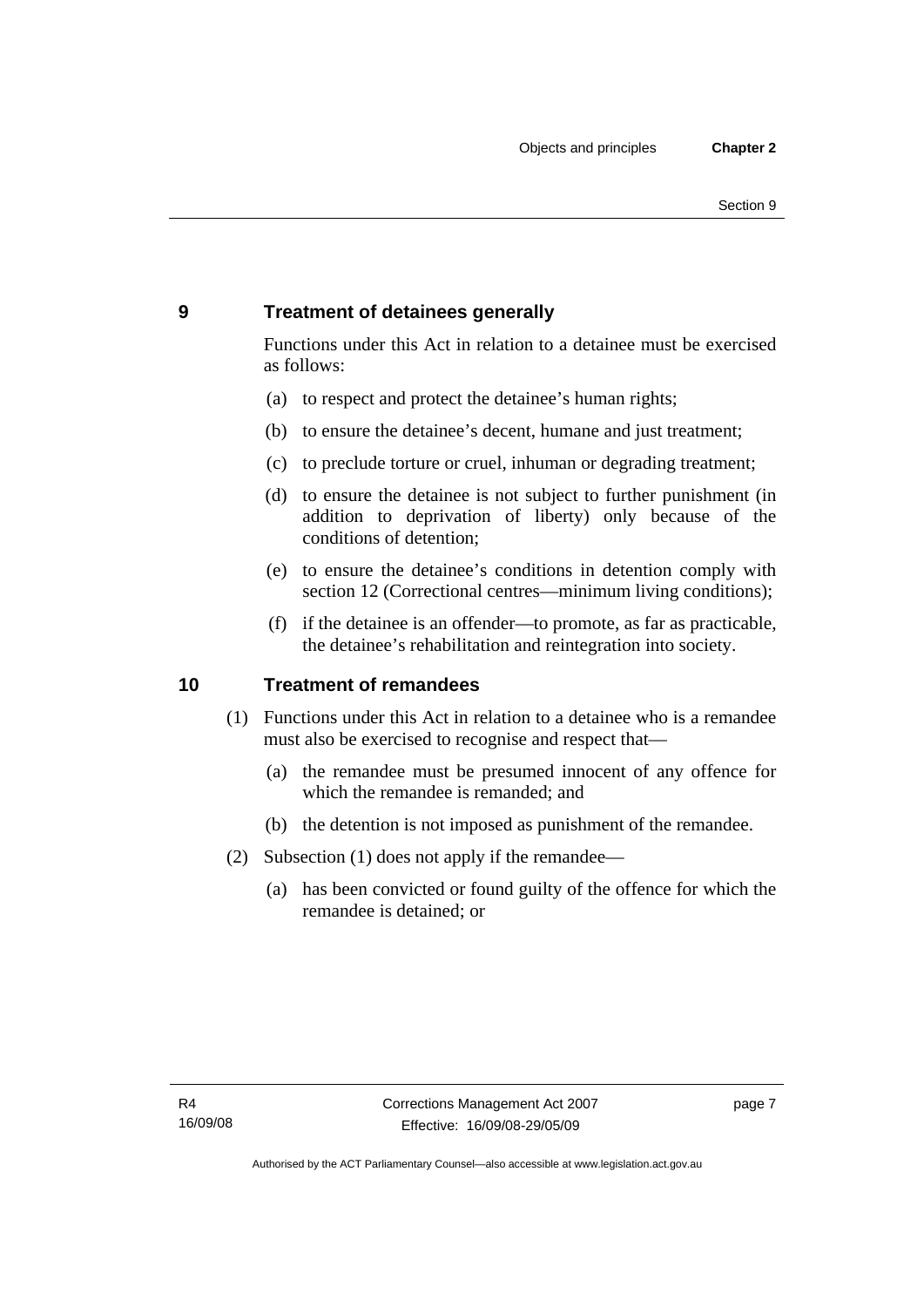## 9 Treatment of detainees generally

Functions under this Act in relation to a detainee must be exercised as follows:

(a) to respect and protect the detainee's human rights;

(b) to ensure the detainee's decent, humane and just treatment;

(c) to preclude torture or cruel, inhuman or degrading treatment;

(d) to ensure the detainee is not subject to further punishment (in addition to deprivation of liberty) only because of the conditions of detention;

(e) to ensure the detainee's conditions in detention comply with section 12 (Correctional centres—minimum living conditions);

(f) if the detainee is an offender—to promote, as far as practicable, the detainee's rehabilitation and reintegration into society.

## 10 Treatment of remandees

(1) Functions under this Act in relation to a detainee who is a remandee must also be exercised to recognise and respect that—

(a) the remandee must be presumed innocent of any offence for which the remandee is remanded; and

(b) the detention is not imposed as punishment of the remandee.

(2) Subsection (1) does not apply if the remandee—

(a) has been convicted or found guilty of the offence for which the remandee is detained; or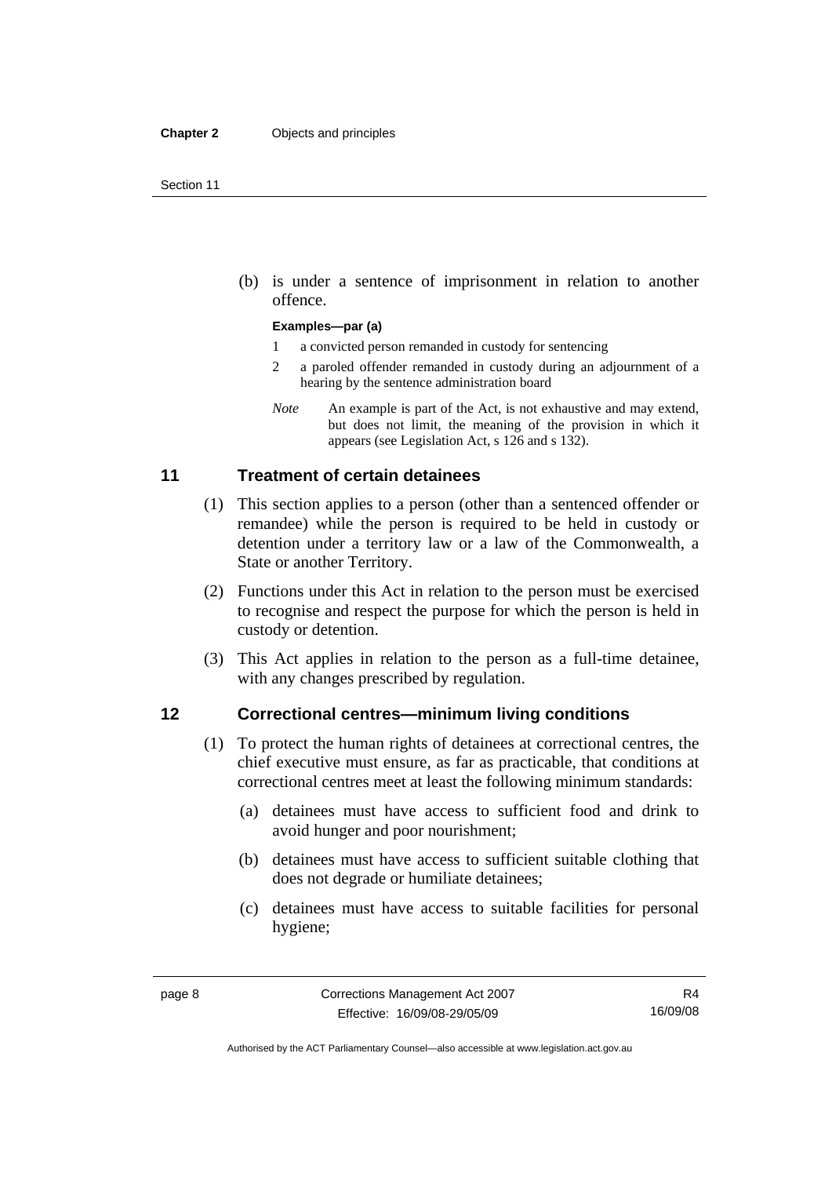(b) is under a sentence of imprisonment in relation to another offence.

**Examples—par (a)**

1 a convicted person remanded in custody for sentencing

2 a paroled offender remanded in custody during an adjournment of a hearing by the sentence administration board

*Note* An example is part of the Act, is not exhaustive and may extend, but does not limit, the meaning of the provision in which it appears (see Legislation Act, s 126 and s 132).

## 11 Treatment of certain detainees

(1) This section applies to a person (other than a sentenced offender or remandee) while the person is required to be held in custody or detention under a territory law or a law of the Commonwealth, a State or another Territory.

(2) Functions under this Act in relation to the person must be exercised to recognise and respect the purpose for which the person is held in custody or detention.

(3) This Act applies in relation to the person as a full-time detainee, with any changes prescribed by regulation.

## 12 Correctional centres—minimum living conditions

(1) To protect the human rights of detainees at correctional centres, the chief executive must ensure, as far as practicable, that conditions at correctional centres meet at least the following minimum standards:

(a) detainees must have access to sufficient food and drink to avoid hunger and poor nourishment;

(b) detainees must have access to sufficient suitable clothing that does not degrade or humiliate detainees;

(c) detainees must have access to suitable facilities for personal hygiene;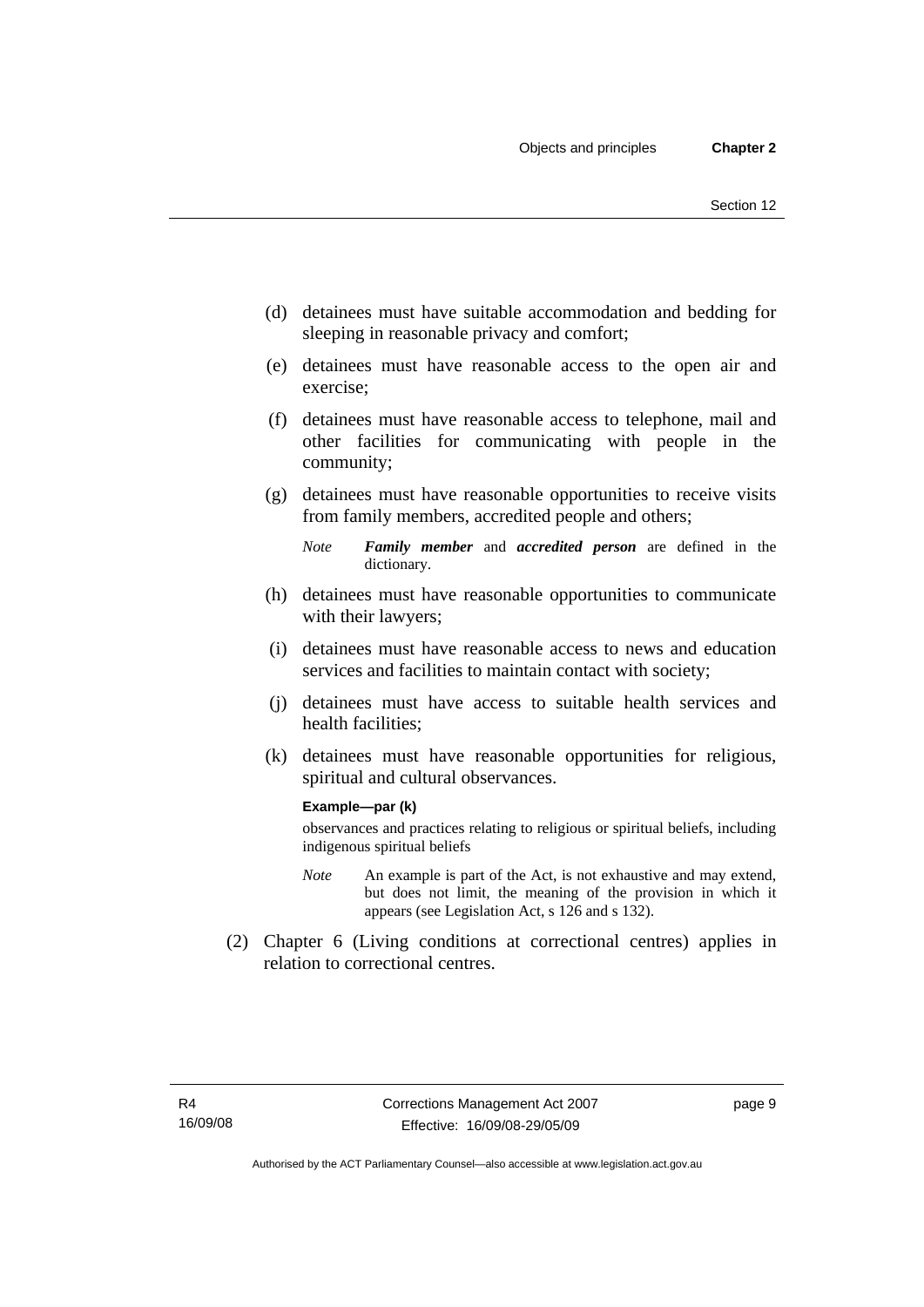(d) detainees must have suitable accommodation and bedding for sleeping in reasonable privacy and comfort;

(e) detainees must have reasonable access to the open air and exercise;

(f) detainees must have reasonable access to telephone, mail and other facilities for communicating with people in the community;

(g) detainees must have reasonable opportunities to receive visits from family members, accredited people and others;

*Note* ***Family member*** and ***accredited person*** are defined in the dictionary.

(h) detainees must have reasonable opportunities to communicate with their lawyers;

(i) detainees must have reasonable access to news and education services and facilities to maintain contact with society;

(j) detainees must have access to suitable health services and health facilities;

(k) detainees must have reasonable opportunities for religious, spiritual and cultural observances.

**Example—par (k)**

observances and practices relating to religious or spiritual beliefs, including indigenous spiritual beliefs

*Note* An example is part of the Act, is not exhaustive and may extend, but does not limit, the meaning of the provision in which it appears (see Legislation Act, s 126 and s 132).

(2) Chapter 6 (Living conditions at correctional centres) applies in relation to correctional centres.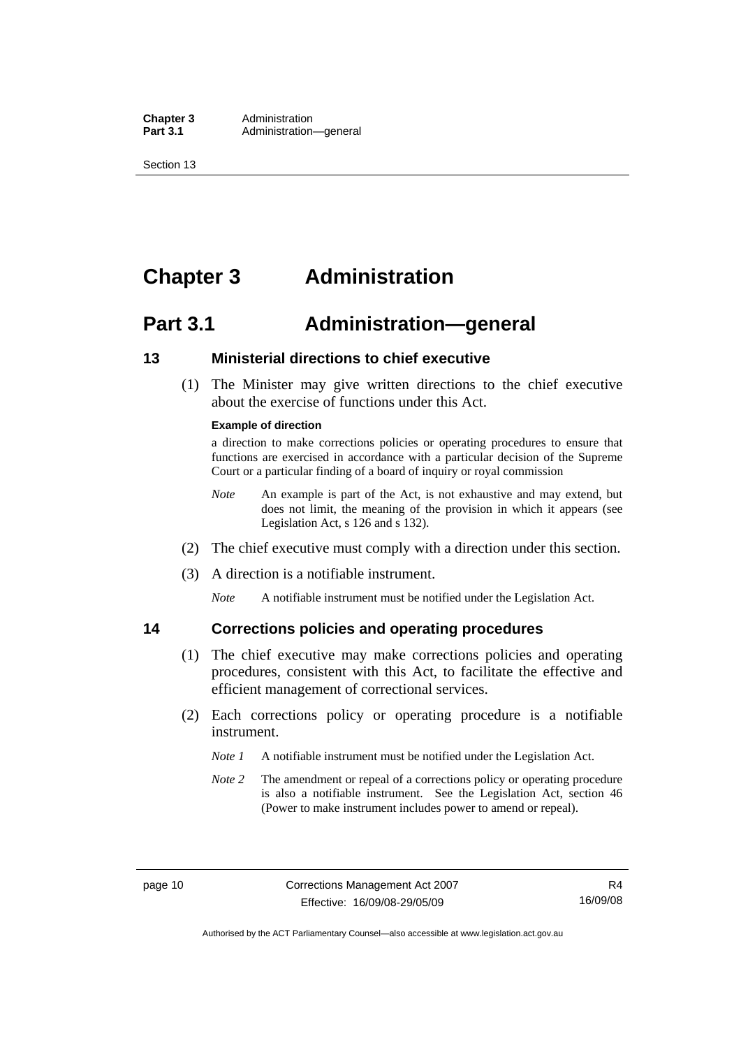# Chapter 3 Administration

## Part 3.1 Administration—general

### 13 Ministerial directions to chief executive

(1) The Minister may give written directions to the chief executive about the exercise of functions under this Act.

**Example of direction**

a direction to make corrections policies or operating procedures to ensure that functions are exercised in accordance with a particular decision of the Supreme Court or a particular finding of a board of inquiry or royal commission

*Note* An example is part of the Act, is not exhaustive and may extend, but does not limit, the meaning of the provision in which it appears (see Legislation Act, s 126 and s 132).

(2) The chief executive must comply with a direction under this section.

(3) A direction is a notifiable instrument.

*Note* A notifiable instrument must be notified under the Legislation Act.

### 14 Corrections policies and operating procedures

(1) The chief executive may make corrections policies and operating procedures, consistent with this Act, to facilitate the effective and efficient management of correctional services.

(2) Each corrections policy or operating procedure is a notifiable instrument.

*Note 1* A notifiable instrument must be notified under the Legislation Act.

*Note 2* The amendment or repeal of a corrections policy or operating procedure is also a notifiable instrument. See the Legislation Act, section 46 (Power to make instrument includes power to amend or repeal).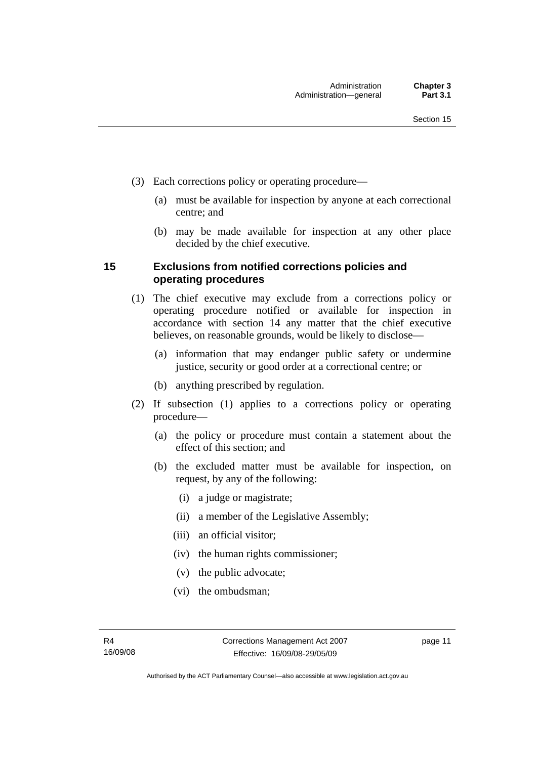(3) Each corrections policy or operating procedure—

(a) must be available for inspection by anyone at each correctional centre; and

(b) may be made available for inspection at any other place decided by the chief executive.

## 15 Exclusions from notified corrections policies and operating procedures

(1) The chief executive may exclude from a corrections policy or operating procedure notified or available for inspection in accordance with section 14 any matter that the chief executive believes, on reasonable grounds, would be likely to disclose—

(a) information that may endanger public safety or undermine justice, security or good order at a correctional centre; or

(b) anything prescribed by regulation.

(2) If subsection (1) applies to a corrections policy or operating procedure—

(a) the policy or procedure must contain a statement about the effect of this section; and

(b) the excluded matter must be available for inspection, on request, by any of the following:

(i) a judge or magistrate;

(ii) a member of the Legislative Assembly;

(iii) an official visitor;

(iv) the human rights commissioner;

(v) the public advocate;

(vi) the ombudsman;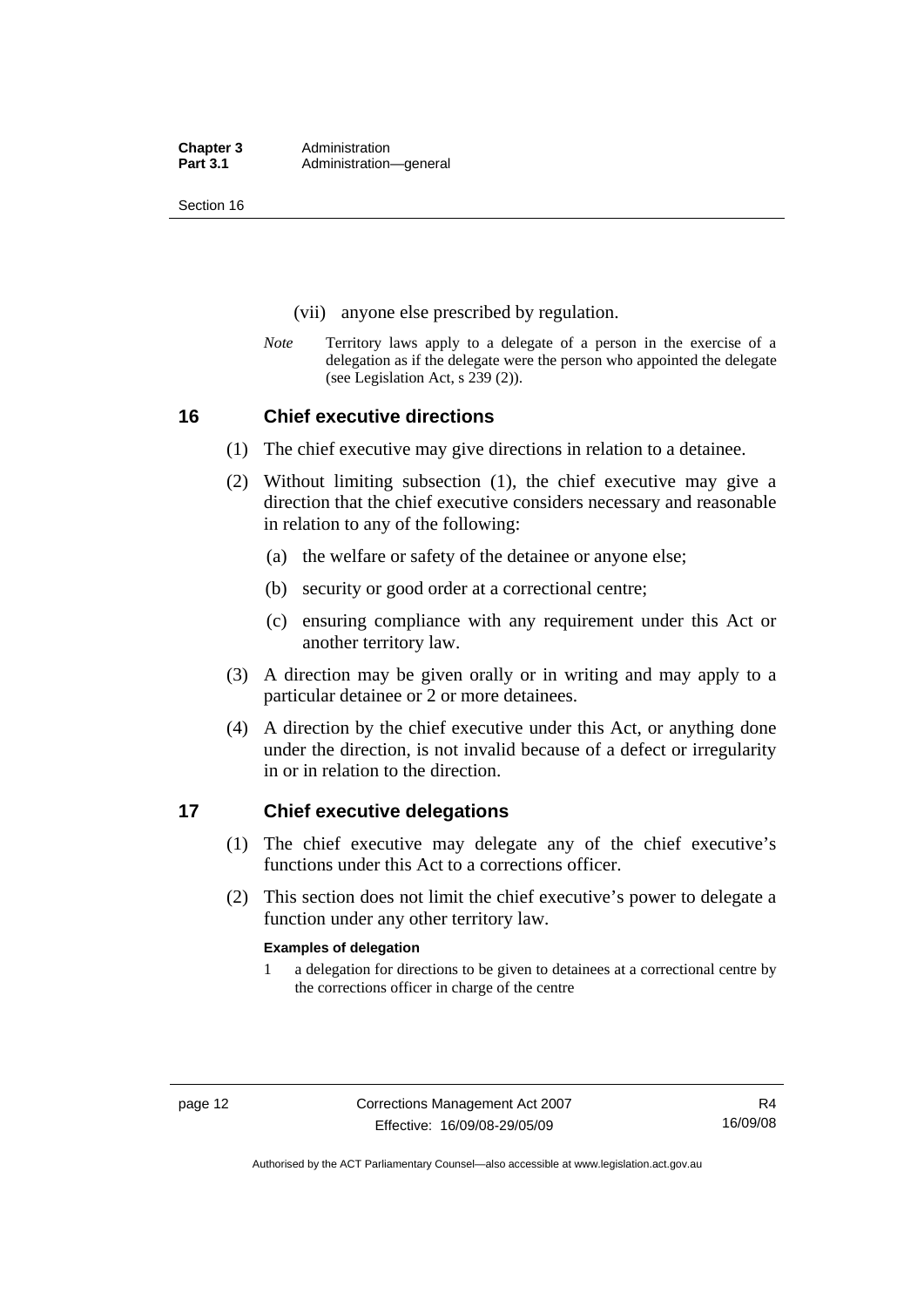(vii) anyone else prescribed by regulation.

*Note* Territory laws apply to a delegate of a person in the exercise of a delegation as if the delegate were the person who appointed the delegate (see Legislation Act, s 239 (2)).

## 16 Chief executive directions

(1) The chief executive may give directions in relation to a detainee.

(2) Without limiting subsection (1), the chief executive may give a direction that the chief executive considers necessary and reasonable in relation to any of the following:

(a) the welfare or safety of the detainee or anyone else;

(b) security or good order at a correctional centre;

(c) ensuring compliance with any requirement under this Act or another territory law.

(3) A direction may be given orally or in writing and may apply to a particular detainee or 2 or more detainees.

(4) A direction by the chief executive under this Act, or anything done under the direction, is not invalid because of a defect or irregularity in or in relation to the direction.

## 17 Chief executive delegations

(1) The chief executive may delegate any of the chief executive's functions under this Act to a corrections officer.

(2) This section does not limit the chief executive's power to delegate a function under any other territory law.

**Examples of delegation**

1 a delegation for directions to be given to detainees at a correctional centre by the corrections officer in charge of the centre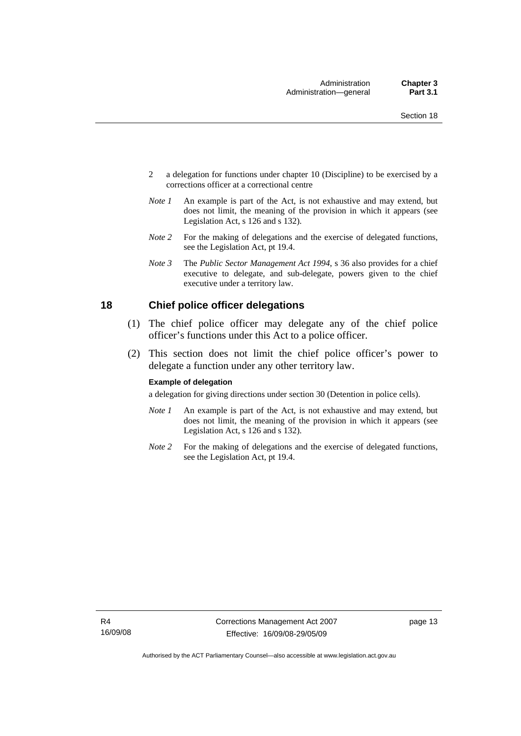2 a delegation for functions under chapter 10 (Discipline) to be exercised by a corrections officer at a correctional centre

*Note 1* An example is part of the Act, is not exhaustive and may extend, but does not limit, the meaning of the provision in which it appears (see Legislation Act, s 126 and s 132).

*Note 2* For the making of delegations and the exercise of delegated functions, see the Legislation Act, pt 19.4.

*Note 3* The *Public Sector Management Act 1994*, s 36 also provides for a chief executive to delegate, and sub-delegate, powers given to the chief executive under a territory law.

## 18 Chief police officer delegations

(1) The chief police officer may delegate any of the chief police officer's functions under this Act to a police officer.

(2) This section does not limit the chief police officer's power to delegate a function under any other territory law.

**Example of delegation**

a delegation for giving directions under section 30 (Detention in police cells).

*Note 1* An example is part of the Act, is not exhaustive and may extend, but does not limit, the meaning of the provision in which it appears (see Legislation Act, s 126 and s 132).

*Note 2* For the making of delegations and the exercise of delegated functions, see the Legislation Act, pt 19.4.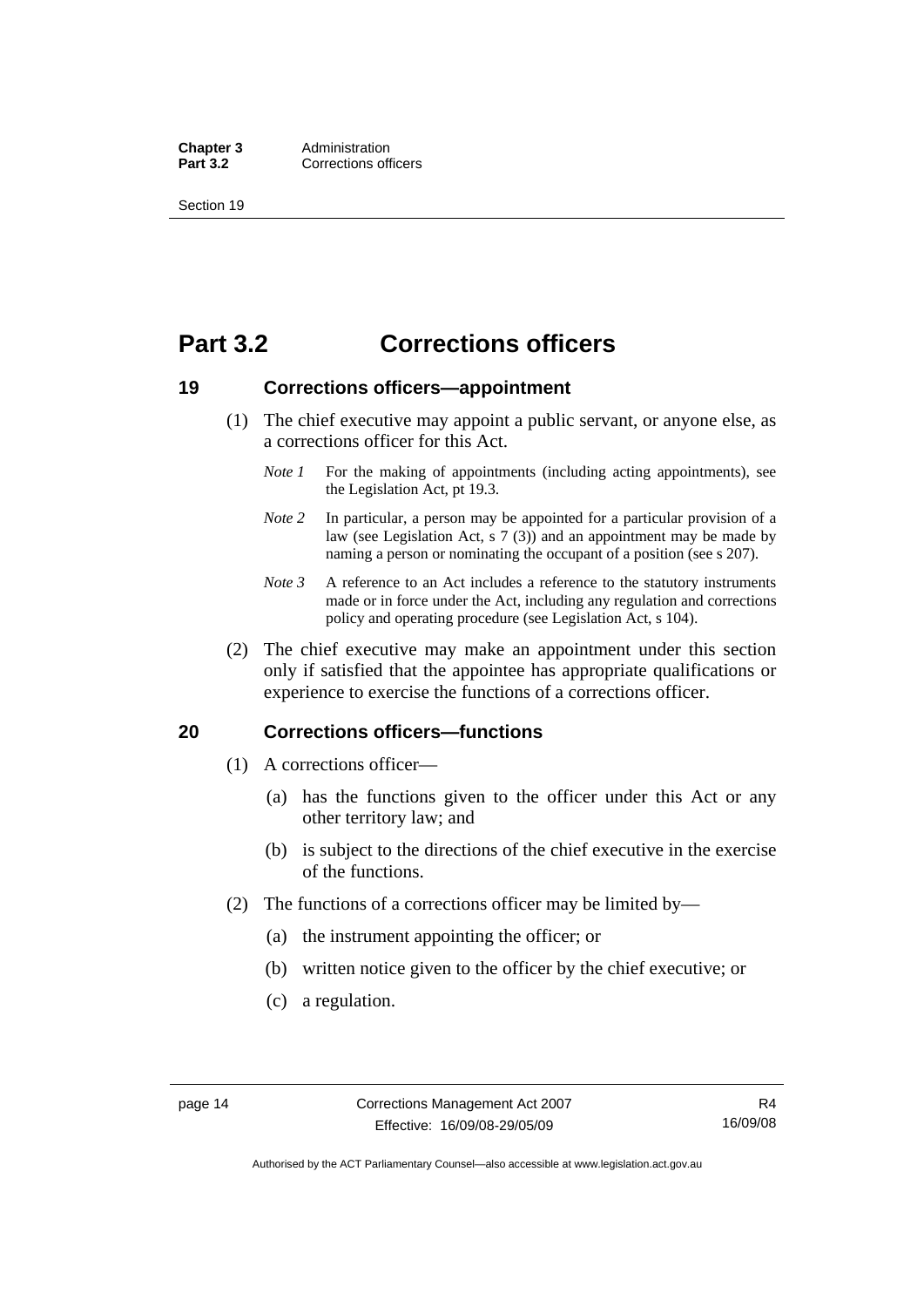# Part 3.2 Corrections officers

## 19 Corrections officers—appointment

(1) The chief executive may appoint a public servant, or anyone else, as a corrections officer for this Act.

*Note 1* For the making of appointments (including acting appointments), see the Legislation Act, pt 19.3.

*Note 2* In particular, a person may be appointed for a particular provision of a law (see Legislation Act, s 7 (3)) and an appointment may be made by naming a person or nominating the occupant of a position (see s 207).

*Note 3* A reference to an Act includes a reference to the statutory instruments made or in force under the Act, including any regulation and corrections policy and operating procedure (see Legislation Act, s 104).

(2) The chief executive may make an appointment under this section only if satisfied that the appointee has appropriate qualifications or experience to exercise the functions of a corrections officer.

## 20 Corrections officers—functions

(1) A corrections officer—

(a) has the functions given to the officer under this Act or any other territory law; and

(b) is subject to the directions of the chief executive in the exercise of the functions.

(2) The functions of a corrections officer may be limited by—

(a) the instrument appointing the officer; or

(b) written notice given to the officer by the chief executive; or

(c) a regulation.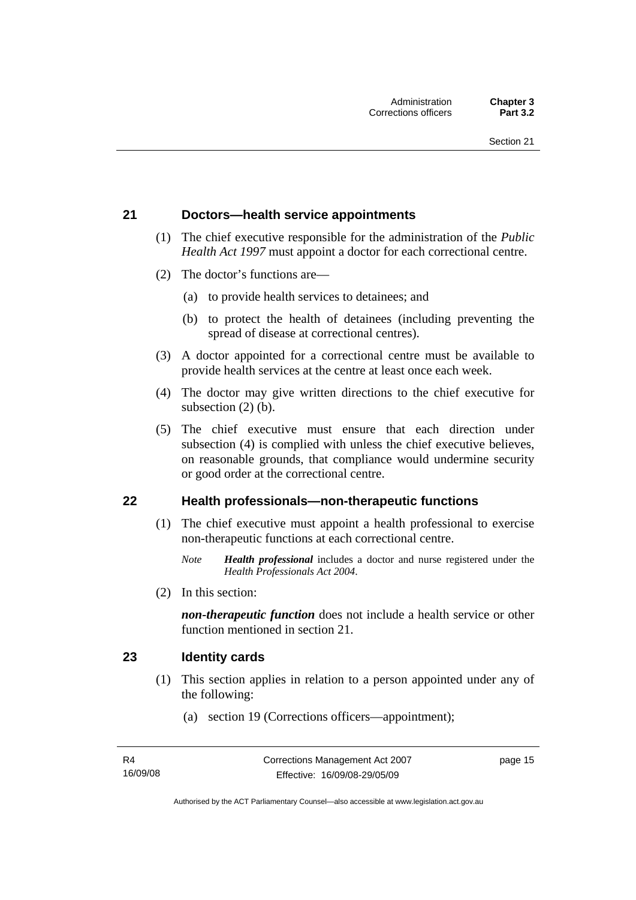## 21 Doctors—health service appointments

(1) The chief executive responsible for the administration of the *Public Health Act 1997* must appoint a doctor for each correctional centre.

(2) The doctor's functions are—

(a) to provide health services to detainees; and

(b) to protect the health of detainees (including preventing the spread of disease at correctional centres).

(3) A doctor appointed for a correctional centre must be available to provide health services at the centre at least once each week.

(4) The doctor may give written directions to the chief executive for subsection (2) (b).

(5) The chief executive must ensure that each direction under subsection (4) is complied with unless the chief executive believes, on reasonable grounds, that compliance would undermine security or good order at the correctional centre.

## 22 Health professionals—non-therapeutic functions

(1) The chief executive must appoint a health professional to exercise non-therapeutic functions at each correctional centre.

*Note* ***Health professional*** includes a doctor and nurse registered under the *Health Professionals Act 2004*.

(2) In this section:

***non-therapeutic function*** does not include a health service or other function mentioned in section 21.

## 23 Identity cards

(1) This section applies in relation to a person appointed under any of the following:

(a) section 19 (Corrections officers—appointment);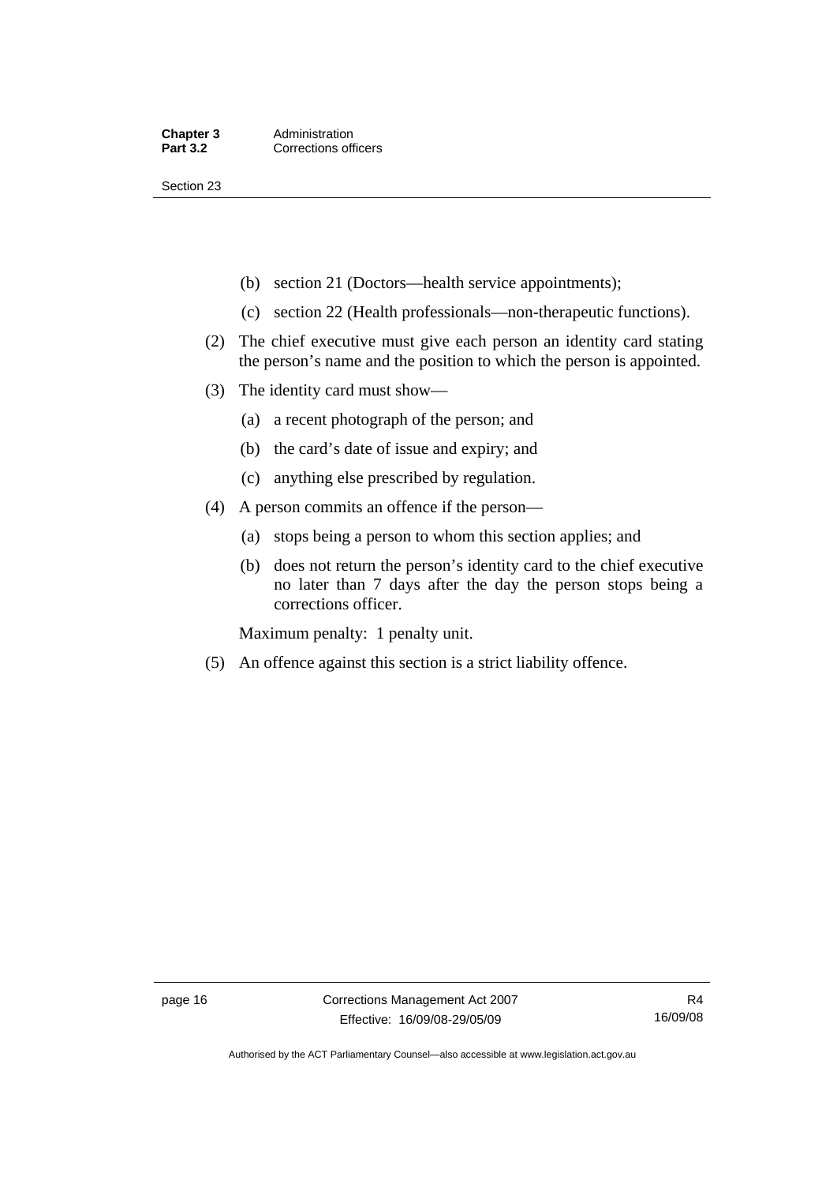(b) section 21 (Doctors—health service appointments);

(c) section 22 (Health professionals—non-therapeutic functions).

(2) The chief executive must give each person an identity card stating the person's name and the position to which the person is appointed.

(3) The identity card must show—

(a) a recent photograph of the person; and

(b) the card's date of issue and expiry; and

(c) anything else prescribed by regulation.

(4) A person commits an offence if the person—

(a) stops being a person to whom this section applies; and

(b) does not return the person's identity card to the chief executive no later than 7 days after the day the person stops being a corrections officer.

Maximum penalty: 1 penalty unit.

(5) An offence against this section is a strict liability offence.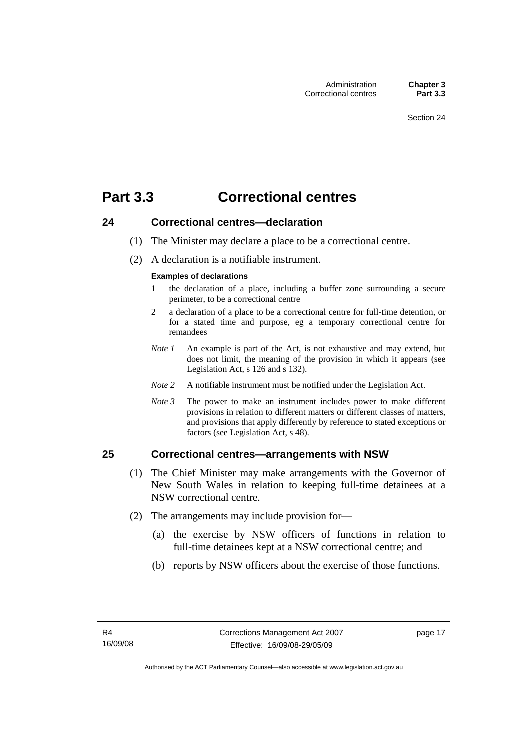# Part 3.3 Correctional centres

## 24 Correctional centres—declaration

(1) The Minister may declare a place to be a correctional centre.

(2) A declaration is a notifiable instrument.

**Examples of declarations**

1. the declaration of a place, including a buffer zone surrounding a secure perimeter, to be a correctional centre
2. a declaration of a place to be a correctional centre for full-time detention, or for a stated time and purpose, eg a temporary correctional centre for remandees

*Note 1* An example is part of the Act, is not exhaustive and may extend, but does not limit, the meaning of the provision in which it appears (see Legislation Act, s 126 and s 132).

*Note 2* A notifiable instrument must be notified under the Legislation Act.

*Note 3* The power to make an instrument includes power to make different provisions in relation to different matters or different classes of matters, and provisions that apply differently by reference to stated exceptions or factors (see Legislation Act, s 48).

## 25 Correctional centres—arrangements with NSW

(1) The Chief Minister may make arrangements with the Governor of New South Wales in relation to keeping full-time detainees at a NSW correctional centre.

(2) The arrangements may include provision for—

(a) the exercise by NSW officers of functions in relation to full-time detainees kept at a NSW correctional centre; and

(b) reports by NSW officers about the exercise of those functions.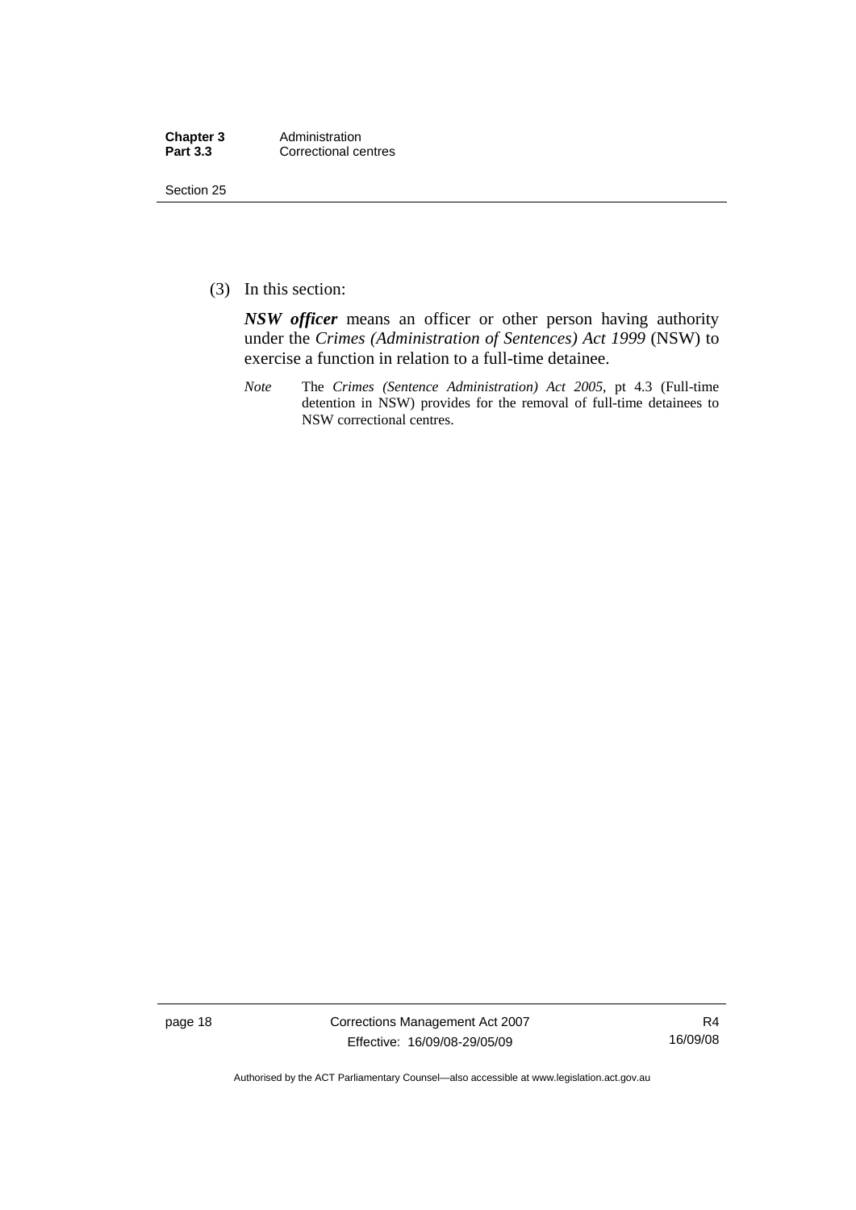(3) In this section:

***NSW officer*** means an officer or other person having authority under the *Crimes (Administration of Sentences) Act 1999* (NSW) to exercise a function in relation to a full-time detainee.

*Note* The *Crimes (Sentence Administration) Act 2005*, pt 4.3 (Full-time detention in NSW) provides for the removal of full-time detainees to NSW correctional centres.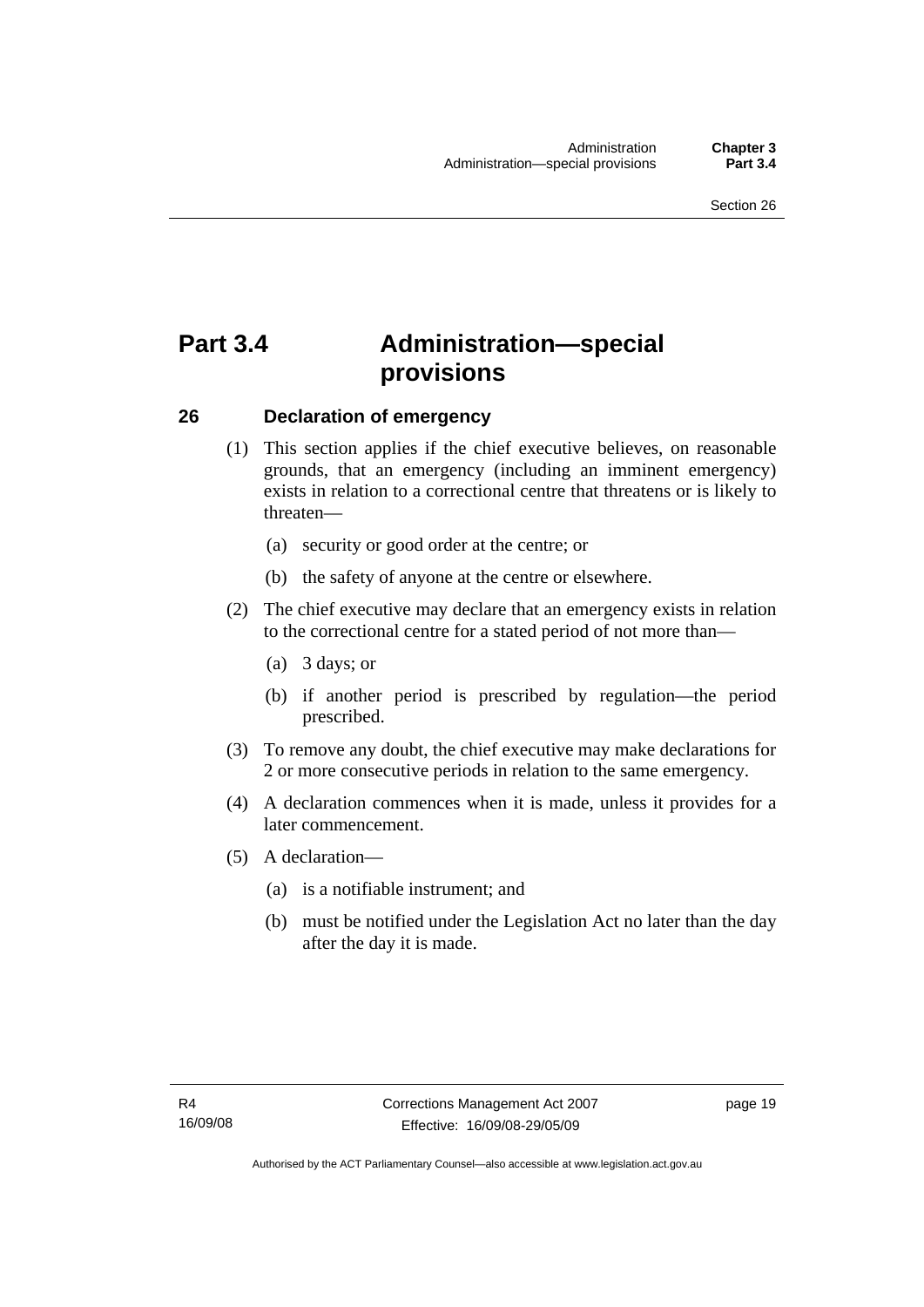# Part 3.4 Administration—special provisions

## 26 Declaration of emergency

(1) This section applies if the chief executive believes, on reasonable grounds, that an emergency (including an imminent emergency) exists in relation to a correctional centre that threatens or is likely to threaten—

(a) security or good order at the centre; or

(b) the safety of anyone at the centre or elsewhere.

(2) The chief executive may declare that an emergency exists in relation to the correctional centre for a stated period of not more than—

(a) 3 days; or

(b) if another period is prescribed by regulation—the period prescribed.

(3) To remove any doubt, the chief executive may make declarations for 2 or more consecutive periods in relation to the same emergency.

(4) A declaration commences when it is made, unless it provides for a later commencement.

(5) A declaration—

(a) is a notifiable instrument; and

(b) must be notified under the Legislation Act no later than the day after the day it is made.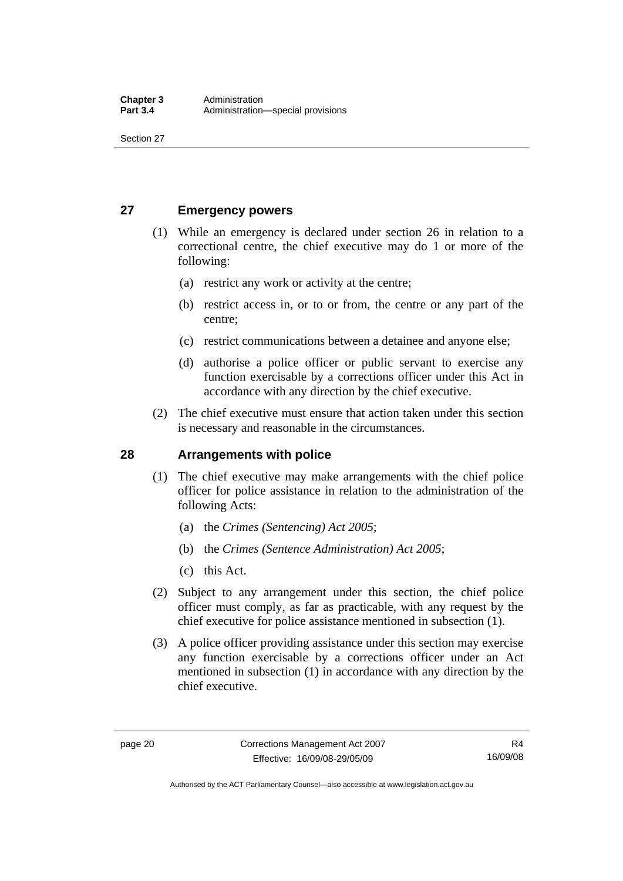## 27 Emergency powers

(1) While an emergency is declared under section 26 in relation to a correctional centre, the chief executive may do 1 or more of the following:

(a) restrict any work or activity at the centre;

(b) restrict access in, or to or from, the centre or any part of the centre;

(c) restrict communications between a detainee and anyone else;

(d) authorise a police officer or public servant to exercise any function exercisable by a corrections officer under this Act in accordance with any direction by the chief executive.

(2) The chief executive must ensure that action taken under this section is necessary and reasonable in the circumstances.

## 28 Arrangements with police

(1) The chief executive may make arrangements with the chief police officer for police assistance in relation to the administration of the following Acts:

(a) the *Crimes (Sentencing) Act 2005*;

(b) the *Crimes (Sentence Administration) Act 2005*;

(c) this Act.

(2) Subject to any arrangement under this section, the chief police officer must comply, as far as practicable, with any request by the chief executive for police assistance mentioned in subsection (1).

(3) A police officer providing assistance under this section may exercise any function exercisable by a corrections officer under an Act mentioned in subsection (1) in accordance with any direction by the chief executive.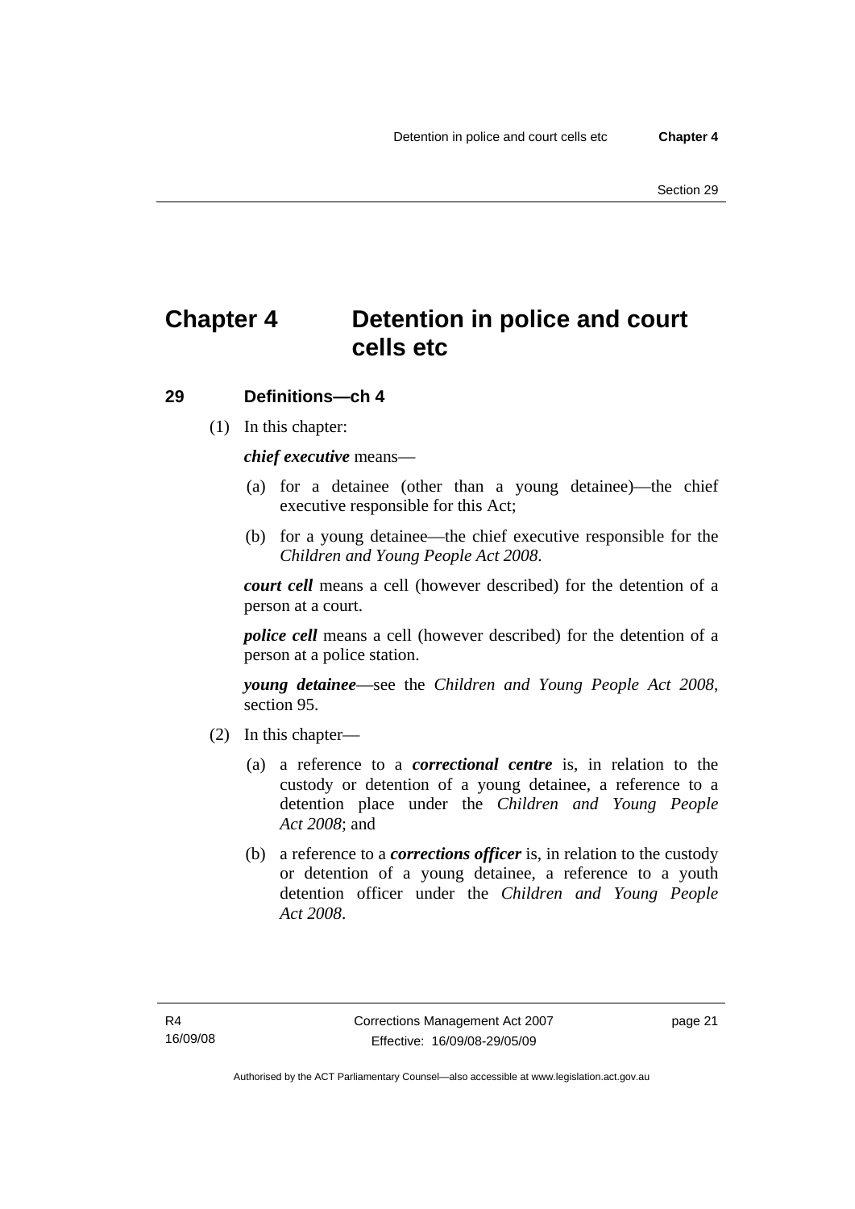# Chapter 4 Detention in police and court cells etc

## 29 Definitions—ch 4

(1) In this chapter:

***chief executive*** means—

(a) for a detainee (other than a young detainee)—the chief executive responsible for this Act;

(b) for a young detainee—the chief executive responsible for the *Children and Young People Act 2008*.

***court cell*** means a cell (however described) for the detention of a person at a court.

***police cell*** means a cell (however described) for the detention of a person at a police station.

***young detainee***—see the *Children and Young People Act 2008*, section 95.

(2) In this chapter—

(a) a reference to a ***correctional centre*** is, in relation to the custody or detention of a young detainee, a reference to a detention place under the *Children and Young People Act 2008*; and

(b) a reference to a ***corrections officer*** is, in relation to the custody or detention of a young detainee, a reference to a youth detention officer under the *Children and Young People Act 2008*.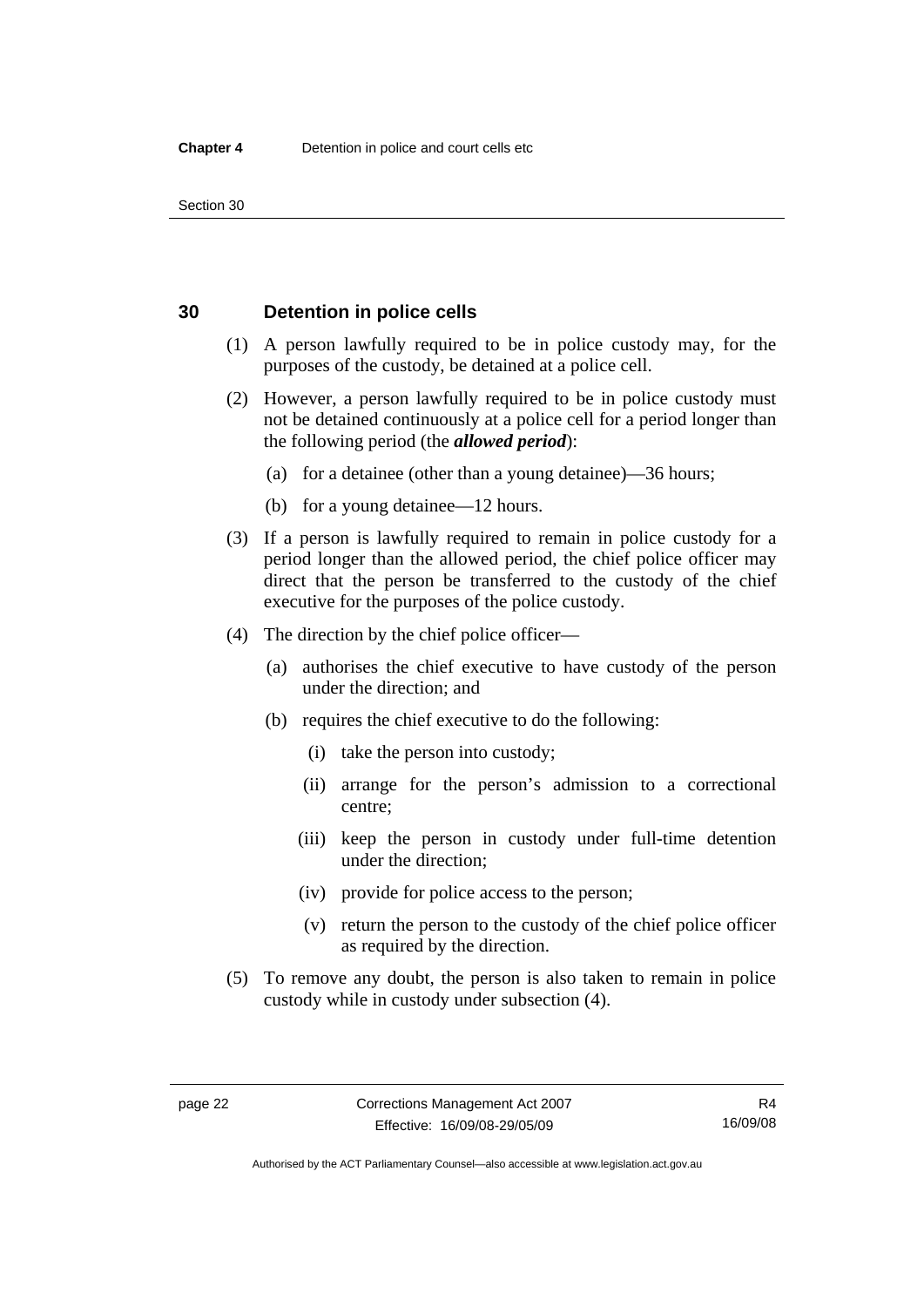## 30 Detention in police cells

(1) A person lawfully required to be in police custody may, for the purposes of the custody, be detained at a police cell.

(2) However, a person lawfully required to be in police custody must not be detained continuously at a police cell for a period longer than the following period (the ***allowed period***):

- (a) for a detainee (other than a young detainee)—36 hours;
- (b) for a young detainee—12 hours.

(3) If a person is lawfully required to remain in police custody for a period longer than the allowed period, the chief police officer may direct that the person be transferred to the custody of the chief executive for the purposes of the police custody.

(4) The direction by the chief police officer—

- (a) authorises the chief executive to have custody of the person under the direction; and
- (b) requires the chief executive to do the following:
  - (i) take the person into custody;
  - (ii) arrange for the person's admission to a correctional centre;
  - (iii) keep the person in custody under full-time detention under the direction;
  - (iv) provide for police access to the person;
  - (v) return the person to the custody of the chief police officer as required by the direction.

(5) To remove any doubt, the person is also taken to remain in police custody while in custody under subsection (4).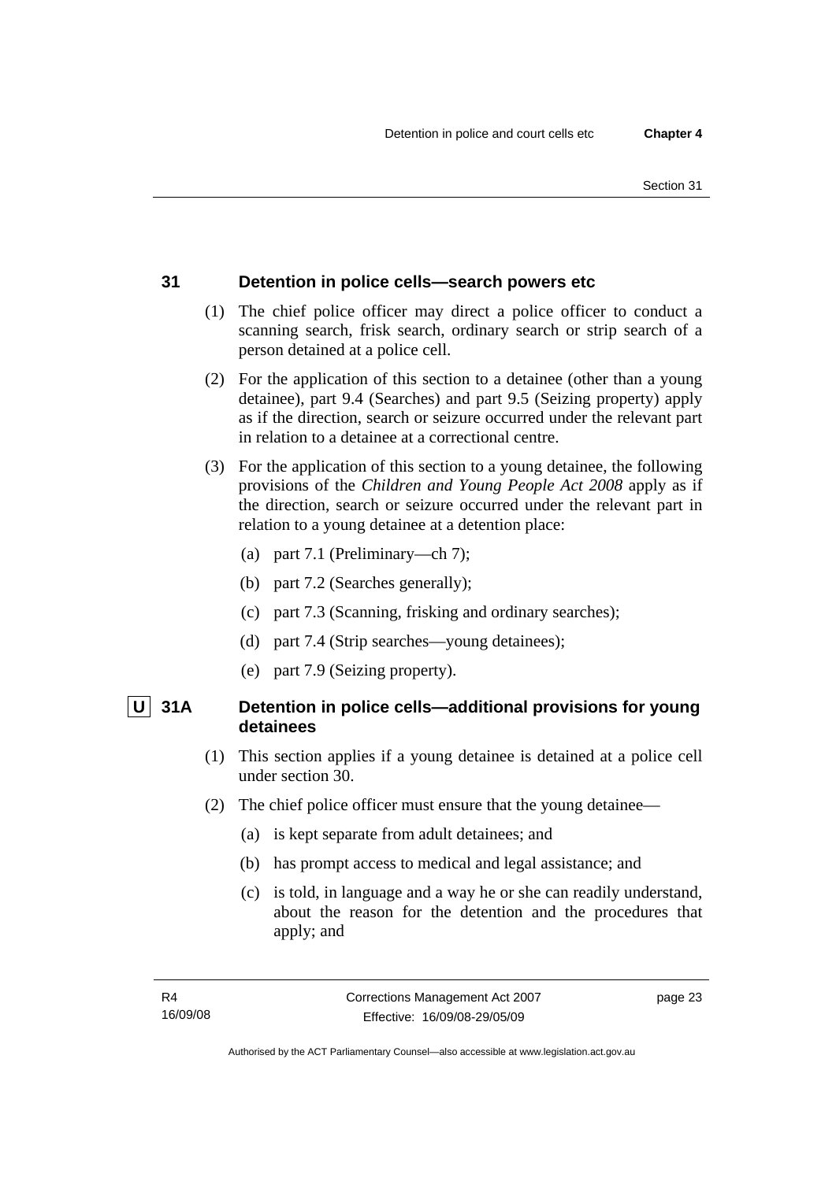## 31 Detention in police cells—search powers etc

(1) The chief police officer may direct a police officer to conduct a scanning search, frisk search, ordinary search or strip search of a person detained at a police cell.

(2) For the application of this section to a detainee (other than a young detainee), part 9.4 (Searches) and part 9.5 (Seizing property) apply as if the direction, search or seizure occurred under the relevant part in relation to a detainee at a correctional centre.

(3) For the application of this section to a young detainee, the following provisions of the *Children and Young People Act 2008* apply as if the direction, search or seizure occurred under the relevant part in relation to a young detainee at a detention place:

(a) part 7.1 (Preliminary—ch 7);

(b) part 7.2 (Searches generally);

(c) part 7.3 (Scanning, frisking and ordinary searches);

(d) part 7.4 (Strip searches—young detainees);

(e) part 7.9 (Seizing property).

## U 31A Detention in police cells—additional provisions for young detainees

(1) This section applies if a young detainee is detained at a police cell under section 30.

(2) The chief police officer must ensure that the young detainee—

(a) is kept separate from adult detainees; and

(b) has prompt access to medical and legal assistance; and

(c) is told, in language and a way he or she can readily understand, about the reason for the detention and the procedures that apply; and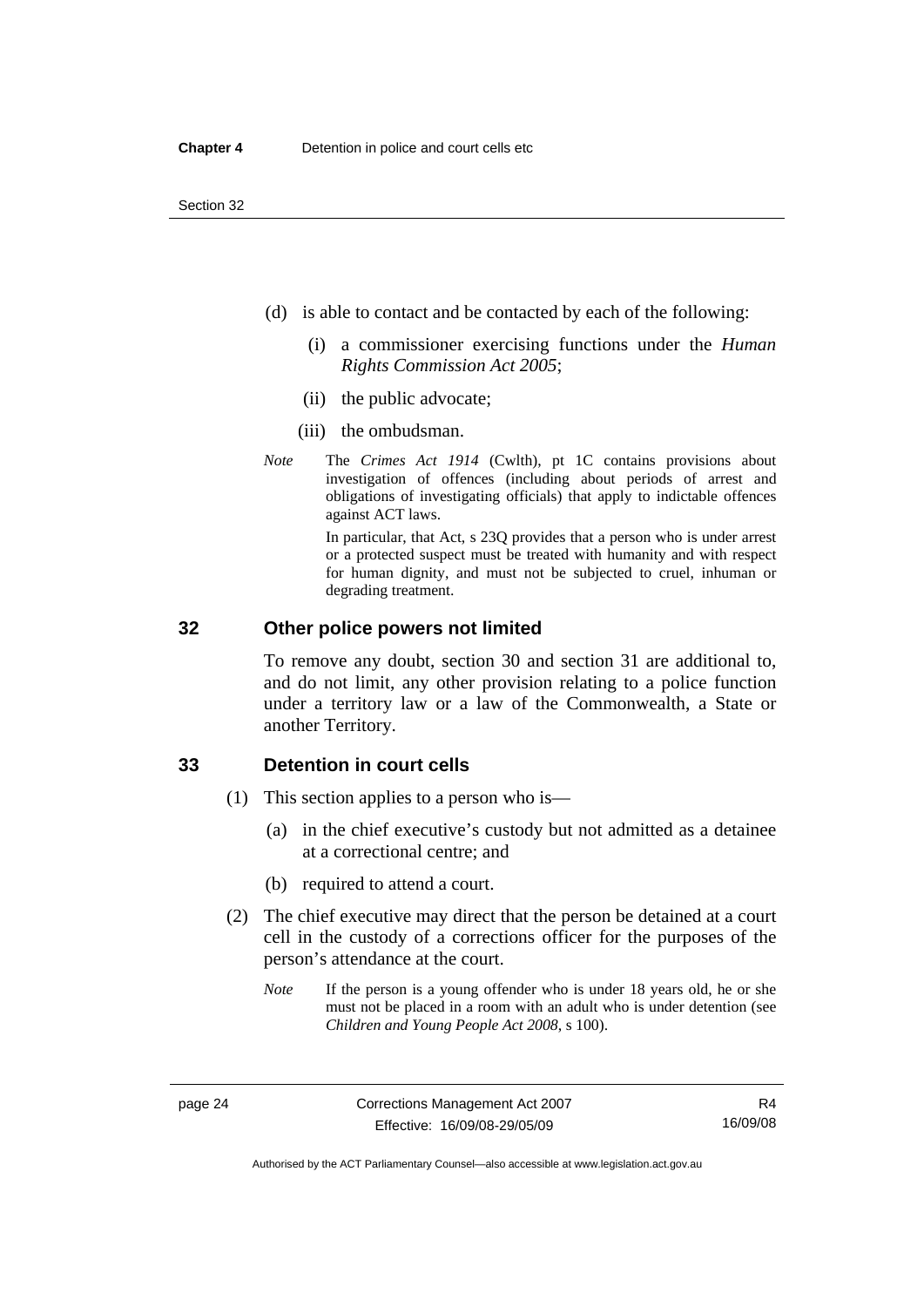(d) is able to contact and be contacted by each of the following:

  (i) a commissioner exercising functions under the *Human Rights Commission Act 2005*;

  (ii) the public advocate;

  (iii) the ombudsman.

*Note* The *Crimes Act 1914* (Cwlth), pt 1C contains provisions about investigation of offences (including about periods of arrest and obligations of investigating officials) that apply to indictable offences against ACT laws.

In particular, that Act, s 23Q provides that a person who is under arrest or a protected suspect must be treated with humanity and with respect for human dignity, and must not be subjected to cruel, inhuman or degrading treatment.

## 32 Other police powers not limited

To remove any doubt, section 30 and section 31 are additional to, and do not limit, any other provision relating to a police function under a territory law or a law of the Commonwealth, a State or another Territory.

## 33 Detention in court cells

(1) This section applies to a person who is—

  (a) in the chief executive's custody but not admitted as a detainee at a correctional centre; and

  (b) required to attend a court.

(2) The chief executive may direct that the person be detained at a court cell in the custody of a corrections officer for the purposes of the person's attendance at the court.

*Note* If the person is a young offender who is under 18 years old, he or she must not be placed in a room with an adult who is under detention (see *Children and Young People Act 2008*, s 100).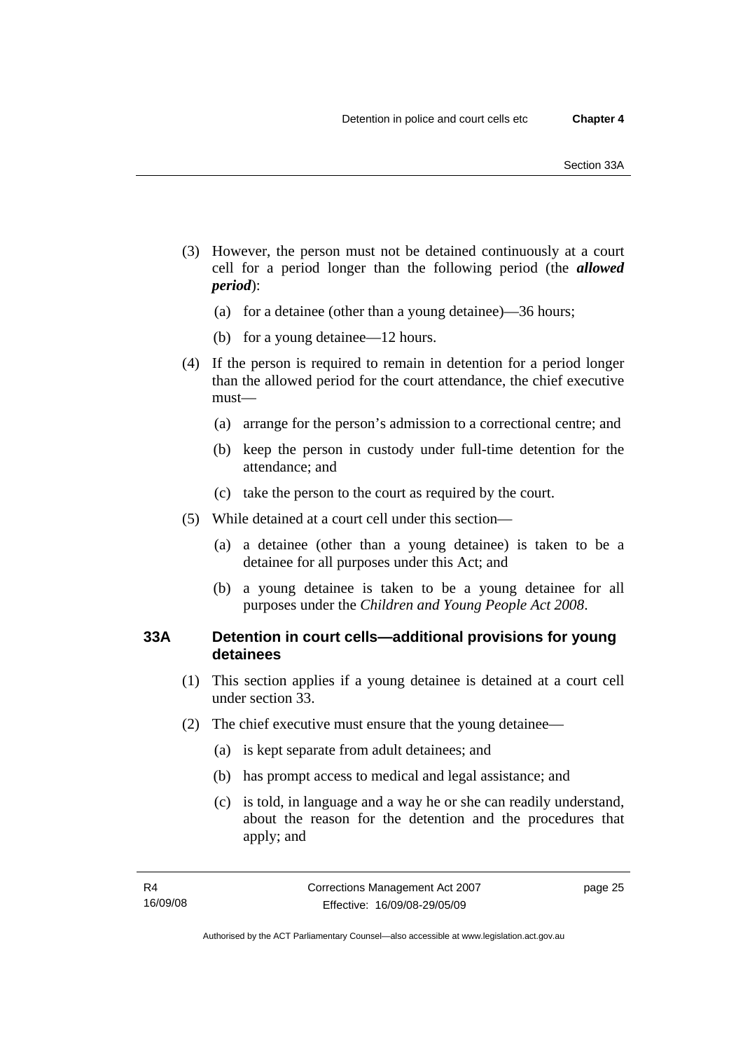(3) However, the person must not be detained continuously at a court cell for a period longer than the following period (the ***allowed period***):

(a) for a detainee (other than a young detainee)—36 hours;

(b) for a young detainee—12 hours.

(4) If the person is required to remain in detention for a period longer than the allowed period for the court attendance, the chief executive must—

(a) arrange for the person's admission to a correctional centre; and

(b) keep the person in custody under full-time detention for the attendance; and

(c) take the person to the court as required by the court.

(5) While detained at a court cell under this section—

(a) a detainee (other than a young detainee) is taken to be a detainee for all purposes under this Act; and

(b) a young detainee is taken to be a young detainee for all purposes under the *Children and Young People Act 2008*.

### 33A Detention in court cells—additional provisions for young detainees

(1) This section applies if a young detainee is detained at a court cell under section 33.

(2) The chief executive must ensure that the young detainee—

(a) is kept separate from adult detainees; and

(b) has prompt access to medical and legal assistance; and

(c) is told, in language and a way he or she can readily understand, about the reason for the detention and the procedures that apply; and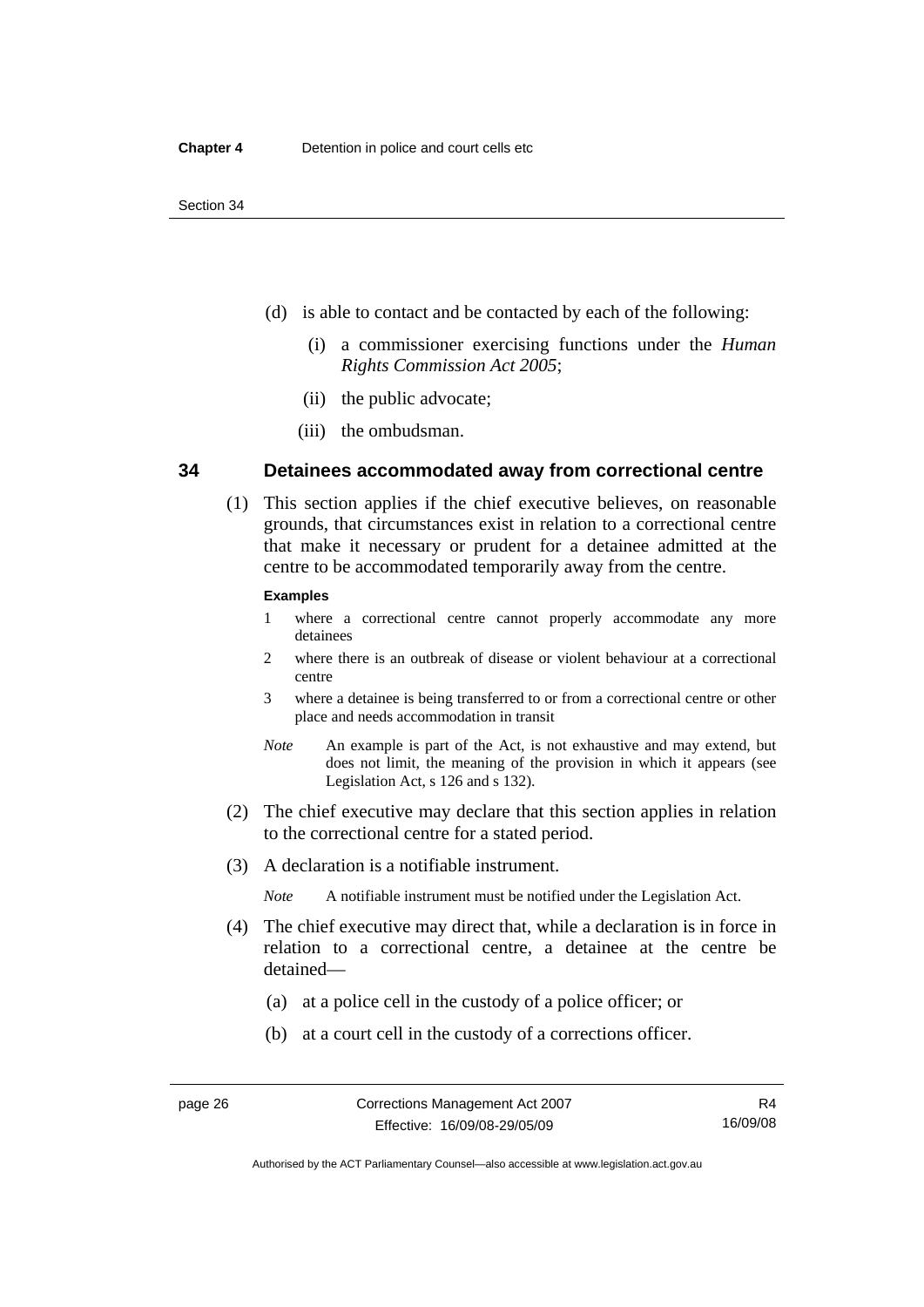(d) is able to contact and be contacted by each of the following:

(i) a commissioner exercising functions under the *Human Rights Commission Act 2005*;

(ii) the public advocate;

(iii) the ombudsman.

### 34 Detainees accommodated away from correctional centre

(1) This section applies if the chief executive believes, on reasonable grounds, that circumstances exist in relation to a correctional centre that make it necessary or prudent for a detainee admitted at the centre to be accommodated temporarily away from the centre.

**Examples**

1 where a correctional centre cannot properly accommodate any more detainees

2 where there is an outbreak of disease or violent behaviour at a correctional centre

3 where a detainee is being transferred to or from a correctional centre or other place and needs accommodation in transit

*Note* An example is part of the Act, is not exhaustive and may extend, but does not limit, the meaning of the provision in which it appears (see Legislation Act, s 126 and s 132).

(2) The chief executive may declare that this section applies in relation to the correctional centre for a stated period.

(3) A declaration is a notifiable instrument.

*Note* A notifiable instrument must be notified under the Legislation Act.

(4) The chief executive may direct that, while a declaration is in force in relation to a correctional centre, a detainee at the centre be detained—

(a) at a police cell in the custody of a police officer; or

(b) at a court cell in the custody of a corrections officer.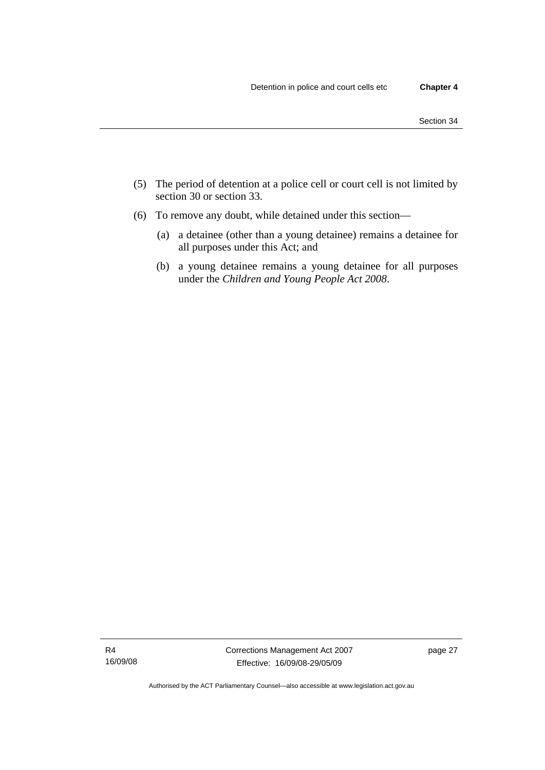(5) The period of detention at a police cell or court cell is not limited by section 30 or section 33.

(6) To remove any doubt, while detained under this section—

 (a) a detainee (other than a young detainee) remains a detainee for all purposes under this Act; and

 (b) a young detainee remains a young detainee for all purposes under the *Children and Young People Act 2008*.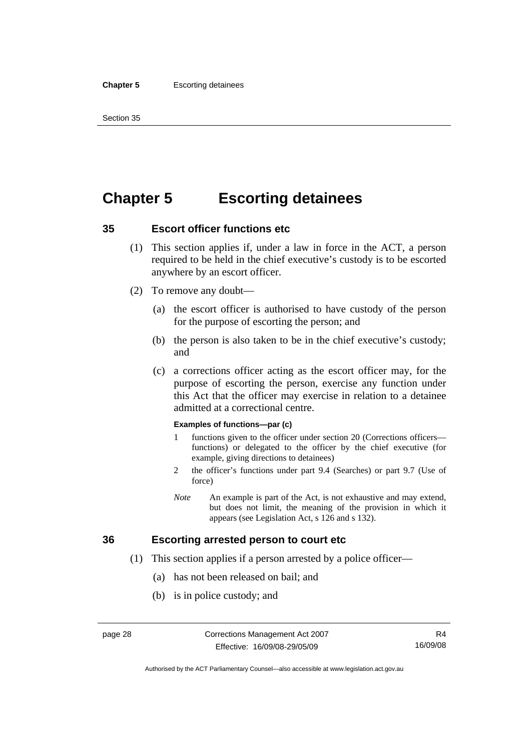# Chapter 5 Escorting detainees

## 35 Escort officer functions etc

(1) This section applies if, under a law in force in the ACT, a person required to be held in the chief executive's custody is to be escorted anywhere by an escort officer.

(2) To remove any doubt—

(a) the escort officer is authorised to have custody of the person for the purpose of escorting the person; and

(b) the person is also taken to be in the chief executive's custody; and

(c) a corrections officer acting as the escort officer may, for the purpose of escorting the person, exercise any function under this Act that the officer may exercise in relation to a detainee admitted at a correctional centre.

**Examples of functions—par (c)**

1 functions given to the officer under section 20 (Corrections officers—functions) or delegated to the officer by the chief executive (for example, giving directions to detainees)

2 the officer's functions under part 9.4 (Searches) or part 9.7 (Use of force)

*Note* An example is part of the Act, is not exhaustive and may extend, but does not limit, the meaning of the provision in which it appears (see Legislation Act, s 126 and s 132).

## 36 Escorting arrested person to court etc

(1) This section applies if a person arrested by a police officer—

(a) has not been released on bail; and

(b) is in police custody; and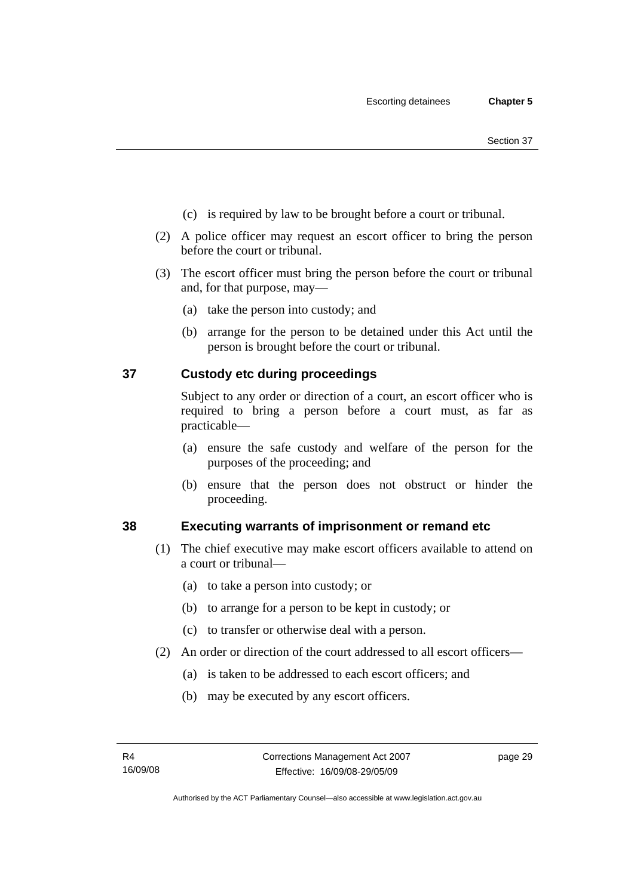(c) is required by law to be brought before a court or tribunal.

(2) A police officer may request an escort officer to bring the person before the court or tribunal.

(3) The escort officer must bring the person before the court or tribunal and, for that purpose, may—

(a) take the person into custody; and

(b) arrange for the person to be detained under this Act until the person is brought before the court or tribunal.

## 37 Custody etc during proceedings

Subject to any order or direction of a court, an escort officer who is required to bring a person before a court must, as far as practicable—

(a) ensure the safe custody and welfare of the person for the purposes of the proceeding; and

(b) ensure that the person does not obstruct or hinder the proceeding.

## 38 Executing warrants of imprisonment or remand etc

(1) The chief executive may make escort officers available to attend on a court or tribunal—

(a) to take a person into custody; or

(b) to arrange for a person to be kept in custody; or

(c) to transfer or otherwise deal with a person.

(2) An order or direction of the court addressed to all escort officers—

(a) is taken to be addressed to each escort officers; and

(b) may be executed by any escort officers.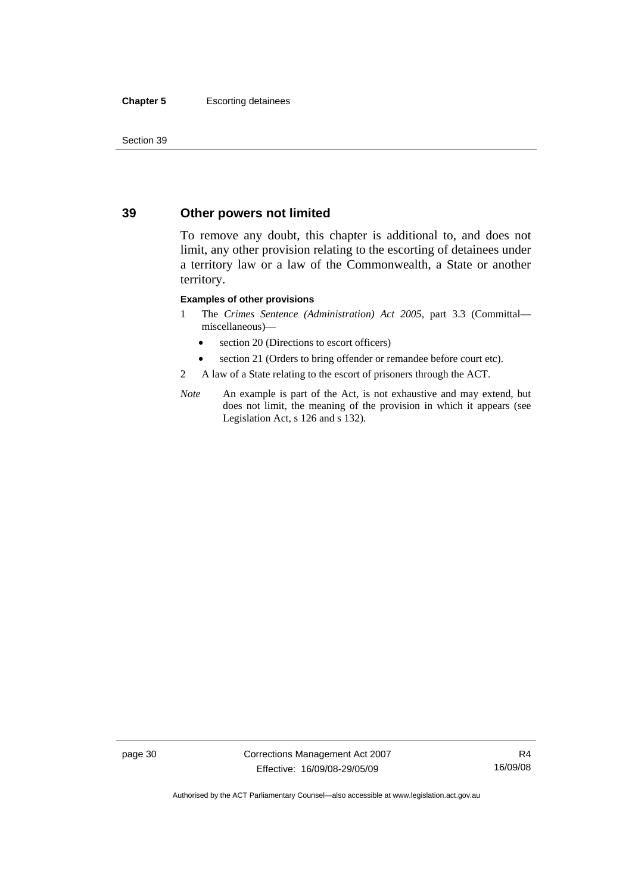## 39 Other powers not limited

To remove any doubt, this chapter is additional to, and does not limit, any other provision relating to the escorting of detainees under a territory law or a law of the Commonwealth, a State or another territory.

**Examples of other provisions**

1 The *Crimes Sentence (Administration) Act 2005*, part 3.3 (Committal—miscellaneous)—

- section 20 (Directions to escort officers)
- section 21 (Orders to bring offender or remandee before court etc).

2 A law of a State relating to the escort of prisoners through the ACT.

*Note* An example is part of the Act, is not exhaustive and may extend, but does not limit, the meaning of the provision in which it appears (see Legislation Act, s 126 and s 132).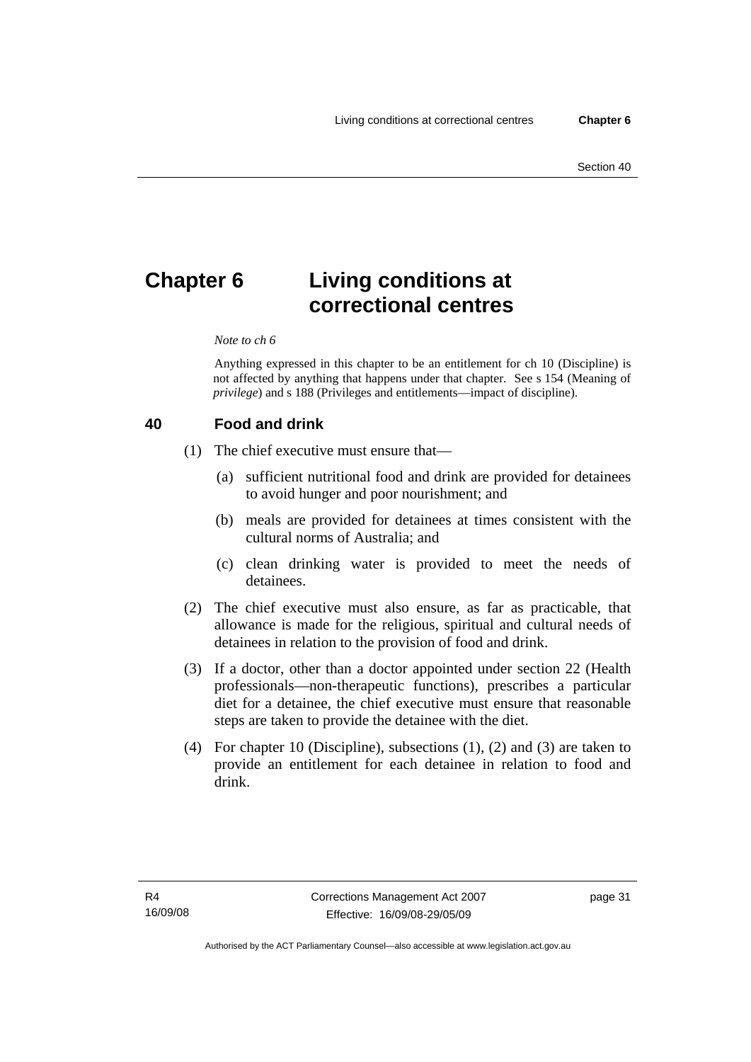# Chapter 6 Living conditions at correctional centres

*Note to ch 6*

Anything expressed in this chapter to be an entitlement for ch 10 (Discipline) is not affected by anything that happens under that chapter. See s 154 (Meaning of *privilege*) and s 188 (Privileges and entitlements—impact of discipline).

## 40 Food and drink

(1) The chief executive must ensure that—

(a) sufficient nutritional food and drink are provided for detainees to avoid hunger and poor nourishment; and

(b) meals are provided for detainees at times consistent with the cultural norms of Australia; and

(c) clean drinking water is provided to meet the needs of detainees.

(2) The chief executive must also ensure, as far as practicable, that allowance is made for the religious, spiritual and cultural needs of detainees in relation to the provision of food and drink.

(3) If a doctor, other than a doctor appointed under section 22 (Health professionals—non-therapeutic functions), prescribes a particular diet for a detainee, the chief executive must ensure that reasonable steps are taken to provide the detainee with the diet.

(4) For chapter 10 (Discipline), subsections (1), (2) and (3) are taken to provide an entitlement for each detainee in relation to food and drink.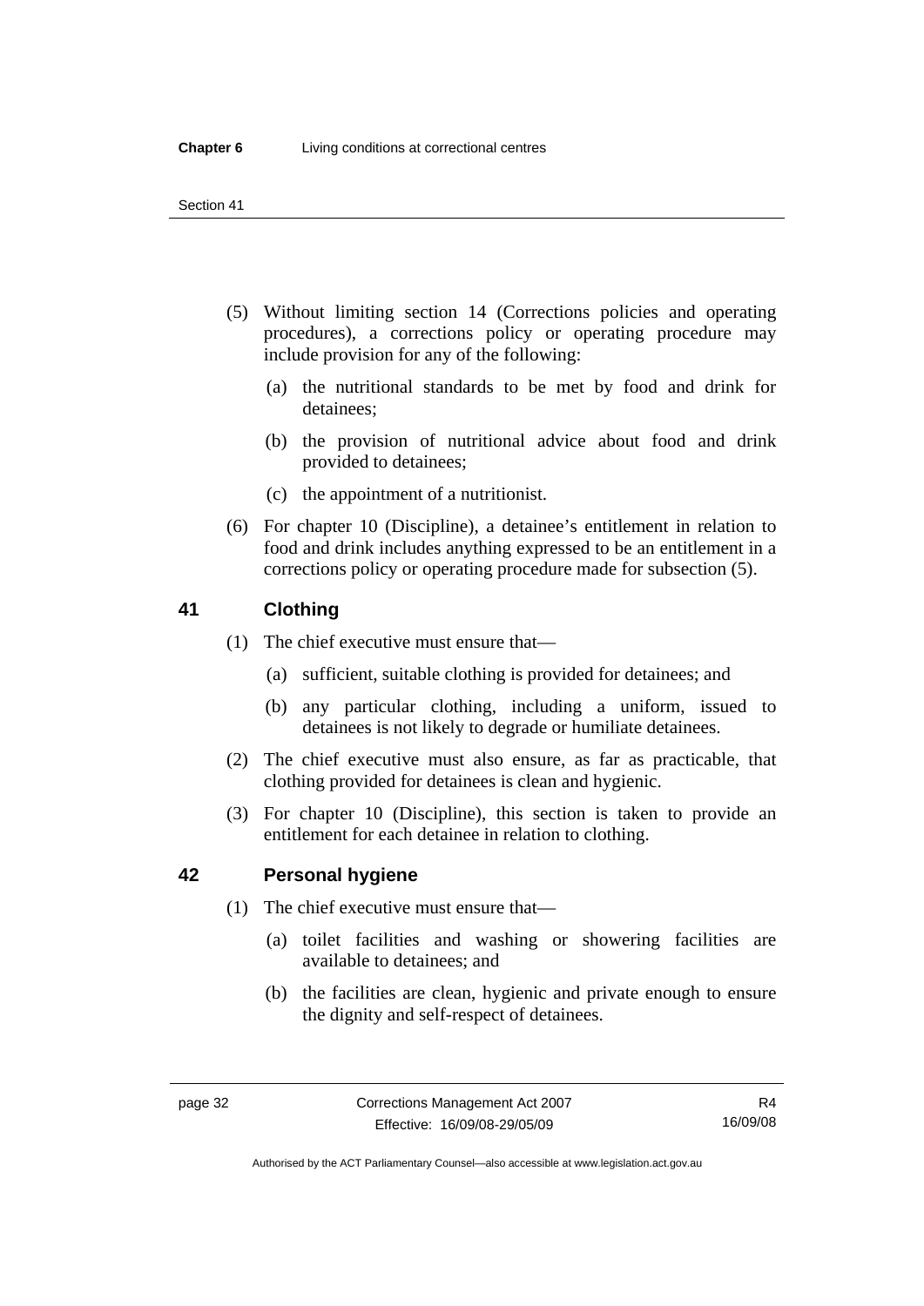(5) Without limiting section 14 (Corrections policies and operating procedures), a corrections policy or operating procedure may include provision for any of the following:

(a) the nutritional standards to be met by food and drink for detainees;

(b) the provision of nutritional advice about food and drink provided to detainees;

(c) the appointment of a nutritionist.

(6) For chapter 10 (Discipline), a detainee's entitlement in relation to food and drink includes anything expressed to be an entitlement in a corrections policy or operating procedure made for subsection (5).

## 41 Clothing

(1) The chief executive must ensure that—

(a) sufficient, suitable clothing is provided for detainees; and

(b) any particular clothing, including a uniform, issued to detainees is not likely to degrade or humiliate detainees.

(2) The chief executive must also ensure, as far as practicable, that clothing provided for detainees is clean and hygienic.

(3) For chapter 10 (Discipline), this section is taken to provide an entitlement for each detainee in relation to clothing.

## 42 Personal hygiene

(1) The chief executive must ensure that—

(a) toilet facilities and washing or showering facilities are available to detainees; and

(b) the facilities are clean, hygienic and private enough to ensure the dignity and self-respect of detainees.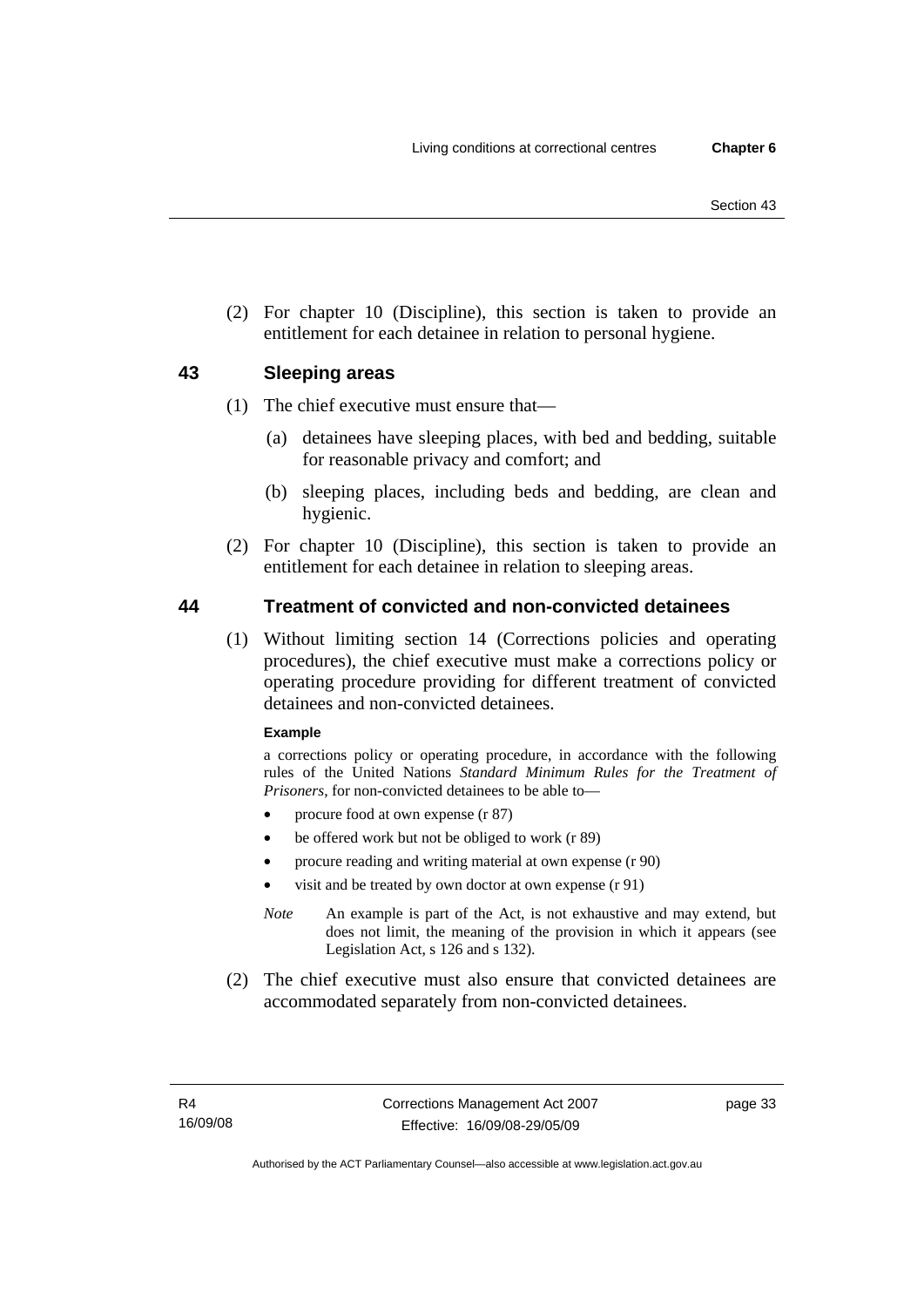(2) For chapter 10 (Discipline), this section is taken to provide an entitlement for each detainee in relation to personal hygiene.

## 43 Sleeping areas

(1) The chief executive must ensure that—

(a) detainees have sleeping places, with bed and bedding, suitable for reasonable privacy and comfort; and

(b) sleeping places, including beds and bedding, are clean and hygienic.

(2) For chapter 10 (Discipline), this section is taken to provide an entitlement for each detainee in relation to sleeping areas.

## 44 Treatment of convicted and non-convicted detainees

(1) Without limiting section 14 (Corrections policies and operating procedures), the chief executive must make a corrections policy or operating procedure providing for different treatment of convicted detainees and non-convicted detainees.

**Example**

a corrections policy or operating procedure, in accordance with the following rules of the United Nations *Standard Minimum Rules for the Treatment of Prisoners*, for non-convicted detainees to be able to—

- procure food at own expense (r 87)
- be offered work but not be obliged to work (r 89)
- procure reading and writing material at own expense (r 90)
- visit and be treated by own doctor at own expense (r 91)

*Note* An example is part of the Act, is not exhaustive and may extend, but does not limit, the meaning of the provision in which it appears (see Legislation Act, s 126 and s 132).

(2) The chief executive must also ensure that convicted detainees are accommodated separately from non-convicted detainees.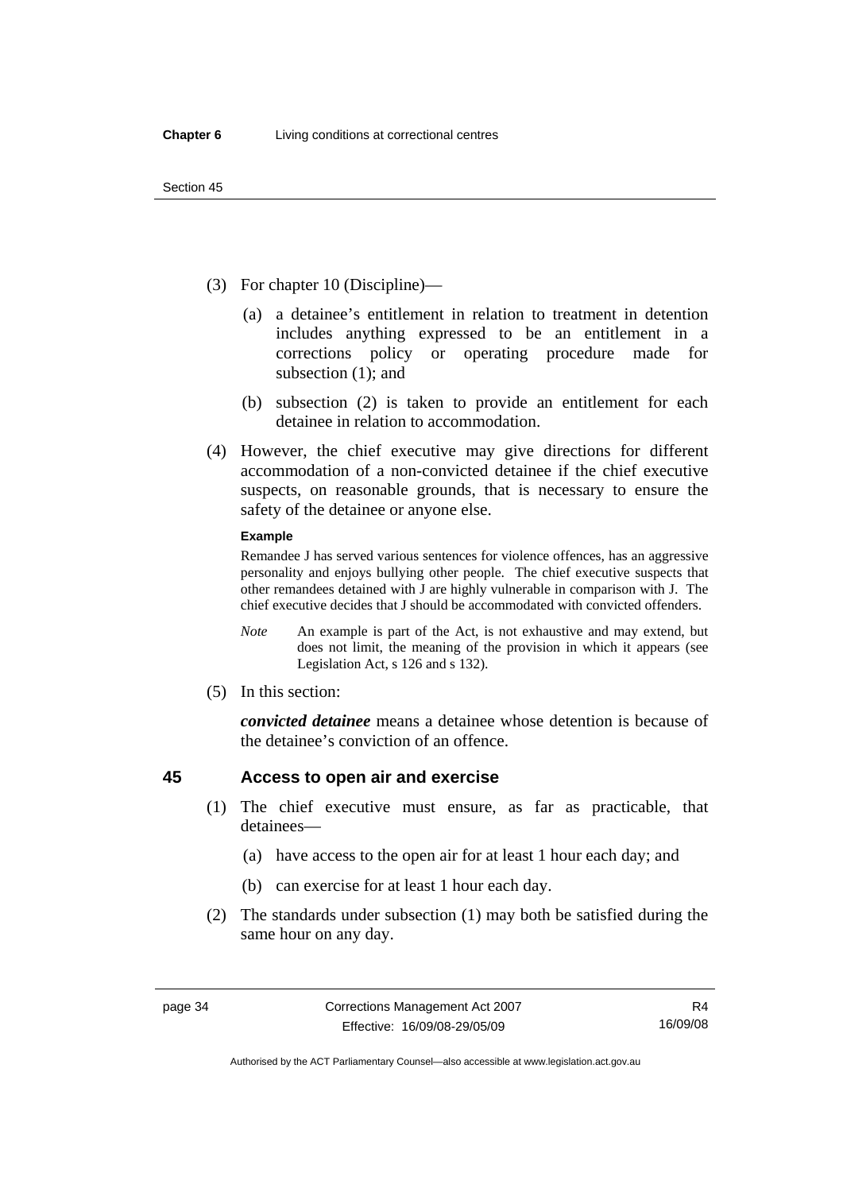(3) For chapter 10 (Discipline)—

(a) a detainee's entitlement in relation to treatment in detention includes anything expressed to be an entitlement in a corrections policy or operating procedure made for subsection (1); and

(b) subsection (2) is taken to provide an entitlement for each detainee in relation to accommodation.

(4) However, the chief executive may give directions for different accommodation of a non-convicted detainee if the chief executive suspects, on reasonable grounds, that is necessary to ensure the safety of the detainee or anyone else.

**Example**

Remandee J has served various sentences for violence offences, has an aggressive personality and enjoys bullying other people. The chief executive suspects that other remandees detained with J are highly vulnerable in comparison with J. The chief executive decides that J should be accommodated with convicted offenders.

*Note* An example is part of the Act, is not exhaustive and may extend, but does not limit, the meaning of the provision in which it appears (see Legislation Act, s 126 and s 132).

(5) In this section:

***convicted detainee*** means a detainee whose detention is because of the detainee's conviction of an offence.

### 45 Access to open air and exercise

(1) The chief executive must ensure, as far as practicable, that detainees—

(a) have access to the open air for at least 1 hour each day; and

(b) can exercise for at least 1 hour each day.

(2) The standards under subsection (1) may both be satisfied during the same hour on any day.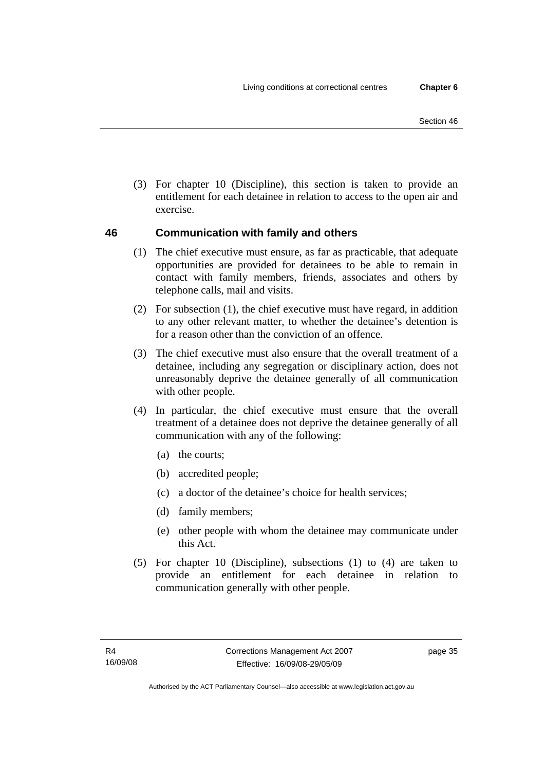(3) For chapter 10 (Discipline), this section is taken to provide an entitlement for each detainee in relation to access to the open air and exercise.

## 46 Communication with family and others

(1) The chief executive must ensure, as far as practicable, that adequate opportunities are provided for detainees to be able to remain in contact with family members, friends, associates and others by telephone calls, mail and visits.

(2) For subsection (1), the chief executive must have regard, in addition to any other relevant matter, to whether the detainee's detention is for a reason other than the conviction of an offence.

(3) The chief executive must also ensure that the overall treatment of a detainee, including any segregation or disciplinary action, does not unreasonably deprive the detainee generally of all communication with other people.

(4) In particular, the chief executive must ensure that the overall treatment of a detainee does not deprive the detainee generally of all communication with any of the following:

(a) the courts;

(b) accredited people;

(c) a doctor of the detainee's choice for health services;

(d) family members;

(e) other people with whom the detainee may communicate under this Act.

(5) For chapter 10 (Discipline), subsections (1) to (4) are taken to provide an entitlement for each detainee in relation to communication generally with other people.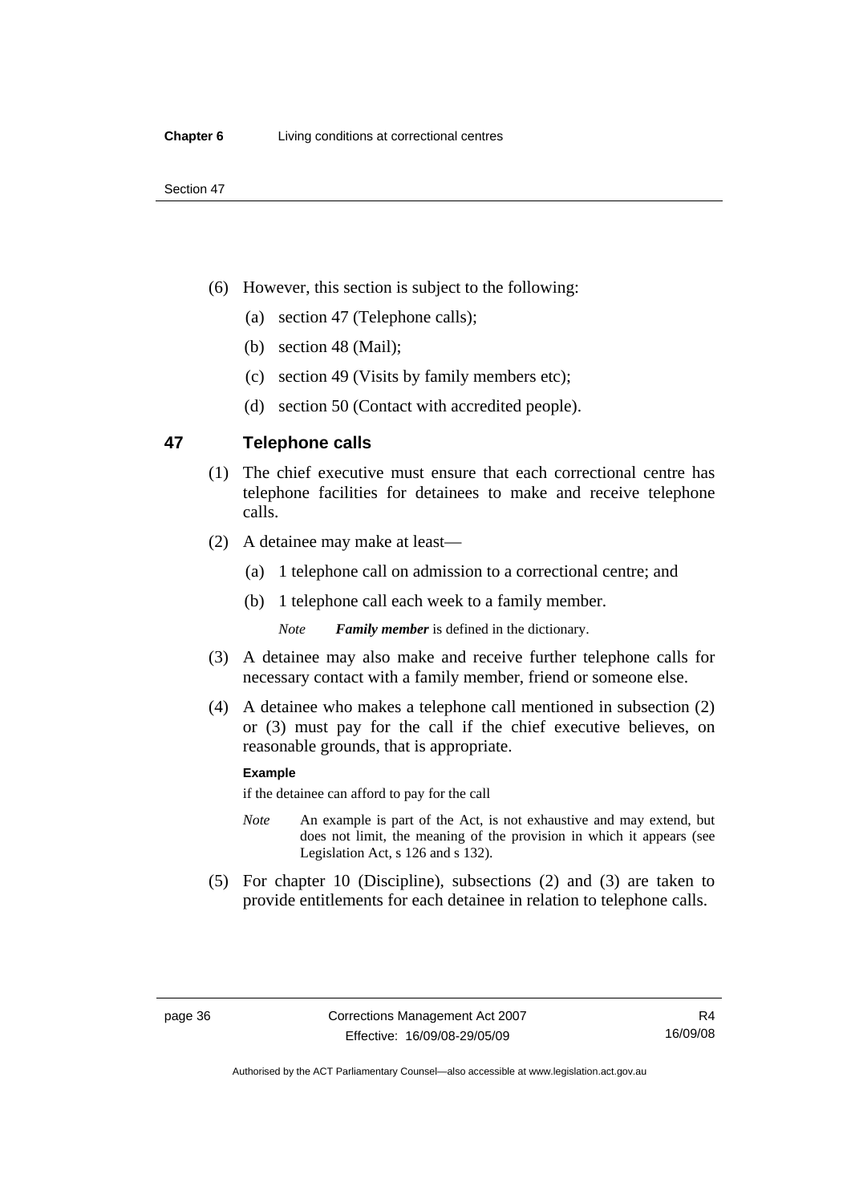(6) However, this section is subject to the following:

(a) section 47 (Telephone calls);

(b) section 48 (Mail);

(c) section 49 (Visits by family members etc);

(d) section 50 (Contact with accredited people).

## 47 Telephone calls

(1) The chief executive must ensure that each correctional centre has telephone facilities for detainees to make and receive telephone calls.

(2) A detainee may make at least—

(a) 1 telephone call on admission to a correctional centre; and

(b) 1 telephone call each week to a family member.

*Note* ***Family member*** is defined in the dictionary.

(3) A detainee may also make and receive further telephone calls for necessary contact with a family member, friend or someone else.

(4) A detainee who makes a telephone call mentioned in subsection (2) or (3) must pay for the call if the chief executive believes, on reasonable grounds, that is appropriate.

**Example**

if the detainee can afford to pay for the call

*Note* An example is part of the Act, is not exhaustive and may extend, but does not limit, the meaning of the provision in which it appears (see Legislation Act, s 126 and s 132).

(5) For chapter 10 (Discipline), subsections (2) and (3) are taken to provide entitlements for each detainee in relation to telephone calls.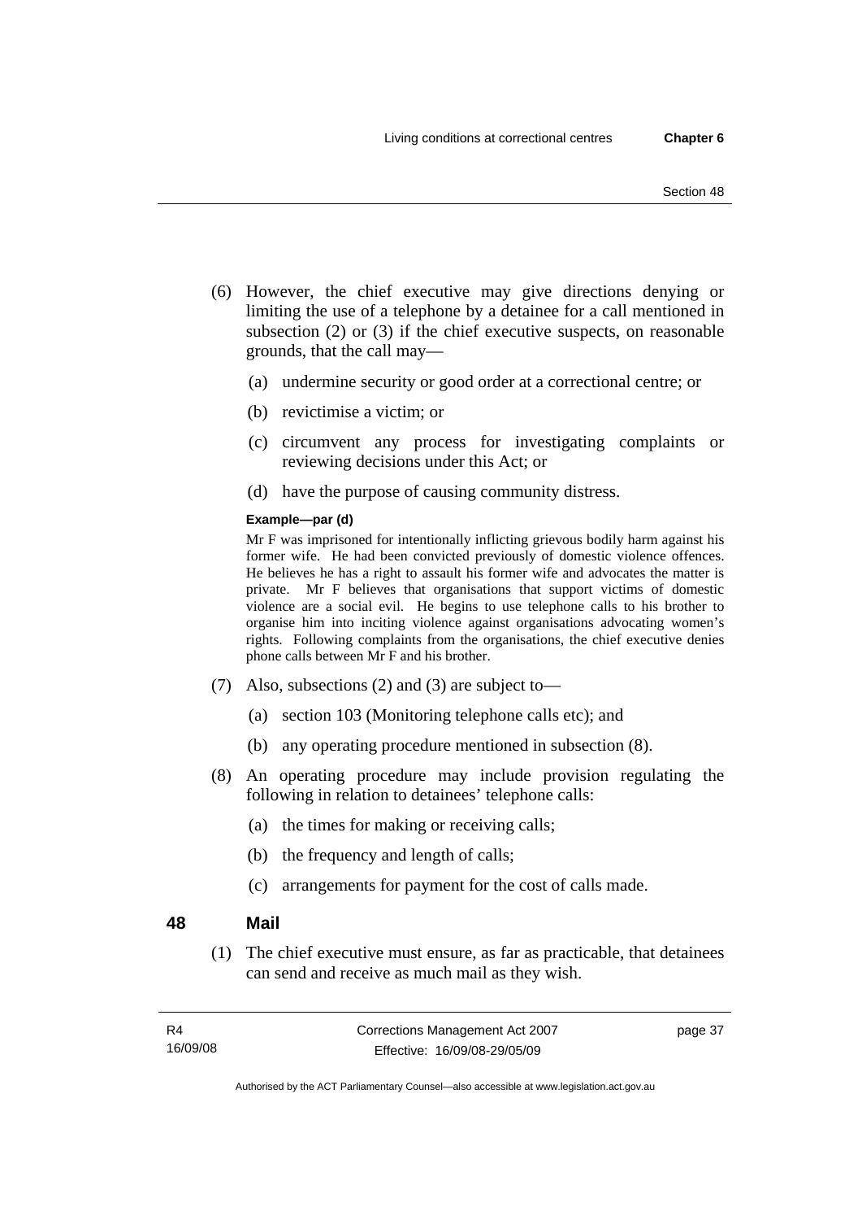(6) However, the chief executive may give directions denying or limiting the use of a telephone by a detainee for a call mentioned in subsection (2) or (3) if the chief executive suspects, on reasonable grounds, that the call may—

- (a) undermine security or good order at a correctional centre; or
- (b) revictimise a victim; or
- (c) circumvent any process for investigating complaints or reviewing decisions under this Act; or
- (d) have the purpose of causing community distress.

**Example—par (d)**

Mr F was imprisoned for intentionally inflicting grievous bodily harm against his former wife. He had been convicted previously of domestic violence offences. He believes he has a right to assault his former wife and advocates the matter is private. Mr F believes that organisations that support victims of domestic violence are a social evil. He begins to use telephone calls to his brother to organise him into inciting violence against organisations advocating women's rights. Following complaints from the organisations, the chief executive denies phone calls between Mr F and his brother.

(7) Also, subsections (2) and (3) are subject to—

- (a) section 103 (Monitoring telephone calls etc); and
- (b) any operating procedure mentioned in subsection (8).

(8) An operating procedure may include provision regulating the following in relation to detainees' telephone calls:

- (a) the times for making or receiving calls;
- (b) the frequency and length of calls;
- (c) arrangements for payment for the cost of calls made.

## 48 Mail

(1) The chief executive must ensure, as far as practicable, that detainees can send and receive as much mail as they wish.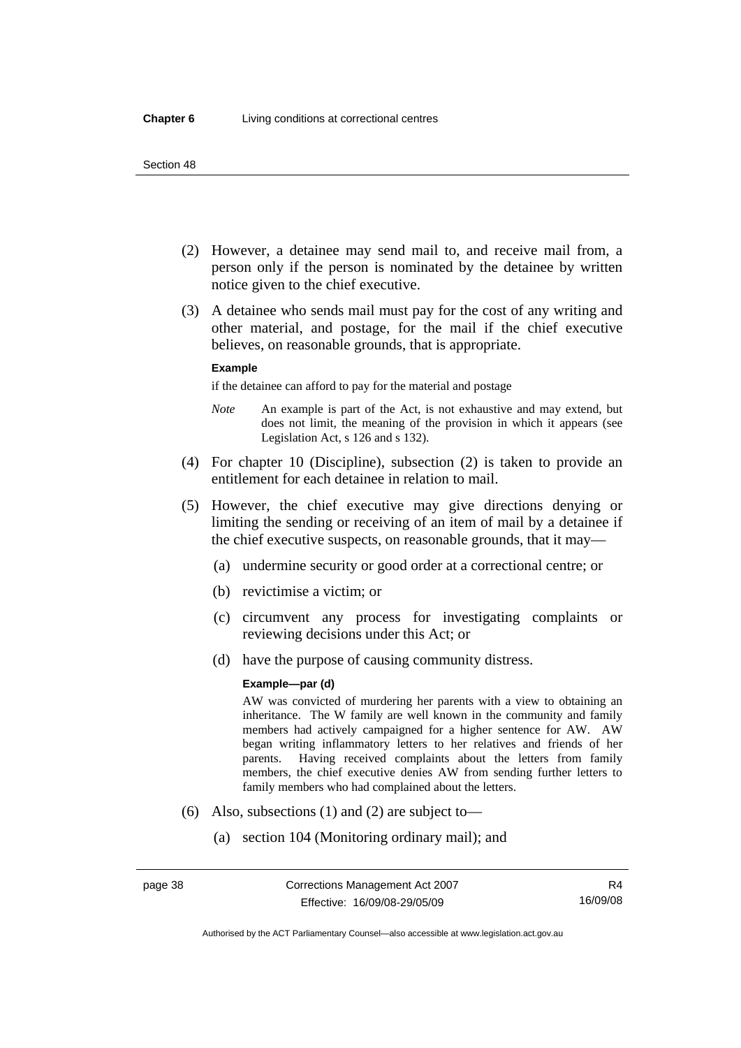(2) However, a detainee may send mail to, and receive mail from, a person only if the person is nominated by the detainee by written notice given to the chief executive.

(3) A detainee who sends mail must pay for the cost of any writing and other material, and postage, for the mail if the chief executive believes, on reasonable grounds, that is appropriate.

**Example**

if the detainee can afford to pay for the material and postage

*Note* An example is part of the Act, is not exhaustive and may extend, but does not limit, the meaning of the provision in which it appears (see Legislation Act, s 126 and s 132).

(4) For chapter 10 (Discipline), subsection (2) is taken to provide an entitlement for each detainee in relation to mail.

(5) However, the chief executive may give directions denying or limiting the sending or receiving of an item of mail by a detainee if the chief executive suspects, on reasonable grounds, that it may—

(a) undermine security or good order at a correctional centre; or

(b) revictimise a victim; or

(c) circumvent any process for investigating complaints or reviewing decisions under this Act; or

(d) have the purpose of causing community distress.

**Example—par (d)**

AW was convicted of murdering her parents with a view to obtaining an inheritance. The W family are well known in the community and family members had actively campaigned for a higher sentence for AW. AW began writing inflammatory letters to her relatives and friends of her parents. Having received complaints about the letters from family members, the chief executive denies AW from sending further letters to family members who had complained about the letters.

(6) Also, subsections (1) and (2) are subject to—

(a) section 104 (Monitoring ordinary mail); and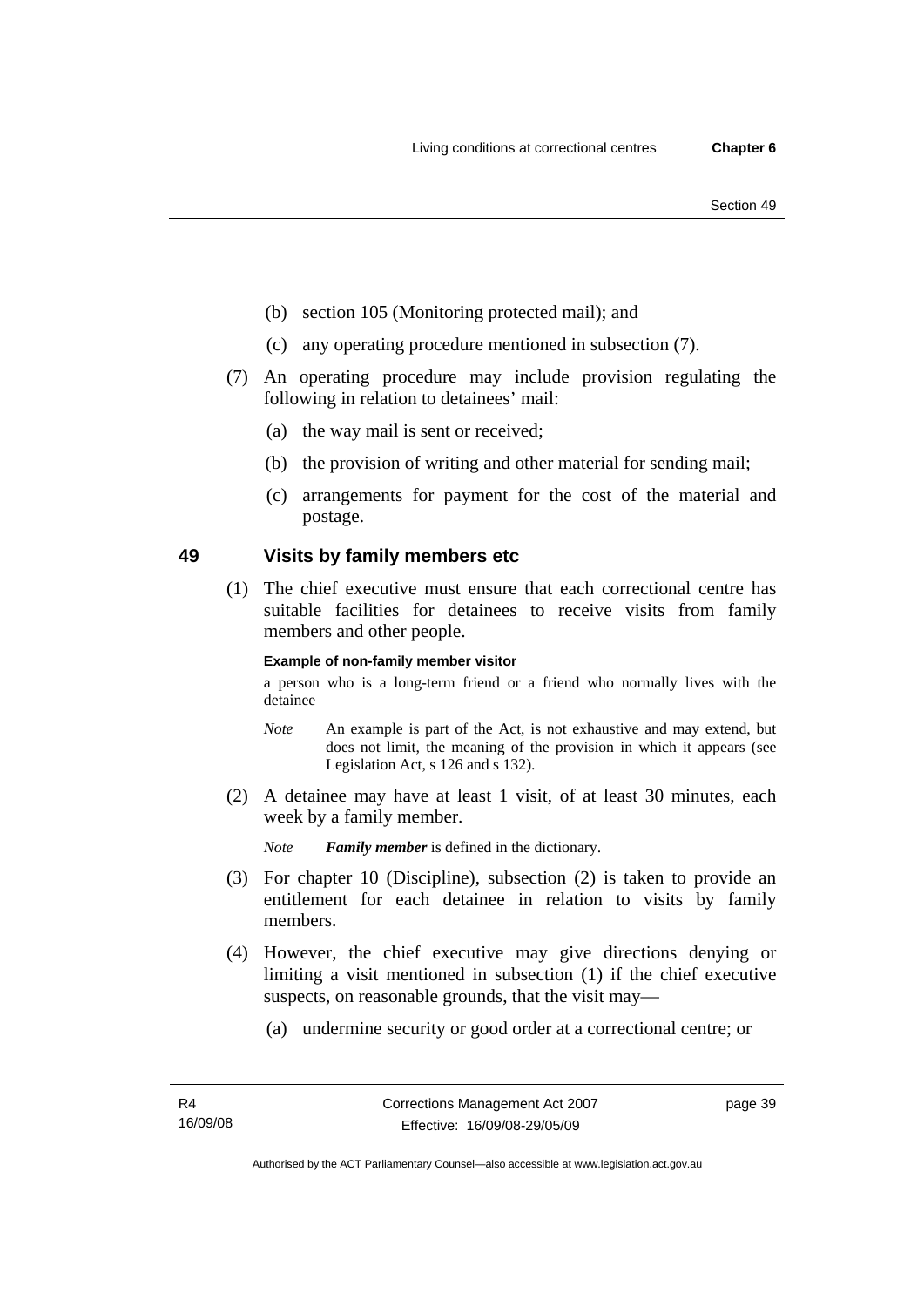(b) section 105 (Monitoring protected mail); and

(c) any operating procedure mentioned in subsection (7).

(7) An operating procedure may include provision regulating the following in relation to detainees' mail:

(a) the way mail is sent or received;

(b) the provision of writing and other material for sending mail;

(c) arrangements for payment for the cost of the material and postage.

## 49 Visits by family members etc

(1) The chief executive must ensure that each correctional centre has suitable facilities for detainees to receive visits from family members and other people.

**Example of non-family member visitor**

a person who is a long-term friend or a friend who normally lives with the detainee

*Note* An example is part of the Act, is not exhaustive and may extend, but does not limit, the meaning of the provision in which it appears (see Legislation Act, s 126 and s 132).

(2) A detainee may have at least 1 visit, of at least 30 minutes, each week by a family member.

*Note* ***Family member*** is defined in the dictionary.

(3) For chapter 10 (Discipline), subsection (2) is taken to provide an entitlement for each detainee in relation to visits by family members.

(4) However, the chief executive may give directions denying or limiting a visit mentioned in subsection (1) if the chief executive suspects, on reasonable grounds, that the visit may—

(a) undermine security or good order at a correctional centre; or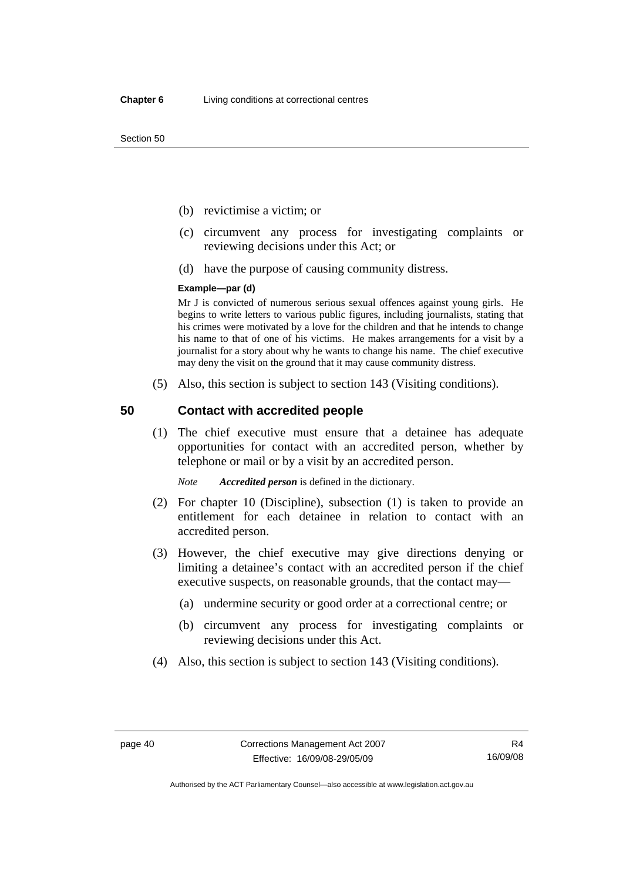(b) revictimise a victim; or

(c) circumvent any process for investigating complaints or reviewing decisions under this Act; or

(d) have the purpose of causing community distress.

**Example—par (d)**

Mr J is convicted of numerous serious sexual offences against young girls. He begins to write letters to various public figures, including journalists, stating that his crimes were motivated by a love for the children and that he intends to change his name to that of one of his victims. He makes arrangements for a visit by a journalist for a story about why he wants to change his name. The chief executive may deny the visit on the ground that it may cause community distress.

(5) Also, this section is subject to section 143 (Visiting conditions).

## 50 Contact with accredited people

(1) The chief executive must ensure that a detainee has adequate opportunities for contact with an accredited person, whether by telephone or mail or by a visit by an accredited person.

*Note* ***Accredited person*** is defined in the dictionary.

(2) For chapter 10 (Discipline), subsection (1) is taken to provide an entitlement for each detainee in relation to contact with an accredited person.

(3) However, the chief executive may give directions denying or limiting a detainee's contact with an accredited person if the chief executive suspects, on reasonable grounds, that the contact may—

(a) undermine security or good order at a correctional centre; or

(b) circumvent any process for investigating complaints or reviewing decisions under this Act.

(4) Also, this section is subject to section 143 (Visiting conditions).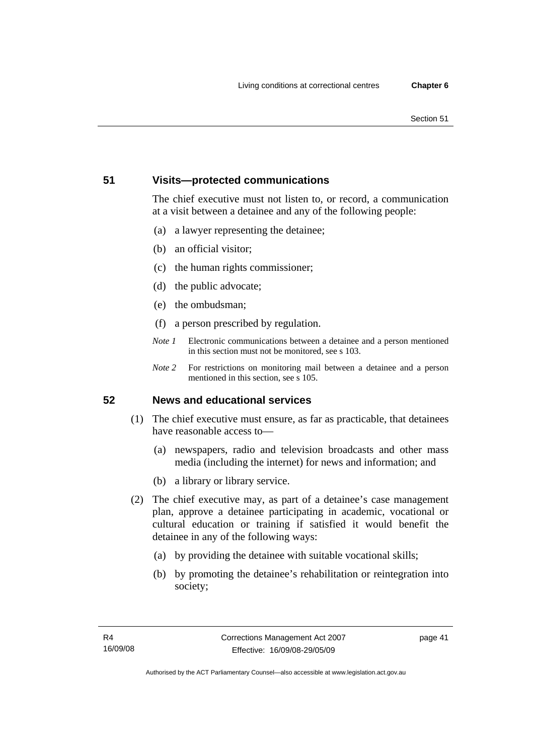## 51 Visits—protected communications

The chief executive must not listen to, or record, a communication at a visit between a detainee and any of the following people:

(a) a lawyer representing the detainee;

(b) an official visitor;

(c) the human rights commissioner;

(d) the public advocate;

(e) the ombudsman;

(f) a person prescribed by regulation.

*Note 1* Electronic communications between a detainee and a person mentioned in this section must not be monitored, see s 103.

*Note 2* For restrictions on monitoring mail between a detainee and a person mentioned in this section, see s 105.

## 52 News and educational services

(1) The chief executive must ensure, as far as practicable, that detainees have reasonable access to—

(a) newspapers, radio and television broadcasts and other mass media (including the internet) for news and information; and

(b) a library or library service.

(2) The chief executive may, as part of a detainee's case management plan, approve a detainee participating in academic, vocational or cultural education or training if satisfied it would benefit the detainee in any of the following ways:

(a) by providing the detainee with suitable vocational skills;

(b) by promoting the detainee's rehabilitation or reintegration into society;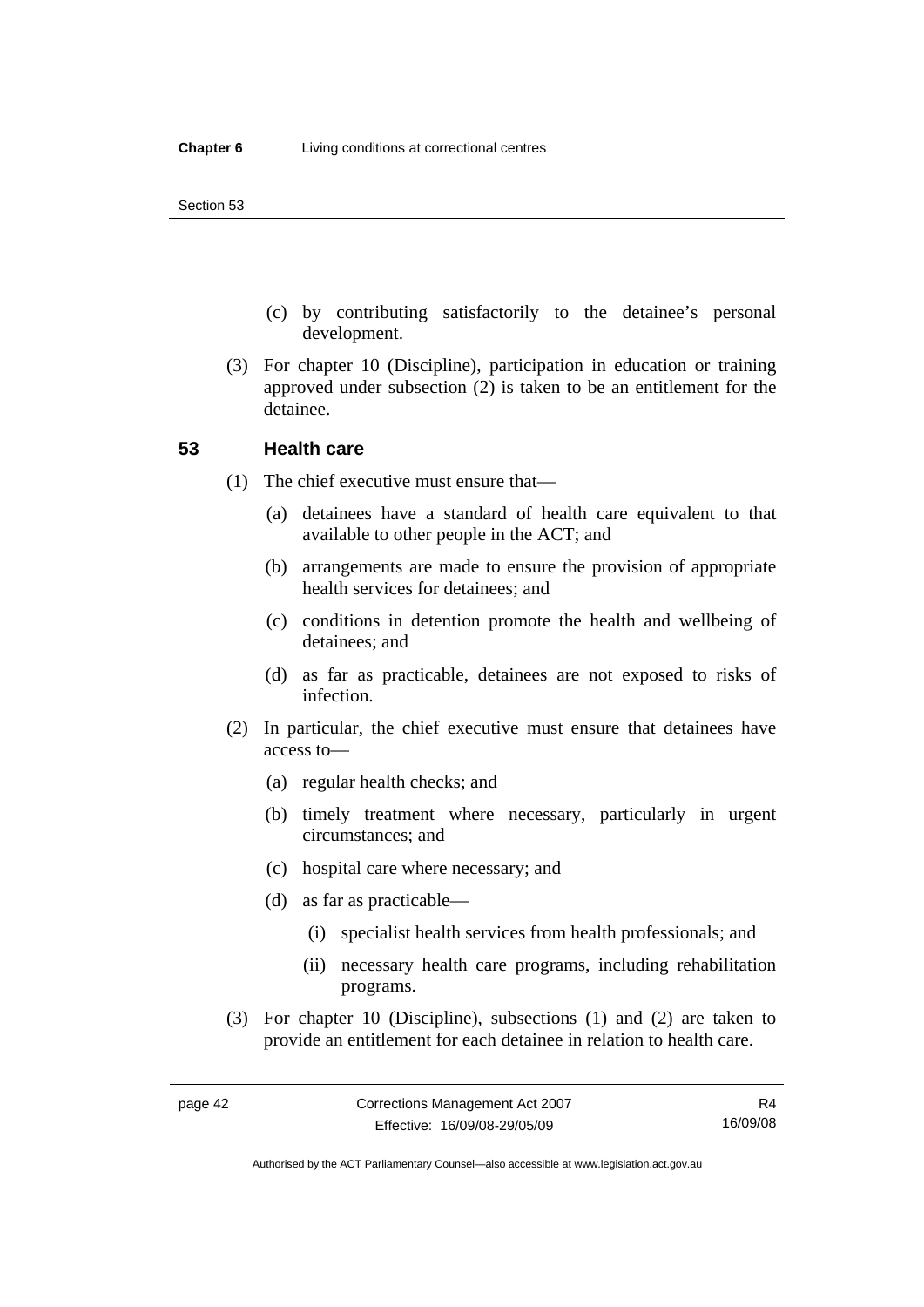(c) by contributing satisfactorily to the detainee's personal development.

(3) For chapter 10 (Discipline), participation in education or training approved under subsection (2) is taken to be an entitlement for the detainee.

## 53 Health care

(1) The chief executive must ensure that—

(a) detainees have a standard of health care equivalent to that available to other people in the ACT; and

(b) arrangements are made to ensure the provision of appropriate health services for detainees; and

(c) conditions in detention promote the health and wellbeing of detainees; and

(d) as far as practicable, detainees are not exposed to risks of infection.

(2) In particular, the chief executive must ensure that detainees have access to—

(a) regular health checks; and

(b) timely treatment where necessary, particularly in urgent circumstances; and

(c) hospital care where necessary; and

(d) as far as practicable—

(i) specialist health services from health professionals; and

(ii) necessary health care programs, including rehabilitation programs.

(3) For chapter 10 (Discipline), subsections (1) and (2) are taken to provide an entitlement for each detainee in relation to health care.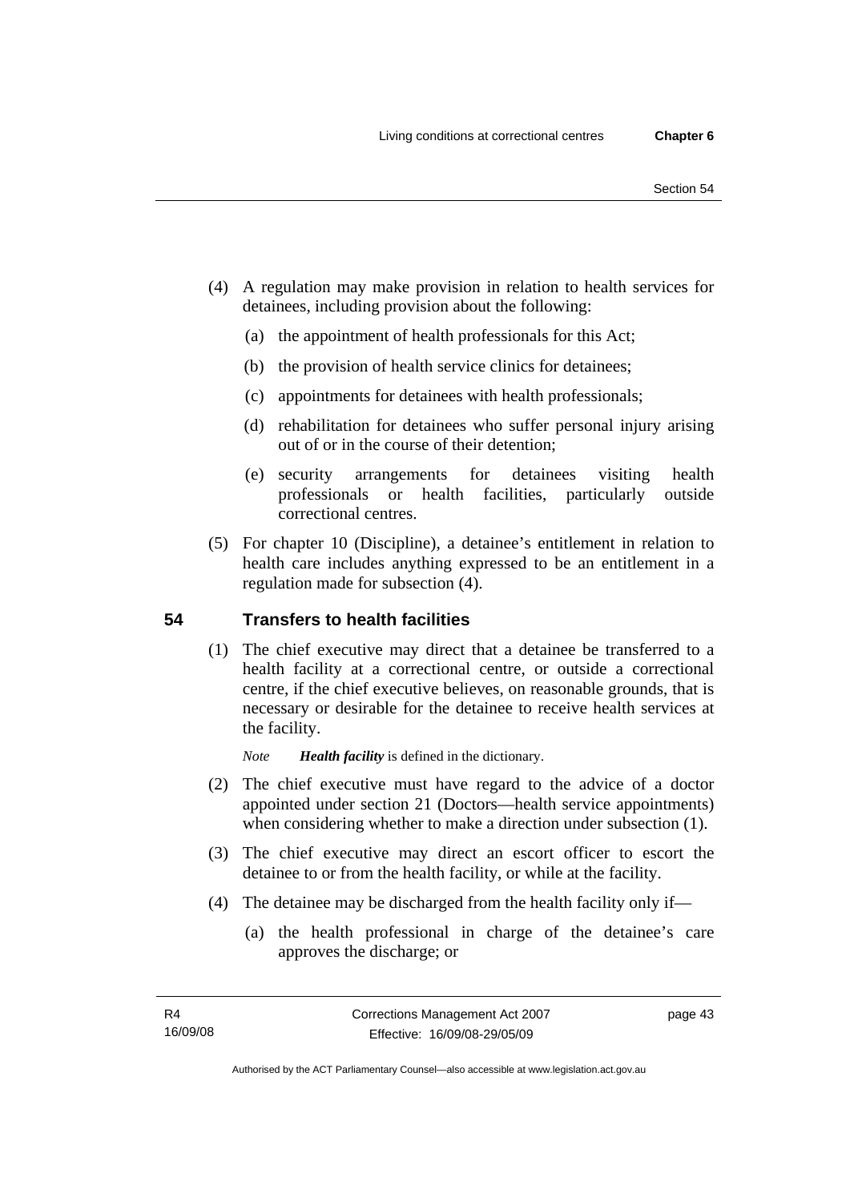(4) A regulation may make provision in relation to health services for detainees, including provision about the following:

(a) the appointment of health professionals for this Act;

(b) the provision of health service clinics for detainees;

(c) appointments for detainees with health professionals;

(d) rehabilitation for detainees who suffer personal injury arising out of or in the course of their detention;

(e) security arrangements for detainees visiting health professionals or health facilities, particularly outside correctional centres.

(5) For chapter 10 (Discipline), a detainee's entitlement in relation to health care includes anything expressed to be an entitlement in a regulation made for subsection (4).

## 54 Transfers to health facilities

(1) The chief executive may direct that a detainee be transferred to a health facility at a correctional centre, or outside a correctional centre, if the chief executive believes, on reasonable grounds, that is necessary or desirable for the detainee to receive health services at the facility.

*Note* ***Health facility*** is defined in the dictionary.

(2) The chief executive must have regard to the advice of a doctor appointed under section 21 (Doctors—health service appointments) when considering whether to make a direction under subsection (1).

(3) The chief executive may direct an escort officer to escort the detainee to or from the health facility, or while at the facility.

(4) The detainee may be discharged from the health facility only if—

(a) the health professional in charge of the detainee's care approves the discharge; or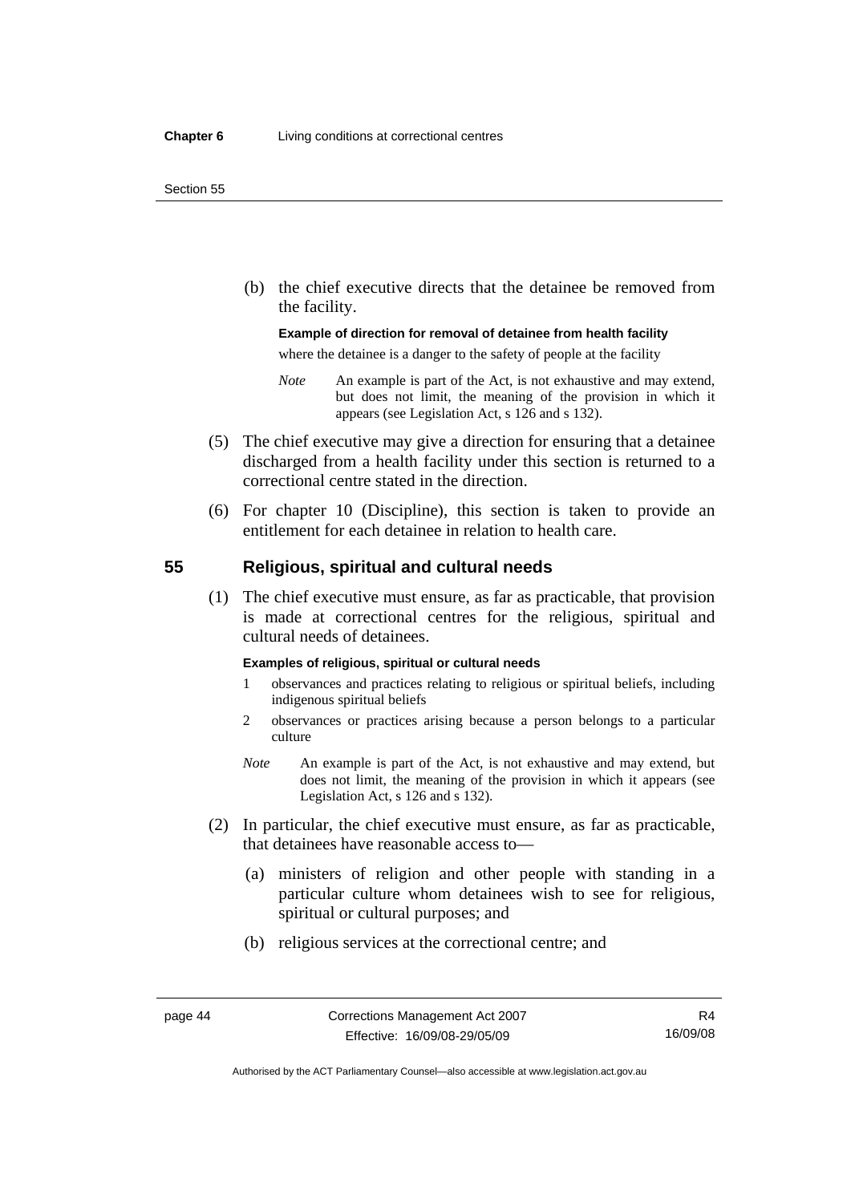(b) the chief executive directs that the detainee be removed from the facility.

**Example of direction for removal of detainee from health facility**

where the detainee is a danger to the safety of people at the facility

*Note* An example is part of the Act, is not exhaustive and may extend, but does not limit, the meaning of the provision in which it appears (see Legislation Act, s 126 and s 132).

(5) The chief executive may give a direction for ensuring that a detainee discharged from a health facility under this section is returned to a correctional centre stated in the direction.

(6) For chapter 10 (Discipline), this section is taken to provide an entitlement for each detainee in relation to health care.

## 55 Religious, spiritual and cultural needs

(1) The chief executive must ensure, as far as practicable, that provision is made at correctional centres for the religious, spiritual and cultural needs of detainees.

**Examples of religious, spiritual or cultural needs**

1 observances and practices relating to religious or spiritual beliefs, including indigenous spiritual beliefs

2 observances or practices arising because a person belongs to a particular culture

*Note* An example is part of the Act, is not exhaustive and may extend, but does not limit, the meaning of the provision in which it appears (see Legislation Act, s 126 and s 132).

(2) In particular, the chief executive must ensure, as far as practicable, that detainees have reasonable access to—

(a) ministers of religion and other people with standing in a particular culture whom detainees wish to see for religious, spiritual or cultural purposes; and

(b) religious services at the correctional centre; and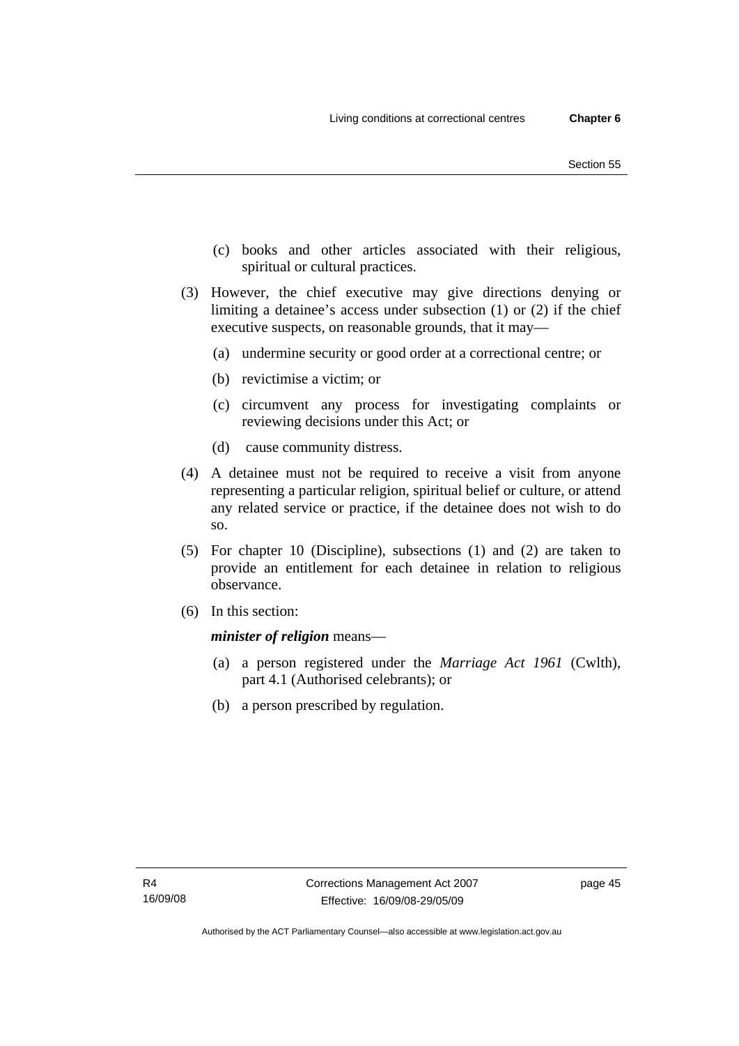(c) books and other articles associated with their religious, spiritual or cultural practices.

(3) However, the chief executive may give directions denying or limiting a detainee's access under subsection (1) or (2) if the chief executive suspects, on reasonable grounds, that it may—

(a) undermine security or good order at a correctional centre; or

(b) revictimise a victim; or

(c) circumvent any process for investigating complaints or reviewing decisions under this Act; or

(d) cause community distress.

(4) A detainee must not be required to receive a visit from anyone representing a particular religion, spiritual belief or culture, or attend any related service or practice, if the detainee does not wish to do so.

(5) For chapter 10 (Discipline), subsections (1) and (2) are taken to provide an entitlement for each detainee in relation to religious observance.

(6) In this section:

***minister of religion*** means—

(a) a person registered under the *Marriage Act 1961* (Cwlth), part 4.1 (Authorised celebrants); or

(b) a person prescribed by regulation.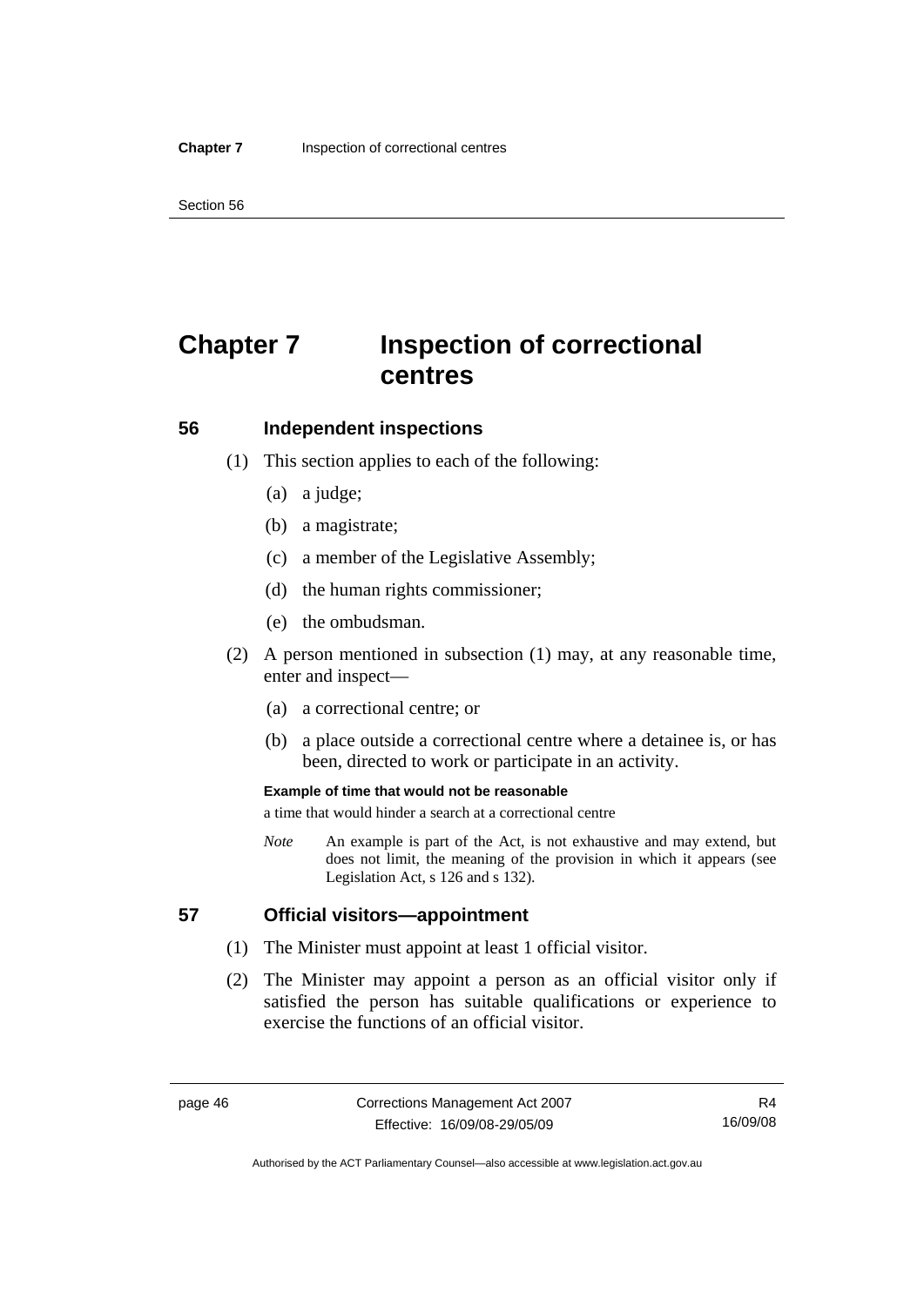# Chapter 7 Inspection of correctional centres

## 56 Independent inspections

(1) This section applies to each of the following:

(a) a judge;

(b) a magistrate;

(c) a member of the Legislative Assembly;

(d) the human rights commissioner;

(e) the ombudsman.

(2) A person mentioned in subsection (1) may, at any reasonable time, enter and inspect—

(a) a correctional centre; or

(b) a place outside a correctional centre where a detainee is, or has been, directed to work or participate in an activity.

**Example of time that would not be reasonable**

a time that would hinder a search at a correctional centre

*Note* An example is part of the Act, is not exhaustive and may extend, but does not limit, the meaning of the provision in which it appears (see Legislation Act, s 126 and s 132).

## 57 Official visitors—appointment

(1) The Minister must appoint at least 1 official visitor.

(2) The Minister may appoint a person as an official visitor only if satisfied the person has suitable qualifications or experience to exercise the functions of an official visitor.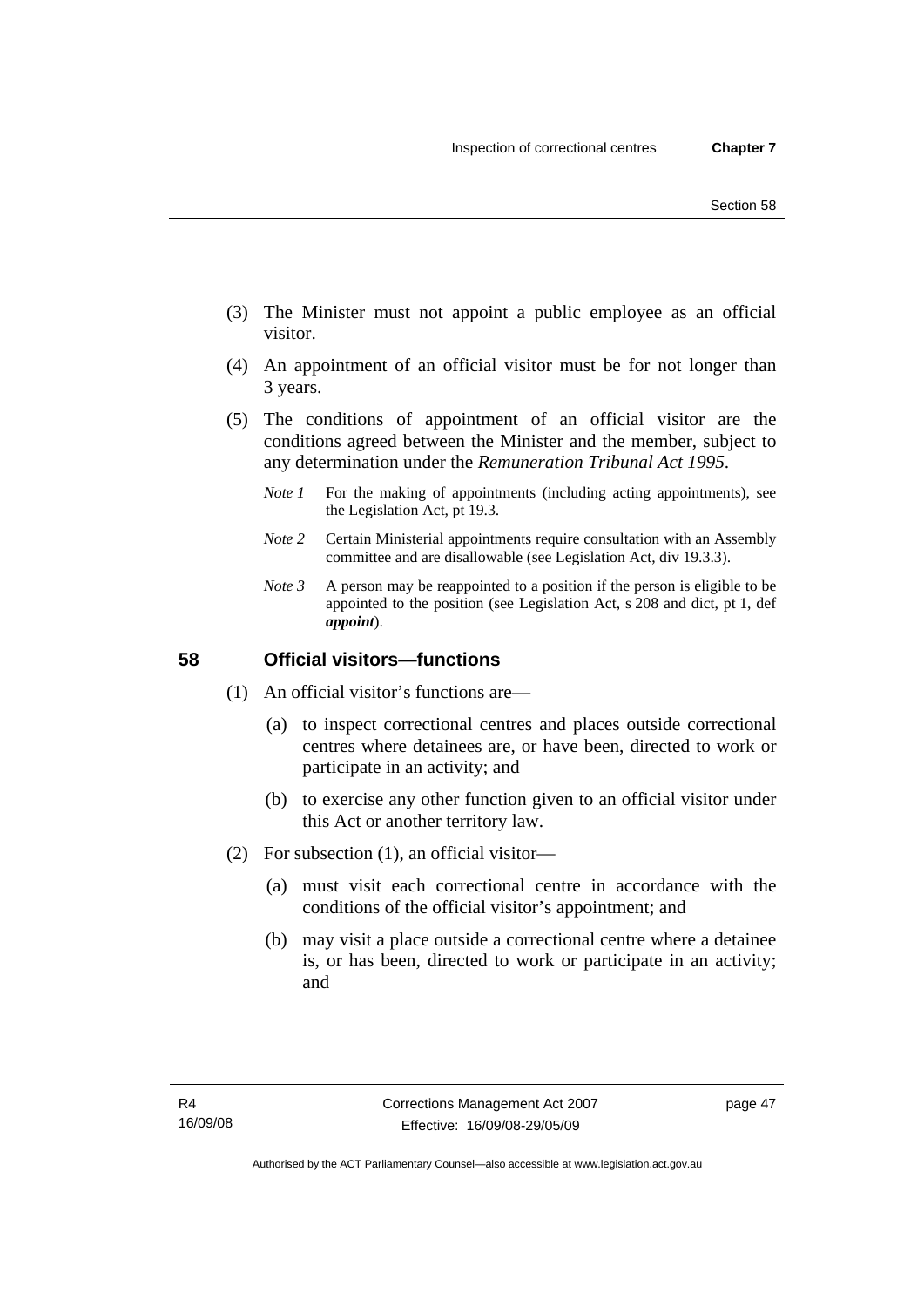(3) The Minister must not appoint a public employee as an official visitor.

(4) An appointment of an official visitor must be for not longer than 3 years.

(5) The conditions of appointment of an official visitor are the conditions agreed between the Minister and the member, subject to any determination under the *Remuneration Tribunal Act 1995*.

*Note 1* For the making of appointments (including acting appointments), see the Legislation Act, pt 19.3.

*Note 2* Certain Ministerial appointments require consultation with an Assembly committee and are disallowable (see Legislation Act, div 19.3.3).

*Note 3* A person may be reappointed to a position if the person is eligible to be appointed to the position (see Legislation Act, s 208 and dict, pt 1, def ***appoint***).

## 58 Official visitors—functions

(1) An official visitor's functions are—

(a) to inspect correctional centres and places outside correctional centres where detainees are, or have been, directed to work or participate in an activity; and

(b) to exercise any other function given to an official visitor under this Act or another territory law.

(2) For subsection (1), an official visitor—

(a) must visit each correctional centre in accordance with the conditions of the official visitor's appointment; and

(b) may visit a place outside a correctional centre where a detainee is, or has been, directed to work or participate in an activity; and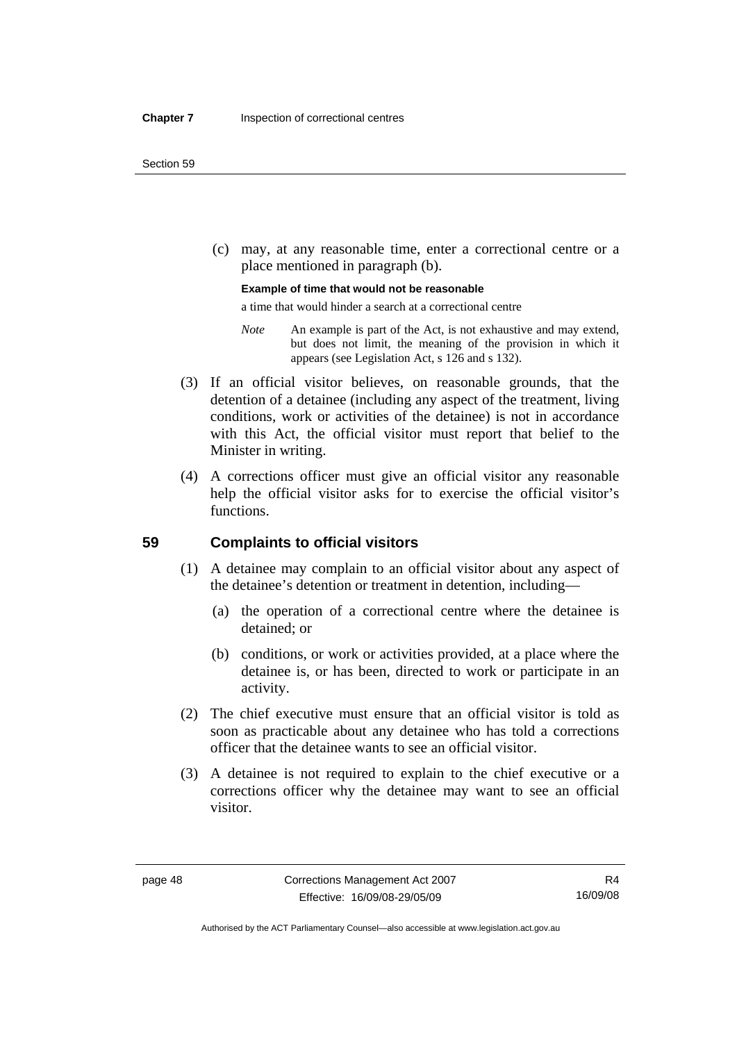(c) may, at any reasonable time, enter a correctional centre or a place mentioned in paragraph (b).

**Example of time that would not be reasonable**

a time that would hinder a search at a correctional centre

*Note* An example is part of the Act, is not exhaustive and may extend, but does not limit, the meaning of the provision in which it appears (see Legislation Act, s 126 and s 132).

(3) If an official visitor believes, on reasonable grounds, that the detention of a detainee (including any aspect of the treatment, living conditions, work or activities of the detainee) is not in accordance with this Act, the official visitor must report that belief to the Minister in writing.

(4) A corrections officer must give an official visitor any reasonable help the official visitor asks for to exercise the official visitor's functions.

## 59 Complaints to official visitors

(1) A detainee may complain to an official visitor about any aspect of the detainee's detention or treatment in detention, including—

(a) the operation of a correctional centre where the detainee is detained; or

(b) conditions, or work or activities provided, at a place where the detainee is, or has been, directed to work or participate in an activity.

(2) The chief executive must ensure that an official visitor is told as soon as practicable about any detainee who has told a corrections officer that the detainee wants to see an official visitor.

(3) A detainee is not required to explain to the chief executive or a corrections officer why the detainee may want to see an official visitor.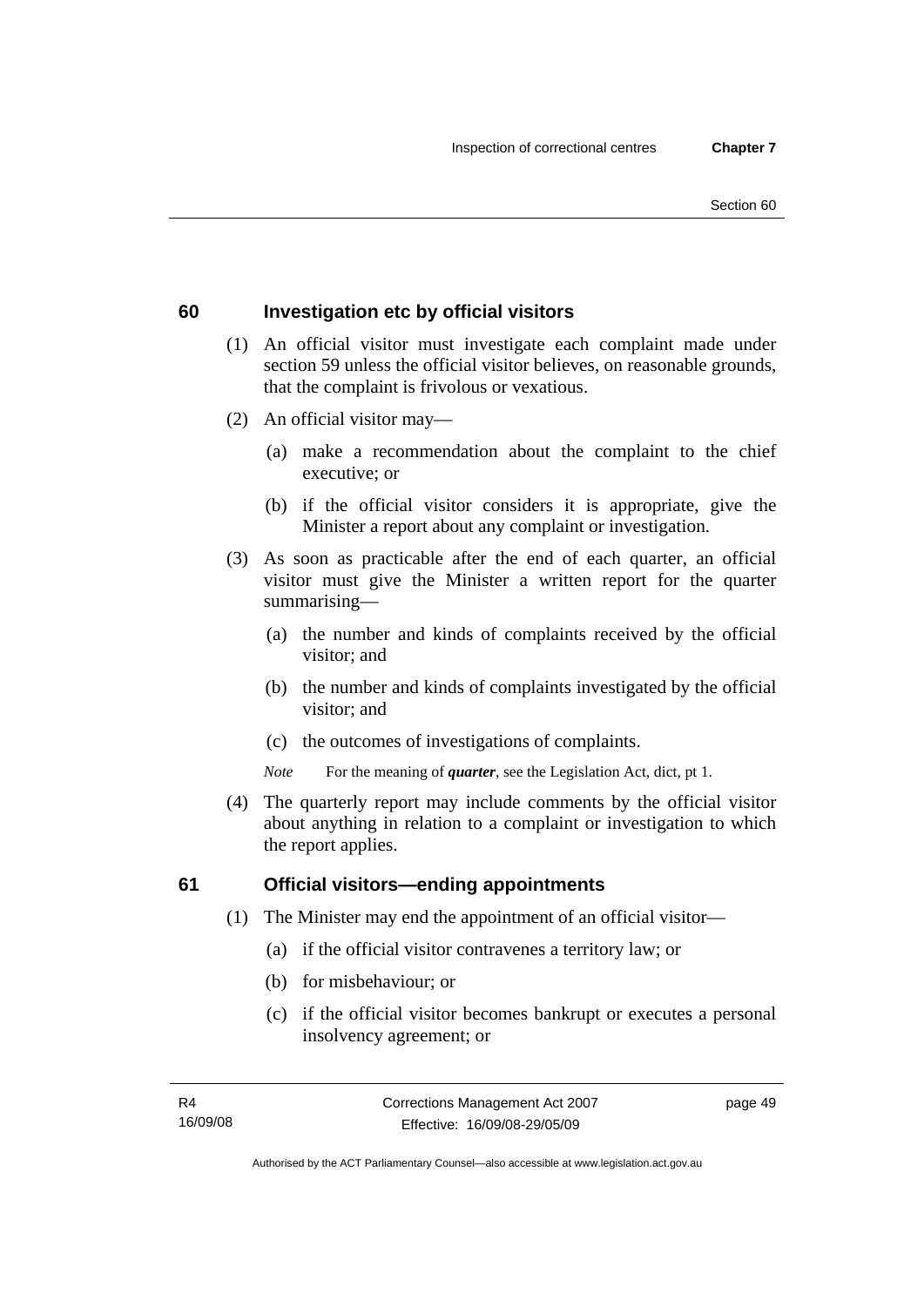## 60 Investigation etc by official visitors

(1) An official visitor must investigate each complaint made under section 59 unless the official visitor believes, on reasonable grounds, that the complaint is frivolous or vexatious.

(2) An official visitor may—

(a) make a recommendation about the complaint to the chief executive; or

(b) if the official visitor considers it is appropriate, give the Minister a report about any complaint or investigation.

(3) As soon as practicable after the end of each quarter, an official visitor must give the Minister a written report for the quarter summarising—

(a) the number and kinds of complaints received by the official visitor; and

(b) the number and kinds of complaints investigated by the official visitor; and

(c) the outcomes of investigations of complaints.

*Note* For the meaning of ***quarter***, see the Legislation Act, dict, pt 1.

(4) The quarterly report may include comments by the official visitor about anything in relation to a complaint or investigation to which the report applies.

## 61 Official visitors—ending appointments

(1) The Minister may end the appointment of an official visitor—

(a) if the official visitor contravenes a territory law; or

(b) for misbehaviour; or

(c) if the official visitor becomes bankrupt or executes a personal insolvency agreement; or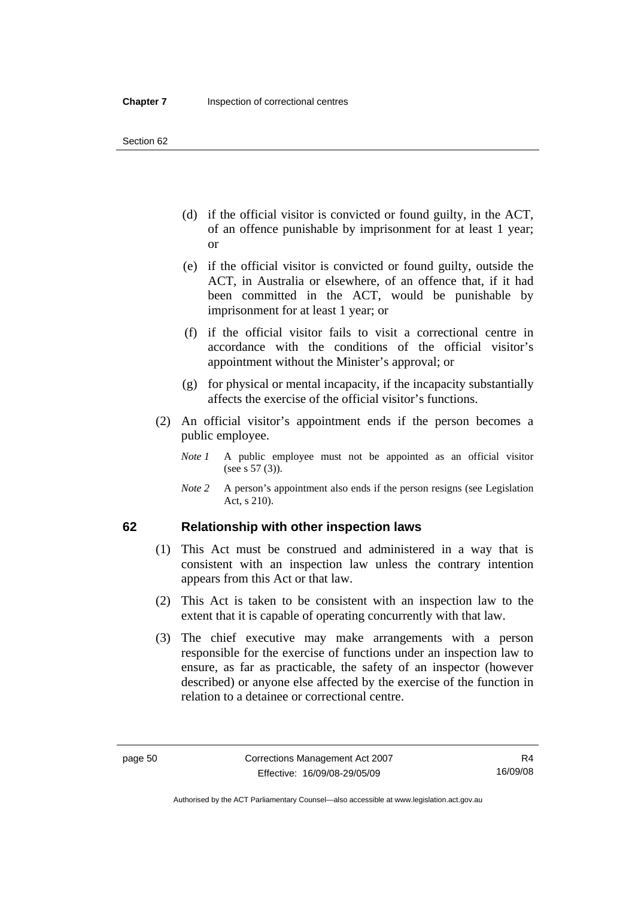(d) if the official visitor is convicted or found guilty, in the ACT, of an offence punishable by imprisonment for at least 1 year; or

(e) if the official visitor is convicted or found guilty, outside the ACT, in Australia or elsewhere, of an offence that, if it had been committed in the ACT, would be punishable by imprisonment for at least 1 year; or

(f) if the official visitor fails to visit a correctional centre in accordance with the conditions of the official visitor's appointment without the Minister's approval; or

(g) for physical or mental incapacity, if the incapacity substantially affects the exercise of the official visitor's functions.

(2) An official visitor's appointment ends if the person becomes a public employee.

*Note 1* A public employee must not be appointed as an official visitor (see s 57 (3)).

*Note 2* A person's appointment also ends if the person resigns (see Legislation Act, s 210).

## 62 Relationship with other inspection laws

(1) This Act must be construed and administered in a way that is consistent with an inspection law unless the contrary intention appears from this Act or that law.

(2) This Act is taken to be consistent with an inspection law to the extent that it is capable of operating concurrently with that law.

(3) The chief executive may make arrangements with a person responsible for the exercise of functions under an inspection law to ensure, as far as practicable, the safety of an inspector (however described) or anyone else affected by the exercise of the function in relation to a detainee or correctional centre.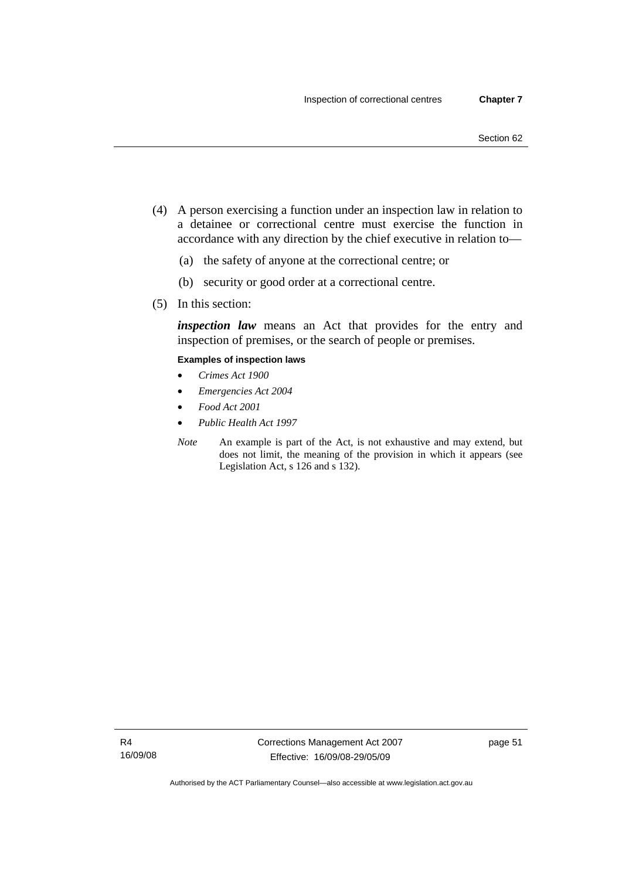(4) A person exercising a function under an inspection law in relation to a detainee or correctional centre must exercise the function in accordance with any direction by the chief executive in relation to—

(a) the safety of anyone at the correctional centre; or

(b) security or good order at a correctional centre.

(5) In this section:

***inspection law*** means an Act that provides for the entry and inspection of premises, or the search of people or premises.

**Examples of inspection laws**

- *Crimes Act 1900*
- *Emergencies Act 2004*
- *Food Act 2001*
- *Public Health Act 1997*

*Note* An example is part of the Act, is not exhaustive and may extend, but does not limit, the meaning of the provision in which it appears (see Legislation Act, s 126 and s 132).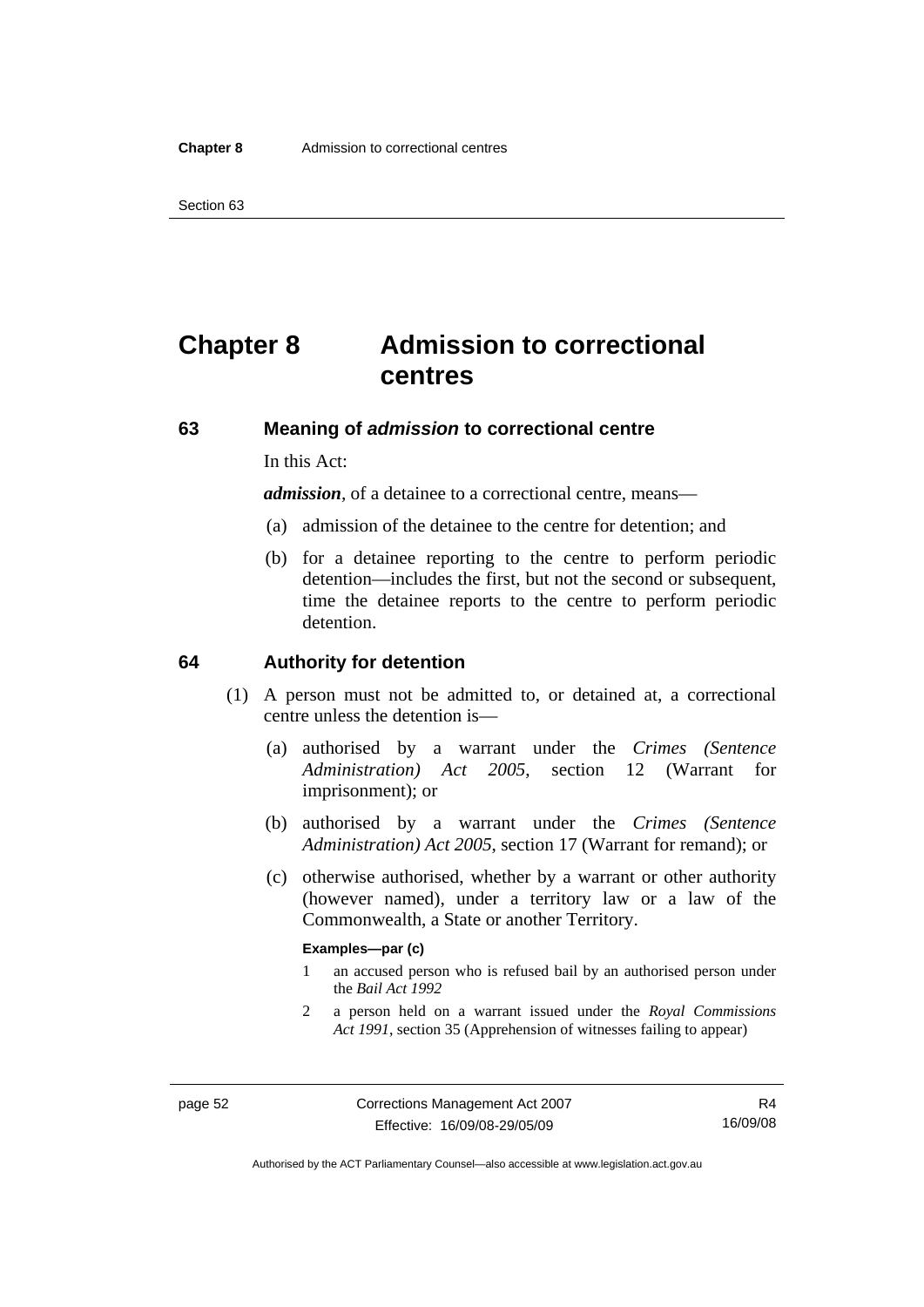# Chapter 8 Admission to correctional centres

## 63 Meaning of *admission* to correctional centre

In this Act:

***admission***, of a detainee to a correctional centre, means—

(a) admission of the detainee to the centre for detention; and

(b) for a detainee reporting to the centre to perform periodic detention—includes the first, but not the second or subsequent, time the detainee reports to the centre to perform periodic detention.

## 64 Authority for detention

(1) A person must not be admitted to, or detained at, a correctional centre unless the detention is—

(a) authorised by a warrant under the *Crimes (Sentence Administration) Act 2005*, section 12 (Warrant for imprisonment); or

(b) authorised by a warrant under the *Crimes (Sentence Administration) Act 2005*, section 17 (Warrant for remand); or

(c) otherwise authorised, whether by a warrant or other authority (however named), under a territory law or a law of the Commonwealth, a State or another Territory.

**Examples—par (c)**

1 an accused person who is refused bail by an authorised person under the *Bail Act 1992*

2 a person held on a warrant issued under the *Royal Commissions Act 1991*, section 35 (Apprehension of witnesses failing to appear)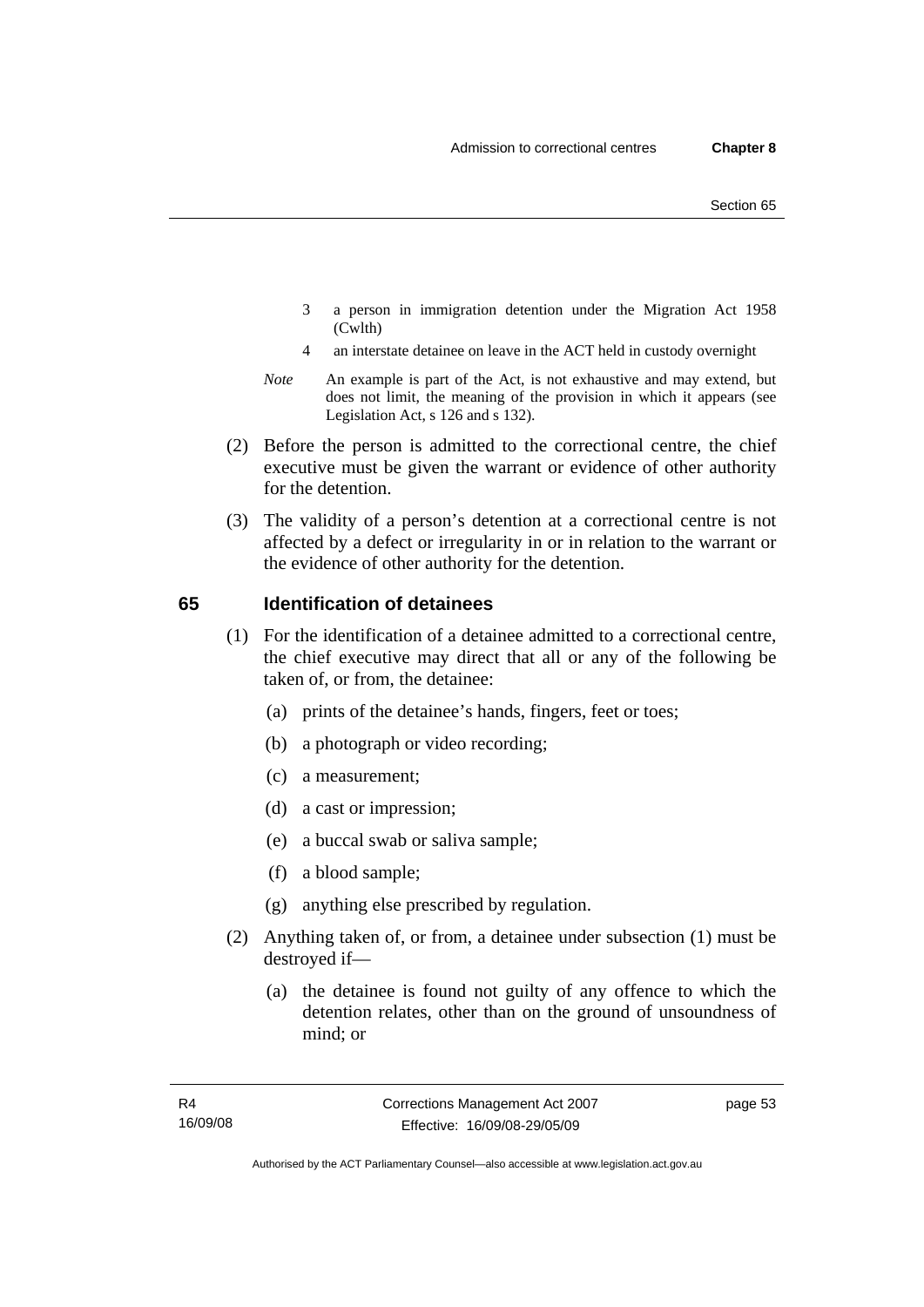3 a person in immigration detention under the Migration Act 1958 (Cwlth)

4 an interstate detainee on leave in the ACT held in custody overnight

*Note* An example is part of the Act, is not exhaustive and may extend, but does not limit, the meaning of the provision in which it appears (see Legislation Act, s 126 and s 132).

(2) Before the person is admitted to the correctional centre, the chief executive must be given the warrant or evidence of other authority for the detention.

(3) The validity of a person's detention at a correctional centre is not affected by a defect or irregularity in or in relation to the warrant or the evidence of other authority for the detention.

## 65 Identification of detainees

(1) For the identification of a detainee admitted to a correctional centre, the chief executive may direct that all or any of the following be taken of, or from, the detainee:

- (a) prints of the detainee's hands, fingers, feet or toes;
- (b) a photograph or video recording;
- (c) a measurement;
- (d) a cast or impression;
- (e) a buccal swab or saliva sample;
- (f) a blood sample;
- (g) anything else prescribed by regulation.

(2) Anything taken of, or from, a detainee under subsection (1) must be destroyed if—

- (a) the detainee is found not guilty of any offence to which the detention relates, other than on the ground of unsoundness of mind; or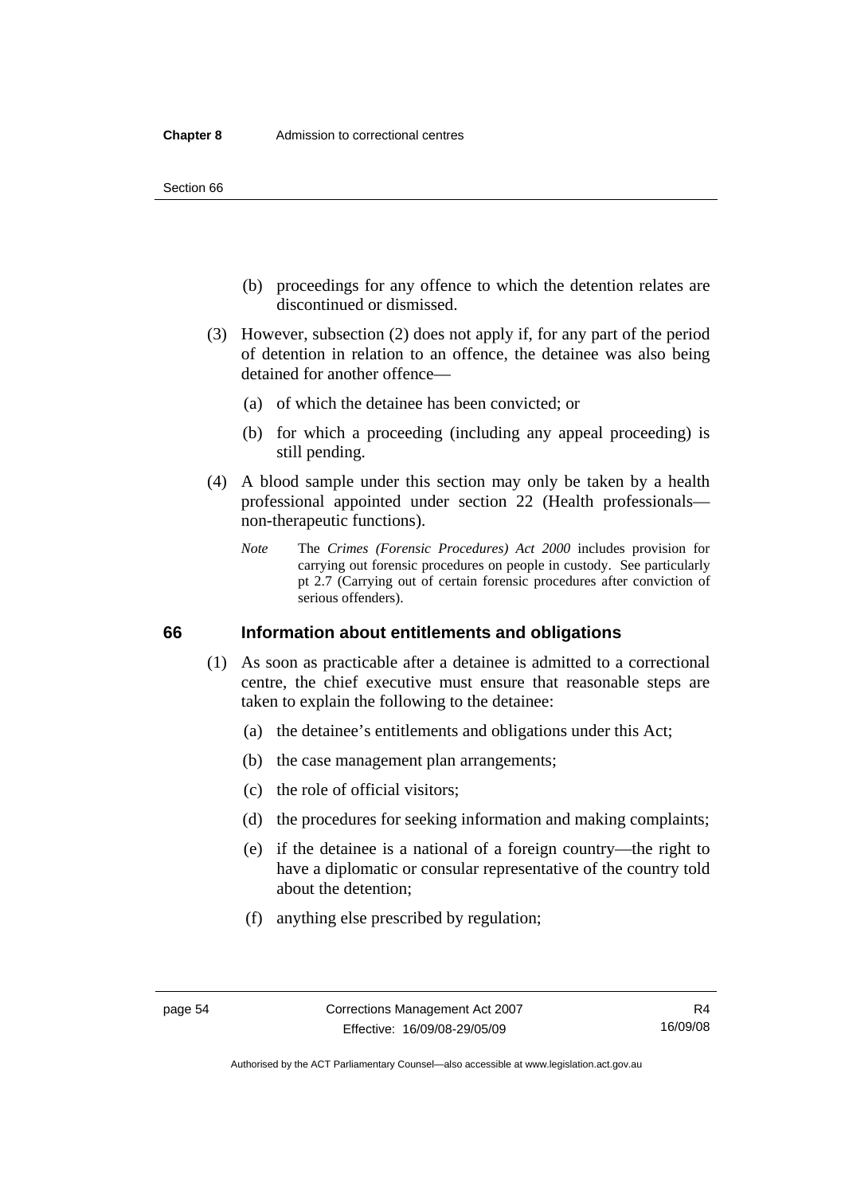(b) proceedings for any offence to which the detention relates are discontinued or dismissed.

(3) However, subsection (2) does not apply if, for any part of the period of detention in relation to an offence, the detainee was also being detained for another offence—

(a) of which the detainee has been convicted; or

(b) for which a proceeding (including any appeal proceeding) is still pending.

(4) A blood sample under this section may only be taken by a health professional appointed under section 22 (Health professionals—non-therapeutic functions).

*Note* The *Crimes (Forensic Procedures) Act 2000* includes provision for carrying out forensic procedures on people in custody. See particularly pt 2.7 (Carrying out of certain forensic procedures after conviction of serious offenders).

## 66 Information about entitlements and obligations

(1) As soon as practicable after a detainee is admitted to a correctional centre, the chief executive must ensure that reasonable steps are taken to explain the following to the detainee:

(a) the detainee's entitlements and obligations under this Act;

(b) the case management plan arrangements;

(c) the role of official visitors;

(d) the procedures for seeking information and making complaints;

(e) if the detainee is a national of a foreign country—the right to have a diplomatic or consular representative of the country told about the detention;

(f) anything else prescribed by regulation;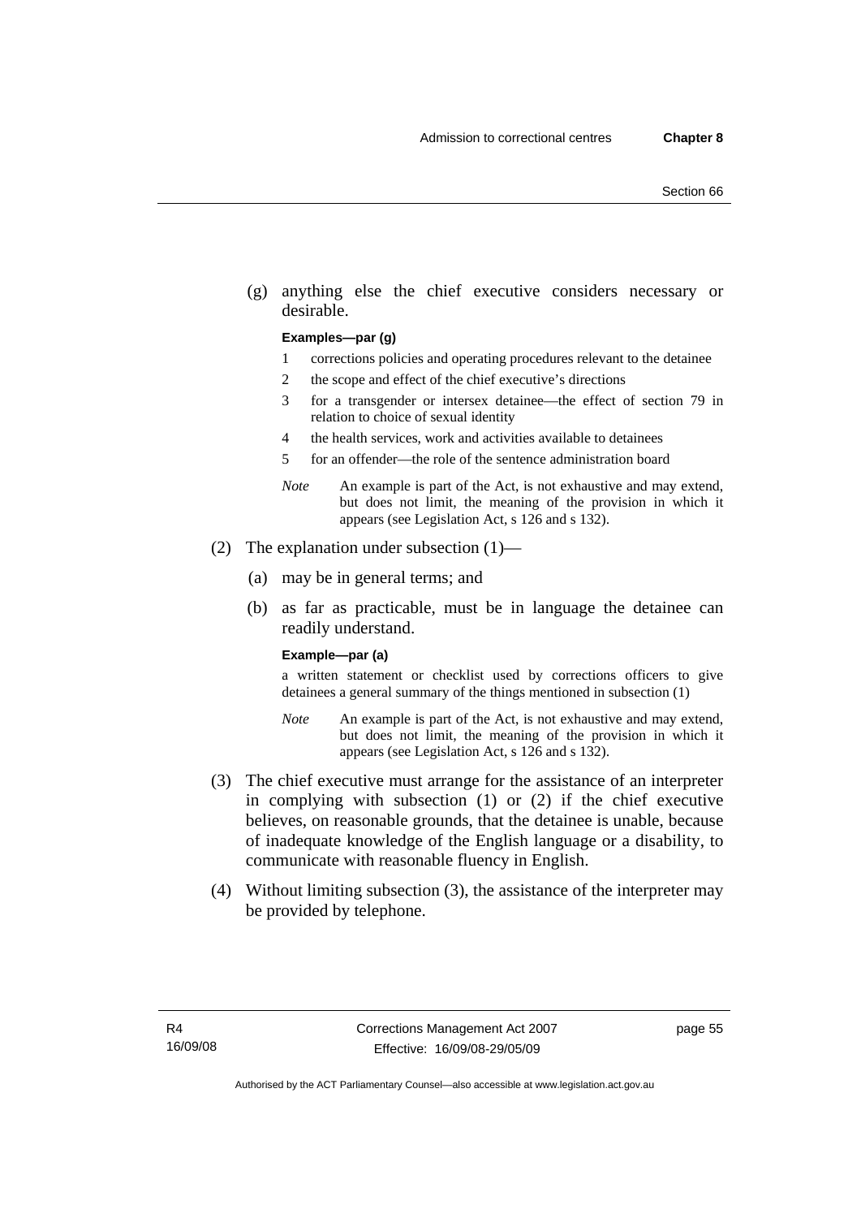(g) anything else the chief executive considers necessary or desirable.

**Examples—par (g)**

1 corrections policies and operating procedures relevant to the detainee

2 the scope and effect of the chief executive's directions

3 for a transgender or intersex detainee—the effect of section 79 in relation to choice of sexual identity

4 the health services, work and activities available to detainees

5 for an offender—the role of the sentence administration board

*Note* An example is part of the Act, is not exhaustive and may extend, but does not limit, the meaning of the provision in which it appears (see Legislation Act, s 126 and s 132).

(2) The explanation under subsection (1)—

(a) may be in general terms; and

(b) as far as practicable, must be in language the detainee can readily understand.

**Example—par (a)**

a written statement or checklist used by corrections officers to give detainees a general summary of the things mentioned in subsection (1)

*Note* An example is part of the Act, is not exhaustive and may extend, but does not limit, the meaning of the provision in which it appears (see Legislation Act, s 126 and s 132).

(3) The chief executive must arrange for the assistance of an interpreter in complying with subsection (1) or (2) if the chief executive believes, on reasonable grounds, that the detainee is unable, because of inadequate knowledge of the English language or a disability, to communicate with reasonable fluency in English.

(4) Without limiting subsection (3), the assistance of the interpreter may be provided by telephone.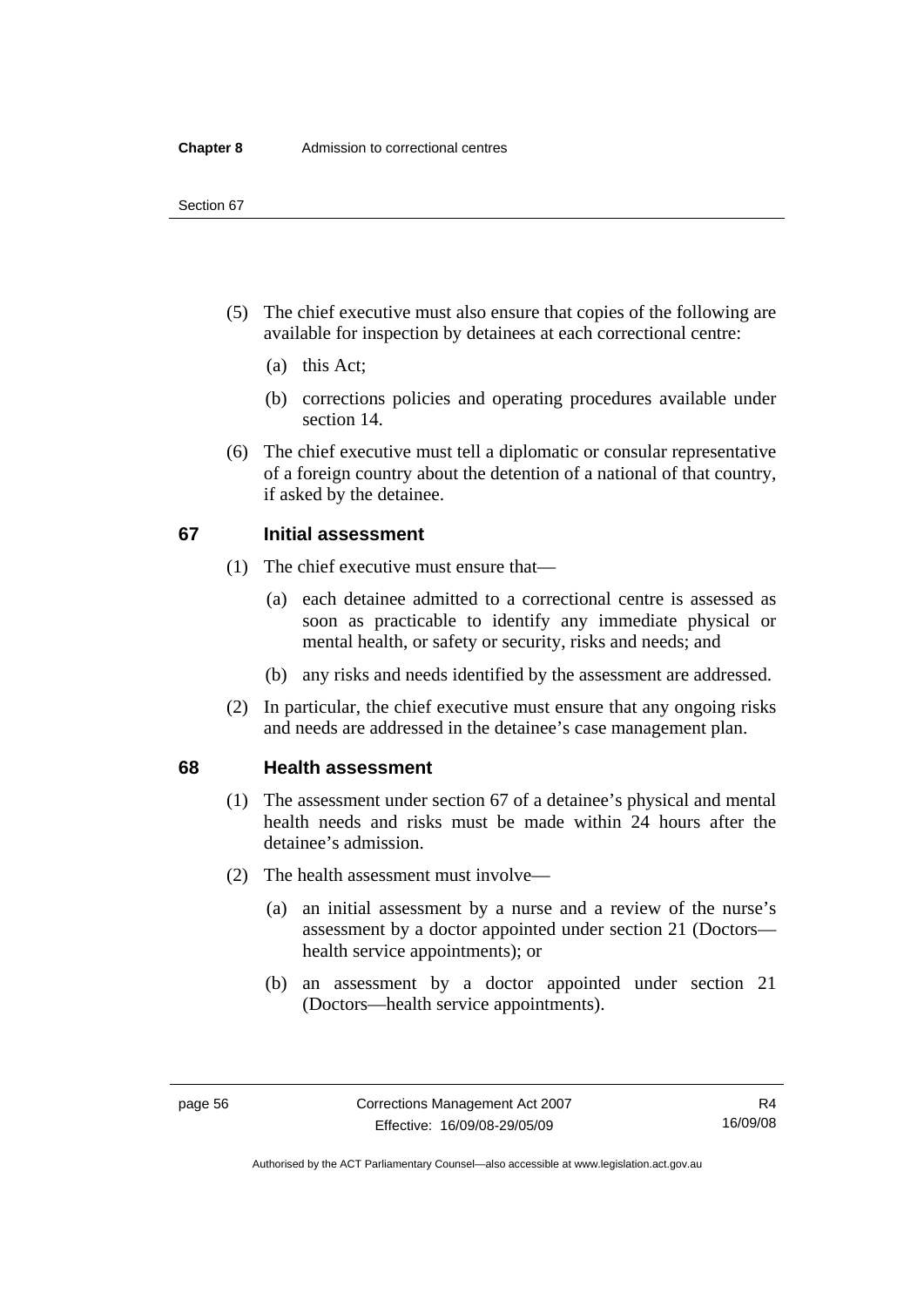(5) The chief executive must also ensure that copies of the following are available for inspection by detainees at each correctional centre:

(a) this Act;

(b) corrections policies and operating procedures available under section 14.

(6) The chief executive must tell a diplomatic or consular representative of a foreign country about the detention of a national of that country, if asked by the detainee.

## 67 Initial assessment

(1) The chief executive must ensure that—

(a) each detainee admitted to a correctional centre is assessed as soon as practicable to identify any immediate physical or mental health, or safety or security, risks and needs; and

(b) any risks and needs identified by the assessment are addressed.

(2) In particular, the chief executive must ensure that any ongoing risks and needs are addressed in the detainee's case management plan.

## 68 Health assessment

(1) The assessment under section 67 of a detainee's physical and mental health needs and risks must be made within 24 hours after the detainee's admission.

(2) The health assessment must involve—

(a) an initial assessment by a nurse and a review of the nurse's assessment by a doctor appointed under section 21 (Doctors—health service appointments); or

(b) an assessment by a doctor appointed under section 21 (Doctors—health service appointments).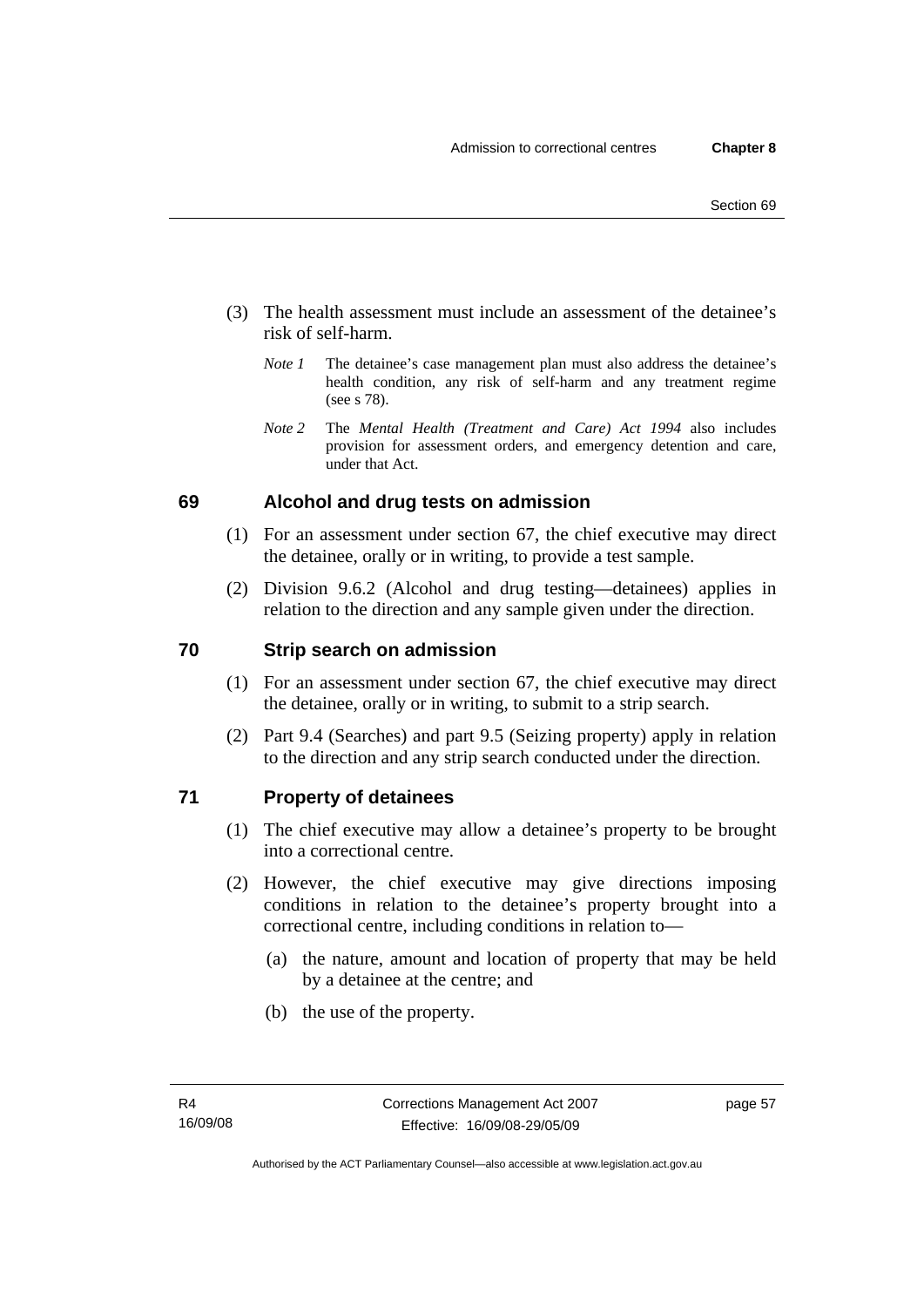(3) The health assessment must include an assessment of the detainee's risk of self-harm.

*Note 1* The detainee's case management plan must also address the detainee's health condition, any risk of self-harm and any treatment regime (see s 78).

*Note 2* The *Mental Health (Treatment and Care) Act 1994* also includes provision for assessment orders, and emergency detention and care, under that Act.

## 69 Alcohol and drug tests on admission

(1) For an assessment under section 67, the chief executive may direct the detainee, orally or in writing, to provide a test sample.

(2) Division 9.6.2 (Alcohol and drug testing—detainees) applies in relation to the direction and any sample given under the direction.

## 70 Strip search on admission

(1) For an assessment under section 67, the chief executive may direct the detainee, orally or in writing, to submit to a strip search.

(2) Part 9.4 (Searches) and part 9.5 (Seizing property) apply in relation to the direction and any strip search conducted under the direction.

## 71 Property of detainees

(1) The chief executive may allow a detainee's property to be brought into a correctional centre.

(2) However, the chief executive may give directions imposing conditions in relation to the detainee's property brought into a correctional centre, including conditions in relation to—

(a) the nature, amount and location of property that may be held by a detainee at the centre; and

(b) the use of the property.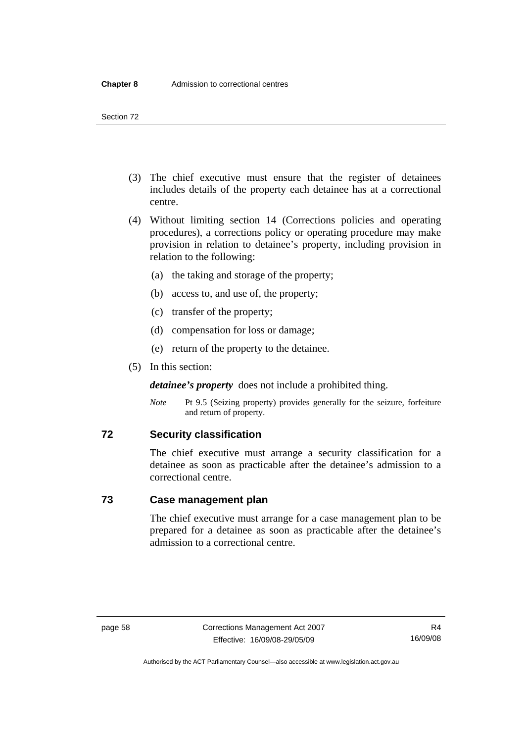(3) The chief executive must ensure that the register of detainees includes details of the property each detainee has at a correctional centre.

(4) Without limiting section 14 (Corrections policies and operating procedures), a corrections policy or operating procedure may make provision in relation to detainee's property, including provision in relation to the following:

  (a) the taking and storage of the property;

  (b) access to, and use of, the property;

  (c) transfer of the property;

  (d) compensation for loss or damage;

  (e) return of the property to the detainee.

(5) In this section:

***detainee's property*** does not include a prohibited thing.

*Note* Pt 9.5 (Seizing property) provides generally for the seizure, forfeiture and return of property.

## 72 Security classification

The chief executive must arrange a security classification for a detainee as soon as practicable after the detainee's admission to a correctional centre.

## 73 Case management plan

The chief executive must arrange for a case management plan to be prepared for a detainee as soon as practicable after the detainee's admission to a correctional centre.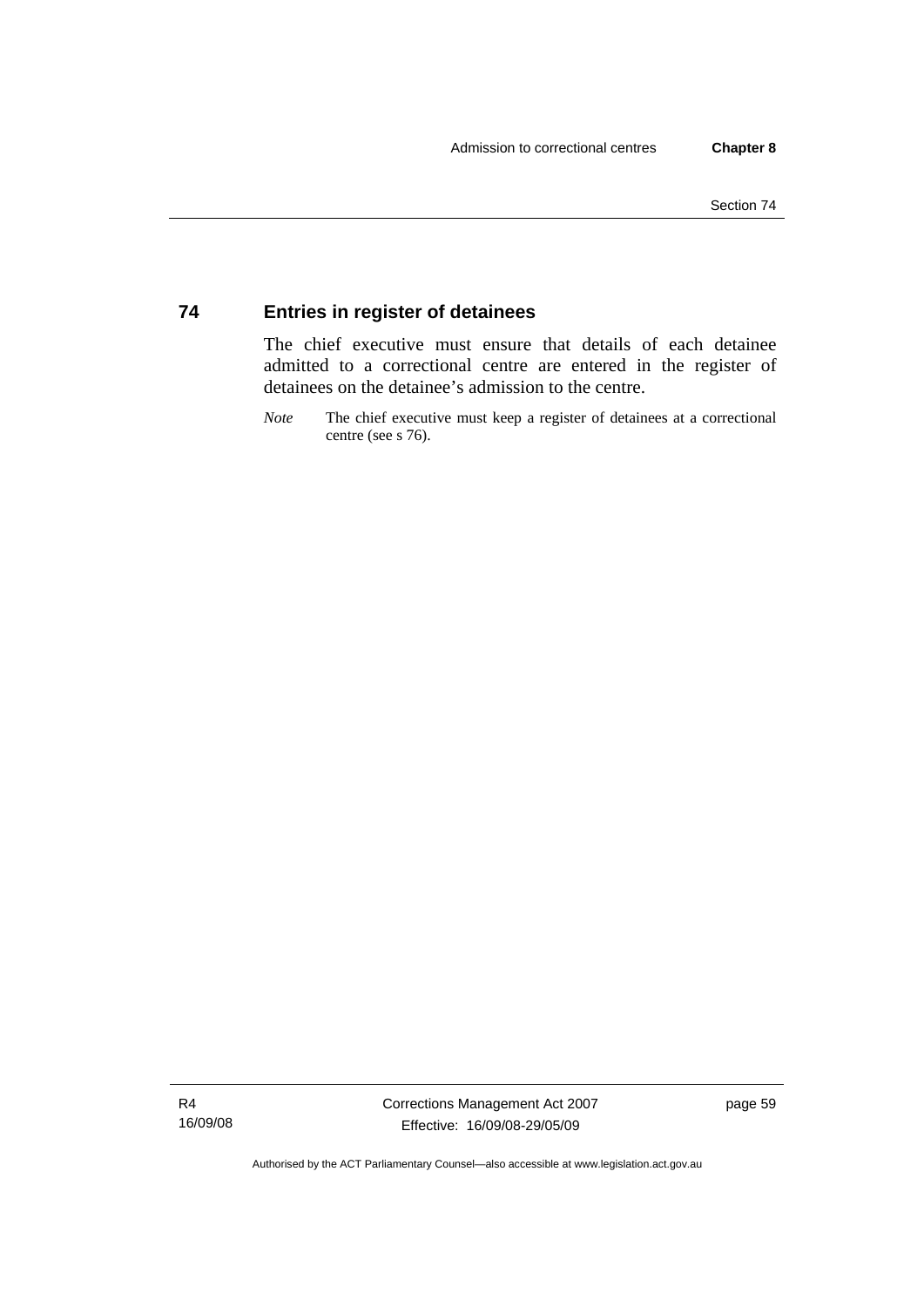## 74 Entries in register of detainees

The chief executive must ensure that details of each detainee admitted to a correctional centre are entered in the register of detainees on the detainee's admission to the centre.

*Note* The chief executive must keep a register of detainees at a correctional centre (see s 76).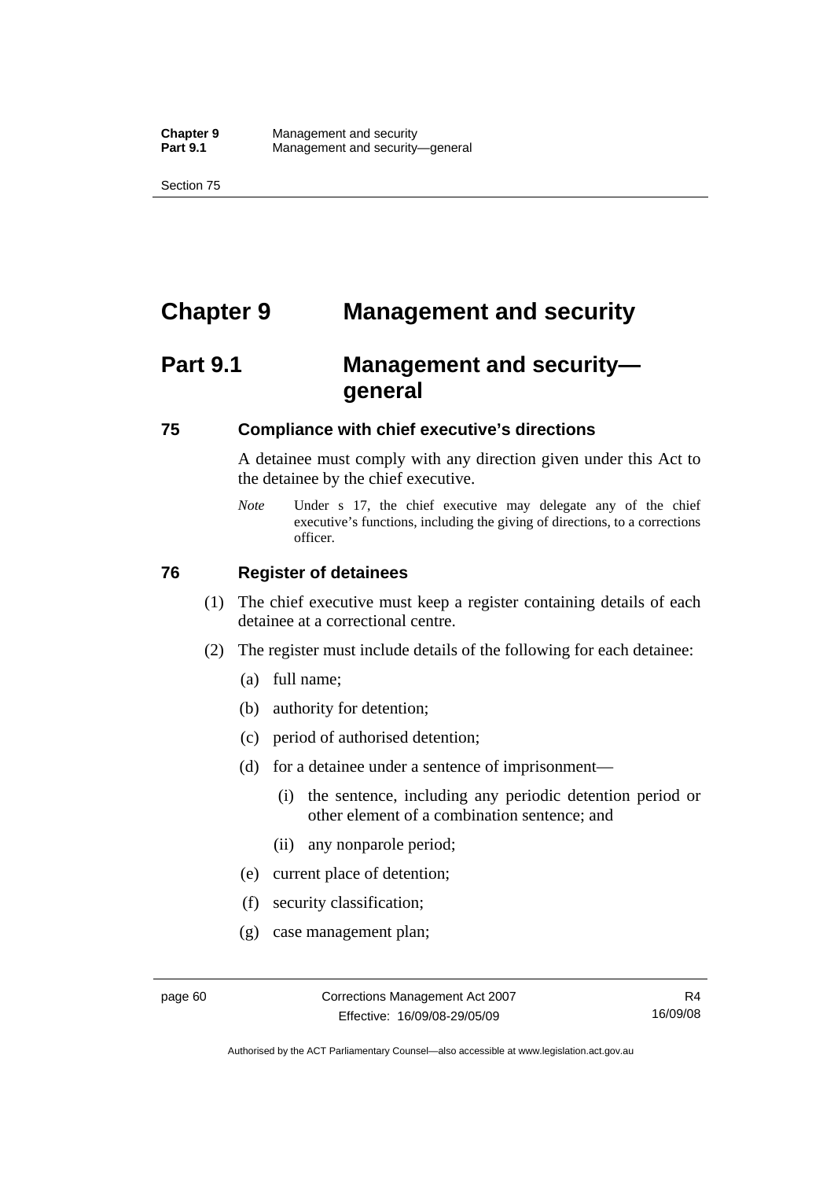# Chapter 9 Management and security

## Part 9.1 Management and security—general

### 75 Compliance with chief executive's directions

A detainee must comply with any direction given under this Act to the detainee by the chief executive.

*Note* Under s 17, the chief executive may delegate any of the chief executive's functions, including the giving of directions, to a corrections officer.

### 76 Register of detainees

(1) The chief executive must keep a register containing details of each detainee at a correctional centre.

(2) The register must include details of the following for each detainee:

(a) full name;

(b) authority for detention;

(c) period of authorised detention;

(d) for a detainee under a sentence of imprisonment—

(i) the sentence, including any periodic detention period or other element of a combination sentence; and

(ii) any nonparole period;

(e) current place of detention;

(f) security classification;

(g) case management plan;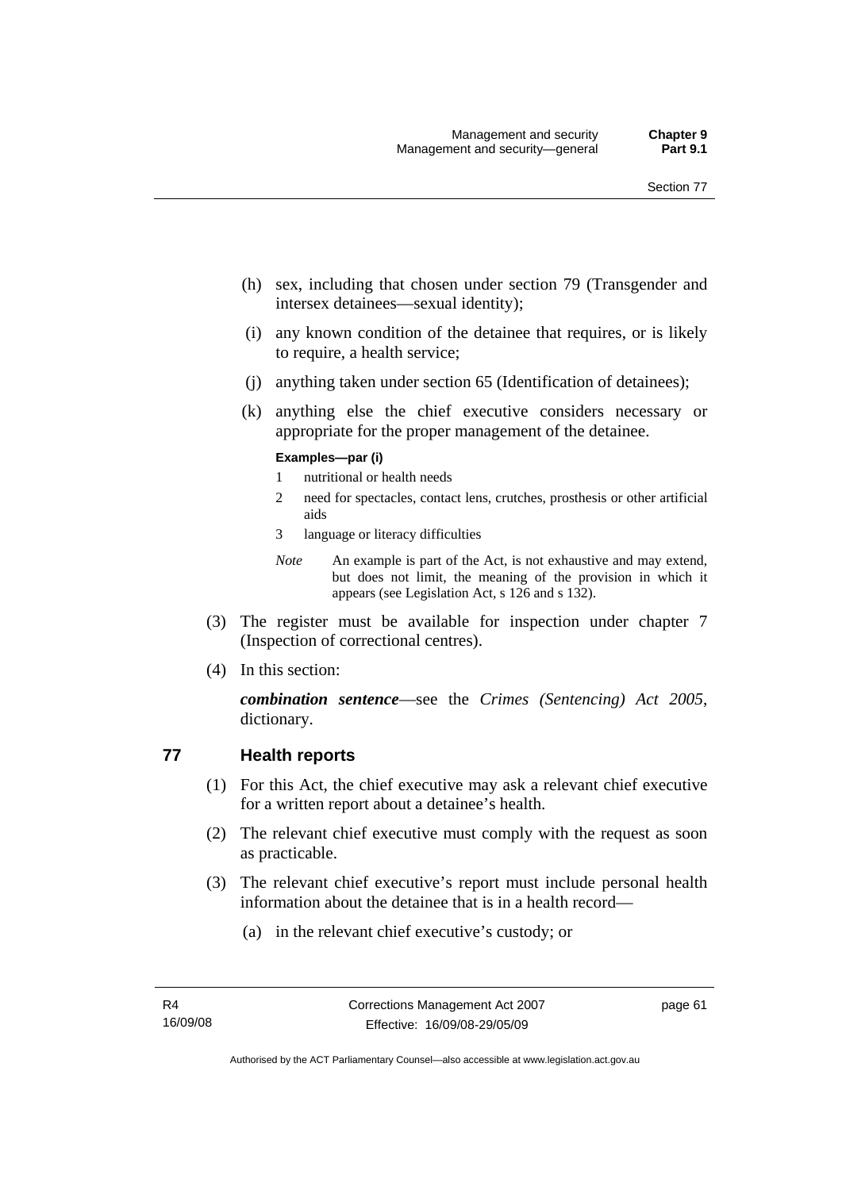- (h) sex, including that chosen under section 79 (Transgender and intersex detainees—sexual identity);
- (i) any known condition of the detainee that requires, or is likely to require, a health service;
- (j) anything taken under section 65 (Identification of detainees);
- (k) anything else the chief executive considers necessary or appropriate for the proper management of the detainee.

**Examples—par (i)**

1 nutritional or health needs

2 need for spectacles, contact lens, crutches, prosthesis or other artificial aids

3 language or literacy difficulties

*Note* An example is part of the Act, is not exhaustive and may extend, but does not limit, the meaning of the provision in which it appears (see Legislation Act, s 126 and s 132).

(3) The register must be available for inspection under chapter 7 (Inspection of correctional centres).

(4) In this section:

***combination sentence***—see the *Crimes (Sentencing) Act 2005*, dictionary.

## 77 Health reports

(1) For this Act, the chief executive may ask a relevant chief executive for a written report about a detainee's health.

(2) The relevant chief executive must comply with the request as soon as practicable.

(3) The relevant chief executive's report must include personal health information about the detainee that is in a health record—

- (a) in the relevant chief executive's custody; or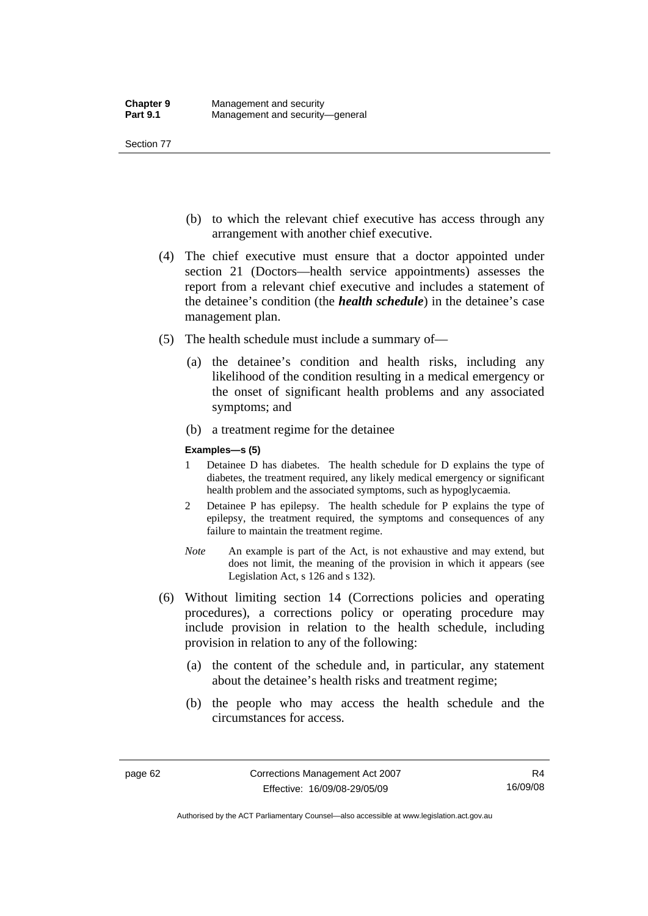(b) to which the relevant chief executive has access through any arrangement with another chief executive.

(4) The chief executive must ensure that a doctor appointed under section 21 (Doctors—health service appointments) assesses the report from a relevant chief executive and includes a statement of the detainee's condition (the ***health schedule***) in the detainee's case management plan.

(5) The health schedule must include a summary of—

(a) the detainee's condition and health risks, including any likelihood of the condition resulting in a medical emergency or the onset of significant health problems and any associated symptoms; and

(b) a treatment regime for the detainee

**Examples—s (5)**

1 Detainee D has diabetes. The health schedule for D explains the type of diabetes, the treatment required, any likely medical emergency or significant health problem and the associated symptoms, such as hypoglycaemia.

2 Detainee P has epilepsy. The health schedule for P explains the type of epilepsy, the treatment required, the symptoms and consequences of any failure to maintain the treatment regime.

*Note* An example is part of the Act, is not exhaustive and may extend, but does not limit, the meaning of the provision in which it appears (see Legislation Act, s 126 and s 132).

(6) Without limiting section 14 (Corrections policies and operating procedures), a corrections policy or operating procedure may include provision in relation to the health schedule, including provision in relation to any of the following:

(a) the content of the schedule and, in particular, any statement about the detainee's health risks and treatment regime;

(b) the people who may access the health schedule and the circumstances for access.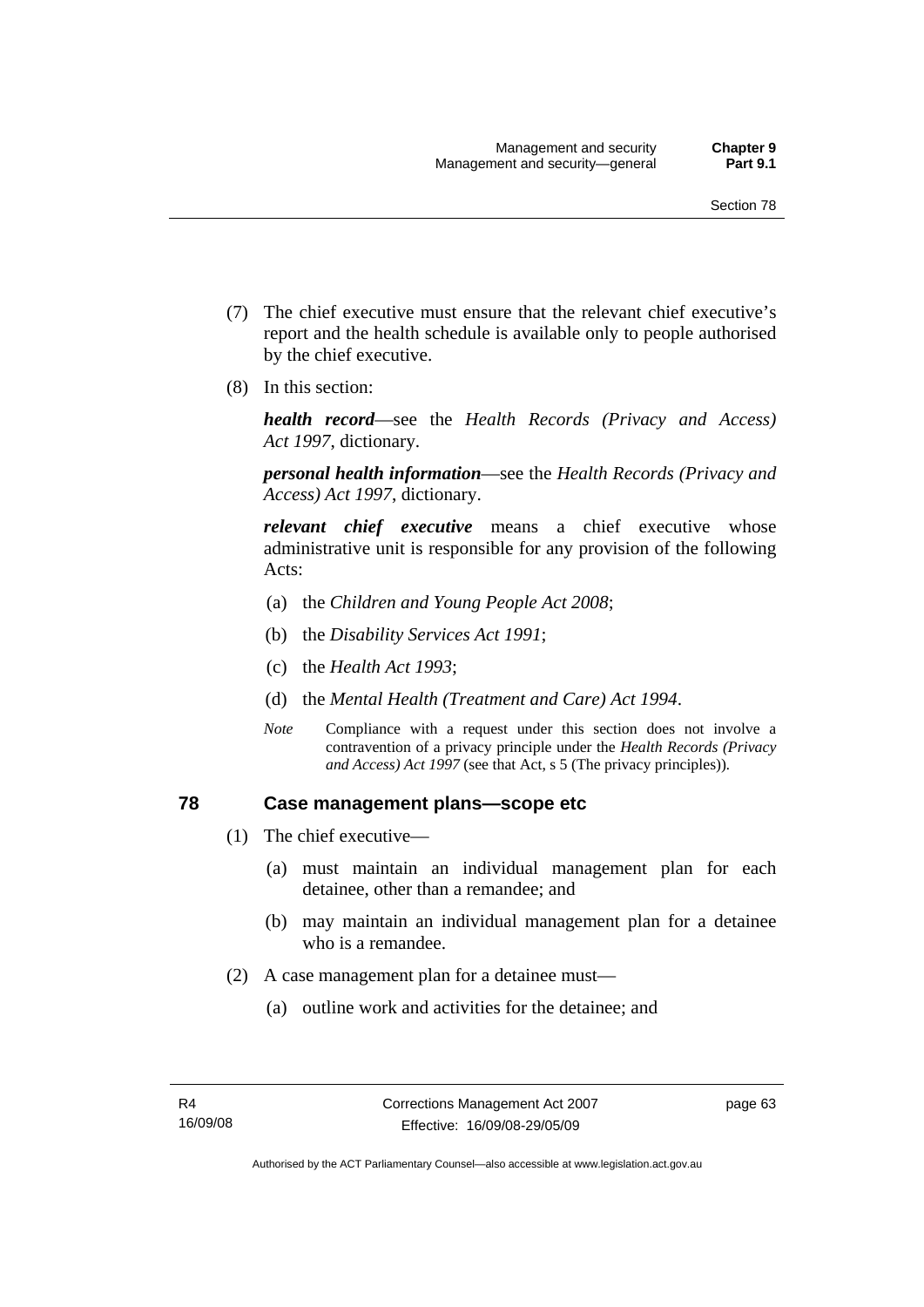(7) The chief executive must ensure that the relevant chief executive's report and the health schedule is available only to people authorised by the chief executive.

(8) In this section:

***health record***—see the *Health Records (Privacy and Access) Act 1997*, dictionary.

***personal health information***—see the *Health Records (Privacy and Access) Act 1997*, dictionary.

***relevant chief executive*** means a chief executive whose administrative unit is responsible for any provision of the following Acts:

(a) the *Children and Young People Act 2008*;

(b) the *Disability Services Act 1991*;

(c) the *Health Act 1993*;

(d) the *Mental Health (Treatment and Care) Act 1994*.

*Note* Compliance with a request under this section does not involve a contravention of a privacy principle under the *Health Records (Privacy and Access) Act 1997* (see that Act, s 5 (The privacy principles)).

## 78 Case management plans—scope etc

(1) The chief executive—

(a) must maintain an individual management plan for each detainee, other than a remandee; and

(b) may maintain an individual management plan for a detainee who is a remandee.

(2) A case management plan for a detainee must—

(a) outline work and activities for the detainee; and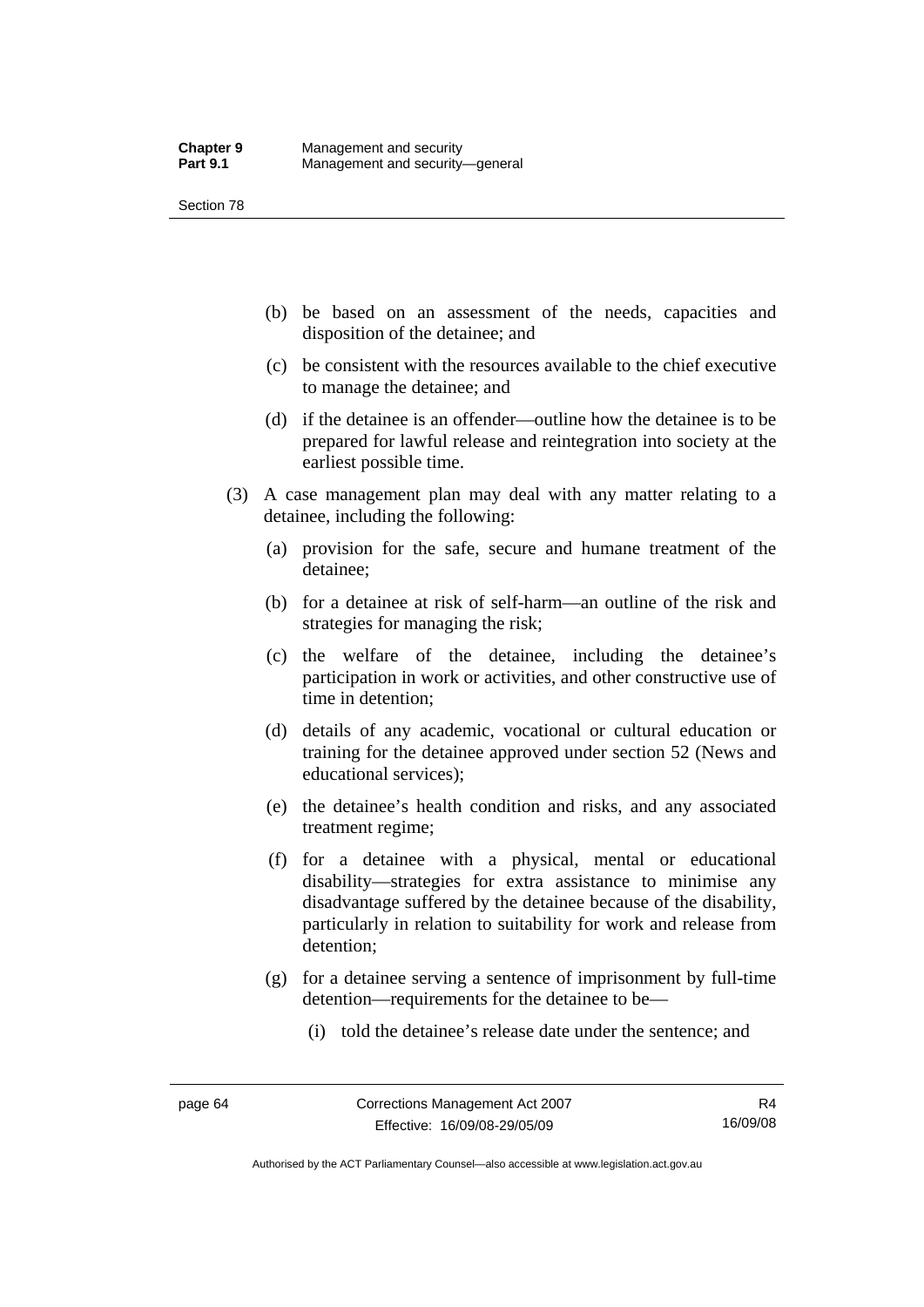(b) be based on an assessment of the needs, capacities and disposition of the detainee; and

(c) be consistent with the resources available to the chief executive to manage the detainee; and

(d) if the detainee is an offender—outline how the detainee is to be prepared for lawful release and reintegration into society at the earliest possible time.

(3) A case management plan may deal with any matter relating to a detainee, including the following:

(a) provision for the safe, secure and humane treatment of the detainee;

(b) for a detainee at risk of self-harm—an outline of the risk and strategies for managing the risk;

(c) the welfare of the detainee, including the detainee's participation in work or activities, and other constructive use of time in detention;

(d) details of any academic, vocational or cultural education or training for the detainee approved under section 52 (News and educational services);

(e) the detainee's health condition and risks, and any associated treatment regime;

(f) for a detainee with a physical, mental or educational disability—strategies for extra assistance to minimise any disadvantage suffered by the detainee because of the disability, particularly in relation to suitability for work and release from detention;

(g) for a detainee serving a sentence of imprisonment by full-time detention—requirements for the detainee to be—

(i) told the detainee's release date under the sentence; and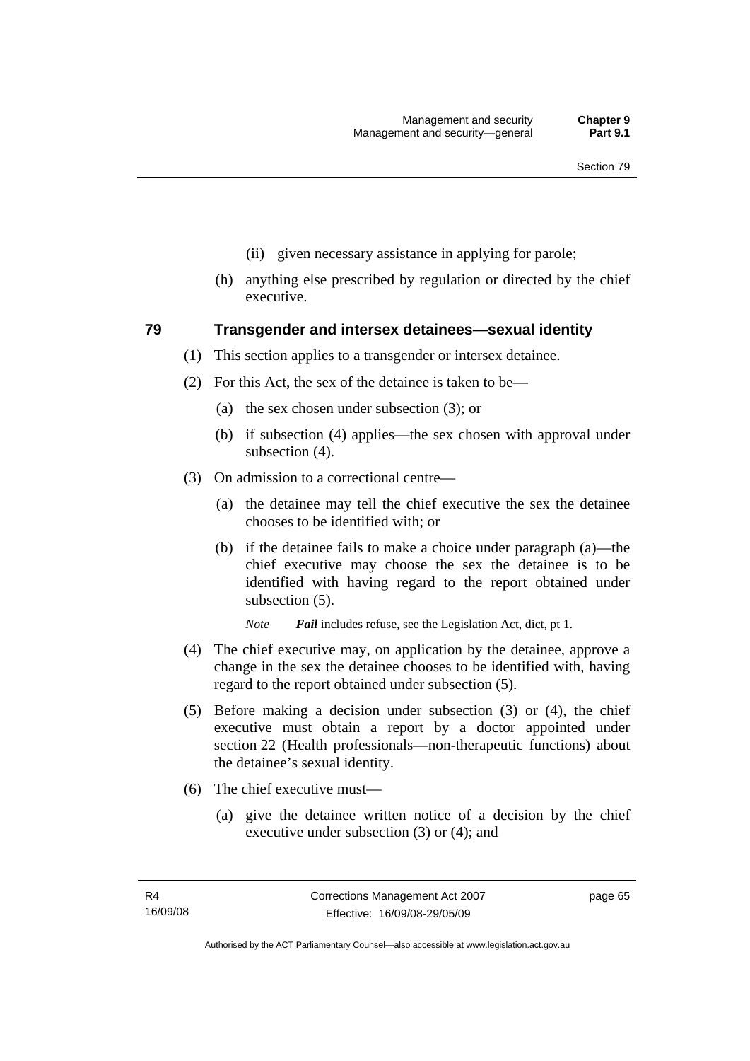(ii) given necessary assistance in applying for parole;

(h) anything else prescribed by regulation or directed by the chief executive.

## 79 Transgender and intersex detainees—sexual identity

(1) This section applies to a transgender or intersex detainee.

(2) For this Act, the sex of the detainee is taken to be—

(a) the sex chosen under subsection (3); or

(b) if subsection (4) applies—the sex chosen with approval under subsection (4).

(3) On admission to a correctional centre—

(a) the detainee may tell the chief executive the sex the detainee chooses to be identified with; or

(b) if the detainee fails to make a choice under paragraph (a)—the chief executive may choose the sex the detainee is to be identified with having regard to the report obtained under subsection (5).

*Note* ***Fail*** includes refuse, see the Legislation Act, dict, pt 1.

(4) The chief executive may, on application by the detainee, approve a change in the sex the detainee chooses to be identified with, having regard to the report obtained under subsection (5).

(5) Before making a decision under subsection (3) or (4), the chief executive must obtain a report by a doctor appointed under section 22 (Health professionals—non-therapeutic functions) about the detainee's sexual identity.

(6) The chief executive must—

(a) give the detainee written notice of a decision by the chief executive under subsection (3) or (4); and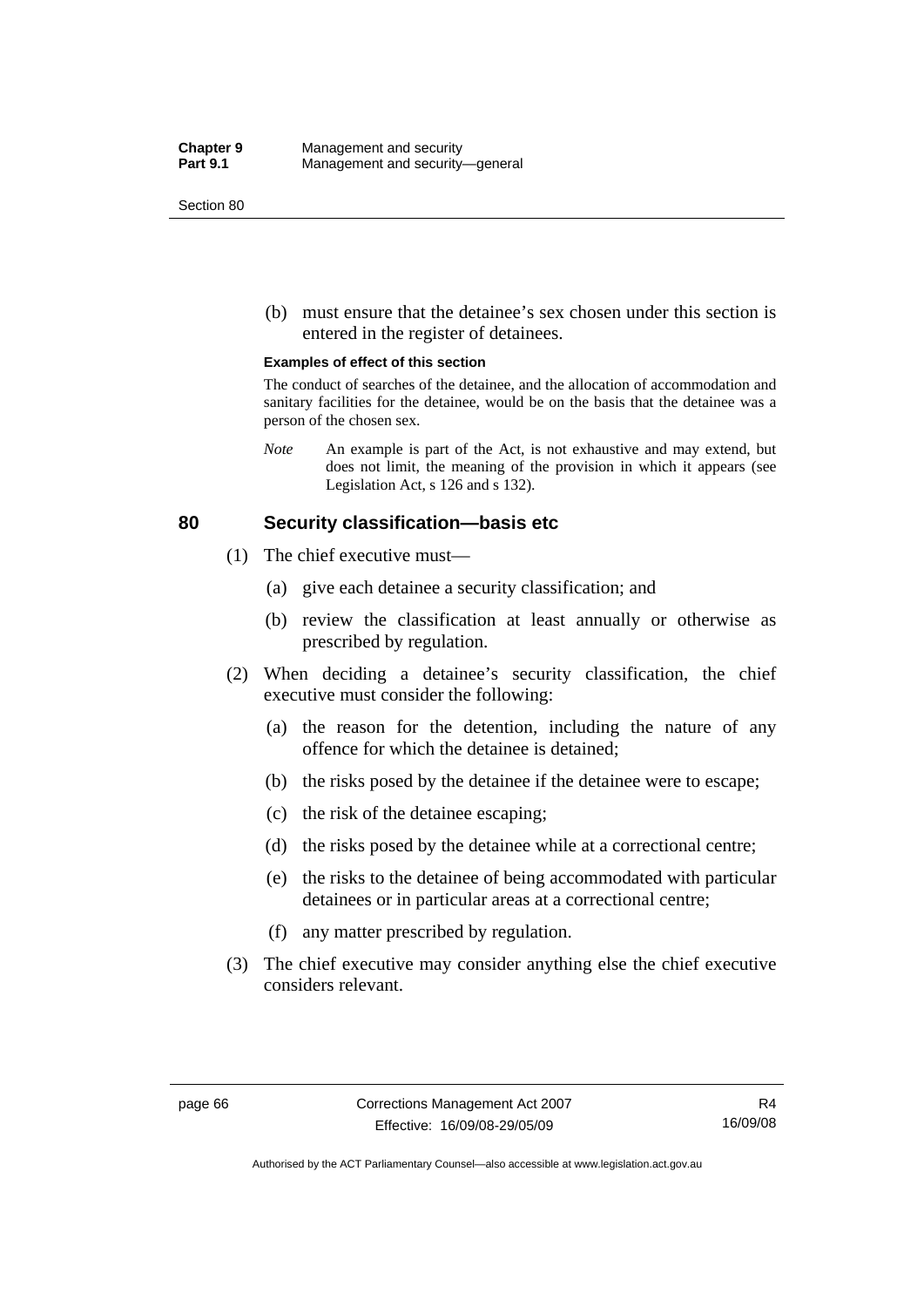(b) must ensure that the detainee's sex chosen under this section is entered in the register of detainees.

**Examples of effect of this section**

The conduct of searches of the detainee, and the allocation of accommodation and sanitary facilities for the detainee, would be on the basis that the detainee was a person of the chosen sex.

*Note* An example is part of the Act, is not exhaustive and may extend, but does not limit, the meaning of the provision in which it appears (see Legislation Act, s 126 and s 132).

## 80 Security classification—basis etc

(1) The chief executive must—

(a) give each detainee a security classification; and

(b) review the classification at least annually or otherwise as prescribed by regulation.

(2) When deciding a detainee's security classification, the chief executive must consider the following:

(a) the reason for the detention, including the nature of any offence for which the detainee is detained;

(b) the risks posed by the detainee if the detainee were to escape;

(c) the risk of the detainee escaping;

(d) the risks posed by the detainee while at a correctional centre;

(e) the risks to the detainee of being accommodated with particular detainees or in particular areas at a correctional centre;

(f) any matter prescribed by regulation.

(3) The chief executive may consider anything else the chief executive considers relevant.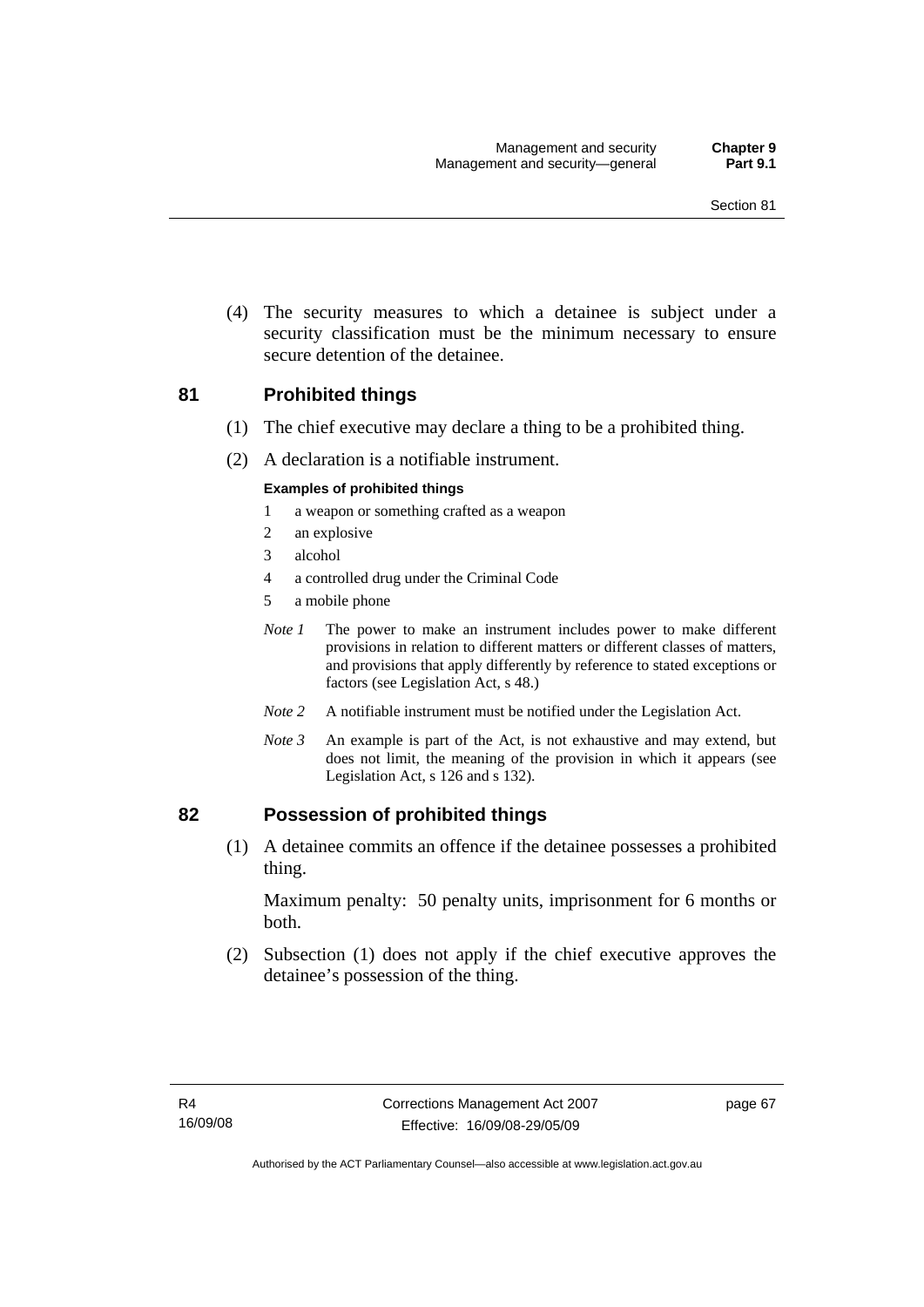(4) The security measures to which a detainee is subject under a security classification must be the minimum necessary to ensure secure detention of the detainee.

## 81 Prohibited things

(1) The chief executive may declare a thing to be a prohibited thing.

(2) A declaration is a notifiable instrument.

**Examples of prohibited things**

1 a weapon or something crafted as a weapon

2 an explosive

3 alcohol

4 a controlled drug under the Criminal Code

5 a mobile phone

*Note 1* The power to make an instrument includes power to make different provisions in relation to different matters or different classes of matters, and provisions that apply differently by reference to stated exceptions or factors (see Legislation Act, s 48.)

*Note 2* A notifiable instrument must be notified under the Legislation Act.

*Note 3* An example is part of the Act, is not exhaustive and may extend, but does not limit, the meaning of the provision in which it appears (see Legislation Act, s 126 and s 132).

## 82 Possession of prohibited things

(1) A detainee commits an offence if the detainee possesses a prohibited thing.

Maximum penalty: 50 penalty units, imprisonment for 6 months or both.

(2) Subsection (1) does not apply if the chief executive approves the detainee's possession of the thing.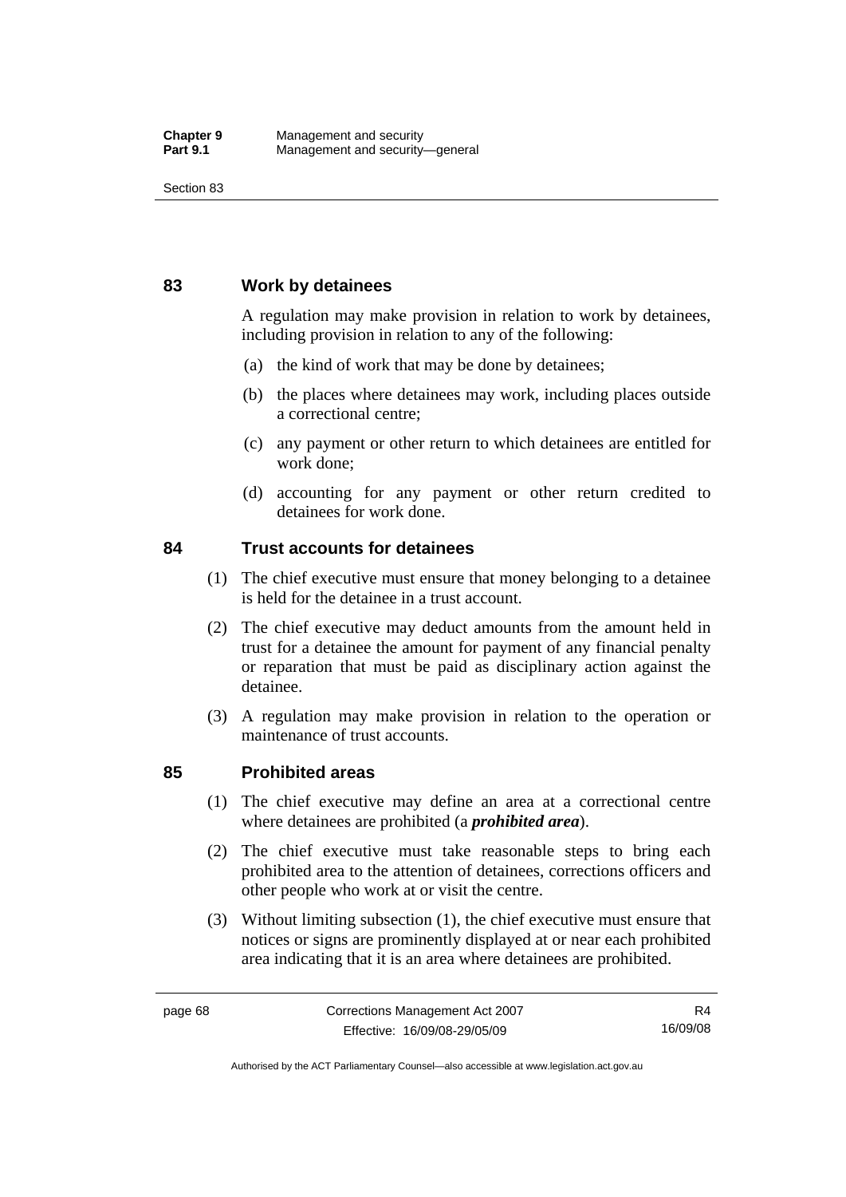## 83 Work by detainees

A regulation may make provision in relation to work by detainees, including provision in relation to any of the following:

(a) the kind of work that may be done by detainees;

(b) the places where detainees may work, including places outside a correctional centre;

(c) any payment or other return to which detainees are entitled for work done;

(d) accounting for any payment or other return credited to detainees for work done.

## 84 Trust accounts for detainees

(1) The chief executive must ensure that money belonging to a detainee is held for the detainee in a trust account.

(2) The chief executive may deduct amounts from the amount held in trust for a detainee the amount for payment of any financial penalty or reparation that must be paid as disciplinary action against the detainee.

(3) A regulation may make provision in relation to the operation or maintenance of trust accounts.

## 85 Prohibited areas

(1) The chief executive may define an area at a correctional centre where detainees are prohibited (a ***prohibited area***).

(2) The chief executive must take reasonable steps to bring each prohibited area to the attention of detainees, corrections officers and other people who work at or visit the centre.

(3) Without limiting subsection (1), the chief executive must ensure that notices or signs are prominently displayed at or near each prohibited area indicating that it is an area where detainees are prohibited.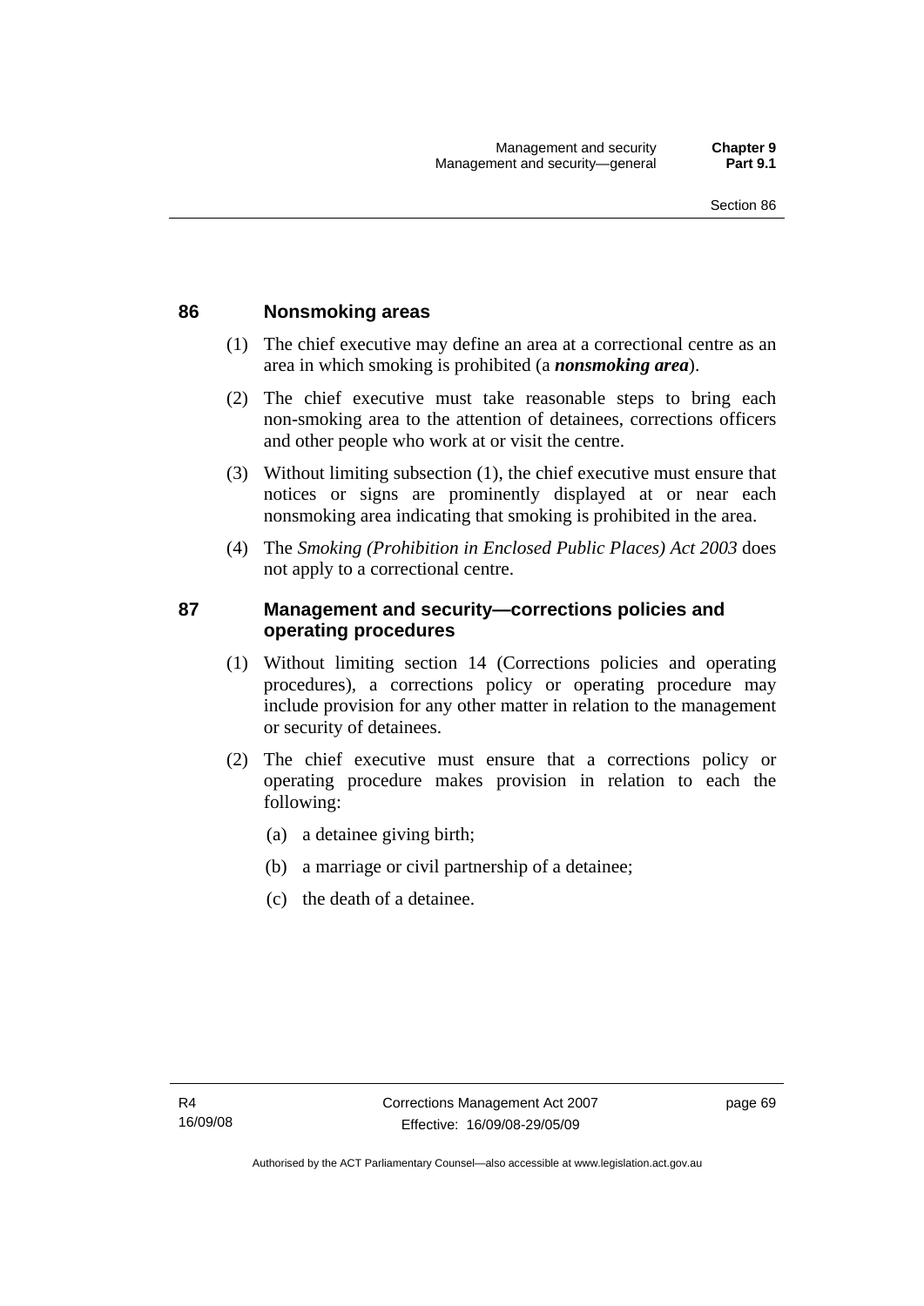## 86 Nonsmoking areas

(1) The chief executive may define an area at a correctional centre as an area in which smoking is prohibited (a ***nonsmoking area***).

(2) The chief executive must take reasonable steps to bring each non-smoking area to the attention of detainees, corrections officers and other people who work at or visit the centre.

(3) Without limiting subsection (1), the chief executive must ensure that notices or signs are prominently displayed at or near each nonsmoking area indicating that smoking is prohibited in the area.

(4) The *Smoking (Prohibition in Enclosed Public Places) Act 2003* does not apply to a correctional centre.

## 87 Management and security—corrections policies and operating procedures

(1) Without limiting section 14 (Corrections policies and operating procedures), a corrections policy or operating procedure may include provision for any other matter in relation to the management or security of detainees.

(2) The chief executive must ensure that a corrections policy or operating procedure makes provision in relation to each the following:

(a) a detainee giving birth;

(b) a marriage or civil partnership of a detainee;

(c) the death of a detainee.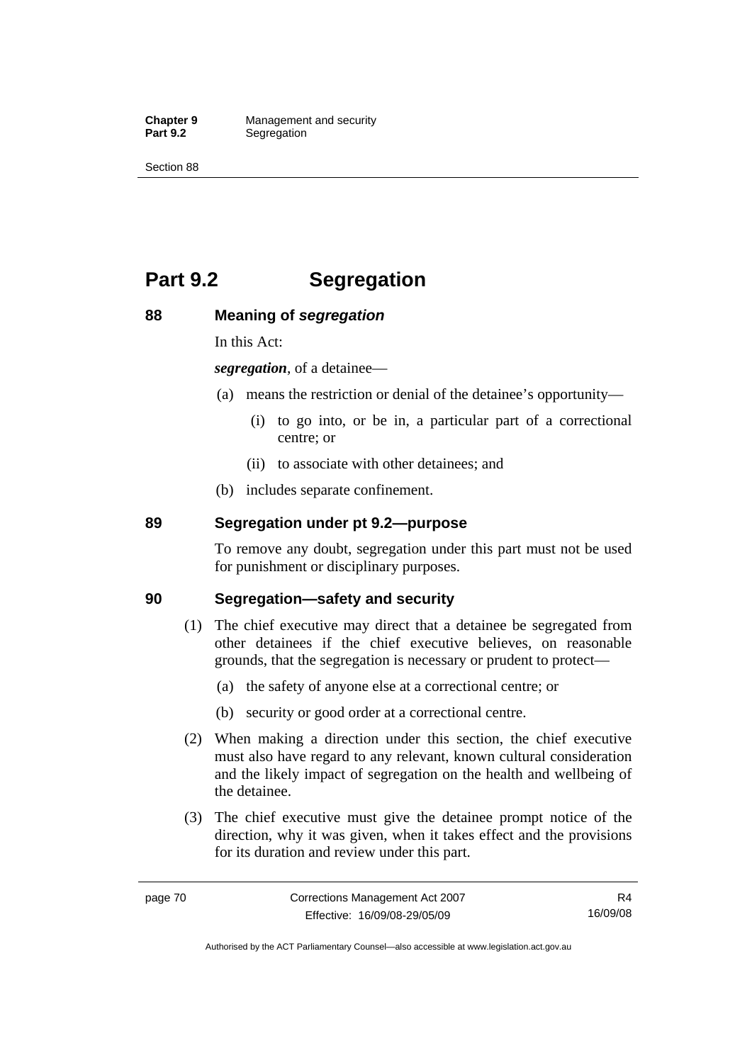# Part 9.2 Segregation

## 88 Meaning of *segregation*

In this Act:

***segregation***, of a detainee—

(a) means the restriction or denial of the detainee's opportunity—

(i) to go into, or be in, a particular part of a correctional centre; or

(ii) to associate with other detainees; and

(b) includes separate confinement.

## 89 Segregation under pt 9.2—purpose

To remove any doubt, segregation under this part must not be used for punishment or disciplinary purposes.

## 90 Segregation—safety and security

(1) The chief executive may direct that a detainee be segregated from other detainees if the chief executive believes, on reasonable grounds, that the segregation is necessary or prudent to protect—

(a) the safety of anyone else at a correctional centre; or

(b) security or good order at a correctional centre.

(2) When making a direction under this section, the chief executive must also have regard to any relevant, known cultural consideration and the likely impact of segregation on the health and wellbeing of the detainee.

(3) The chief executive must give the detainee prompt notice of the direction, why it was given, when it takes effect and the provisions for its duration and review under this part.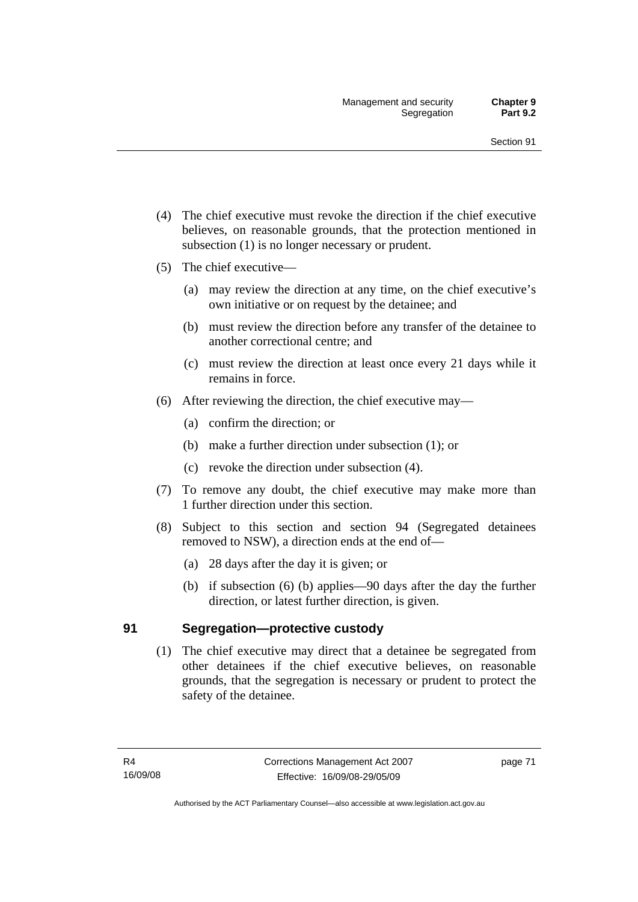(4) The chief executive must revoke the direction if the chief executive believes, on reasonable grounds, that the protection mentioned in subsection (1) is no longer necessary or prudent.

(5) The chief executive—

  (a) may review the direction at any time, on the chief executive's own initiative or on request by the detainee; and

  (b) must review the direction before any transfer of the detainee to another correctional centre; and

  (c) must review the direction at least once every 21 days while it remains in force.

(6) After reviewing the direction, the chief executive may—

  (a) confirm the direction; or

  (b) make a further direction under subsection (1); or

  (c) revoke the direction under subsection (4).

(7) To remove any doubt, the chief executive may make more than 1 further direction under this section.

(8) Subject to this section and section 94 (Segregated detainees removed to NSW), a direction ends at the end of—

  (a) 28 days after the day it is given; or

  (b) if subsection (6) (b) applies—90 days after the day the further direction, or latest further direction, is given.

## 91 Segregation—protective custody

(1) The chief executive may direct that a detainee be segregated from other detainees if the chief executive believes, on reasonable grounds, that the segregation is necessary or prudent to protect the safety of the detainee.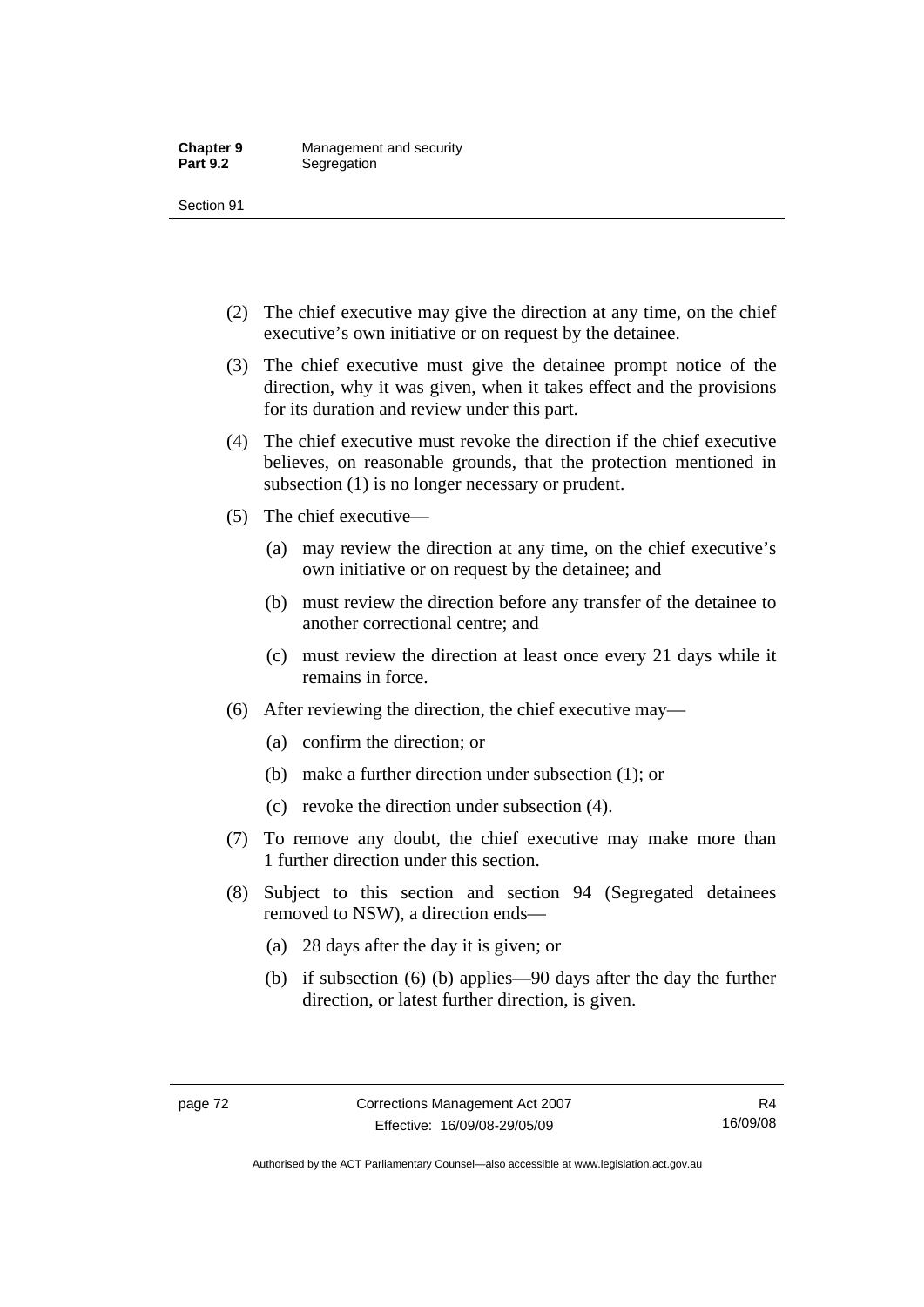(2) The chief executive may give the direction at any time, on the chief executive's own initiative or on request by the detainee.

(3) The chief executive must give the detainee prompt notice of the direction, why it was given, when it takes effect and the provisions for its duration and review under this part.

(4) The chief executive must revoke the direction if the chief executive believes, on reasonable grounds, that the protection mentioned in subsection (1) is no longer necessary or prudent.

(5) The chief executive—

(a) may review the direction at any time, on the chief executive's own initiative or on request by the detainee; and

(b) must review the direction before any transfer of the detainee to another correctional centre; and

(c) must review the direction at least once every 21 days while it remains in force.

(6) After reviewing the direction, the chief executive may—

(a) confirm the direction; or

(b) make a further direction under subsection (1); or

(c) revoke the direction under subsection (4).

(7) To remove any doubt, the chief executive may make more than 1 further direction under this section.

(8) Subject to this section and section 94 (Segregated detainees removed to NSW), a direction ends—

(a) 28 days after the day it is given; or

(b) if subsection (6) (b) applies—90 days after the day the further direction, or latest further direction, is given.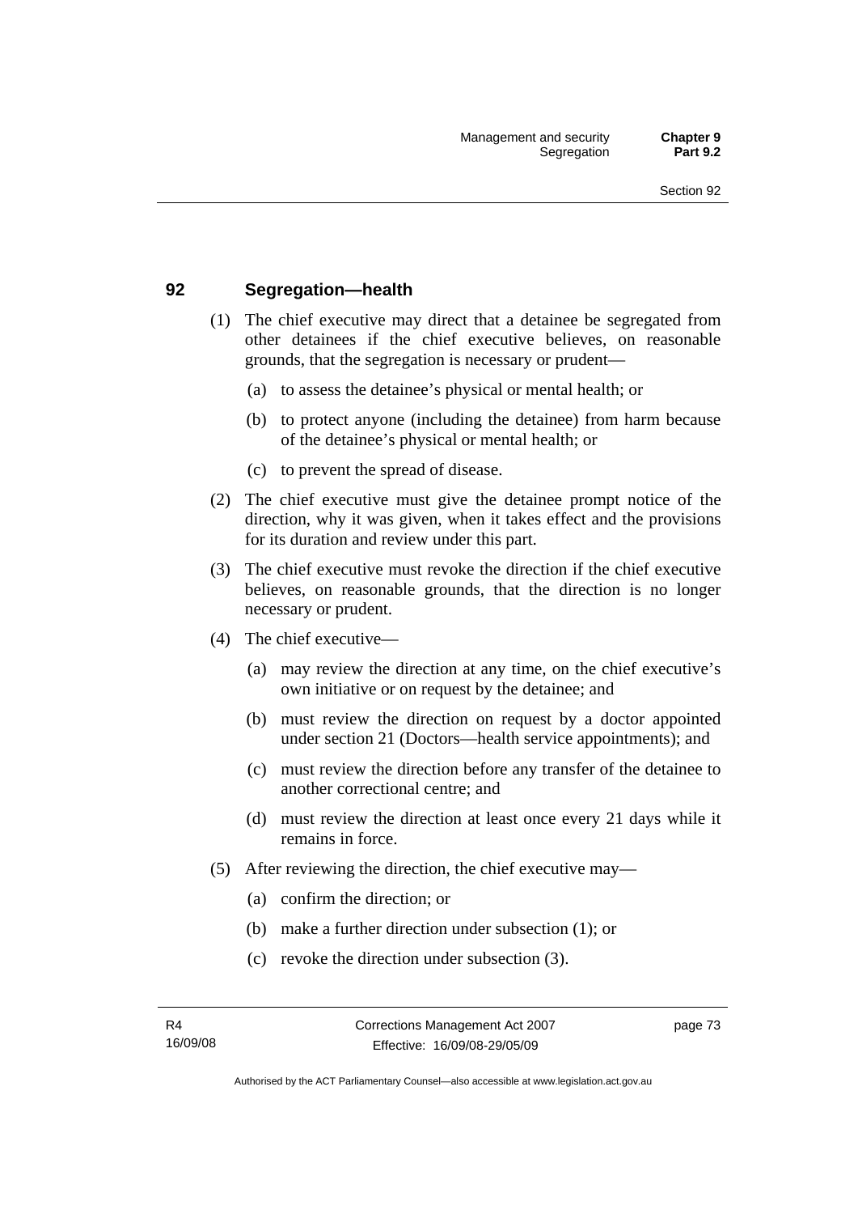## 92 Segregation—health

(1) The chief executive may direct that a detainee be segregated from other detainees if the chief executive believes, on reasonable grounds, that the segregation is necessary or prudent—

  (a) to assess the detainee's physical or mental health; or

  (b) to protect anyone (including the detainee) from harm because of the detainee's physical or mental health; or

  (c) to prevent the spread of disease.

(2) The chief executive must give the detainee prompt notice of the direction, why it was given, when it takes effect and the provisions for its duration and review under this part.

(3) The chief executive must revoke the direction if the chief executive believes, on reasonable grounds, that the direction is no longer necessary or prudent.

(4) The chief executive—

  (a) may review the direction at any time, on the chief executive's own initiative or on request by the detainee; and

  (b) must review the direction on request by a doctor appointed under section 21 (Doctors—health service appointments); and

  (c) must review the direction before any transfer of the detainee to another correctional centre; and

  (d) must review the direction at least once every 21 days while it remains in force.

(5) After reviewing the direction, the chief executive may—

  (a) confirm the direction; or

  (b) make a further direction under subsection (1); or

  (c) revoke the direction under subsection (3).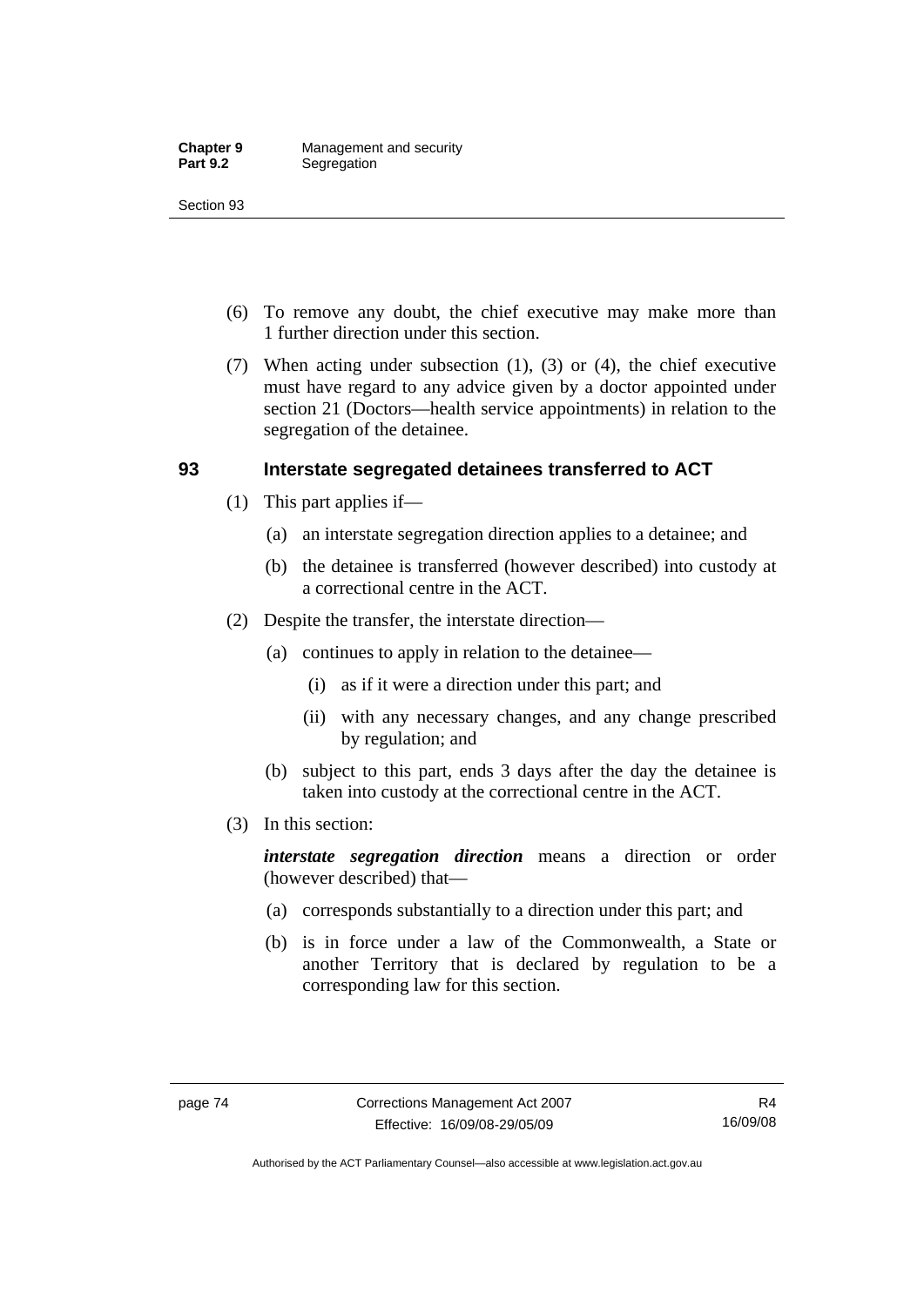(6) To remove any doubt, the chief executive may make more than 1 further direction under this section.

(7) When acting under subsection (1), (3) or (4), the chief executive must have regard to any advice given by a doctor appointed under section 21 (Doctors—health service appointments) in relation to the segregation of the detainee.

## 93 Interstate segregated detainees transferred to ACT

(1) This part applies if—

(a) an interstate segregation direction applies to a detainee; and

(b) the detainee is transferred (however described) into custody at a correctional centre in the ACT.

(2) Despite the transfer, the interstate direction—

(a) continues to apply in relation to the detainee—

(i) as if it were a direction under this part; and

(ii) with any necessary changes, and any change prescribed by regulation; and

(b) subject to this part, ends 3 days after the day the detainee is taken into custody at the correctional centre in the ACT.

(3) In this section:

***interstate segregation direction*** means a direction or order (however described) that—

(a) corresponds substantially to a direction under this part; and

(b) is in force under a law of the Commonwealth, a State or another Territory that is declared by regulation to be a corresponding law for this section.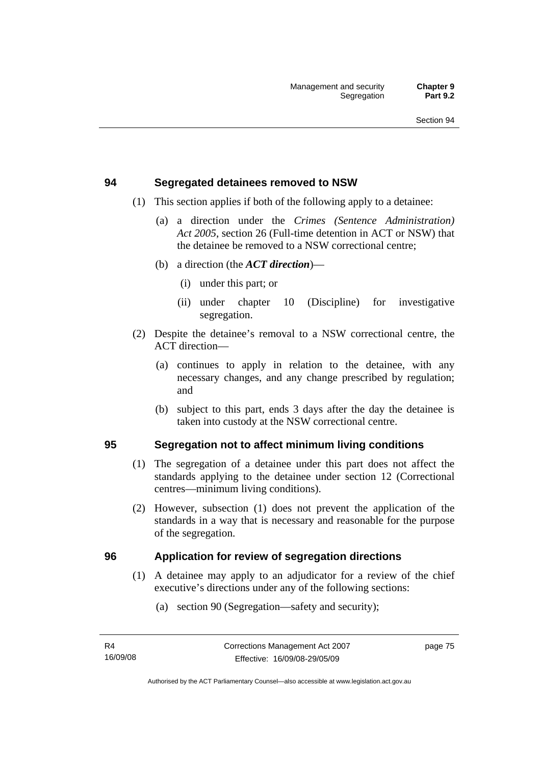## 94 Segregated detainees removed to NSW

(1) This section applies if both of the following apply to a detainee:

(a) a direction under the *Crimes (Sentence Administration) Act 2005*, section 26 (Full-time detention in ACT or NSW) that the detainee be removed to a NSW correctional centre;

(b) a direction (the ***ACT direction***)—

(i) under this part; or

(ii) under chapter 10 (Discipline) for investigative segregation.

(2) Despite the detainee's removal to a NSW correctional centre, the ACT direction—

(a) continues to apply in relation to the detainee, with any necessary changes, and any change prescribed by regulation; and

(b) subject to this part, ends 3 days after the day the detainee is taken into custody at the NSW correctional centre.

## 95 Segregation not to affect minimum living conditions

(1) The segregation of a detainee under this part does not affect the standards applying to the detainee under section 12 (Correctional centres—minimum living conditions).

(2) However, subsection (1) does not prevent the application of the standards in a way that is necessary and reasonable for the purpose of the segregation.

## 96 Application for review of segregation directions

(1) A detainee may apply to an adjudicator for a review of the chief executive's directions under any of the following sections:

(a) section 90 (Segregation—safety and security);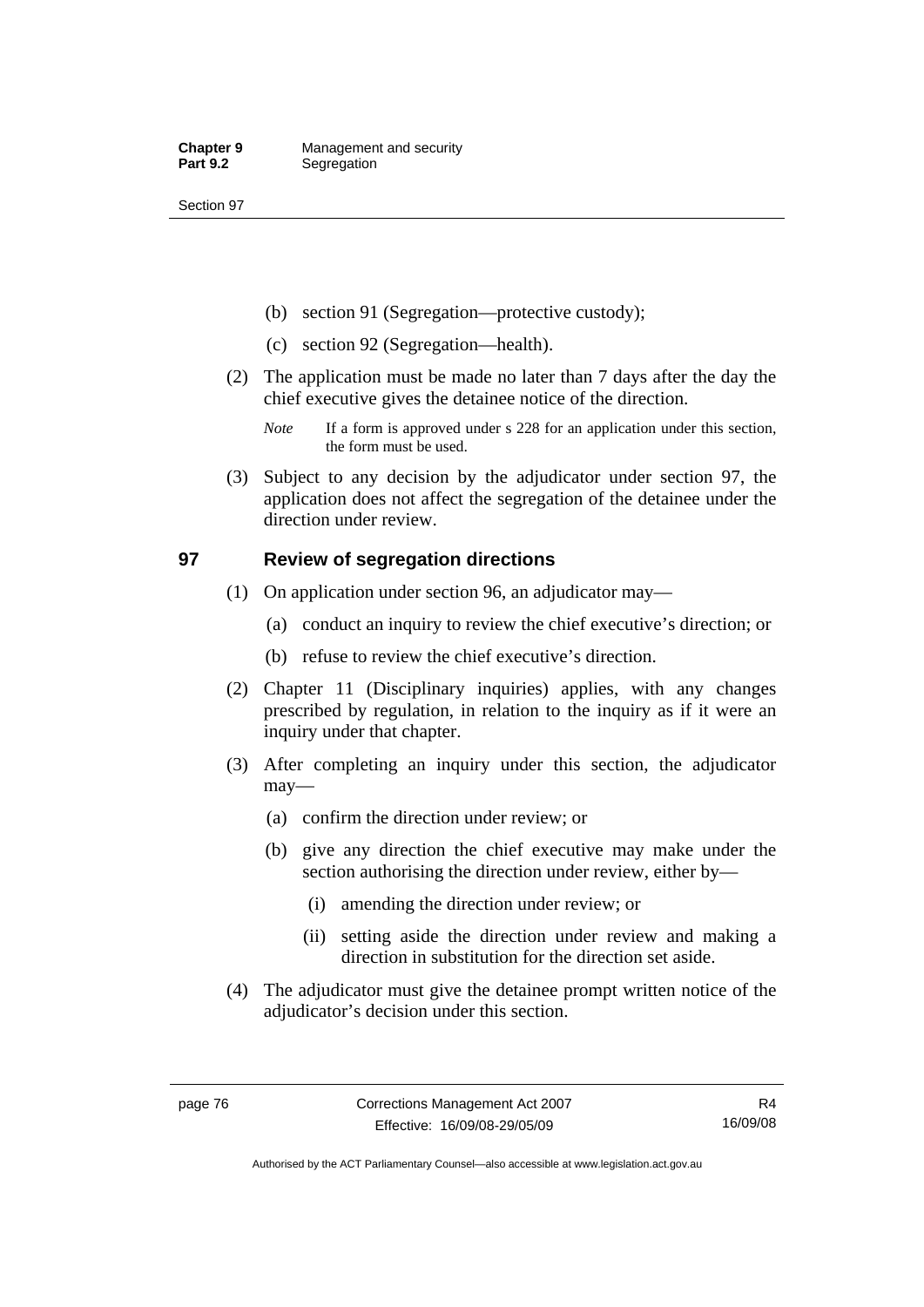(b) section 91 (Segregation—protective custody);

(c) section 92 (Segregation—health).

(2) The application must be made no later than 7 days after the day the chief executive gives the detainee notice of the direction.

*Note* If a form is approved under s 228 for an application under this section, the form must be used.

(3) Subject to any decision by the adjudicator under section 97, the application does not affect the segregation of the detainee under the direction under review.

## 97 Review of segregation directions

(1) On application under section 96, an adjudicator may—

(a) conduct an inquiry to review the chief executive's direction; or

(b) refuse to review the chief executive's direction.

(2) Chapter 11 (Disciplinary inquiries) applies, with any changes prescribed by regulation, in relation to the inquiry as if it were an inquiry under that chapter.

(3) After completing an inquiry under this section, the adjudicator may—

(a) confirm the direction under review; or

(b) give any direction the chief executive may make under the section authorising the direction under review, either by—

(i) amending the direction under review; or

(ii) setting aside the direction under review and making a direction in substitution for the direction set aside.

(4) The adjudicator must give the detainee prompt written notice of the adjudicator's decision under this section.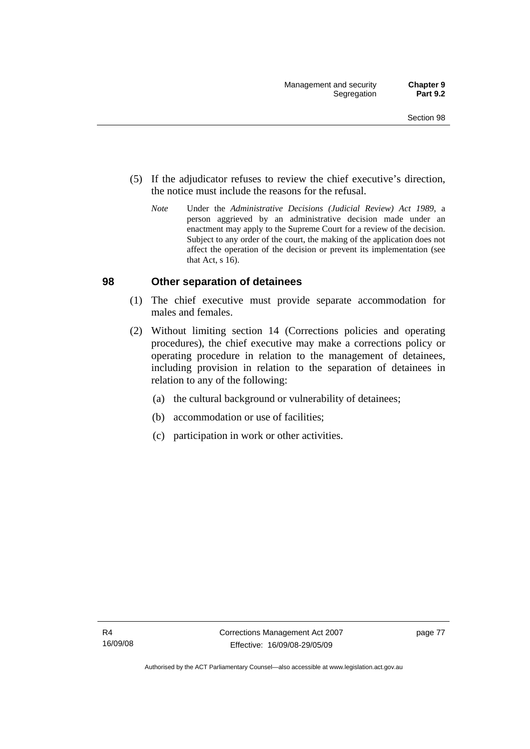(5) If the adjudicator refuses to review the chief executive's direction, the notice must include the reasons for the refusal.

*Note* Under the *Administrative Decisions (Judicial Review) Act 1989*, a person aggrieved by an administrative decision made under an enactment may apply to the Supreme Court for a review of the decision. Subject to any order of the court, the making of the application does not affect the operation of the decision or prevent its implementation (see that Act, s 16).

## 98 Other separation of detainees

(1) The chief executive must provide separate accommodation for males and females.

(2) Without limiting section 14 (Corrections policies and operating procedures), the chief executive may make a corrections policy or operating procedure in relation to the management of detainees, including provision in relation to the separation of detainees in relation to any of the following:

(a) the cultural background or vulnerability of detainees;

(b) accommodation or use of facilities;

(c) participation in work or other activities.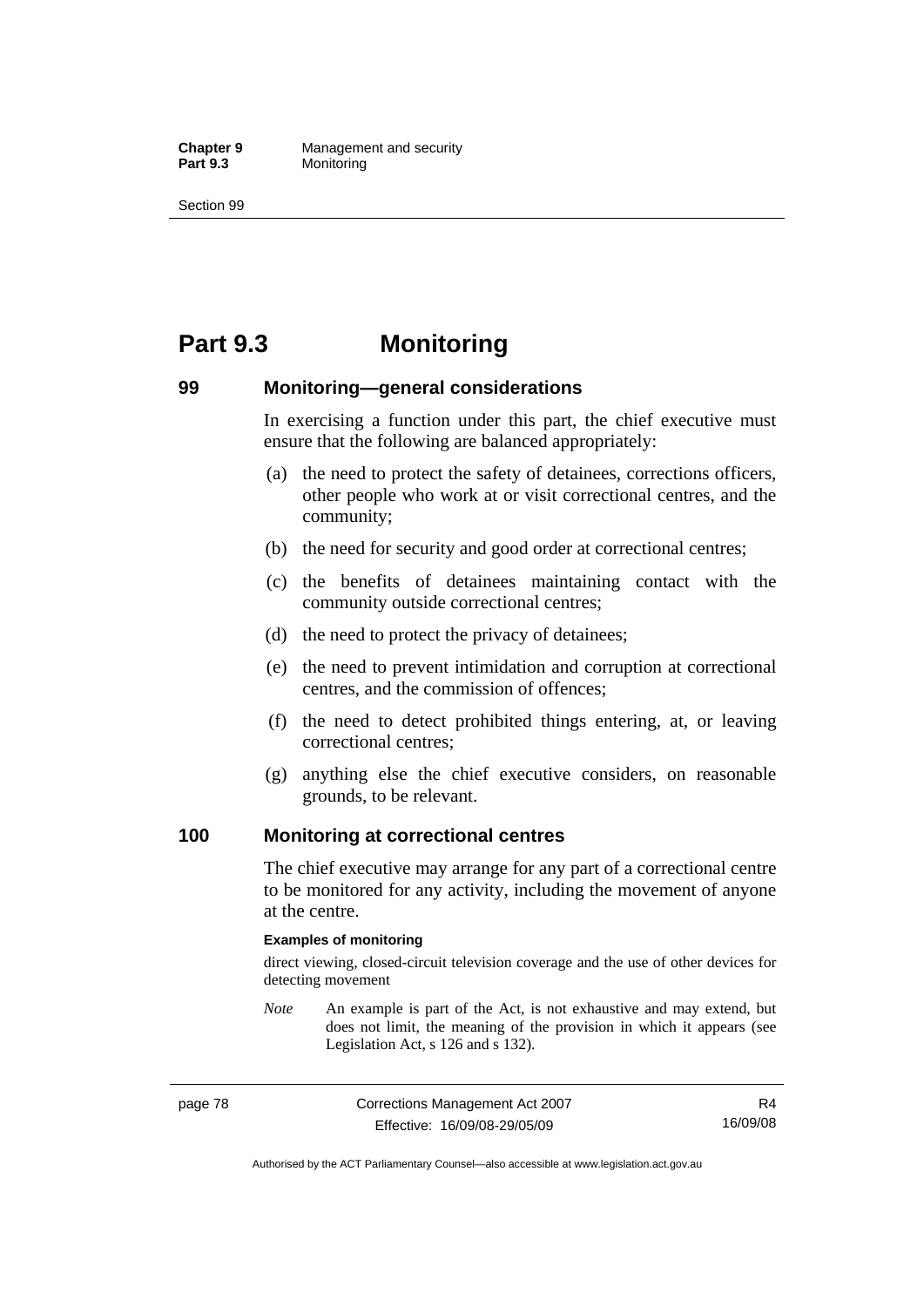# Part 9.3 Monitoring

## 99 Monitoring—general considerations

In exercising a function under this part, the chief executive must ensure that the following are balanced appropriately:

(a) the need to protect the safety of detainees, corrections officers, other people who work at or visit correctional centres, and the community;

(b) the need for security and good order at correctional centres;

(c) the benefits of detainees maintaining contact with the community outside correctional centres;

(d) the need to protect the privacy of detainees;

(e) the need to prevent intimidation and corruption at correctional centres, and the commission of offences;

(f) the need to detect prohibited things entering, at, or leaving correctional centres;

(g) anything else the chief executive considers, on reasonable grounds, to be relevant.

## 100 Monitoring at correctional centres

The chief executive may arrange for any part of a correctional centre to be monitored for any activity, including the movement of anyone at the centre.

**Examples of monitoring**

direct viewing, closed-circuit television coverage and the use of other devices for detecting movement

*Note* An example is part of the Act, is not exhaustive and may extend, but does not limit, the meaning of the provision in which it appears (see Legislation Act, s 126 and s 132).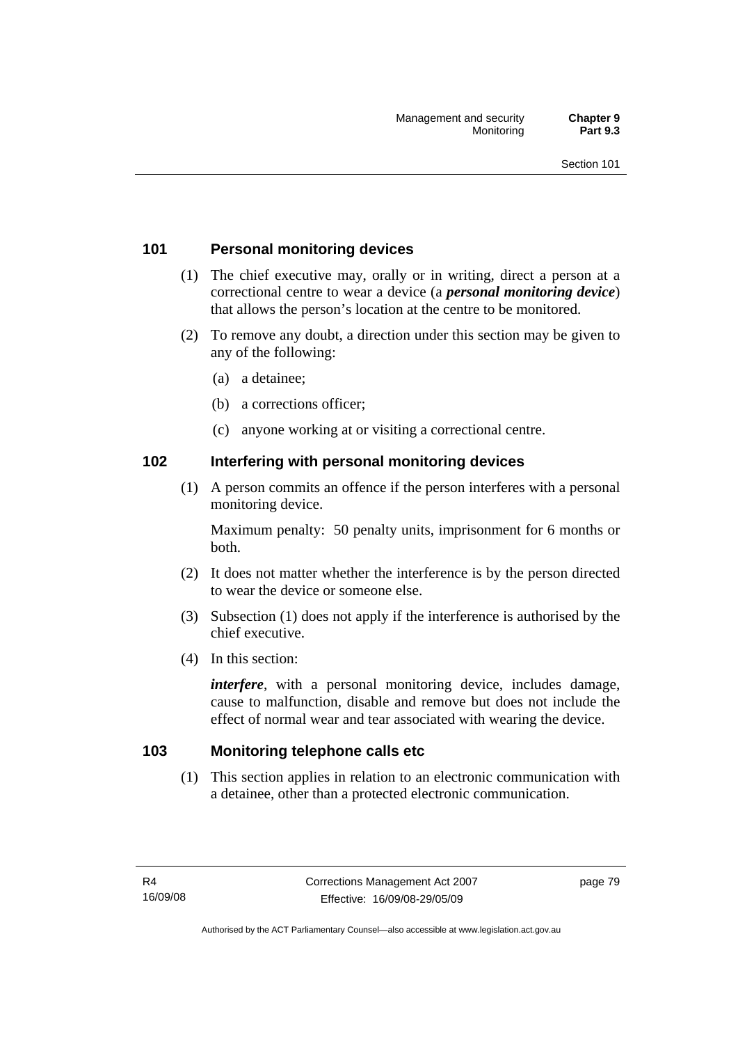## 101 Personal monitoring devices

(1) The chief executive may, orally or in writing, direct a person at a correctional centre to wear a device (a ***personal monitoring device***) that allows the person's location at the centre to be monitored.

(2) To remove any doubt, a direction under this section may be given to any of the following:

(a) a detainee;

(b) a corrections officer;

(c) anyone working at or visiting a correctional centre.

## 102 Interfering with personal monitoring devices

(1) A person commits an offence if the person interferes with a personal monitoring device.

Maximum penalty: 50 penalty units, imprisonment for 6 months or both.

(2) It does not matter whether the interference is by the person directed to wear the device or someone else.

(3) Subsection (1) does not apply if the interference is authorised by the chief executive.

(4) In this section:

***interfere***, with a personal monitoring device, includes damage, cause to malfunction, disable and remove but does not include the effect of normal wear and tear associated with wearing the device.

## 103 Monitoring telephone calls etc

(1) This section applies in relation to an electronic communication with a detainee, other than a protected electronic communication.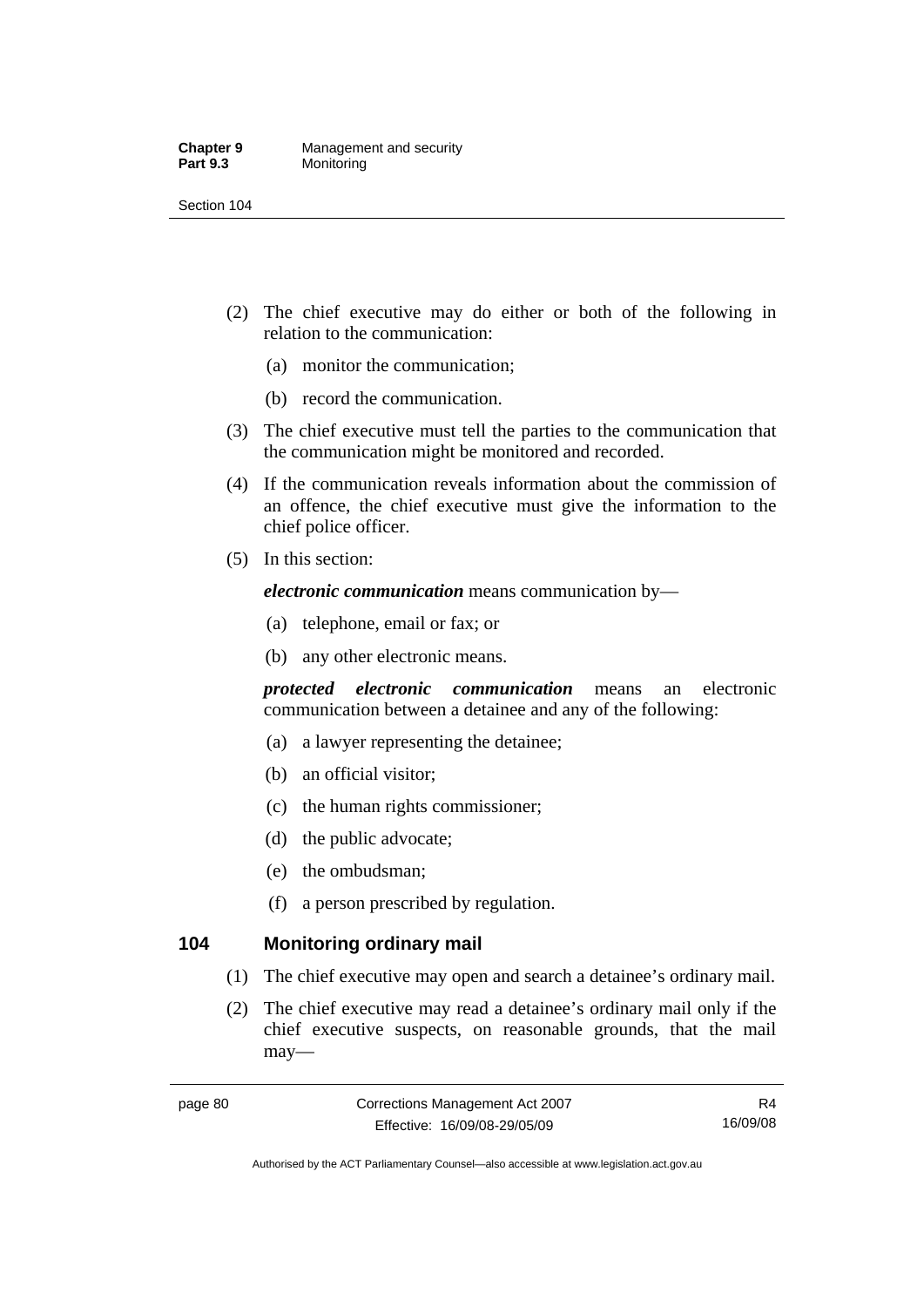(2) The chief executive may do either or both of the following in relation to the communication:

(a) monitor the communication;

(b) record the communication.

(3) The chief executive must tell the parties to the communication that the communication might be monitored and recorded.

(4) If the communication reveals information about the commission of an offence, the chief executive must give the information to the chief police officer.

(5) In this section:

***electronic communication*** means communication by—

(a) telephone, email or fax; or

(b) any other electronic means.

***protected electronic communication*** means an electronic communication between a detainee and any of the following:

(a) a lawyer representing the detainee;

(b) an official visitor;

(c) the human rights commissioner;

(d) the public advocate;

(e) the ombudsman;

(f) a person prescribed by regulation.

### 104 Monitoring ordinary mail

(1) The chief executive may open and search a detainee's ordinary mail.

(2) The chief executive may read a detainee's ordinary mail only if the chief executive suspects, on reasonable grounds, that the mail may—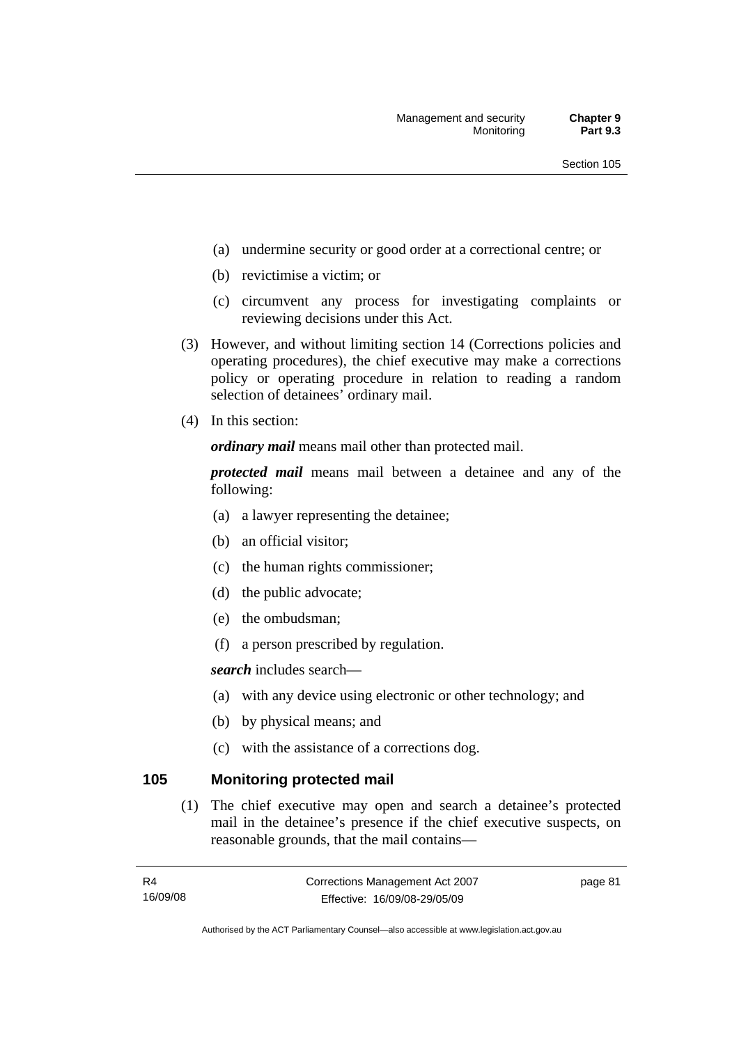(a) undermine security or good order at a correctional centre; or

(b) revictimise a victim; or

(c) circumvent any process for investigating complaints or reviewing decisions under this Act.

(3) However, and without limiting section 14 (Corrections policies and operating procedures), the chief executive may make a corrections policy or operating procedure in relation to reading a random selection of detainees' ordinary mail.

(4) In this section:

***ordinary mail*** means mail other than protected mail.

***protected mail*** means mail between a detainee and any of the following:

(a) a lawyer representing the detainee;

(b) an official visitor;

(c) the human rights commissioner;

(d) the public advocate;

(e) the ombudsman;

(f) a person prescribed by regulation.

***search*** includes search—

(a) with any device using electronic or other technology; and

(b) by physical means; and

(c) with the assistance of a corrections dog.

## 105 Monitoring protected mail

(1) The chief executive may open and search a detainee's protected mail in the detainee's presence if the chief executive suspects, on reasonable grounds, that the mail contains—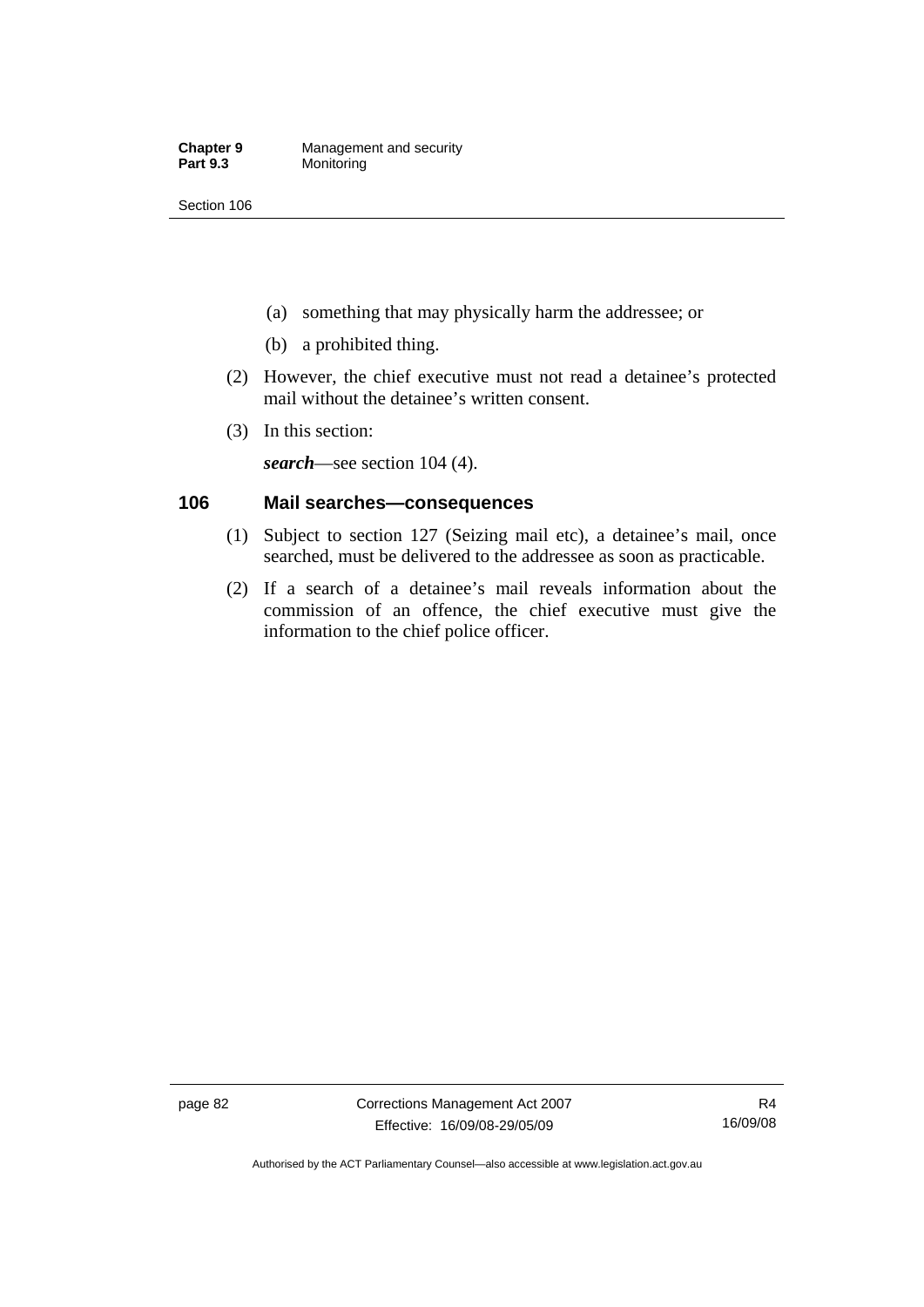(a) something that may physically harm the addressee; or

(b) a prohibited thing.

(2) However, the chief executive must not read a detainee's protected mail without the detainee's written consent.

(3) In this section:

***search***—see section 104 (4).

## 106 Mail searches—consequences

(1) Subject to section 127 (Seizing mail etc), a detainee's mail, once searched, must be delivered to the addressee as soon as practicable.

(2) If a search of a detainee's mail reveals information about the commission of an offence, the chief executive must give the information to the chief police officer.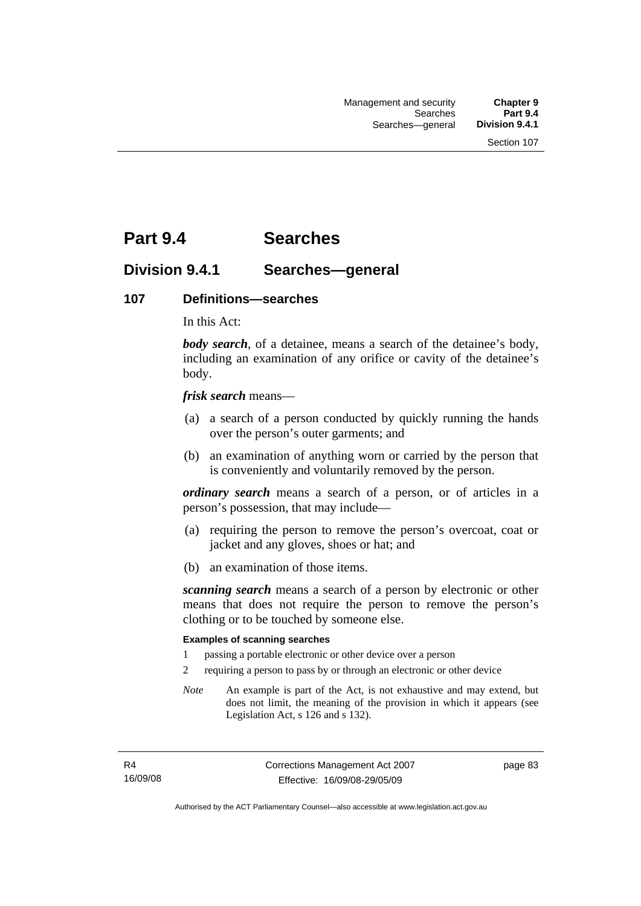# Part 9.4 Searches

## Division 9.4.1 Searches—general

### 107 Definitions—searches

In this Act:

***body search***, of a detainee, means a search of the detainee's body, including an examination of any orifice or cavity of the detainee's body.

***frisk search*** means—

(a) a search of a person conducted by quickly running the hands over the person's outer garments; and

(b) an examination of anything worn or carried by the person that is conveniently and voluntarily removed by the person.

***ordinary search*** means a search of a person, or of articles in a person's possession, that may include—

(a) requiring the person to remove the person's overcoat, coat or jacket and any gloves, shoes or hat; and

(b) an examination of those items.

***scanning search*** means a search of a person by electronic or other means that does not require the person to remove the person's clothing or to be touched by someone else.

**Examples of scanning searches**

1 passing a portable electronic or other device over a person

2 requiring a person to pass by or through an electronic or other device

*Note* An example is part of the Act, is not exhaustive and may extend, but does not limit, the meaning of the provision in which it appears (see Legislation Act, s 126 and s 132).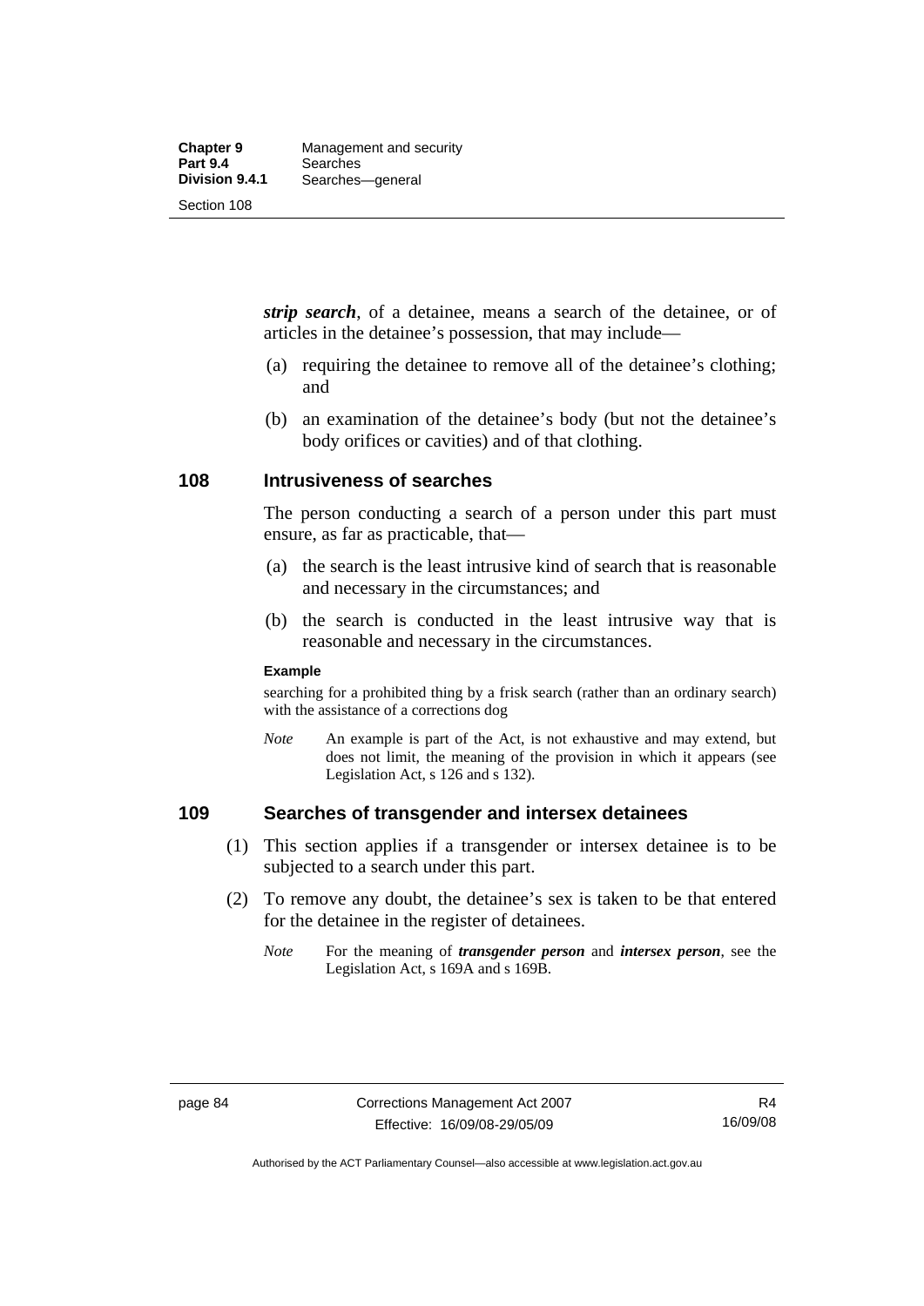***strip search***, of a detainee, means a search of the detainee, or of articles in the detainee's possession, that may include—

(a) requiring the detainee to remove all of the detainee's clothing; and

(b) an examination of the detainee's body (but not the detainee's body orifices or cavities) and of that clothing.

## 108 Intrusiveness of searches

The person conducting a search of a person under this part must ensure, as far as practicable, that—

(a) the search is the least intrusive kind of search that is reasonable and necessary in the circumstances; and

(b) the search is conducted in the least intrusive way that is reasonable and necessary in the circumstances.

**Example**

searching for a prohibited thing by a frisk search (rather than an ordinary search) with the assistance of a corrections dog

*Note* An example is part of the Act, is not exhaustive and may extend, but does not limit, the meaning of the provision in which it appears (see Legislation Act, s 126 and s 132).

## 109 Searches of transgender and intersex detainees

(1) This section applies if a transgender or intersex detainee is to be subjected to a search under this part.

(2) To remove any doubt, the detainee's sex is taken to be that entered for the detainee in the register of detainees.

*Note* For the meaning of ***transgender person*** and ***intersex person***, see the Legislation Act, s 169A and s 169B.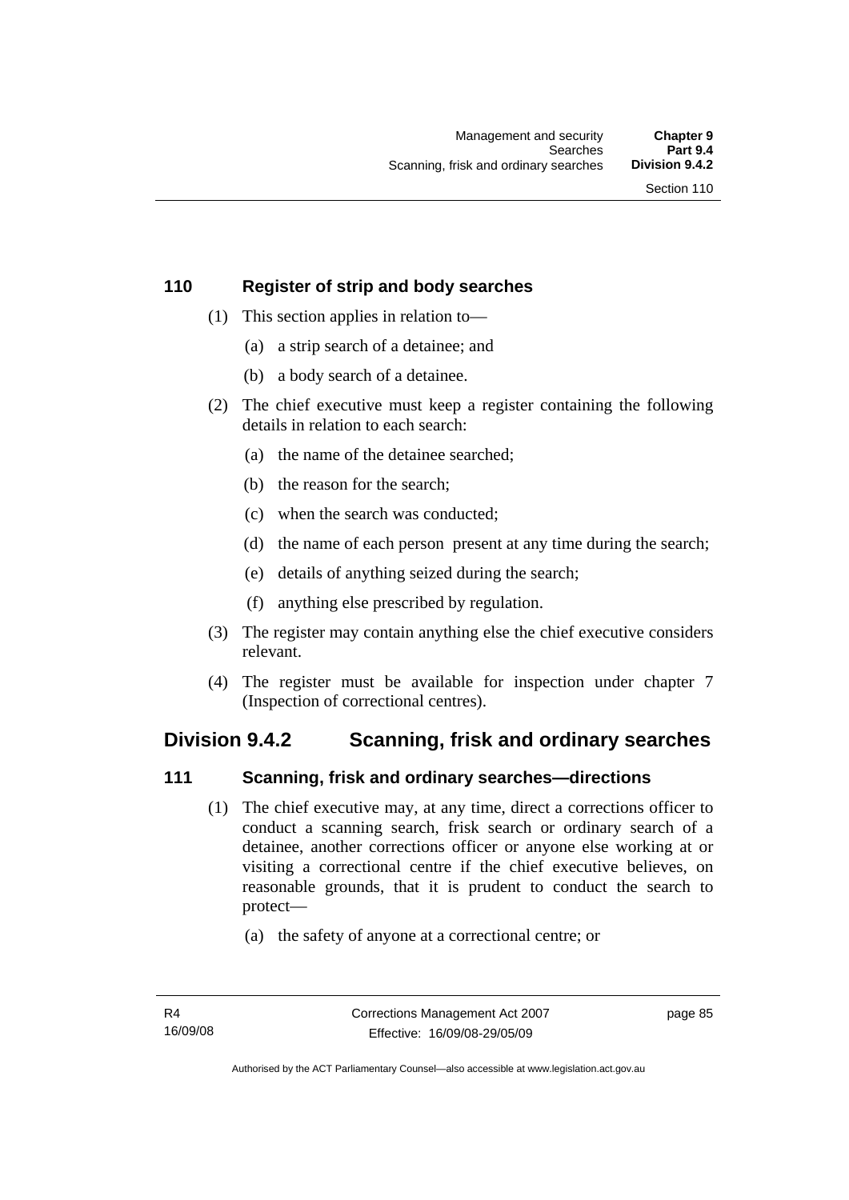### 110 Register of strip and body searches

(1) This section applies in relation to—

(a) a strip search of a detainee; and

(b) a body search of a detainee.

(2) The chief executive must keep a register containing the following details in relation to each search:

(a) the name of the detainee searched;

(b) the reason for the search;

(c) when the search was conducted;

(d) the name of each person present at any time during the search;

(e) details of anything seized during the search;

(f) anything else prescribed by regulation.

(3) The register may contain anything else the chief executive considers relevant.

(4) The register must be available for inspection under chapter 7 (Inspection of correctional centres).

## Division 9.4.2 Scanning, frisk and ordinary searches

### 111 Scanning, frisk and ordinary searches—directions

(1) The chief executive may, at any time, direct a corrections officer to conduct a scanning search, frisk search or ordinary search of a detainee, another corrections officer or anyone else working at or visiting a correctional centre if the chief executive believes, on reasonable grounds, that it is prudent to conduct the search to protect—

(a) the safety of anyone at a correctional centre; or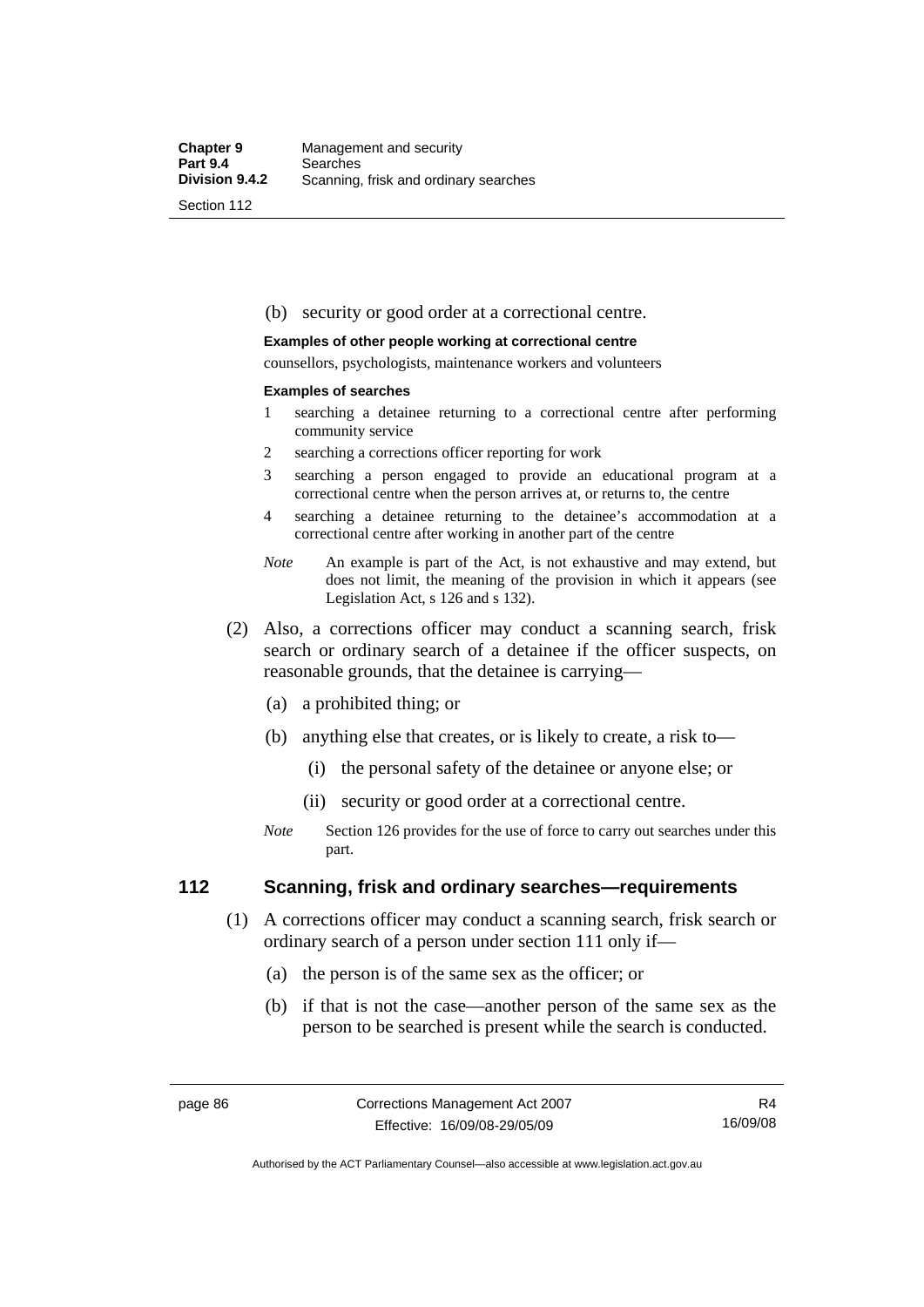(b) security or good order at a correctional centre.

**Examples of other people working at correctional centre**

counsellors, psychologists, maintenance workers and volunteers

**Examples of searches**

1 searching a detainee returning to a correctional centre after performing community service

2 searching a corrections officer reporting for work

3 searching a person engaged to provide an educational program at a correctional centre when the person arrives at, or returns to, the centre

4 searching a detainee returning to the detainee's accommodation at a correctional centre after working in another part of the centre

*Note* An example is part of the Act, is not exhaustive and may extend, but does not limit, the meaning of the provision in which it appears (see Legislation Act, s 126 and s 132).

(2) Also, a corrections officer may conduct a scanning search, frisk search or ordinary search of a detainee if the officer suspects, on reasonable grounds, that the detainee is carrying—

(a) a prohibited thing; or

(b) anything else that creates, or is likely to create, a risk to—

(i) the personal safety of the detainee or anyone else; or

(ii) security or good order at a correctional centre.

*Note* Section 126 provides for the use of force to carry out searches under this part.

## 112 Scanning, frisk and ordinary searches—requirements

(1) A corrections officer may conduct a scanning search, frisk search or ordinary search of a person under section 111 only if—

(a) the person is of the same sex as the officer; or

(b) if that is not the case—another person of the same sex as the person to be searched is present while the search is conducted.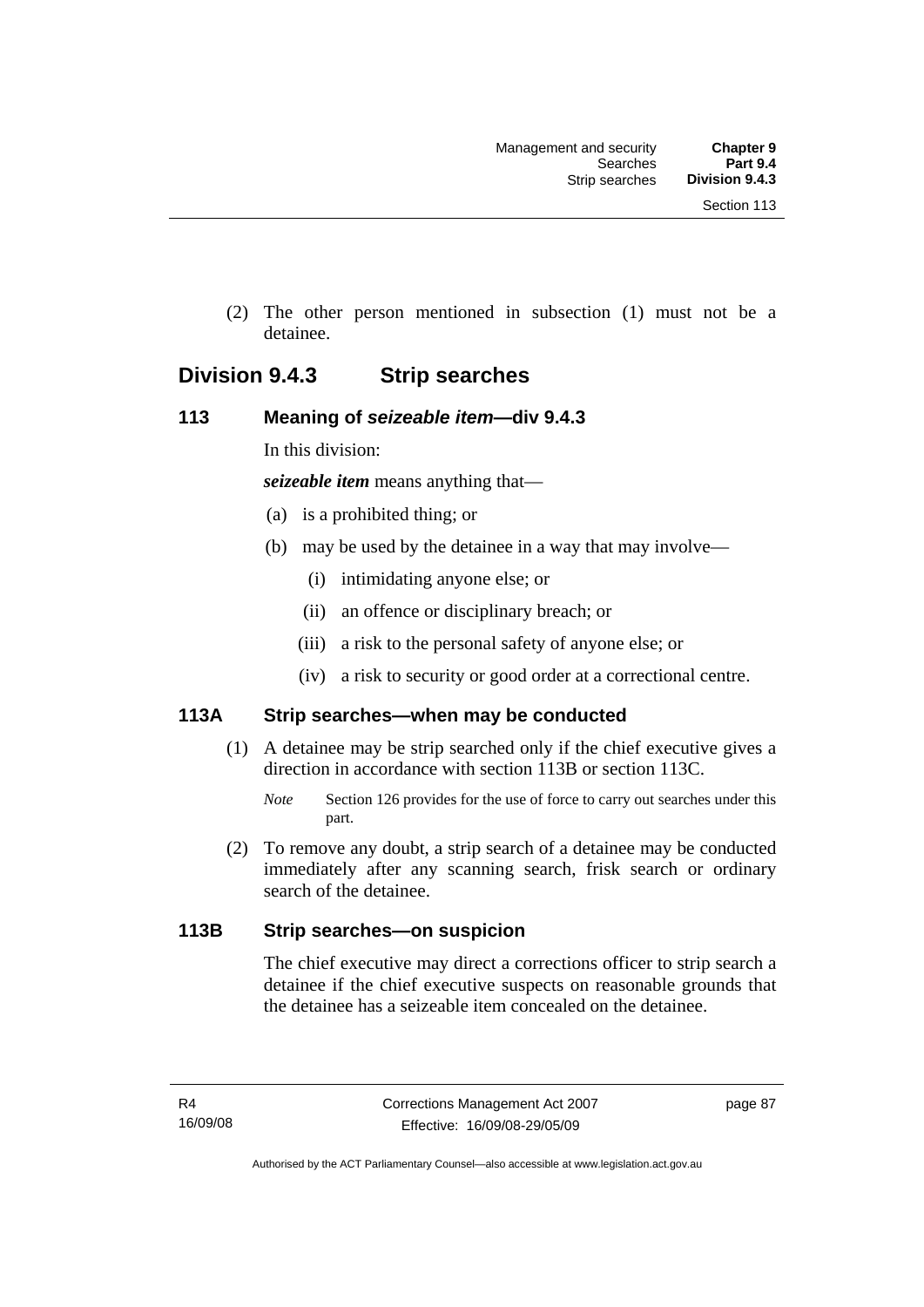(2) The other person mentioned in subsection (1) must not be a detainee.

## Division 9.4.3 Strip searches

### 113 Meaning of *seizeable item*—div 9.4.3

In this division:

***seizeable item*** means anything that—

(a) is a prohibited thing; or

(b) may be used by the detainee in a way that may involve—

(i) intimidating anyone else; or

(ii) an offence or disciplinary breach; or

(iii) a risk to the personal safety of anyone else; or

(iv) a risk to security or good order at a correctional centre.

### 113A Strip searches—when may be conducted

(1) A detainee may be strip searched only if the chief executive gives a direction in accordance with section 113B or section 113C.

*Note* Section 126 provides for the use of force to carry out searches under this part.

(2) To remove any doubt, a strip search of a detainee may be conducted immediately after any scanning search, frisk search or ordinary search of the detainee.

### 113B Strip searches—on suspicion

The chief executive may direct a corrections officer to strip search a detainee if the chief executive suspects on reasonable grounds that the detainee has a seizeable item concealed on the detainee.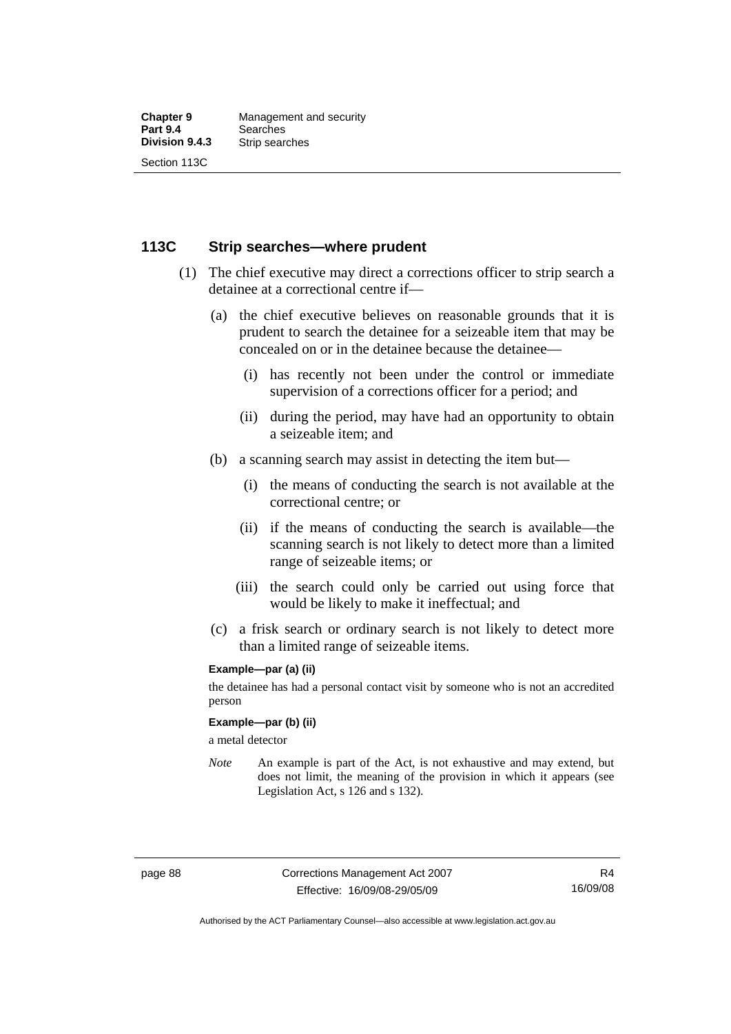## 113C Strip searches—where prudent

(1) The chief executive may direct a corrections officer to strip search a detainee at a correctional centre if—

(a) the chief executive believes on reasonable grounds that it is prudent to search the detainee for a seizeable item that may be concealed on or in the detainee because the detainee—

(i) has recently not been under the control or immediate supervision of a corrections officer for a period; and

(ii) during the period, may have had an opportunity to obtain a seizeable item; and

(b) a scanning search may assist in detecting the item but—

(i) the means of conducting the search is not available at the correctional centre; or

(ii) if the means of conducting the search is available—the scanning search is not likely to detect more than a limited range of seizeable items; or

(iii) the search could only be carried out using force that would be likely to make it ineffectual; and

(c) a frisk search or ordinary search is not likely to detect more than a limited range of seizeable items.

**Example—par (a) (ii)**

the detainee has had a personal contact visit by someone who is not an accredited person

**Example—par (b) (ii)**

a metal detector

*Note* An example is part of the Act, is not exhaustive and may extend, but does not limit, the meaning of the provision in which it appears (see Legislation Act, s 126 and s 132).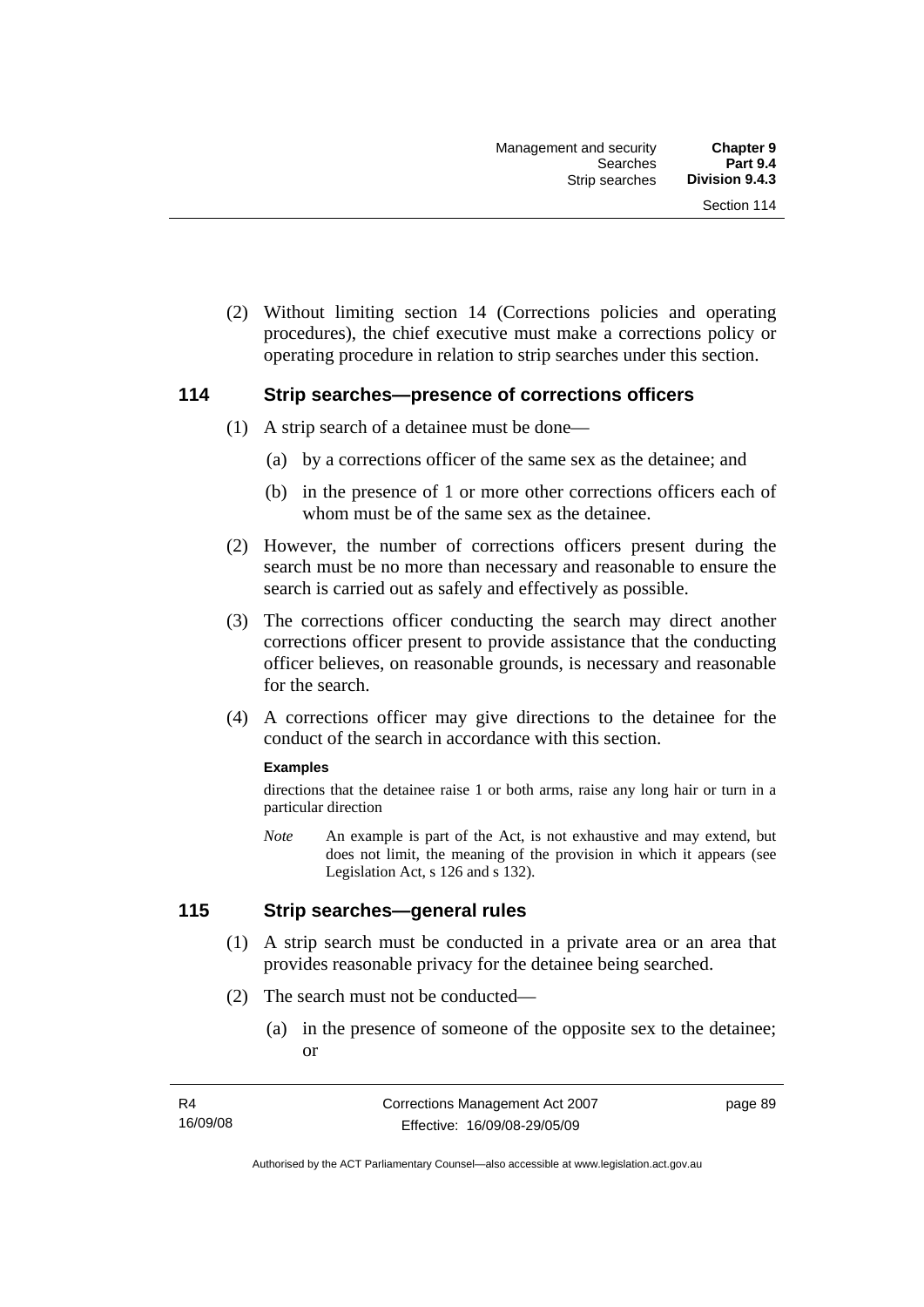(2) Without limiting section 14 (Corrections policies and operating procedures), the chief executive must make a corrections policy or operating procedure in relation to strip searches under this section.

## 114 Strip searches—presence of corrections officers

(1) A strip search of a detainee must be done—

(a) by a corrections officer of the same sex as the detainee; and

(b) in the presence of 1 or more other corrections officers each of whom must be of the same sex as the detainee.

(2) However, the number of corrections officers present during the search must be no more than necessary and reasonable to ensure the search is carried out as safely and effectively as possible.

(3) The corrections officer conducting the search may direct another corrections officer present to provide assistance that the conducting officer believes, on reasonable grounds, is necessary and reasonable for the search.

(4) A corrections officer may give directions to the detainee for the conduct of the search in accordance with this section.

**Examples**

directions that the detainee raise 1 or both arms, raise any long hair or turn in a particular direction

*Note* An example is part of the Act, is not exhaustive and may extend, but does not limit, the meaning of the provision in which it appears (see Legislation Act, s 126 and s 132).

## 115 Strip searches—general rules

(1) A strip search must be conducted in a private area or an area that provides reasonable privacy for the detainee being searched.

(2) The search must not be conducted—

(a) in the presence of someone of the opposite sex to the detainee; or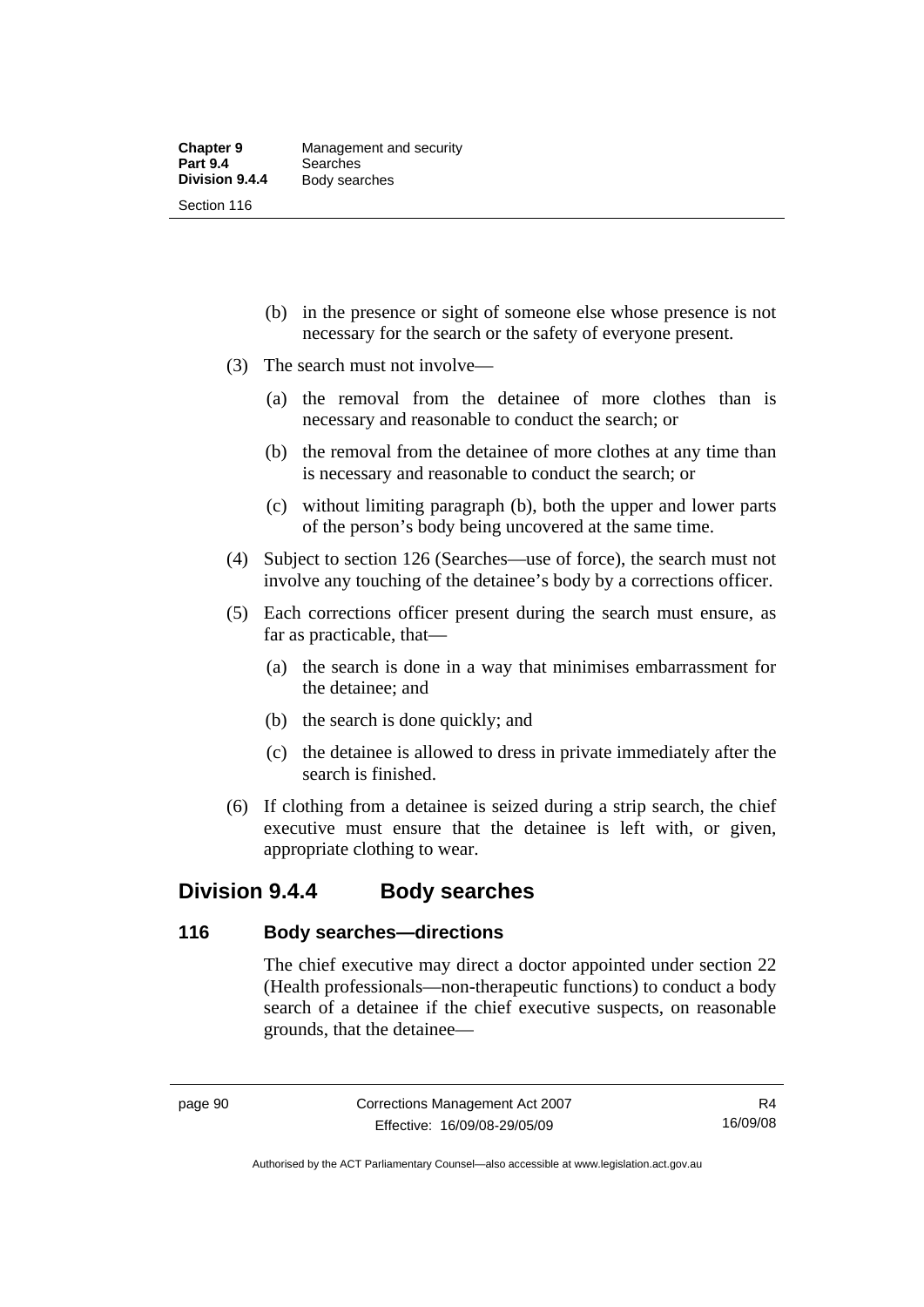(b) in the presence or sight of someone else whose presence is not necessary for the search or the safety of everyone present.

(3) The search must not involve—

(a) the removal from the detainee of more clothes than is necessary and reasonable to conduct the search; or

(b) the removal from the detainee of more clothes at any time than is necessary and reasonable to conduct the search; or

(c) without limiting paragraph (b), both the upper and lower parts of the person's body being uncovered at the same time.

(4) Subject to section 126 (Searches—use of force), the search must not involve any touching of the detainee's body by a corrections officer.

(5) Each corrections officer present during the search must ensure, as far as practicable, that—

(a) the search is done in a way that minimises embarrassment for the detainee; and

(b) the search is done quickly; and

(c) the detainee is allowed to dress in private immediately after the search is finished.

(6) If clothing from a detainee is seized during a strip search, the chief executive must ensure that the detainee is left with, or given, appropriate clothing to wear.

## Division 9.4.4 Body searches

### 116 Body searches—directions

The chief executive may direct a doctor appointed under section 22 (Health professionals—non-therapeutic functions) to conduct a body search of a detainee if the chief executive suspects, on reasonable grounds, that the detainee—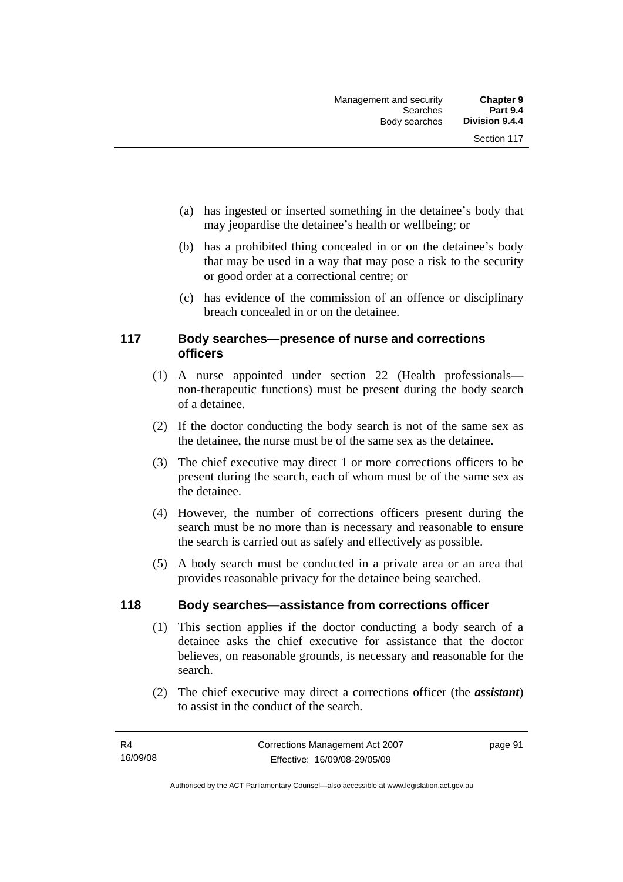(a) has ingested or inserted something in the detainee's body that may jeopardise the detainee's health or wellbeing; or

(b) has a prohibited thing concealed in or on the detainee's body that may be used in a way that may pose a risk to the security or good order at a correctional centre; or

(c) has evidence of the commission of an offence or disciplinary breach concealed in or on the detainee.

## 117 Body searches—presence of nurse and corrections officers

(1) A nurse appointed under section 22 (Health professionals—non-therapeutic functions) must be present during the body search of a detainee.

(2) If the doctor conducting the body search is not of the same sex as the detainee, the nurse must be of the same sex as the detainee.

(3) The chief executive may direct 1 or more corrections officers to be present during the search, each of whom must be of the same sex as the detainee.

(4) However, the number of corrections officers present during the search must be no more than is necessary and reasonable to ensure the search is carried out as safely and effectively as possible.

(5) A body search must be conducted in a private area or an area that provides reasonable privacy for the detainee being searched.

## 118 Body searches—assistance from corrections officer

(1) This section applies if the doctor conducting a body search of a detainee asks the chief executive for assistance that the doctor believes, on reasonable grounds, is necessary and reasonable for the search.

(2) The chief executive may direct a corrections officer (the ***assistant***) to assist in the conduct of the search.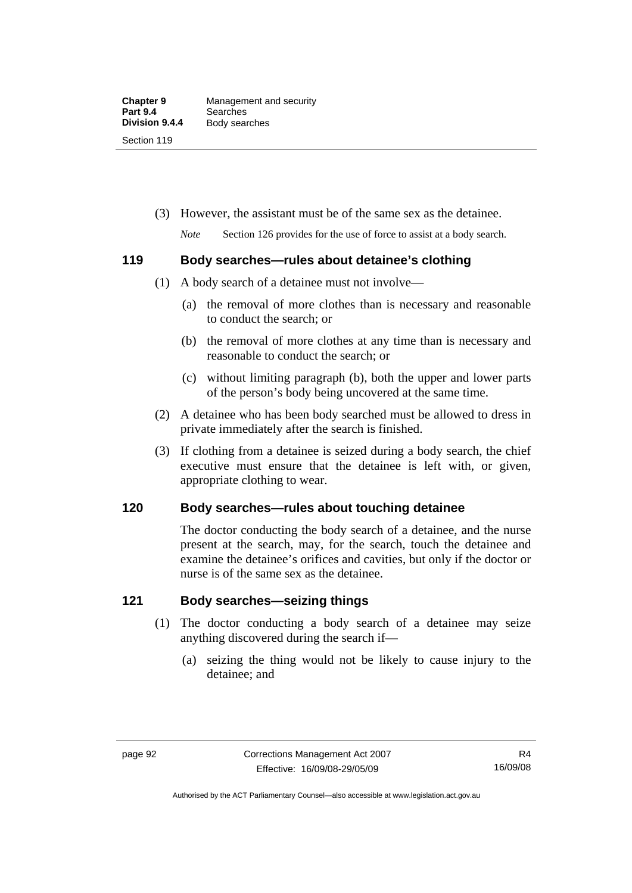(3) However, the assistant must be of the same sex as the detainee.

*Note* Section 126 provides for the use of force to assist at a body search.

## 119 Body searches—rules about detainee's clothing

(1) A body search of a detainee must not involve—

(a) the removal of more clothes than is necessary and reasonable to conduct the search; or

(b) the removal of more clothes at any time than is necessary and reasonable to conduct the search; or

(c) without limiting paragraph (b), both the upper and lower parts of the person's body being uncovered at the same time.

(2) A detainee who has been body searched must be allowed to dress in private immediately after the search is finished.

(3) If clothing from a detainee is seized during a body search, the chief executive must ensure that the detainee is left with, or given, appropriate clothing to wear.

## 120 Body searches—rules about touching detainee

The doctor conducting the body search of a detainee, and the nurse present at the search, may, for the search, touch the detainee and examine the detainee's orifices and cavities, but only if the doctor or nurse is of the same sex as the detainee.

## 121 Body searches—seizing things

(1) The doctor conducting a body search of a detainee may seize anything discovered during the search if—

(a) seizing the thing would not be likely to cause injury to the detainee; and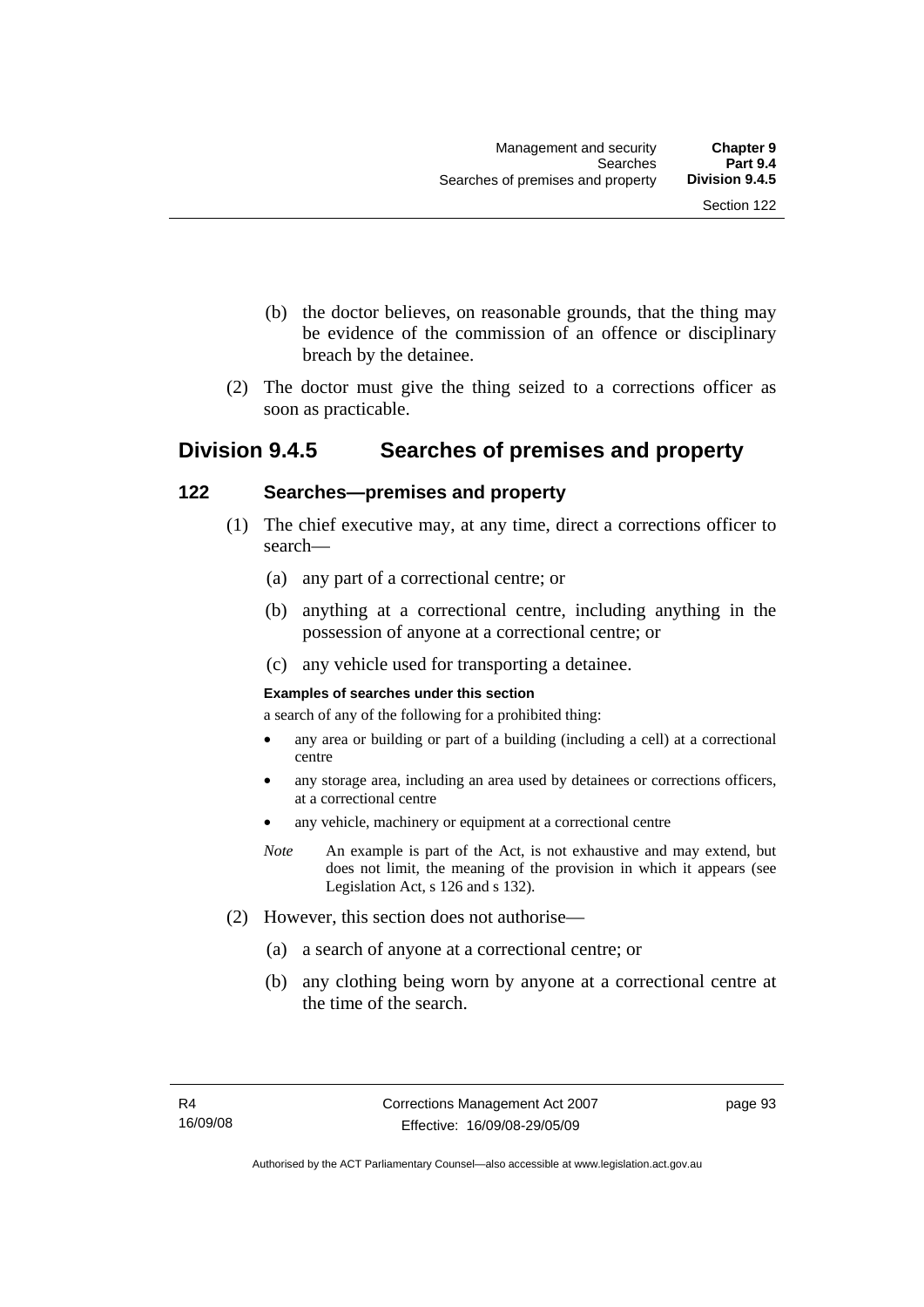(b) the doctor believes, on reasonable grounds, that the thing may be evidence of the commission of an offence or disciplinary breach by the detainee.

(2) The doctor must give the thing seized to a corrections officer as soon as practicable.

## Division 9.4.5 Searches of premises and property

### 122 Searches—premises and property

(1) The chief executive may, at any time, direct a corrections officer to search—

(a) any part of a correctional centre; or

(b) anything at a correctional centre, including anything in the possession of anyone at a correctional centre; or

(c) any vehicle used for transporting a detainee.

**Examples of searches under this section**

a search of any of the following for a prohibited thing:

- any area or building or part of a building (including a cell) at a correctional centre
- any storage area, including an area used by detainees or corrections officers, at a correctional centre
- any vehicle, machinery or equipment at a correctional centre

*Note* An example is part of the Act, is not exhaustive and may extend, but does not limit, the meaning of the provision in which it appears (see Legislation Act, s 126 and s 132).

(2) However, this section does not authorise—

(a) a search of anyone at a correctional centre; or

(b) any clothing being worn by anyone at a correctional centre at the time of the search.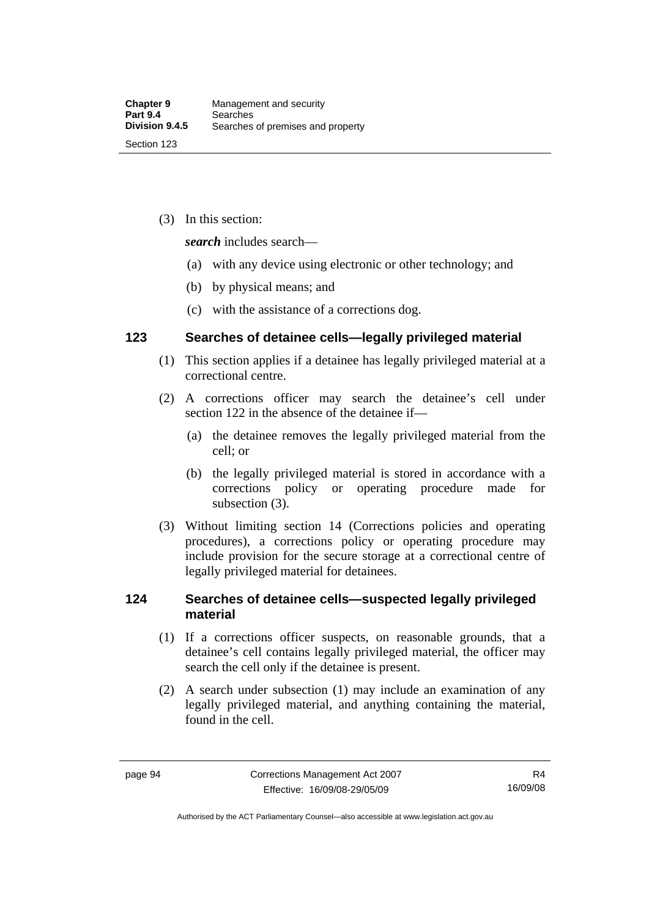(3) In this section:

***search*** includes search—

(a) with any device using electronic or other technology; and

(b) by physical means; and

(c) with the assistance of a corrections dog.

### 123 Searches of detainee cells—legally privileged material

(1) This section applies if a detainee has legally privileged material at a correctional centre.

(2) A corrections officer may search the detainee's cell under section 122 in the absence of the detainee if—

(a) the detainee removes the legally privileged material from the cell; or

(b) the legally privileged material is stored in accordance with a corrections policy or operating procedure made for subsection (3).

(3) Without limiting section 14 (Corrections policies and operating procedures), a corrections policy or operating procedure may include provision for the secure storage at a correctional centre of legally privileged material for detainees.

### 124 Searches of detainee cells—suspected legally privileged material

(1) If a corrections officer suspects, on reasonable grounds, that a detainee's cell contains legally privileged material, the officer may search the cell only if the detainee is present.

(2) A search under subsection (1) may include an examination of any legally privileged material, and anything containing the material, found in the cell.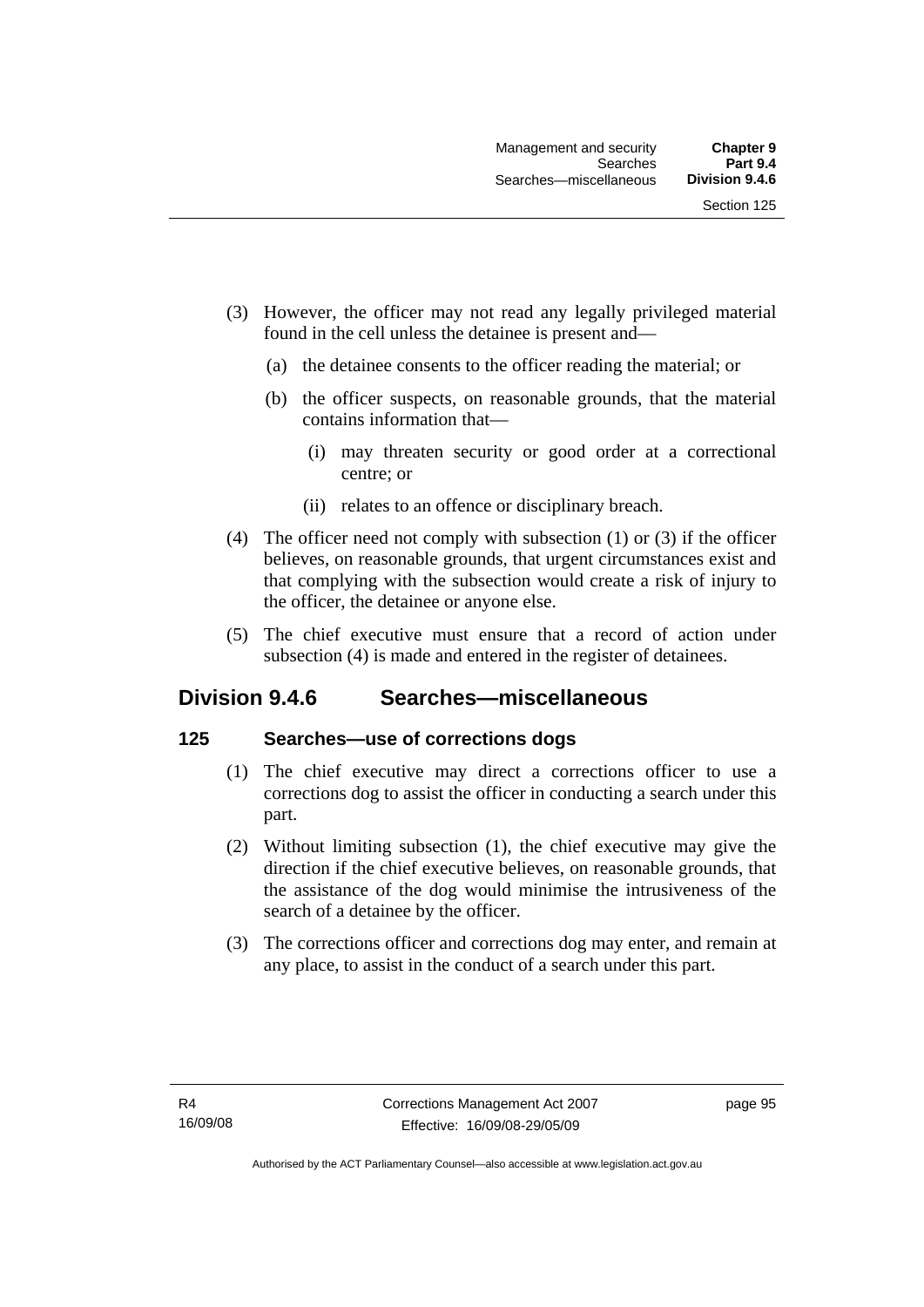(3) However, the officer may not read any legally privileged material found in the cell unless the detainee is present and—

(a) the detainee consents to the officer reading the material; or

(b) the officer suspects, on reasonable grounds, that the material contains information that—

(i) may threaten security or good order at a correctional centre; or

(ii) relates to an offence or disciplinary breach.

(4) The officer need not comply with subsection (1) or (3) if the officer believes, on reasonable grounds, that urgent circumstances exist and that complying with the subsection would create a risk of injury to the officer, the detainee or anyone else.

(5) The chief executive must ensure that a record of action under subsection (4) is made and entered in the register of detainees.

## Division 9.4.6 Searches—miscellaneous

### 125 Searches—use of corrections dogs

(1) The chief executive may direct a corrections officer to use a corrections dog to assist the officer in conducting a search under this part.

(2) Without limiting subsection (1), the chief executive may give the direction if the chief executive believes, on reasonable grounds, that the assistance of the dog would minimise the intrusiveness of the search of a detainee by the officer.

(3) The corrections officer and corrections dog may enter, and remain at any place, to assist in the conduct of a search under this part.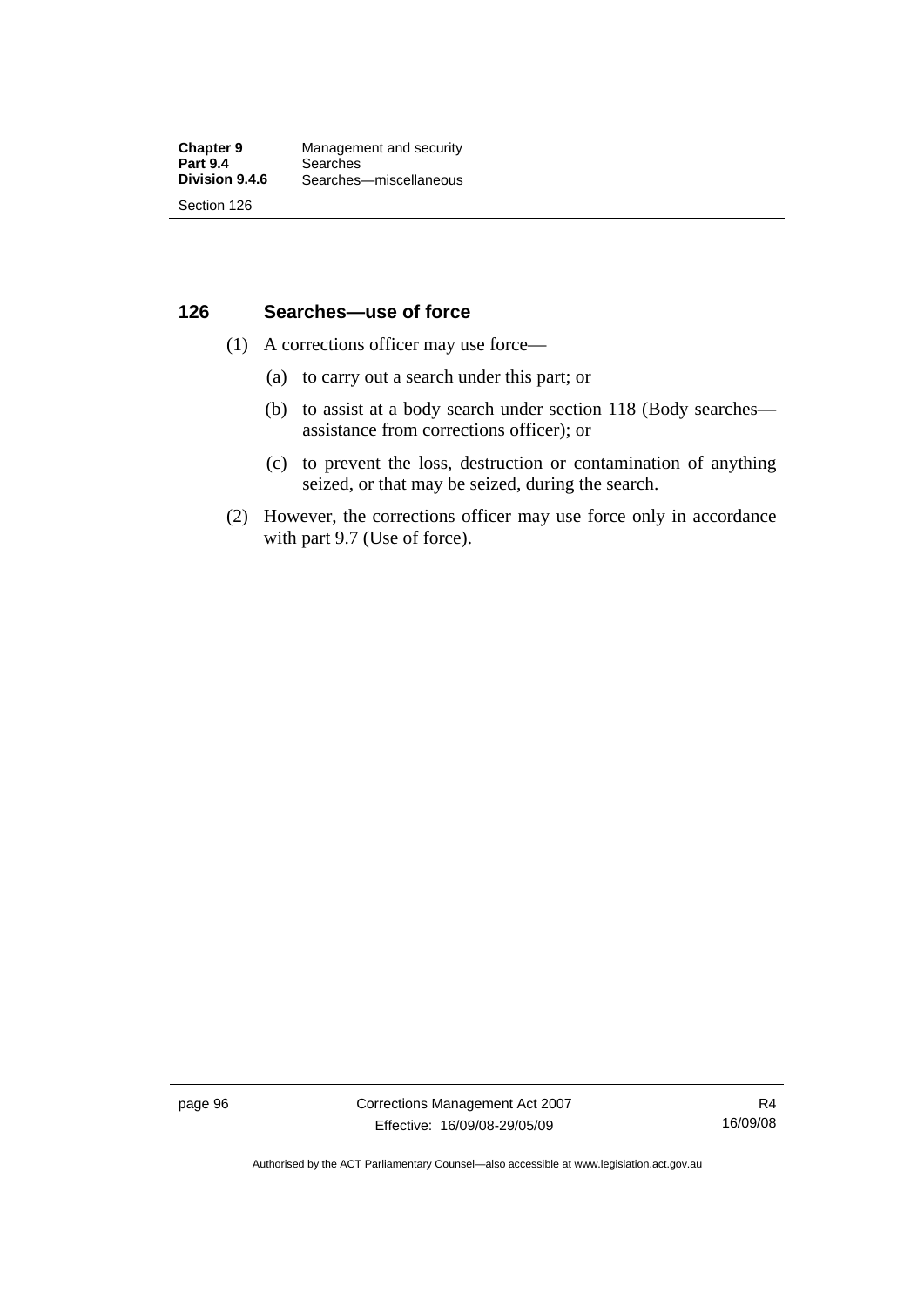## 126 Searches—use of force

(1) A corrections officer may use force—

(a) to carry out a search under this part; or

(b) to assist at a body search under section 118 (Body searches—assistance from corrections officer); or

(c) to prevent the loss, destruction or contamination of anything seized, or that may be seized, during the search.

(2) However, the corrections officer may use force only in accordance with part 9.7 (Use of force).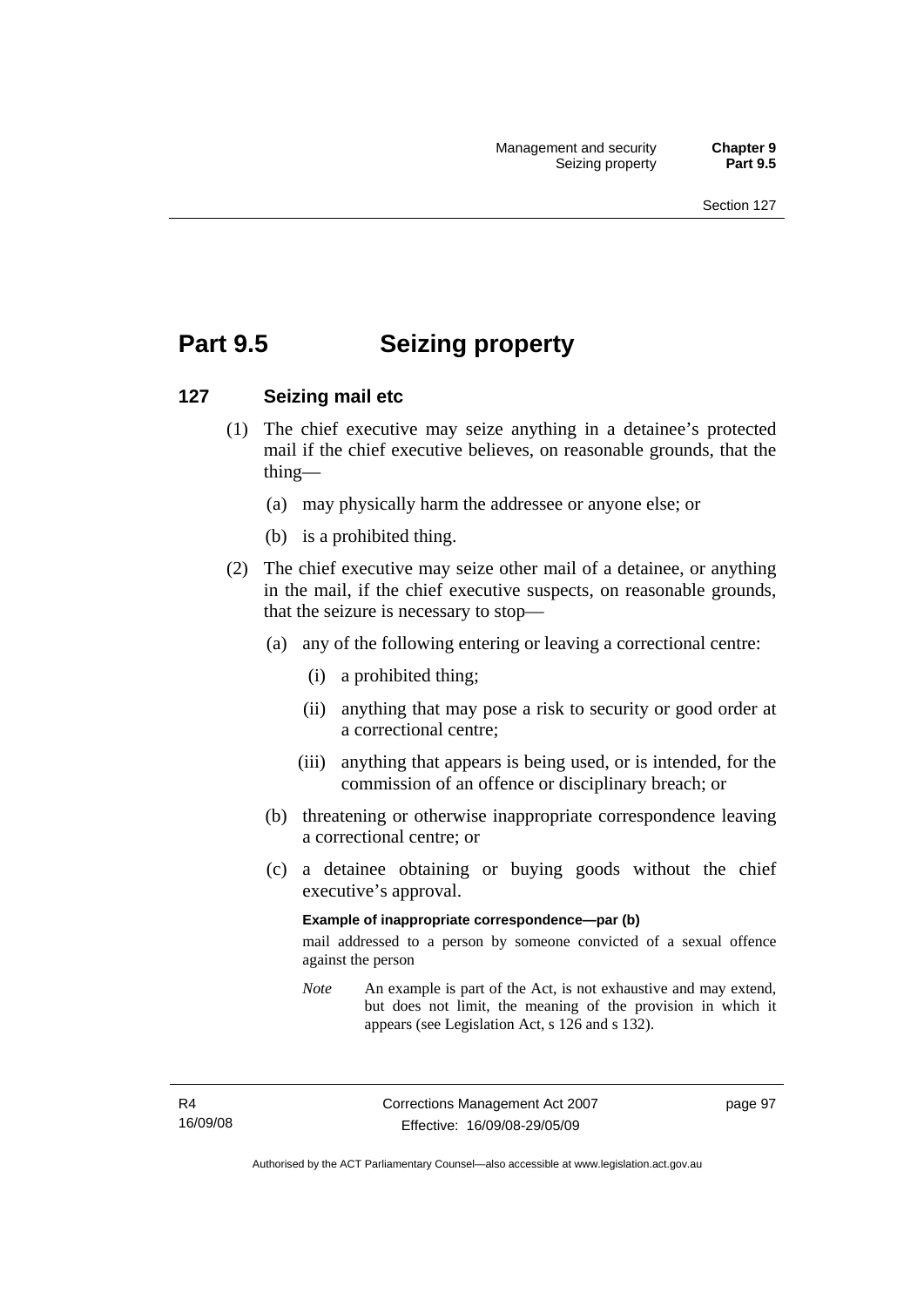# Part 9.5 Seizing property

## 127 Seizing mail etc

(1) The chief executive may seize anything in a detainee's protected mail if the chief executive believes, on reasonable grounds, that the thing—

(a) may physically harm the addressee or anyone else; or

(b) is a prohibited thing.

(2) The chief executive may seize other mail of a detainee, or anything in the mail, if the chief executive suspects, on reasonable grounds, that the seizure is necessary to stop—

(a) any of the following entering or leaving a correctional centre:

(i) a prohibited thing;

(ii) anything that may pose a risk to security or good order at a correctional centre;

(iii) anything that appears is being used, or is intended, for the commission of an offence or disciplinary breach; or

(b) threatening or otherwise inappropriate correspondence leaving a correctional centre; or

(c) a detainee obtaining or buying goods without the chief executive's approval.

**Example of inappropriate correspondence—par (b)**

mail addressed to a person by someone convicted of a sexual offence against the person

*Note* An example is part of the Act, is not exhaustive and may extend, but does not limit, the meaning of the provision in which it appears (see Legislation Act, s 126 and s 132).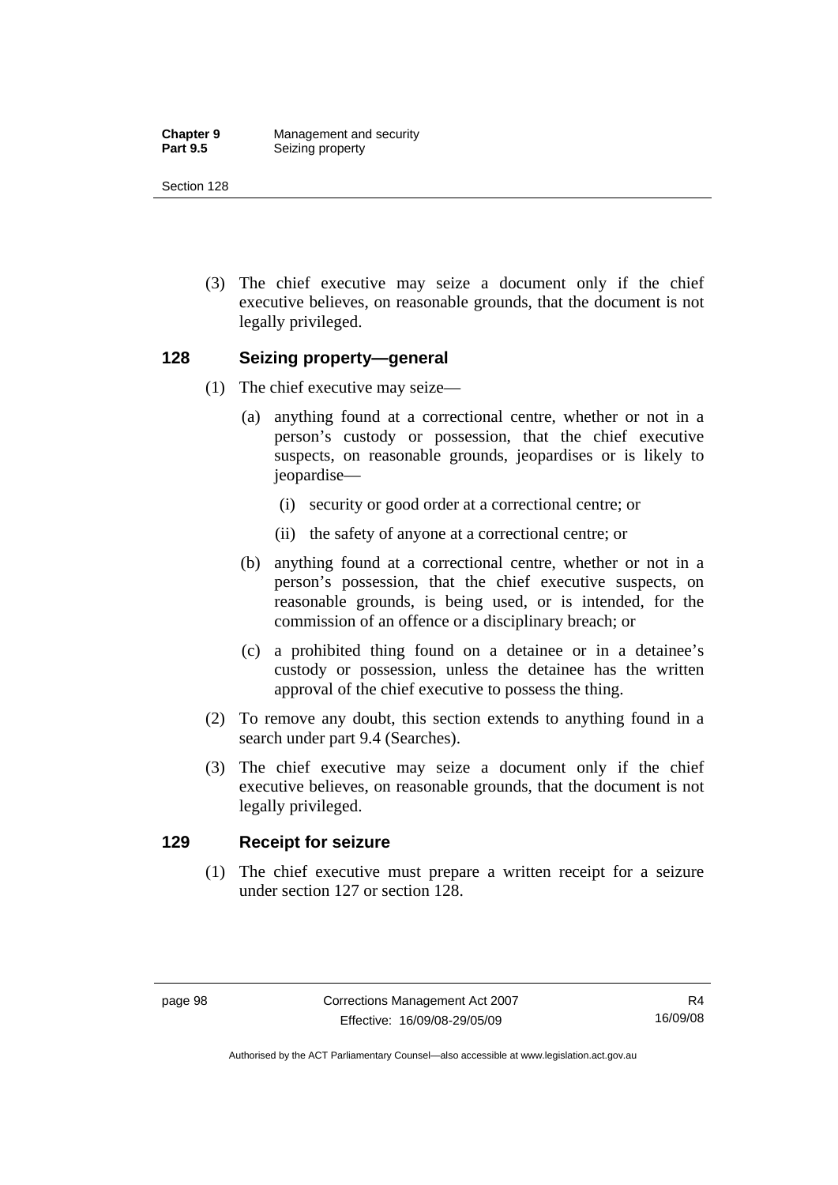(3) The chief executive may seize a document only if the chief executive believes, on reasonable grounds, that the document is not legally privileged.

### 128 Seizing property—general

(1) The chief executive may seize—

(a) anything found at a correctional centre, whether or not in a person's custody or possession, that the chief executive suspects, on reasonable grounds, jeopardises or is likely to jeopardise—

(i) security or good order at a correctional centre; or

(ii) the safety of anyone at a correctional centre; or

(b) anything found at a correctional centre, whether or not in a person's possession, that the chief executive suspects, on reasonable grounds, is being used, or is intended, for the commission of an offence or a disciplinary breach; or

(c) a prohibited thing found on a detainee or in a detainee's custody or possession, unless the detainee has the written approval of the chief executive to possess the thing.

(2) To remove any doubt, this section extends to anything found in a search under part 9.4 (Searches).

(3) The chief executive may seize a document only if the chief executive believes, on reasonable grounds, that the document is not legally privileged.

### 129 Receipt for seizure

(1) The chief executive must prepare a written receipt for a seizure under section 127 or section 128.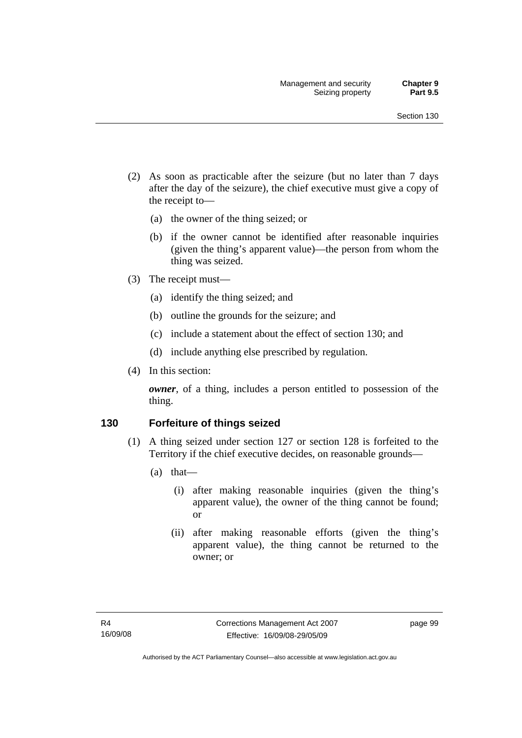(2) As soon as practicable after the seizure (but no later than 7 days after the day of the seizure), the chief executive must give a copy of the receipt to—

  (a) the owner of the thing seized; or

  (b) if the owner cannot be identified after reasonable inquiries (given the thing's apparent value)—the person from whom the thing was seized.

(3) The receipt must—

  (a) identify the thing seized; and

  (b) outline the grounds for the seizure; and

  (c) include a statement about the effect of section 130; and

  (d) include anything else prescribed by regulation.

(4) In this section:

***owner***, of a thing, includes a person entitled to possession of the thing.

## 130 Forfeiture of things seized

(1) A thing seized under section 127 or section 128 is forfeited to the Territory if the chief executive decides, on reasonable grounds—

  (a) that—

    (i) after making reasonable inquiries (given the thing's apparent value), the owner of the thing cannot be found; or

    (ii) after making reasonable efforts (given the thing's apparent value), the thing cannot be returned to the owner; or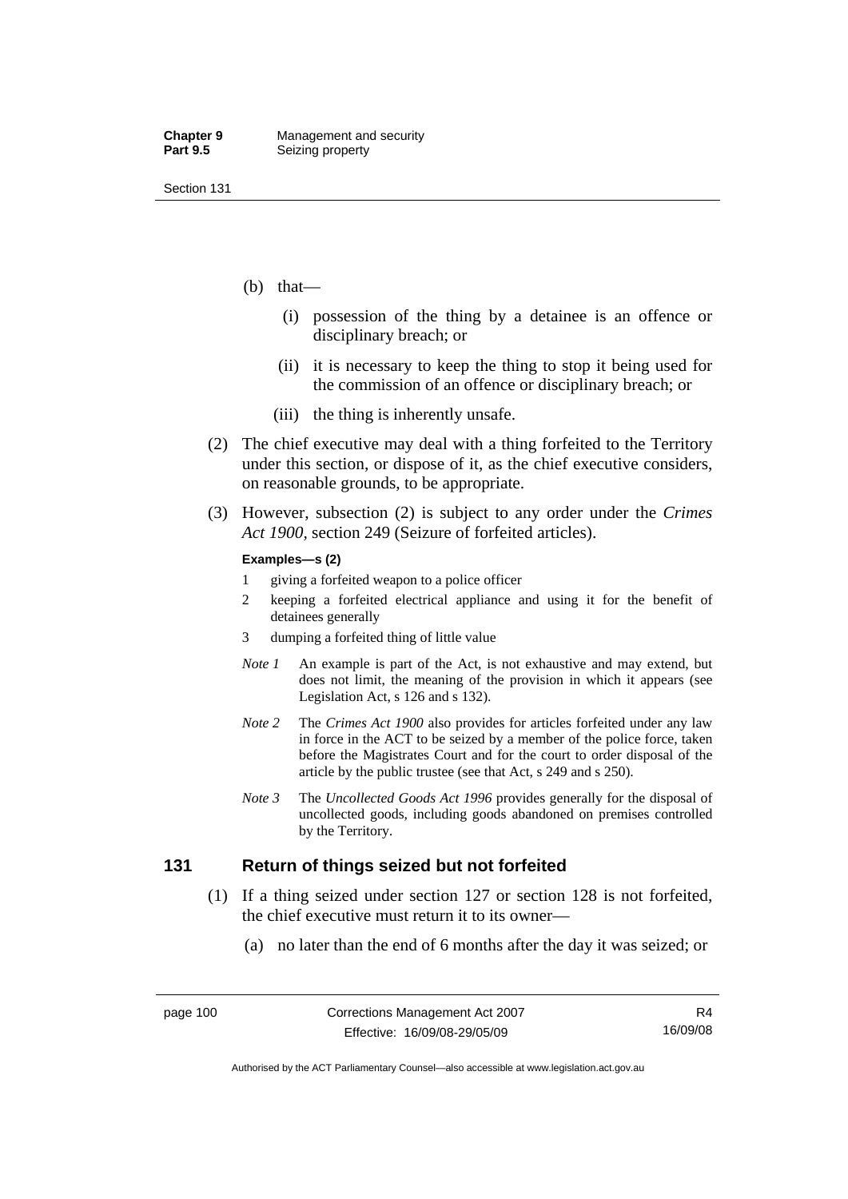(b) that—

  (i) possession of the thing by a detainee is an offence or disciplinary breach; or

  (ii) it is necessary to keep the thing to stop it being used for the commission of an offence or disciplinary breach; or

  (iii) the thing is inherently unsafe.

(2) The chief executive may deal with a thing forfeited to the Territory under this section, or dispose of it, as the chief executive considers, on reasonable grounds, to be appropriate.

(3) However, subsection (2) is subject to any order under the *Crimes Act 1900*, section 249 (Seizure of forfeited articles).

**Examples—s (2)**

1 giving a forfeited weapon to a police officer

2 keeping a forfeited electrical appliance and using it for the benefit of detainees generally

3 dumping a forfeited thing of little value

*Note 1* An example is part of the Act, is not exhaustive and may extend, but does not limit, the meaning of the provision in which it appears (see Legislation Act, s 126 and s 132).

*Note 2* The *Crimes Act 1900* also provides for articles forfeited under any law in force in the ACT to be seized by a member of the police force, taken before the Magistrates Court and for the court to order disposal of the article by the public trustee (see that Act, s 249 and s 250).

*Note 3* The *Uncollected Goods Act 1996* provides generally for the disposal of uncollected goods, including goods abandoned on premises controlled by the Territory.

## 131 Return of things seized but not forfeited

(1) If a thing seized under section 127 or section 128 is not forfeited, the chief executive must return it to its owner—

  (a) no later than the end of 6 months after the day it was seized; or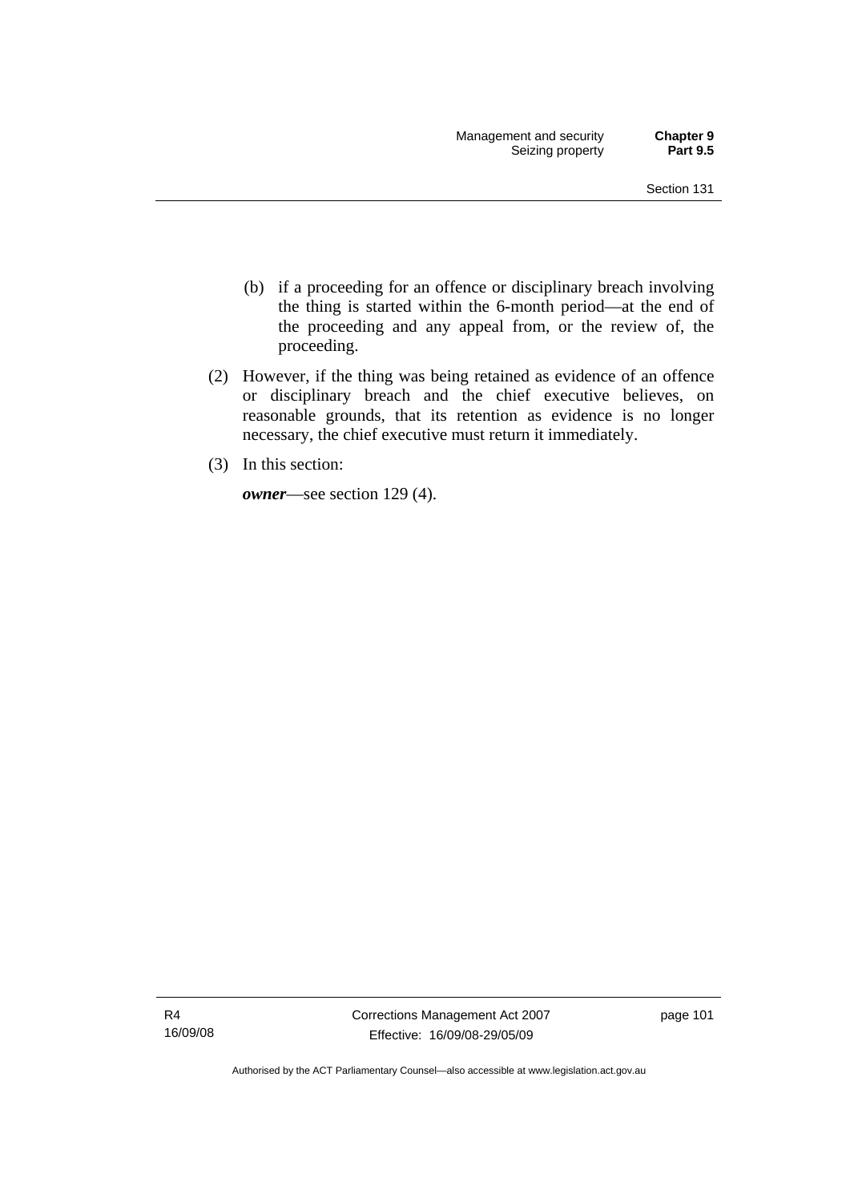(b) if a proceeding for an offence or disciplinary breach involving the thing is started within the 6-month period—at the end of the proceeding and any appeal from, or the review of, the proceeding.

(2) However, if the thing was being retained as evidence of an offence or disciplinary breach and the chief executive believes, on reasonable grounds, that its retention as evidence is no longer necessary, the chief executive must return it immediately.

(3) In this section:

***owner***—see section 129 (4).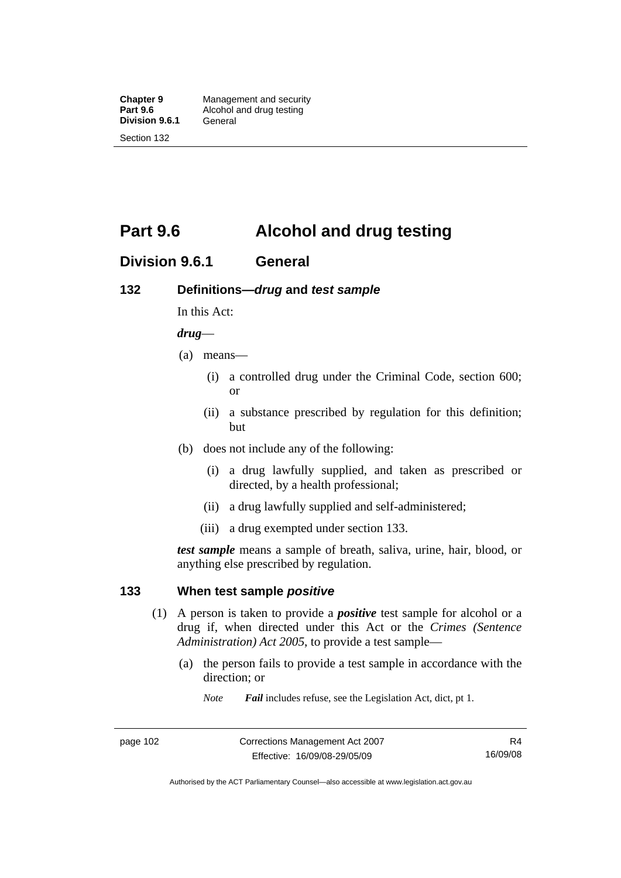# Part 9.6 Alcohol and drug testing

## Division 9.6.1 General

### 132 Definitions—*drug* and *test sample*

In this Act:

***drug***—

(a) means—

(i) a controlled drug under the Criminal Code, section 600; or

(ii) a substance prescribed by regulation for this definition; but

(b) does not include any of the following:

(i) a drug lawfully supplied, and taken as prescribed or directed, by a health professional;

(ii) a drug lawfully supplied and self-administered;

(iii) a drug exempted under section 133.

***test sample*** means a sample of breath, saliva, urine, hair, blood, or anything else prescribed by regulation.

### 133 When test sample *positive*

(1) A person is taken to provide a ***positive*** test sample for alcohol or a drug if, when directed under this Act or the *Crimes (Sentence Administration) Act 2005*, to provide a test sample—

(a) the person fails to provide a test sample in accordance with the direction; or

*Note* ***Fail*** includes refuse, see the Legislation Act, dict, pt 1.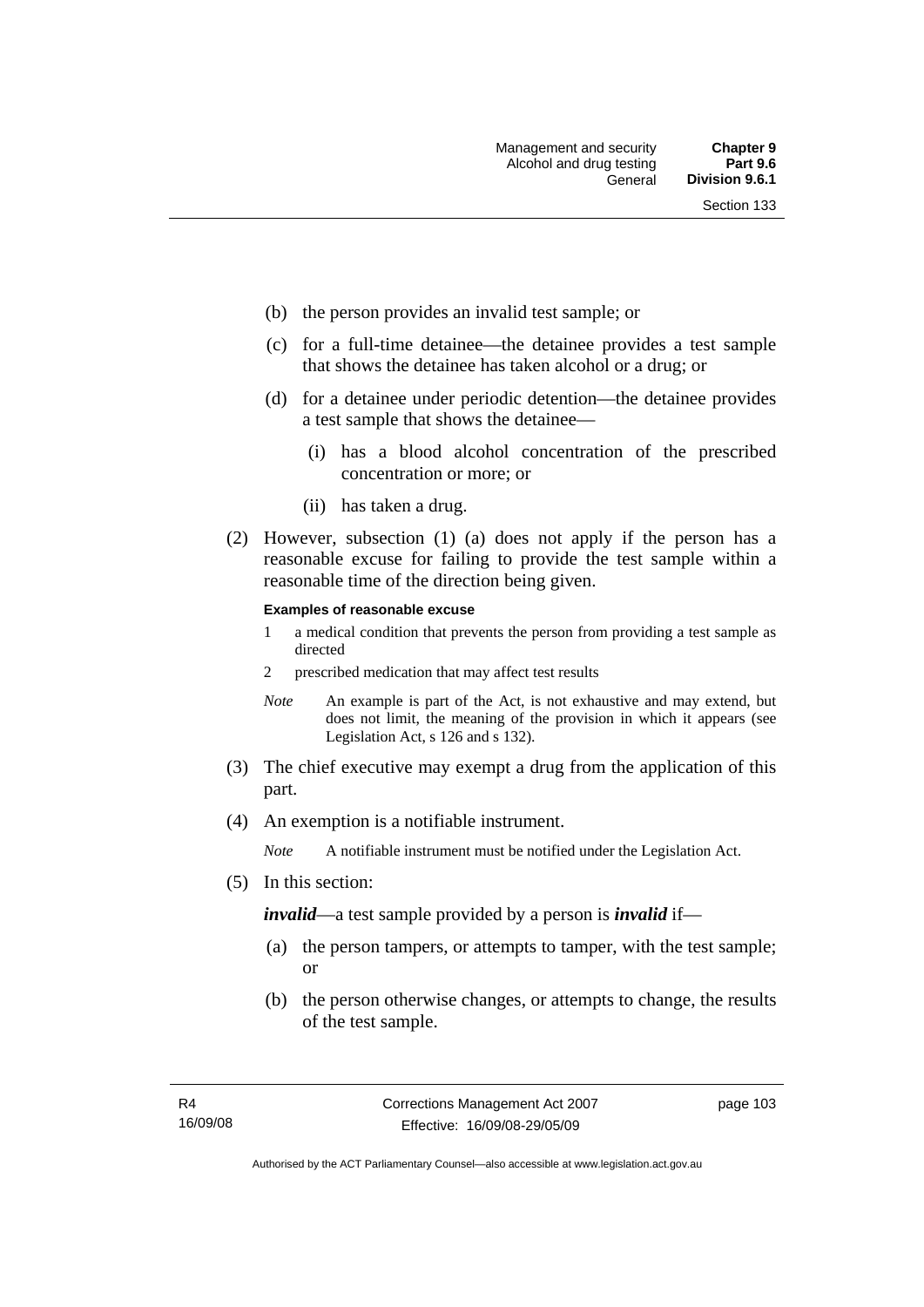(b) the person provides an invalid test sample; or

(c) for a full-time detainee—the detainee provides a test sample that shows the detainee has taken alcohol or a drug; or

(d) for a detainee under periodic detention—the detainee provides a test sample that shows the detainee—

  (i) has a blood alcohol concentration of the prescribed concentration or more; or

  (ii) has taken a drug.

(2) However, subsection (1) (a) does not apply if the person has a reasonable excuse for failing to provide the test sample within a reasonable time of the direction being given.

**Examples of reasonable excuse**

1 a medical condition that prevents the person from providing a test sample as directed

2 prescribed medication that may affect test results

*Note* An example is part of the Act, is not exhaustive and may extend, but does not limit, the meaning of the provision in which it appears (see Legislation Act, s 126 and s 132).

(3) The chief executive may exempt a drug from the application of this part.

(4) An exemption is a notifiable instrument.

*Note* A notifiable instrument must be notified under the Legislation Act.

(5) In this section:

***invalid***—a test sample provided by a person is ***invalid*** if—

(a) the person tampers, or attempts to tamper, with the test sample; or

(b) the person otherwise changes, or attempts to change, the results of the test sample.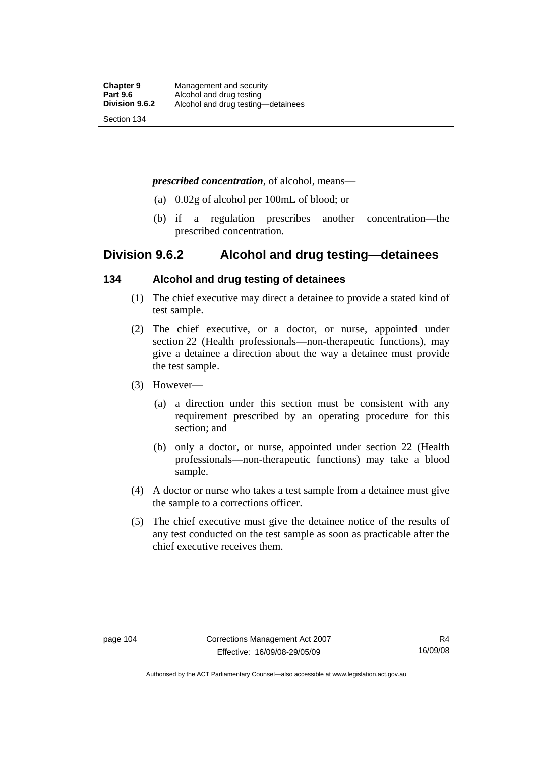***prescribed concentration***, of alcohol, means—

(a) 0.02g of alcohol per 100mL of blood; or

(b) if a regulation prescribes another concentration—the prescribed concentration.

## Division 9.6.2 Alcohol and drug testing—detainees

### 134 Alcohol and drug testing of detainees

(1) The chief executive may direct a detainee to provide a stated kind of test sample.

(2) The chief executive, or a doctor, or nurse, appointed under section 22 (Health professionals—non-therapeutic functions), may give a detainee a direction about the way a detainee must provide the test sample.

(3) However—

(a) a direction under this section must be consistent with any requirement prescribed by an operating procedure for this section; and

(b) only a doctor, or nurse, appointed under section 22 (Health professionals—non-therapeutic functions) may take a blood sample.

(4) A doctor or nurse who takes a test sample from a detainee must give the sample to a corrections officer.

(5) The chief executive must give the detainee notice of the results of any test conducted on the test sample as soon as practicable after the chief executive receives them.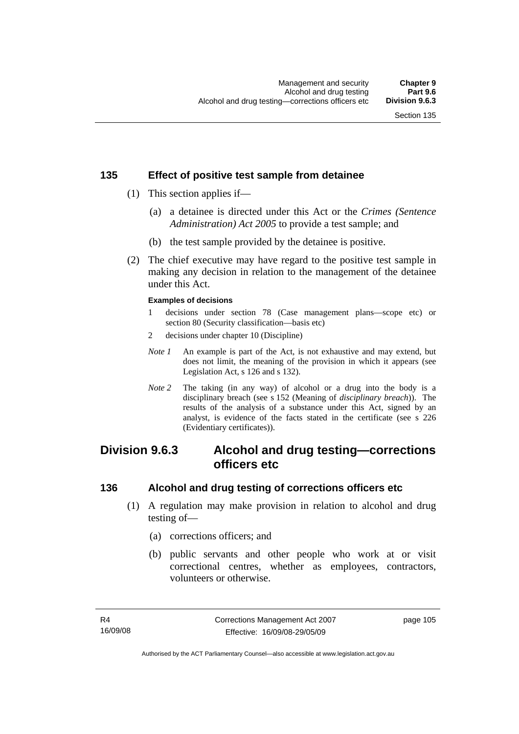## 135 Effect of positive test sample from detainee

(1) This section applies if—

(a) a detainee is directed under this Act or the *Crimes (Sentence Administration) Act 2005* to provide a test sample; and

(b) the test sample provided by the detainee is positive.

(2) The chief executive may have regard to the positive test sample in making any decision in relation to the management of the detainee under this Act.

**Examples of decisions**

1 decisions under section 78 (Case management plans—scope etc) or section 80 (Security classification—basis etc)

2 decisions under chapter 10 (Discipline)

*Note 1* An example is part of the Act, is not exhaustive and may extend, but does not limit, the meaning of the provision in which it appears (see Legislation Act, s 126 and s 132).

*Note 2* The taking (in any way) of alcohol or a drug into the body is a disciplinary breach (see s 152 (Meaning of *disciplinary breach*)). The results of the analysis of a substance under this Act, signed by an analyst, is evidence of the facts stated in the certificate (see s 226 (Evidentiary certificates)).

# Division 9.6.3 Alcohol and drug testing—corrections officers etc

## 136 Alcohol and drug testing of corrections officers etc

(1) A regulation may make provision in relation to alcohol and drug testing of—

(a) corrections officers; and

(b) public servants and other people who work at or visit correctional centres, whether as employees, contractors, volunteers or otherwise.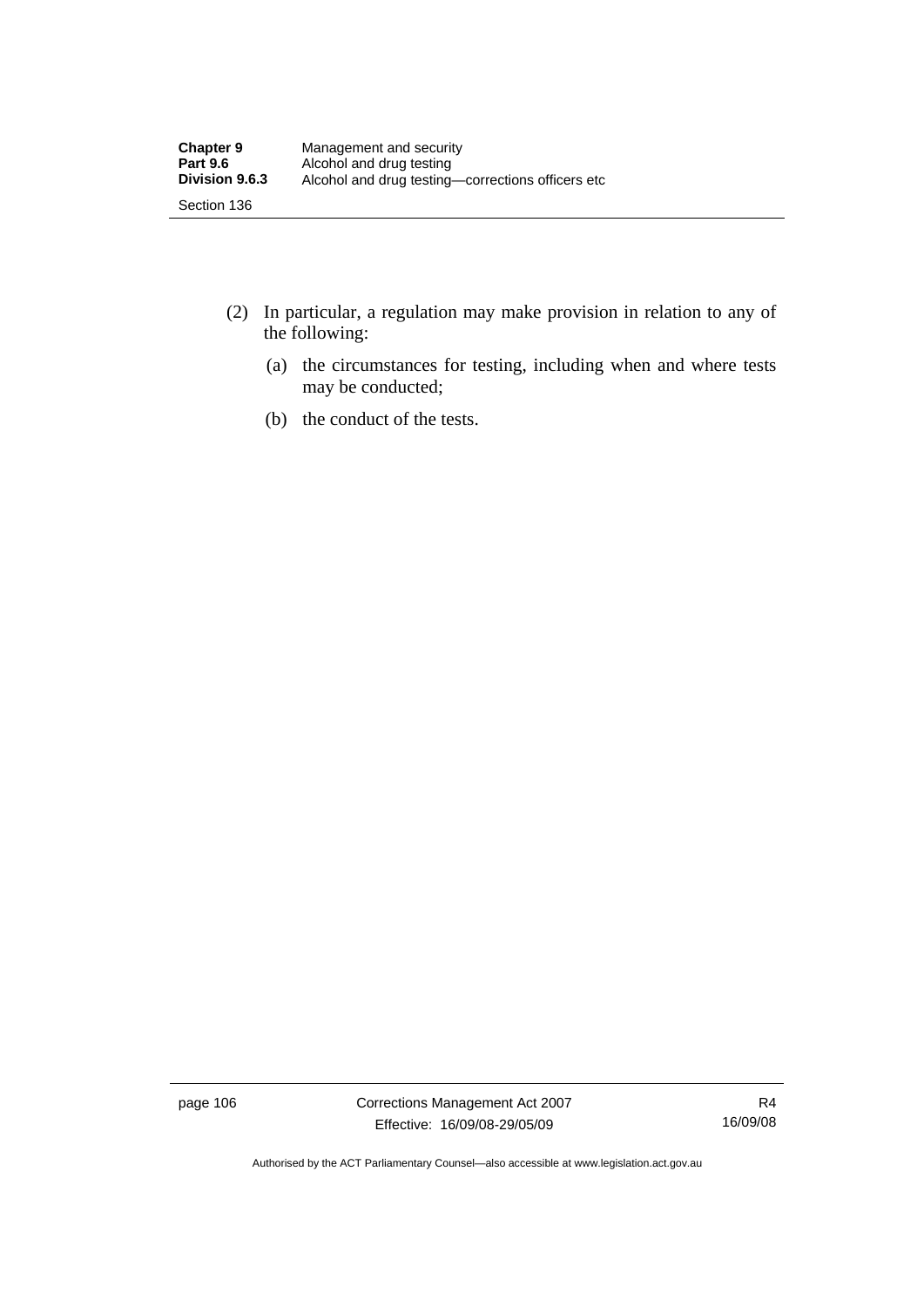(2) In particular, a regulation may make provision in relation to any of the following:

  (a) the circumstances for testing, including when and where tests may be conducted;

  (b) the conduct of the tests.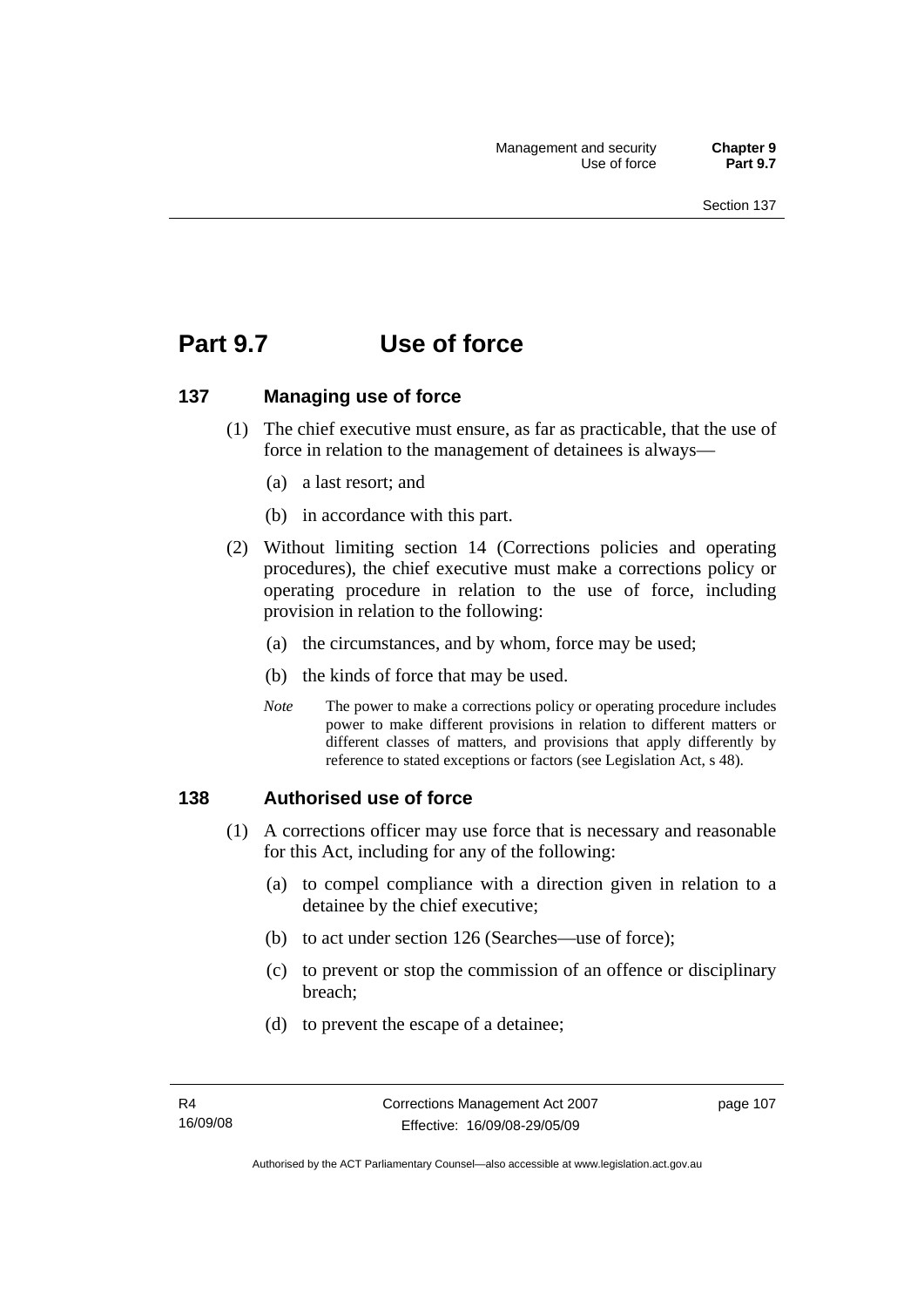# Part 9.7 Use of force

## 137 Managing use of force

(1) The chief executive must ensure, as far as practicable, that the use of force in relation to the management of detainees is always—

(a) a last resort; and

(b) in accordance with this part.

(2) Without limiting section 14 (Corrections policies and operating procedures), the chief executive must make a corrections policy or operating procedure in relation to the use of force, including provision in relation to the following:

(a) the circumstances, and by whom, force may be used;

(b) the kinds of force that may be used.

*Note* The power to make a corrections policy or operating procedure includes power to make different provisions in relation to different matters or different classes of matters, and provisions that apply differently by reference to stated exceptions or factors (see Legislation Act, s 48).

## 138 Authorised use of force

(1) A corrections officer may use force that is necessary and reasonable for this Act, including for any of the following:

(a) to compel compliance with a direction given in relation to a detainee by the chief executive;

(b) to act under section 126 (Searches—use of force);

(c) to prevent or stop the commission of an offence or disciplinary breach;

(d) to prevent the escape of a detainee;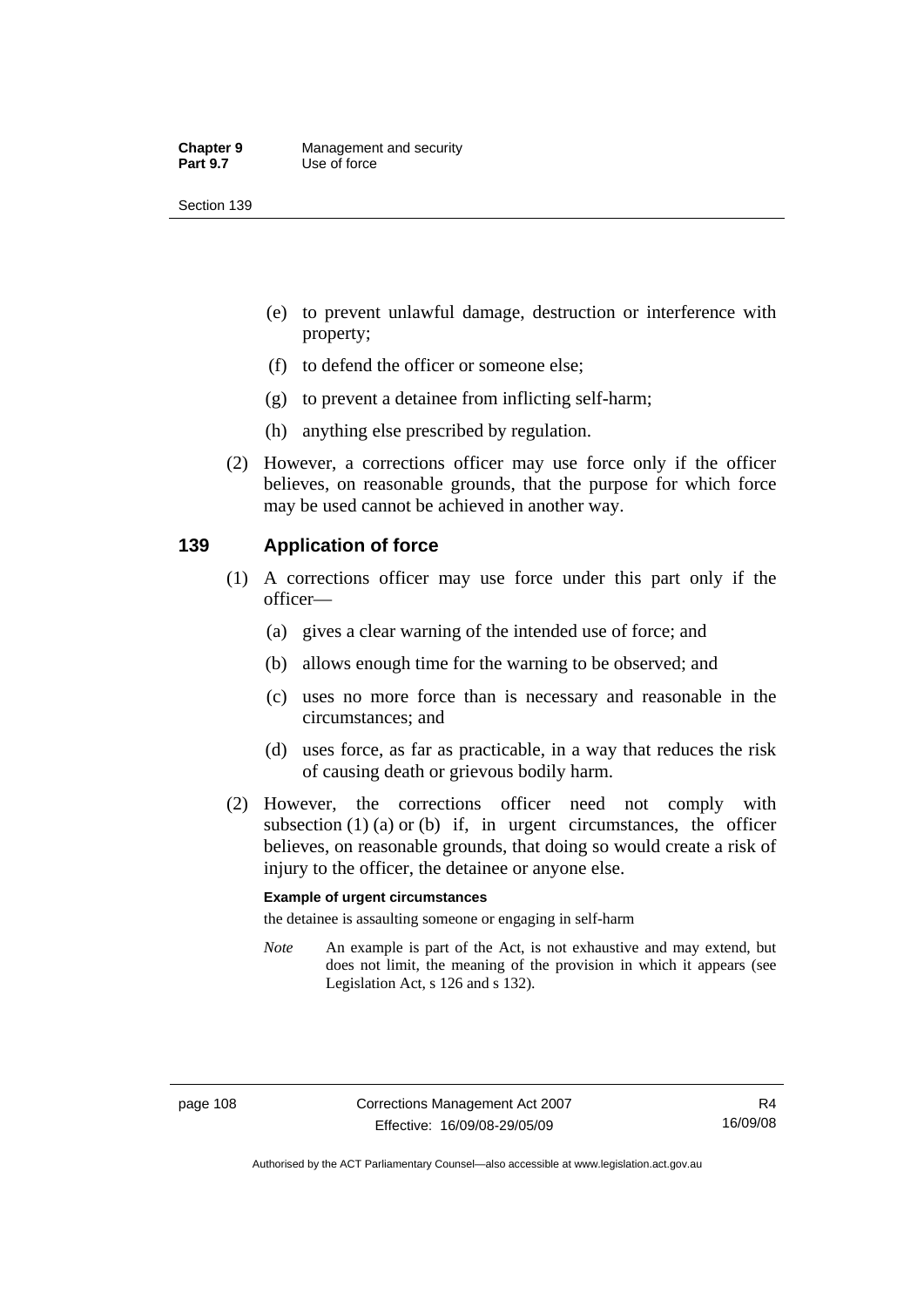- (e) to prevent unlawful damage, destruction or interference with property;
- (f) to defend the officer or someone else;
- (g) to prevent a detainee from inflicting self-harm;
- (h) anything else prescribed by regulation.

(2) However, a corrections officer may use force only if the officer believes, on reasonable grounds, that the purpose for which force may be used cannot be achieved in another way.

## 139 Application of force

(1) A corrections officer may use force under this part only if the officer—

- (a) gives a clear warning of the intended use of force; and
- (b) allows enough time for the warning to be observed; and
- (c) uses no more force than is necessary and reasonable in the circumstances; and
- (d) uses force, as far as practicable, in a way that reduces the risk of causing death or grievous bodily harm.

(2) However, the corrections officer need not comply with subsection (1) (a) or (b) if, in urgent circumstances, the officer believes, on reasonable grounds, that doing so would create a risk of injury to the officer, the detainee or anyone else.

**Example of urgent circumstances**

the detainee is assaulting someone or engaging in self-harm

*Note* An example is part of the Act, is not exhaustive and may extend, but does not limit, the meaning of the provision in which it appears (see Legislation Act, s 126 and s 132).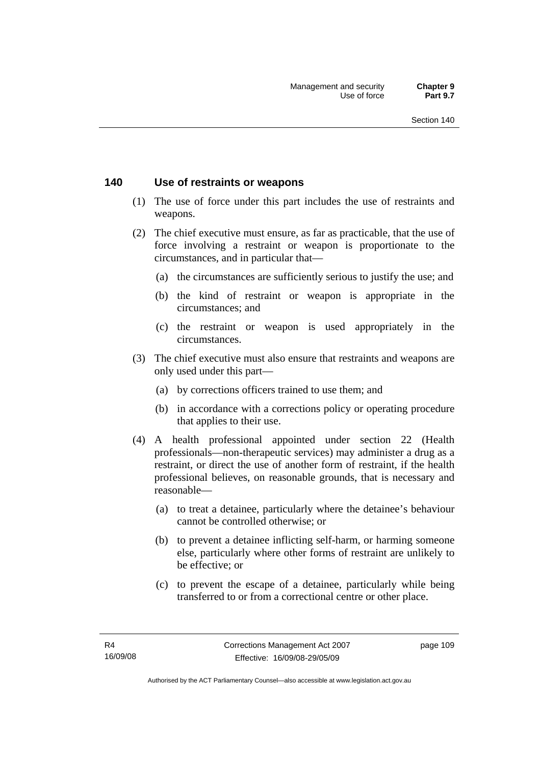## 140 Use of restraints or weapons

(1) The use of force under this part includes the use of restraints and weapons.

(2) The chief executive must ensure, as far as practicable, that the use of force involving a restraint or weapon is proportionate to the circumstances, and in particular that—

- (a) the circumstances are sufficiently serious to justify the use; and
- (b) the kind of restraint or weapon is appropriate in the circumstances; and
- (c) the restraint or weapon is used appropriately in the circumstances.

(3) The chief executive must also ensure that restraints and weapons are only used under this part—

- (a) by corrections officers trained to use them; and
- (b) in accordance with a corrections policy or operating procedure that applies to their use.

(4) A health professional appointed under section 22 (Health professionals—non-therapeutic services) may administer a drug as a restraint, or direct the use of another form of restraint, if the health professional believes, on reasonable grounds, that is necessary and reasonable—

- (a) to treat a detainee, particularly where the detainee's behaviour cannot be controlled otherwise; or
- (b) to prevent a detainee inflicting self-harm, or harming someone else, particularly where other forms of restraint are unlikely to be effective; or
- (c) to prevent the escape of a detainee, particularly while being transferred to or from a correctional centre or other place.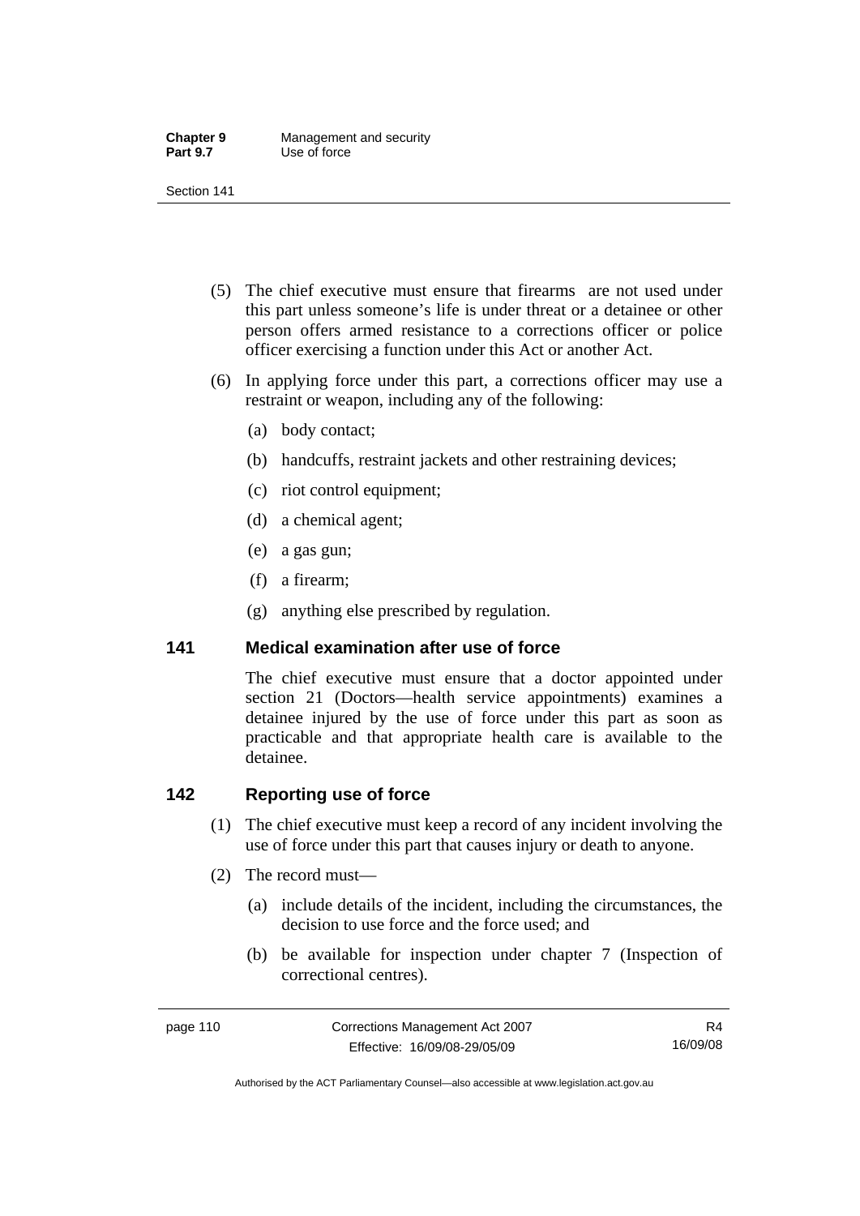(5) The chief executive must ensure that firearms are not used under this part unless someone's life is under threat or a detainee or other person offers armed resistance to a corrections officer or police officer exercising a function under this Act or another Act.

(6) In applying force under this part, a corrections officer may use a restraint or weapon, including any of the following:

(a) body contact;

(b) handcuffs, restraint jackets and other restraining devices;

(c) riot control equipment;

(d) a chemical agent;

(e) a gas gun;

(f) a firearm;

(g) anything else prescribed by regulation.

### 141 Medical examination after use of force

The chief executive must ensure that a doctor appointed under section 21 (Doctors—health service appointments) examines a detainee injured by the use of force under this part as soon as practicable and that appropriate health care is available to the detainee.

### 142 Reporting use of force

(1) The chief executive must keep a record of any incident involving the use of force under this part that causes injury or death to anyone.

(2) The record must—

(a) include details of the incident, including the circumstances, the decision to use force and the force used; and

(b) be available for inspection under chapter 7 (Inspection of correctional centres).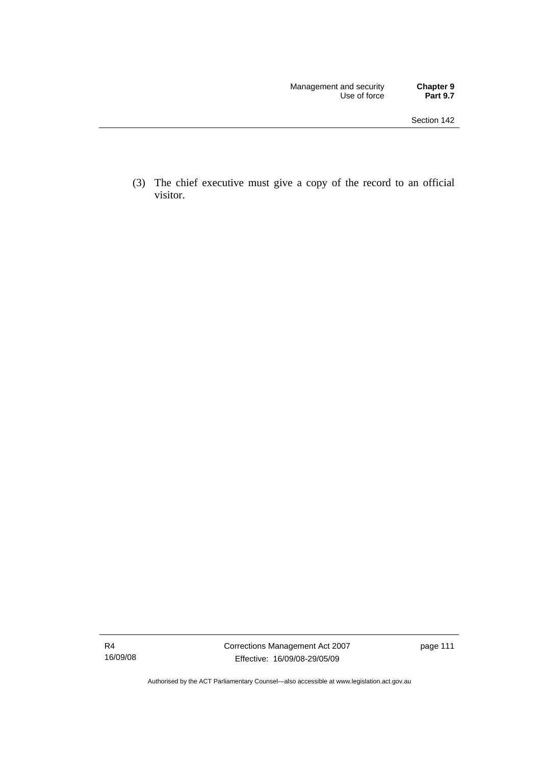(3) The chief executive must give a copy of the record to an official visitor.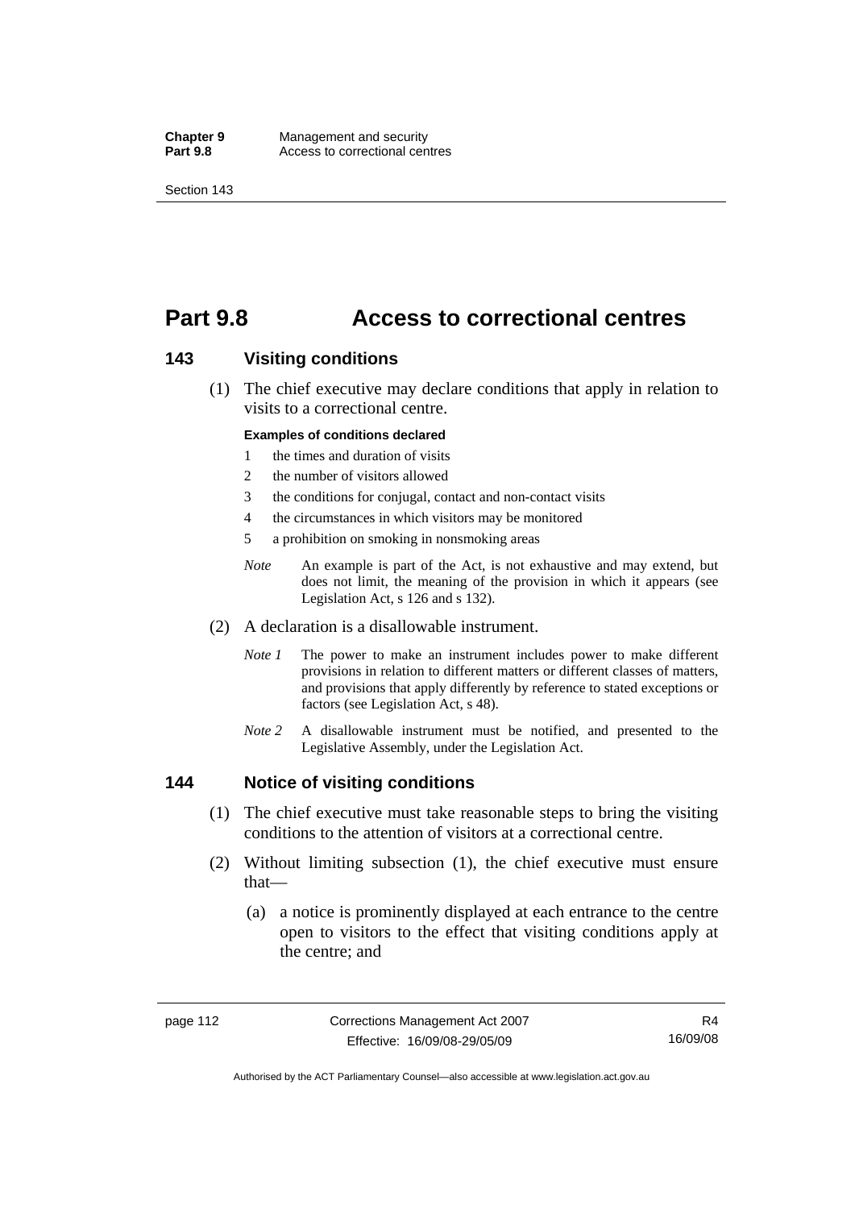# Part 9.8 Access to correctional centres

## 143 Visiting conditions

(1) The chief executive may declare conditions that apply in relation to visits to a correctional centre.

**Examples of conditions declared**

1 the times and duration of visits
2 the number of visitors allowed
3 the conditions for conjugal, contact and non-contact visits
4 the circumstances in which visitors may be monitored
5 a prohibition on smoking in nonsmoking areas

*Note* An example is part of the Act, is not exhaustive and may extend, but does not limit, the meaning of the provision in which it appears (see Legislation Act, s 126 and s 132).

(2) A declaration is a disallowable instrument.

*Note 1* The power to make an instrument includes power to make different provisions in relation to different matters or different classes of matters, and provisions that apply differently by reference to stated exceptions or factors (see Legislation Act, s 48).

*Note 2* A disallowable instrument must be notified, and presented to the Legislative Assembly, under the Legislation Act.

## 144 Notice of visiting conditions

(1) The chief executive must take reasonable steps to bring the visiting conditions to the attention of visitors at a correctional centre.

(2) Without limiting subsection (1), the chief executive must ensure that—

(a) a notice is prominently displayed at each entrance to the centre open to visitors to the effect that visiting conditions apply at the centre; and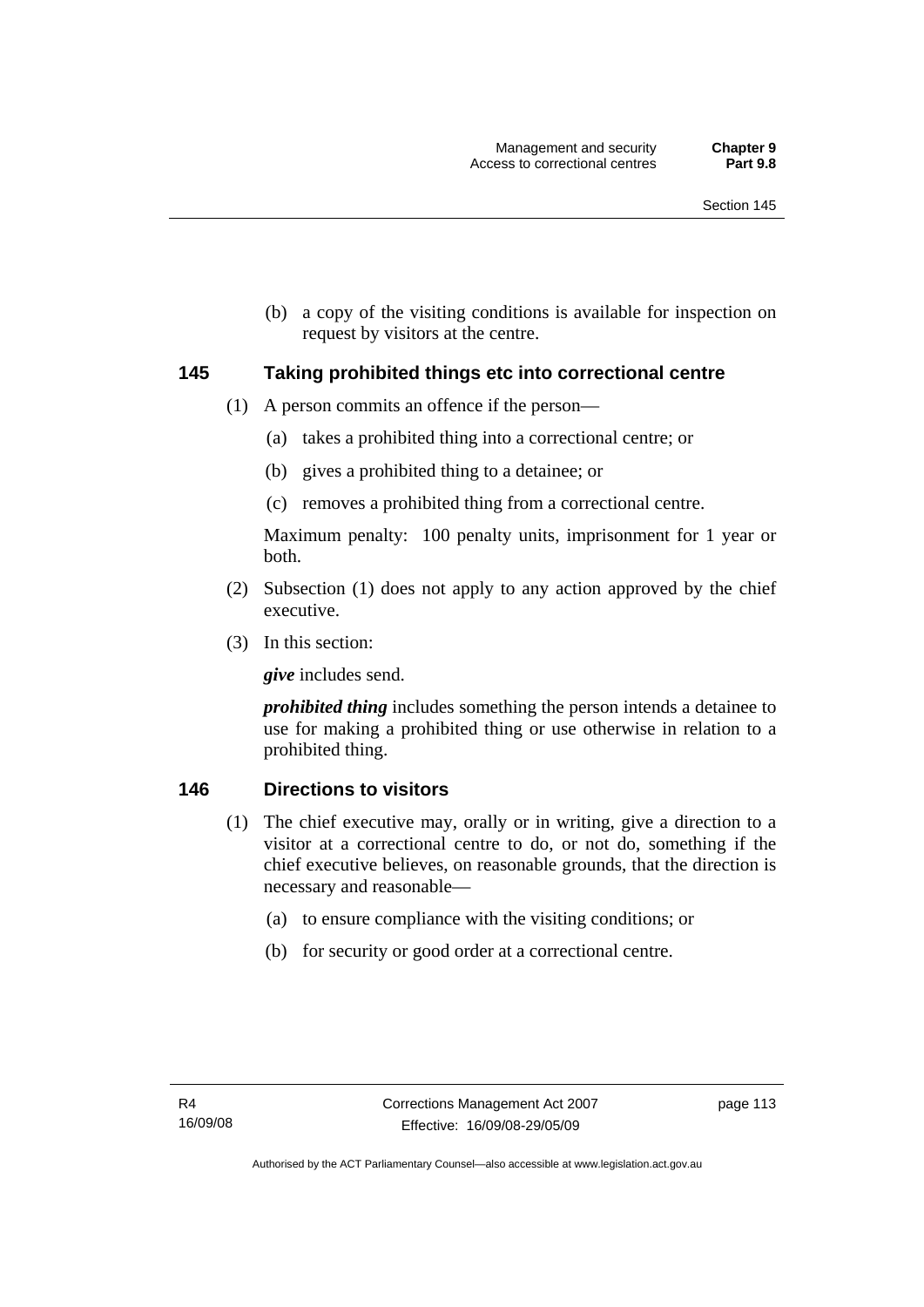(b) a copy of the visiting conditions is available for inspection on request by visitors at the centre.

## 145 Taking prohibited things etc into correctional centre

(1) A person commits an offence if the person—

(a) takes a prohibited thing into a correctional centre; or

(b) gives a prohibited thing to a detainee; or

(c) removes a prohibited thing from a correctional centre.

Maximum penalty: 100 penalty units, imprisonment for 1 year or both.

(2) Subsection (1) does not apply to any action approved by the chief executive.

(3) In this section:

***give*** includes send.

***prohibited thing*** includes something the person intends a detainee to use for making a prohibited thing or use otherwise in relation to a prohibited thing.

## 146 Directions to visitors

(1) The chief executive may, orally or in writing, give a direction to a visitor at a correctional centre to do, or not do, something if the chief executive believes, on reasonable grounds, that the direction is necessary and reasonable—

(a) to ensure compliance with the visiting conditions; or

(b) for security or good order at a correctional centre.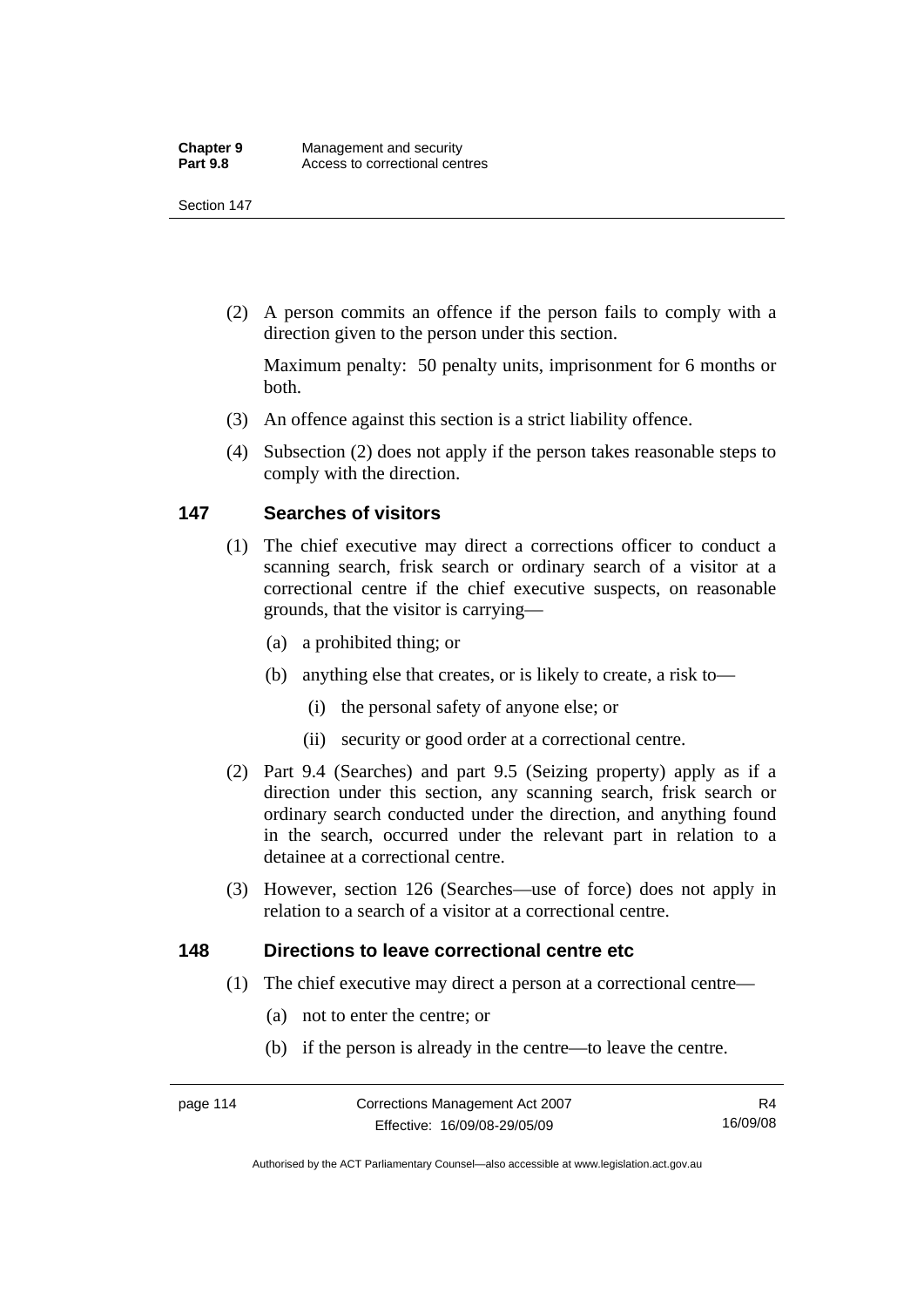(2) A person commits an offence if the person fails to comply with a direction given to the person under this section.

Maximum penalty: 50 penalty units, imprisonment for 6 months or both.

(3) An offence against this section is a strict liability offence.

(4) Subsection (2) does not apply if the person takes reasonable steps to comply with the direction.

## 147 Searches of visitors

(1) The chief executive may direct a corrections officer to conduct a scanning search, frisk search or ordinary search of a visitor at a correctional centre if the chief executive suspects, on reasonable grounds, that the visitor is carrying—

(a) a prohibited thing; or

(b) anything else that creates, or is likely to create, a risk to—

(i) the personal safety of anyone else; or

(ii) security or good order at a correctional centre.

(2) Part 9.4 (Searches) and part 9.5 (Seizing property) apply as if a direction under this section, any scanning search, frisk search or ordinary search conducted under the direction, and anything found in the search, occurred under the relevant part in relation to a detainee at a correctional centre.

(3) However, section 126 (Searches—use of force) does not apply in relation to a search of a visitor at a correctional centre.

## 148 Directions to leave correctional centre etc

(1) The chief executive may direct a person at a correctional centre—

(a) not to enter the centre; or

(b) if the person is already in the centre—to leave the centre.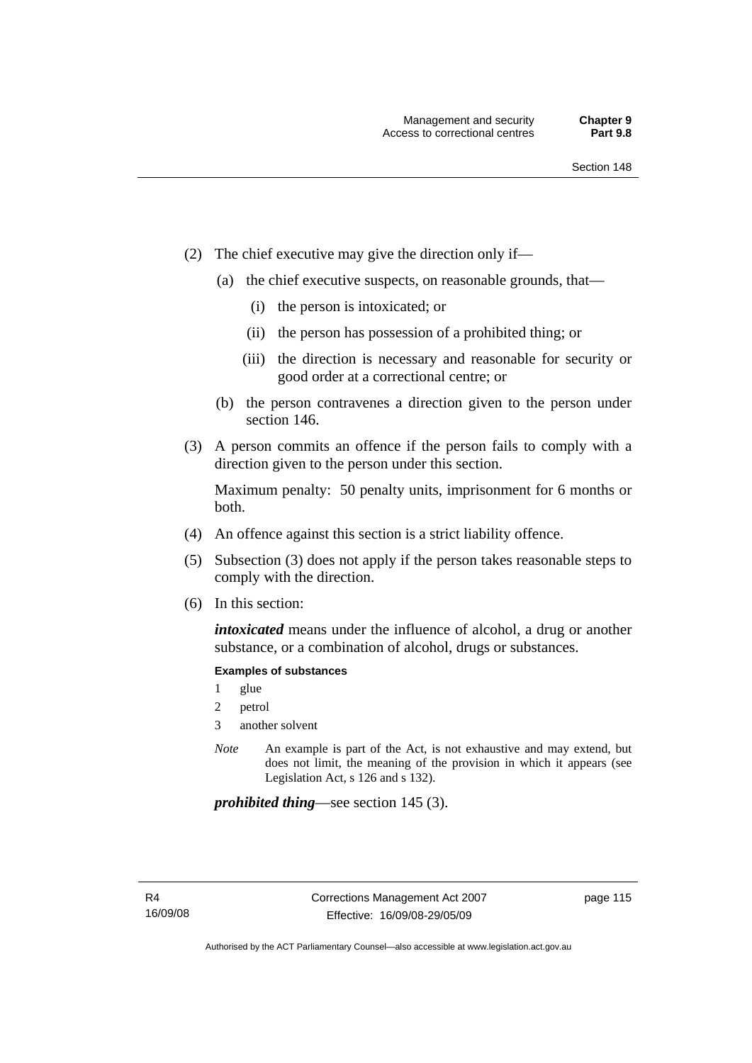(2) The chief executive may give the direction only if—

(a) the chief executive suspects, on reasonable grounds, that—

(i) the person is intoxicated; or

(ii) the person has possession of a prohibited thing; or

(iii) the direction is necessary and reasonable for security or good order at a correctional centre; or

(b) the person contravenes a direction given to the person under section 146.

(3) A person commits an offence if the person fails to comply with a direction given to the person under this section.

Maximum penalty: 50 penalty units, imprisonment for 6 months or both.

(4) An offence against this section is a strict liability offence.

(5) Subsection (3) does not apply if the person takes reasonable steps to comply with the direction.

(6) In this section:

***intoxicated*** means under the influence of alcohol, a drug or another substance, or a combination of alcohol, drugs or substances.

**Examples of substances**

1 glue

2 petrol

3 another solvent

*Note* An example is part of the Act, is not exhaustive and may extend, but does not limit, the meaning of the provision in which it appears (see Legislation Act, s 126 and s 132).

***prohibited thing***—see section 145 (3).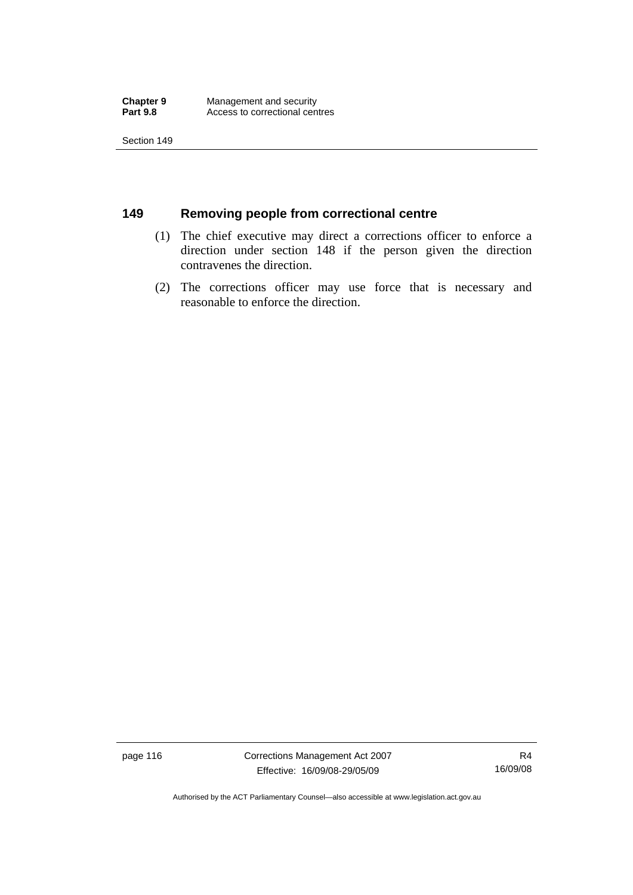## 149 Removing people from correctional centre

(1) The chief executive may direct a corrections officer to enforce a direction under section 148 if the person given the direction contravenes the direction.

(2) The corrections officer may use force that is necessary and reasonable to enforce the direction.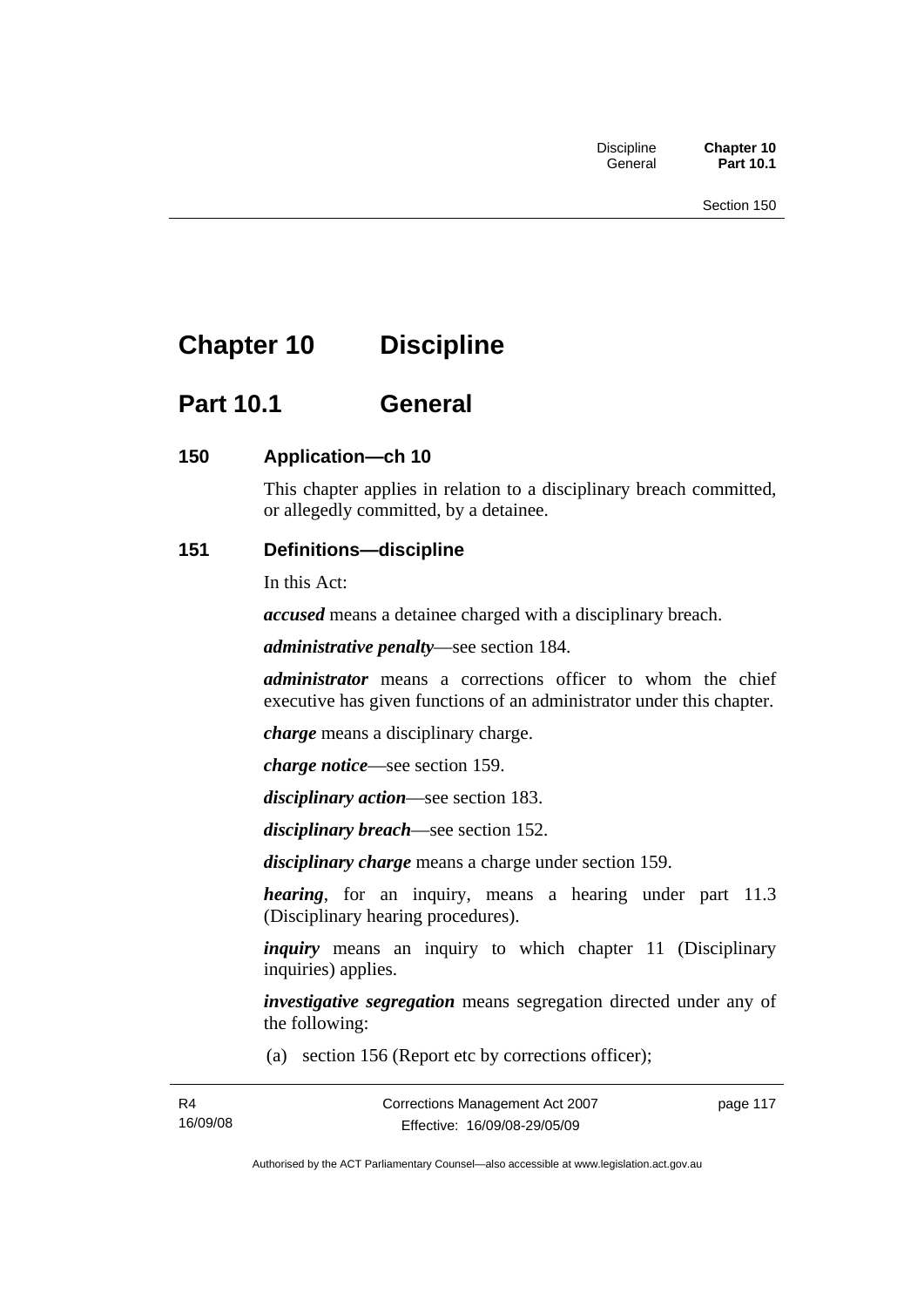# Chapter 10 Discipline

## Part 10.1 General

### 150 Application—ch 10

This chapter applies in relation to a disciplinary breach committed, or allegedly committed, by a detainee.

### 151 Definitions—discipline

In this Act:

***accused*** means a detainee charged with a disciplinary breach.

***administrative penalty***—see section 184.

***administrator*** means a corrections officer to whom the chief executive has given functions of an administrator under this chapter.

***charge*** means a disciplinary charge.

***charge notice***—see section 159.

***disciplinary action***—see section 183.

***disciplinary breach***—see section 152.

***disciplinary charge*** means a charge under section 159.

***hearing***, for an inquiry, means a hearing under part 11.3 (Disciplinary hearing procedures).

***inquiry*** means an inquiry to which chapter 11 (Disciplinary inquiries) applies.

***investigative segregation*** means segregation directed under any of the following:

(a) section 156 (Report etc by corrections officer);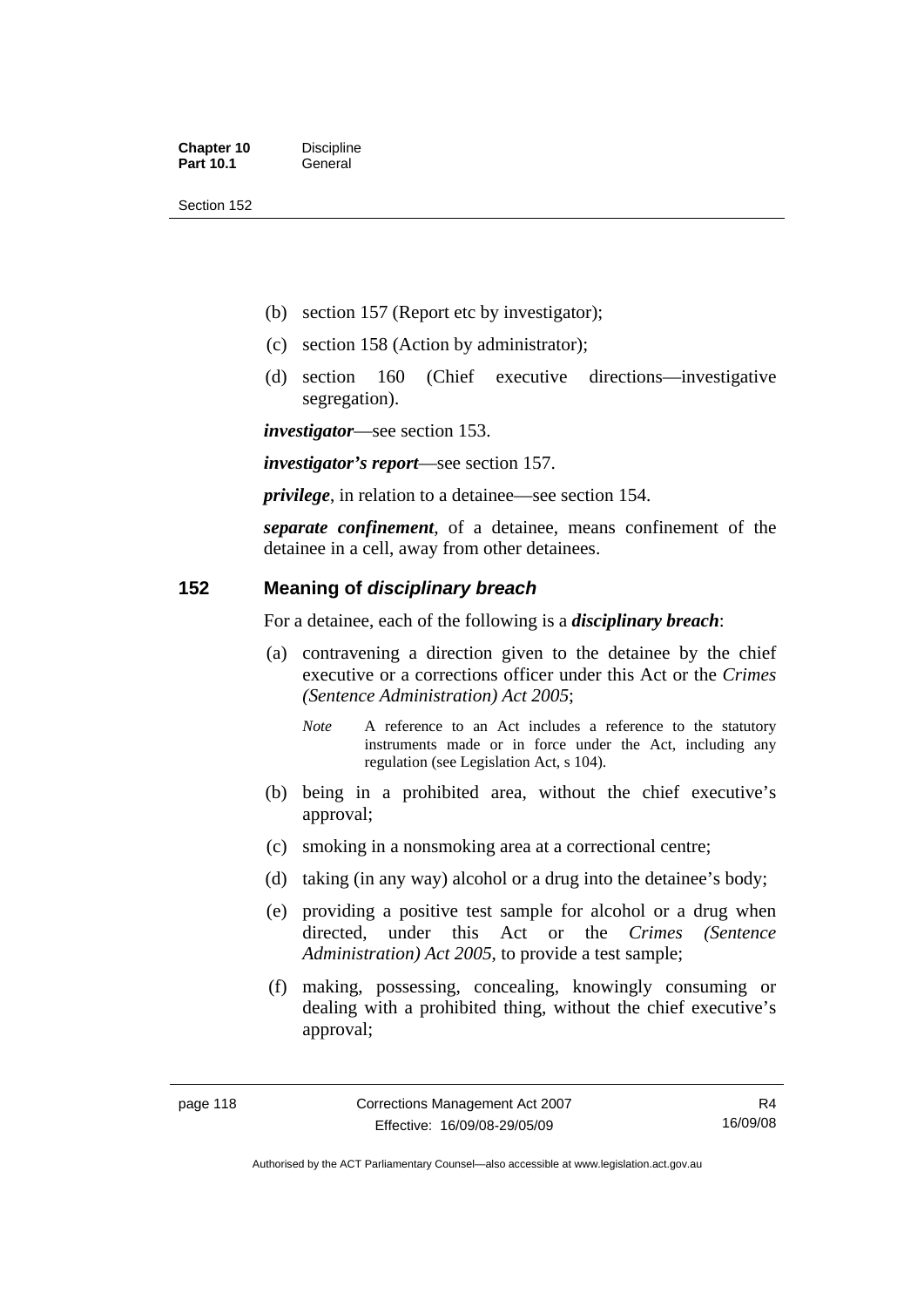(b) section 157 (Report etc by investigator);

(c) section 158 (Action by administrator);

(d) section 160 (Chief executive directions—investigative segregation).

***investigator***—see section 153.

***investigator's report***—see section 157.

***privilege***, in relation to a detainee—see section 154.

***separate confinement***, of a detainee, means confinement of the detainee in a cell, away from other detainees.

## 152 Meaning of *disciplinary breach*

For a detainee, each of the following is a ***disciplinary breach***:

(a) contravening a direction given to the detainee by the chief executive or a corrections officer under this Act or the *Crimes (Sentence Administration) Act 2005*;

*Note* A reference to an Act includes a reference to the statutory instruments made or in force under the Act, including any regulation (see Legislation Act, s 104).

(b) being in a prohibited area, without the chief executive's approval;

(c) smoking in a nonsmoking area at a correctional centre;

(d) taking (in any way) alcohol or a drug into the detainee's body;

(e) providing a positive test sample for alcohol or a drug when directed, under this Act or the *Crimes (Sentence Administration) Act 2005*, to provide a test sample;

(f) making, possessing, concealing, knowingly consuming or dealing with a prohibited thing, without the chief executive's approval;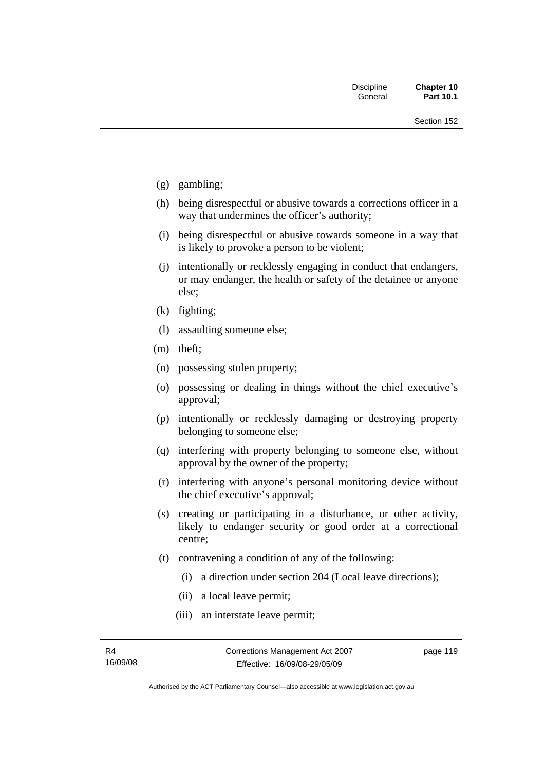- (g) gambling;
- (h) being disrespectful or abusive towards a corrections officer in a way that undermines the officer's authority;
- (i) being disrespectful or abusive towards someone in a way that is likely to provoke a person to be violent;
- (j) intentionally or recklessly engaging in conduct that endangers, or may endanger, the health or safety of the detainee or anyone else;
- (k) fighting;
- (l) assaulting someone else;
- (m) theft;
- (n) possessing stolen property;
- (o) possessing or dealing in things without the chief executive's approval;
- (p) intentionally or recklessly damaging or destroying property belonging to someone else;
- (q) interfering with property belonging to someone else, without approval by the owner of the property;
- (r) interfering with anyone's personal monitoring device without the chief executive's approval;
- (s) creating or participating in a disturbance, or other activity, likely to endanger security or good order at a correctional centre;
- (t) contravening a condition of any of the following:
  - (i) a direction under section 204 (Local leave directions);
  - (ii) a local leave permit;
  - (iii) an interstate leave permit;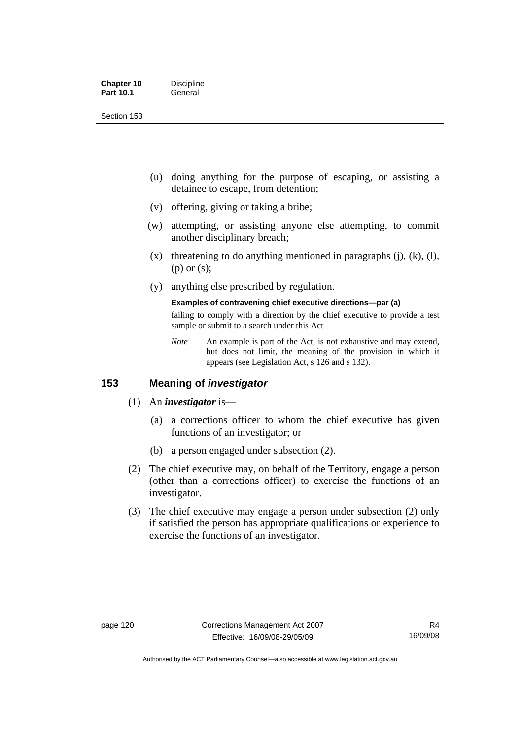(u) doing anything for the purpose of escaping, or assisting a detainee to escape, from detention;

(v) offering, giving or taking a bribe;

(w) attempting, or assisting anyone else attempting, to commit another disciplinary breach;

(x) threatening to do anything mentioned in paragraphs (j), (k), (l), (p) or (s);

(y) anything else prescribed by regulation.

**Examples of contravening chief executive directions—par (a)**

failing to comply with a direction by the chief executive to provide a test sample or submit to a search under this Act

*Note* An example is part of the Act, is not exhaustive and may extend, but does not limit, the meaning of the provision in which it appears (see Legislation Act, s 126 and s 132).

## 153 Meaning of *investigator*

(1) An ***investigator*** is—

(a) a corrections officer to whom the chief executive has given functions of an investigator; or

(b) a person engaged under subsection (2).

(2) The chief executive may, on behalf of the Territory, engage a person (other than a corrections officer) to exercise the functions of an investigator.

(3) The chief executive may engage a person under subsection (2) only if satisfied the person has appropriate qualifications or experience to exercise the functions of an investigator.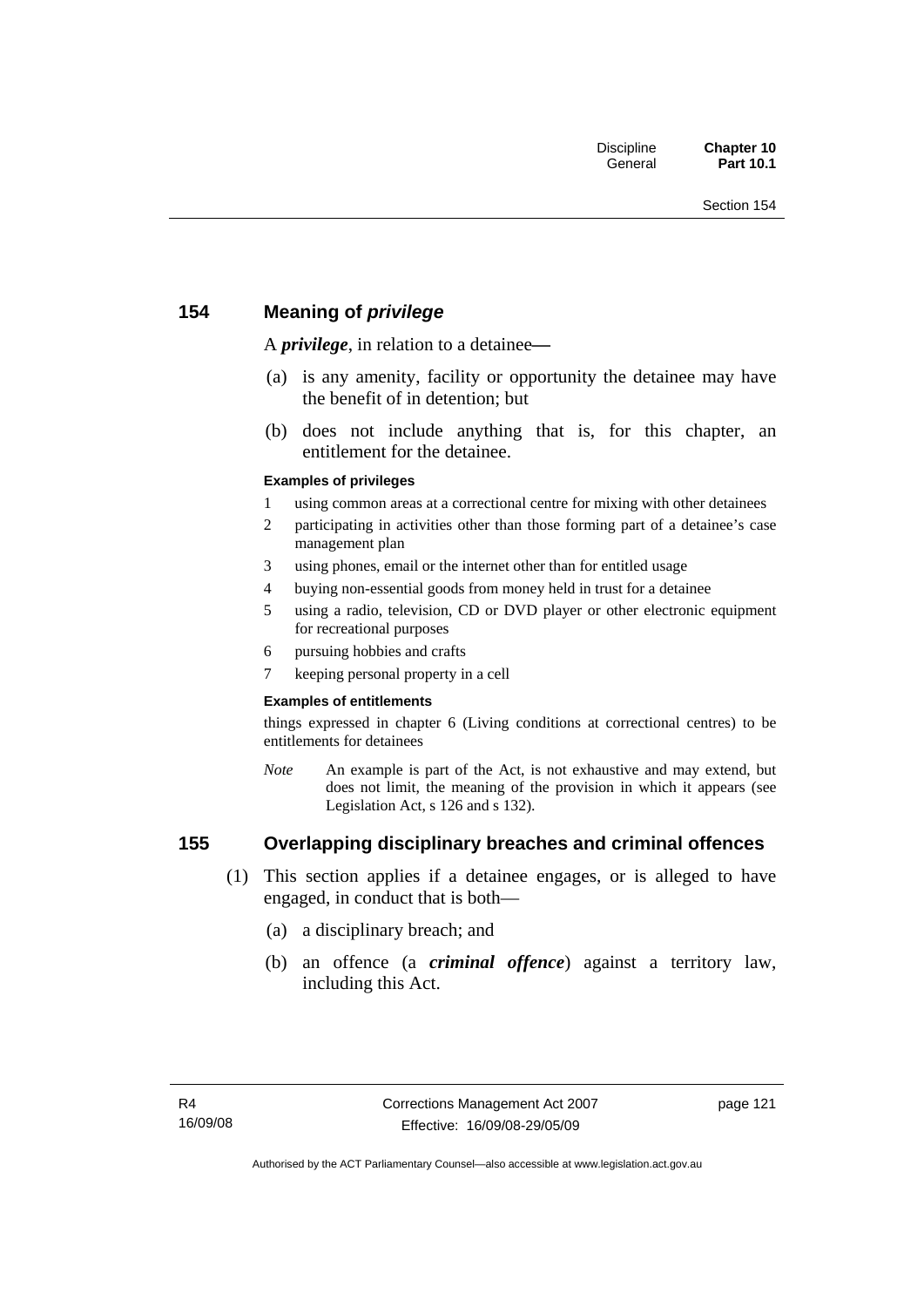## 154 Meaning of *privilege*

A ***privilege***, in relation to a detainee—

(a) is any amenity, facility or opportunity the detainee may have the benefit of in detention; but

(b) does not include anything that is, for this chapter, an entitlement for the detainee.

**Examples of privileges**

1 using common areas at a correctional centre for mixing with other detainees

2 participating in activities other than those forming part of a detainee's case management plan

3 using phones, email or the internet other than for entitled usage

4 buying non-essential goods from money held in trust for a detainee

5 using a radio, television, CD or DVD player or other electronic equipment for recreational purposes

6 pursuing hobbies and crafts

7 keeping personal property in a cell

**Examples of entitlements**

things expressed in chapter 6 (Living conditions at correctional centres) to be entitlements for detainees

*Note* An example is part of the Act, is not exhaustive and may extend, but does not limit, the meaning of the provision in which it appears (see Legislation Act, s 126 and s 132).

## 155 Overlapping disciplinary breaches and criminal offences

(1) This section applies if a detainee engages, or is alleged to have engaged, in conduct that is both—

(a) a disciplinary breach; and

(b) an offence (a ***criminal offence***) against a territory law, including this Act.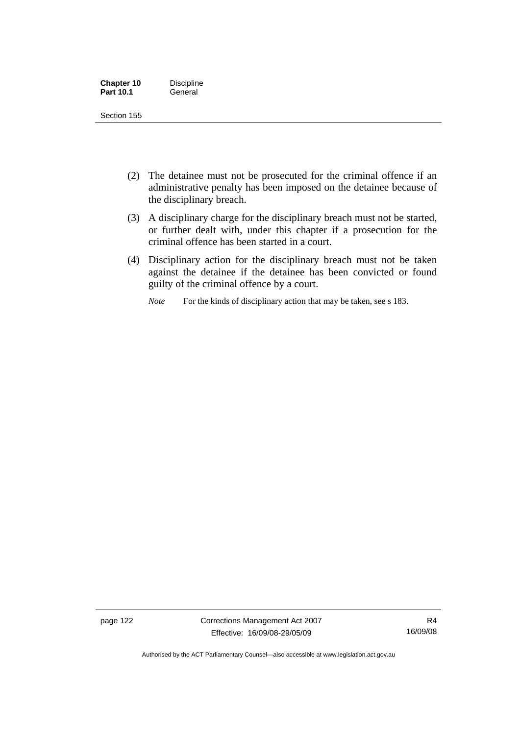(2) The detainee must not be prosecuted for the criminal offence if an administrative penalty has been imposed on the detainee because of the disciplinary breach.

(3) A disciplinary charge for the disciplinary breach must not be started, or further dealt with, under this chapter if a prosecution for the criminal offence has been started in a court.

(4) Disciplinary action for the disciplinary breach must not be taken against the detainee if the detainee has been convicted or found guilty of the criminal offence by a court.

*Note* For the kinds of disciplinary action that may be taken, see s 183.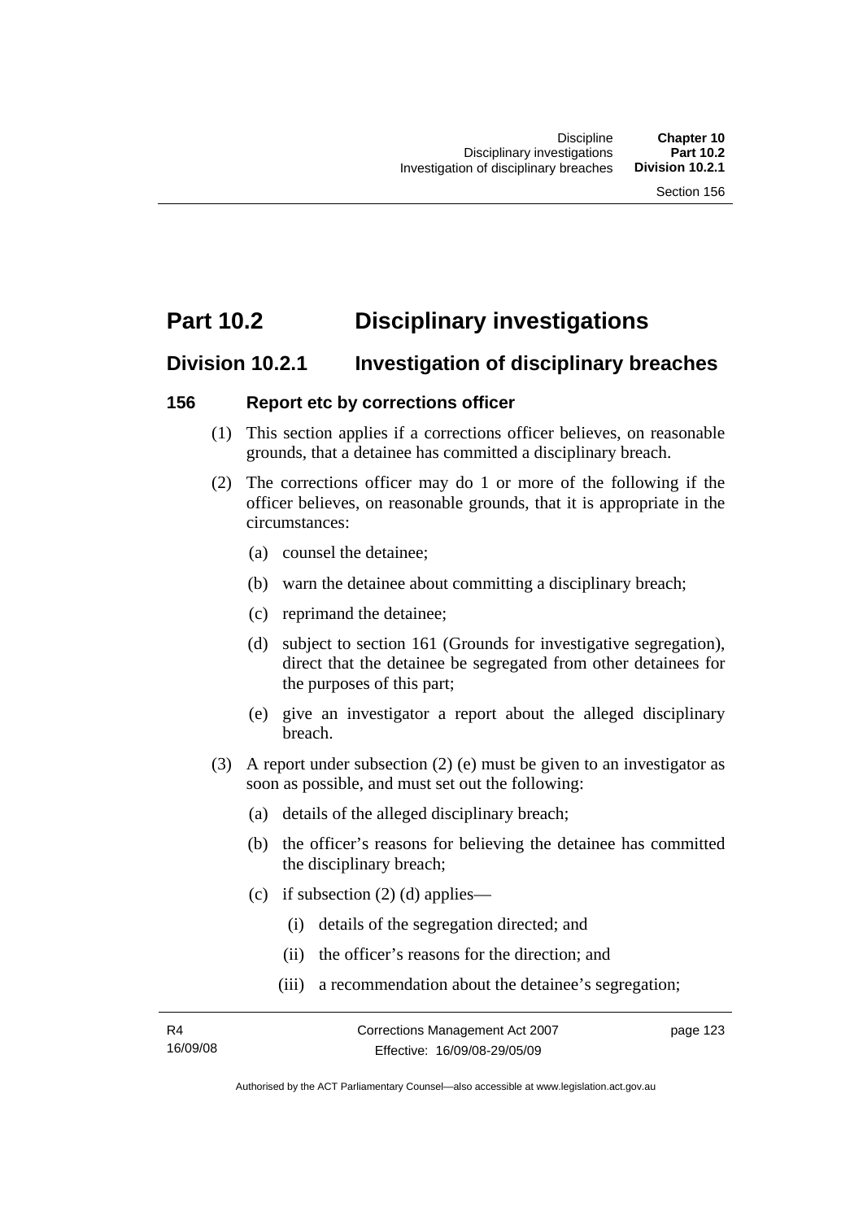# Part 10.2 Disciplinary investigations

## Division 10.2.1 Investigation of disciplinary breaches

### 156 Report etc by corrections officer

(1) This section applies if a corrections officer believes, on reasonable grounds, that a detainee has committed a disciplinary breach.

(2) The corrections officer may do 1 or more of the following if the officer believes, on reasonable grounds, that it is appropriate in the circumstances:

(a) counsel the detainee;

(b) warn the detainee about committing a disciplinary breach;

(c) reprimand the detainee;

(d) subject to section 161 (Grounds for investigative segregation), direct that the detainee be segregated from other detainees for the purposes of this part;

(e) give an investigator a report about the alleged disciplinary breach.

(3) A report under subsection (2) (e) must be given to an investigator as soon as possible, and must set out the following:

(a) details of the alleged disciplinary breach;

(b) the officer's reasons for believing the detainee has committed the disciplinary breach;

(c) if subsection (2) (d) applies—

(i) details of the segregation directed; and

(ii) the officer's reasons for the direction; and

(iii) a recommendation about the detainee's segregation;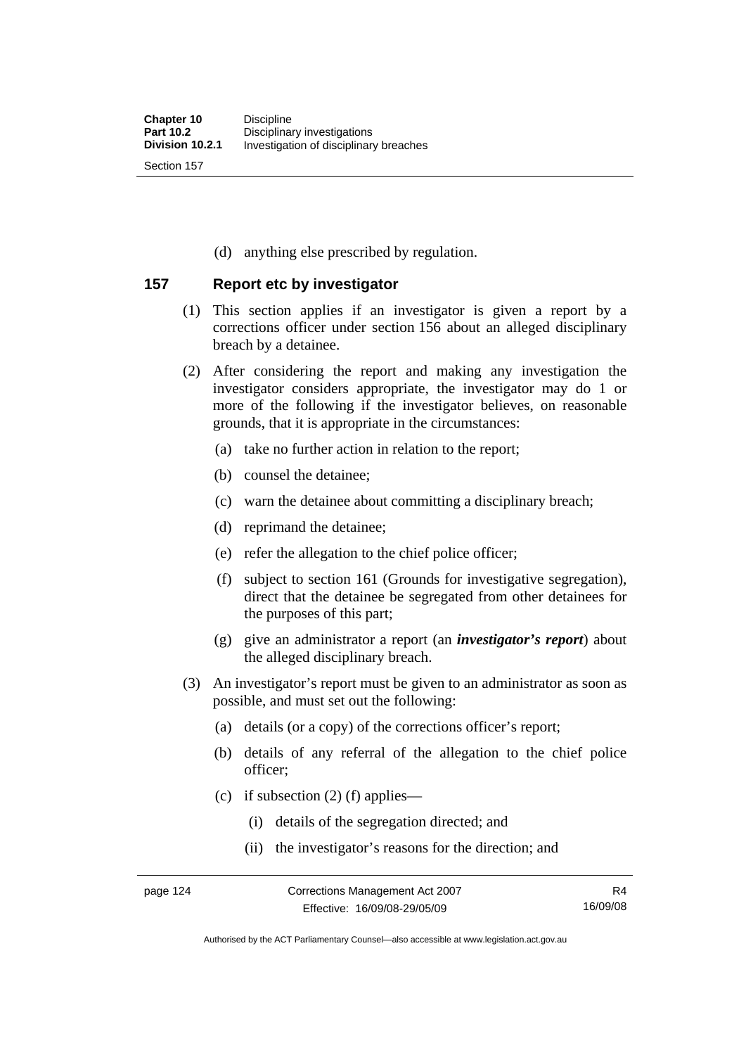(d) anything else prescribed by regulation.

### 157 Report etc by investigator

(1) This section applies if an investigator is given a report by a corrections officer under section 156 about an alleged disciplinary breach by a detainee.

(2) After considering the report and making any investigation the investigator considers appropriate, the investigator may do 1 or more of the following if the investigator believes, on reasonable grounds, that it is appropriate in the circumstances:

(a) take no further action in relation to the report;

(b) counsel the detainee;

(c) warn the detainee about committing a disciplinary breach;

(d) reprimand the detainee;

(e) refer the allegation to the chief police officer;

(f) subject to section 161 (Grounds for investigative segregation), direct that the detainee be segregated from other detainees for the purposes of this part;

(g) give an administrator a report (an ***investigator's report***) about the alleged disciplinary breach.

(3) An investigator's report must be given to an administrator as soon as possible, and must set out the following:

(a) details (or a copy) of the corrections officer's report;

(b) details of any referral of the allegation to the chief police officer;

(c) if subsection (2) (f) applies—

(i) details of the segregation directed; and

(ii) the investigator's reasons for the direction; and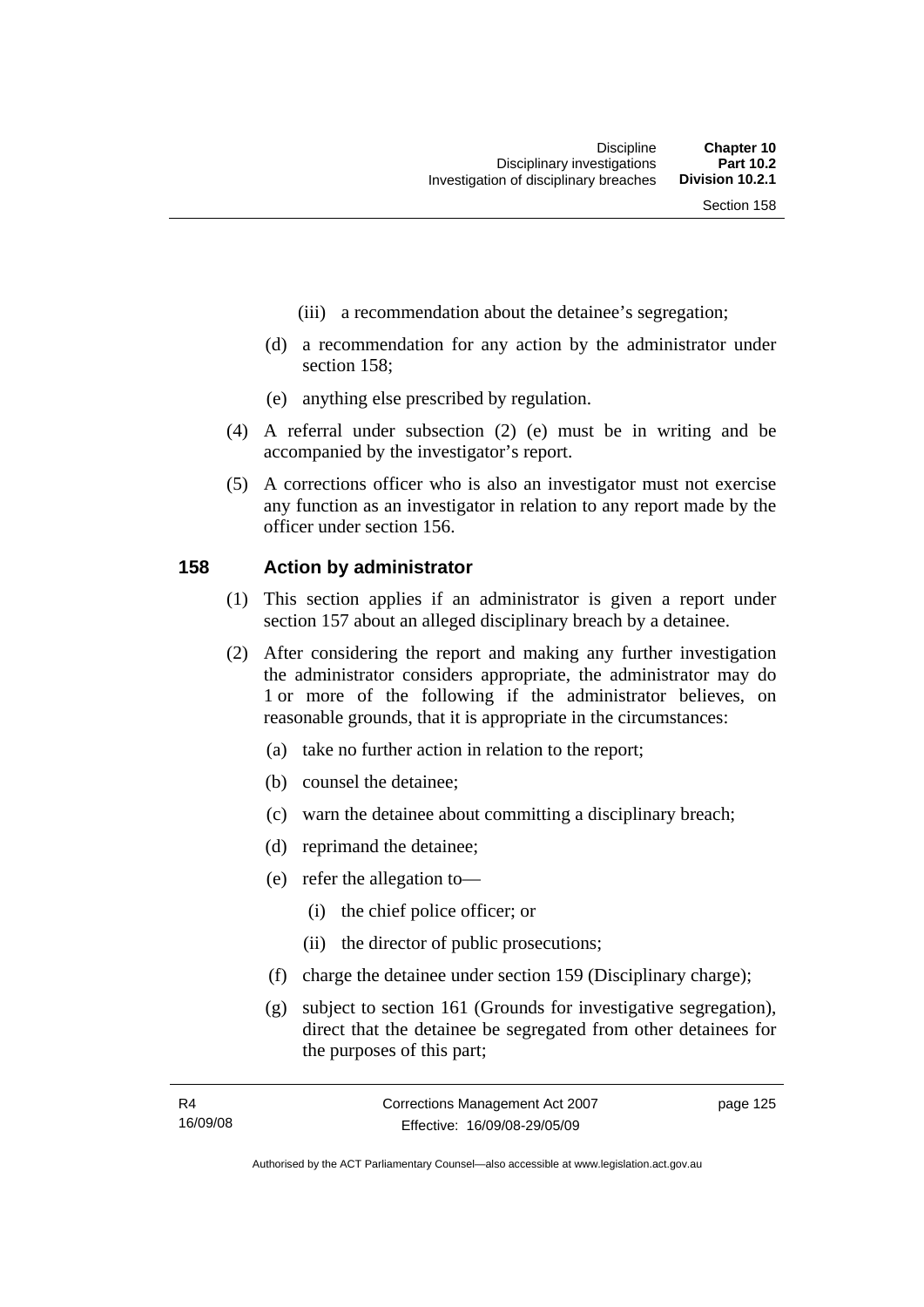(iii) a recommendation about the detainee's segregation;

(d) a recommendation for any action by the administrator under section 158;

(e) anything else prescribed by regulation.

(4) A referral under subsection (2) (e) must be in writing and be accompanied by the investigator's report.

(5) A corrections officer who is also an investigator must not exercise any function as an investigator in relation to any report made by the officer under section 156.

## 158 Action by administrator

(1) This section applies if an administrator is given a report under section 157 about an alleged disciplinary breach by a detainee.

(2) After considering the report and making any further investigation the administrator considers appropriate, the administrator may do 1 or more of the following if the administrator believes, on reasonable grounds, that it is appropriate in the circumstances:

(a) take no further action in relation to the report;

(b) counsel the detainee;

(c) warn the detainee about committing a disciplinary breach;

(d) reprimand the detainee;

(e) refer the allegation to—

(i) the chief police officer; or

(ii) the director of public prosecutions;

(f) charge the detainee under section 159 (Disciplinary charge);

(g) subject to section 161 (Grounds for investigative segregation), direct that the detainee be segregated from other detainees for the purposes of this part;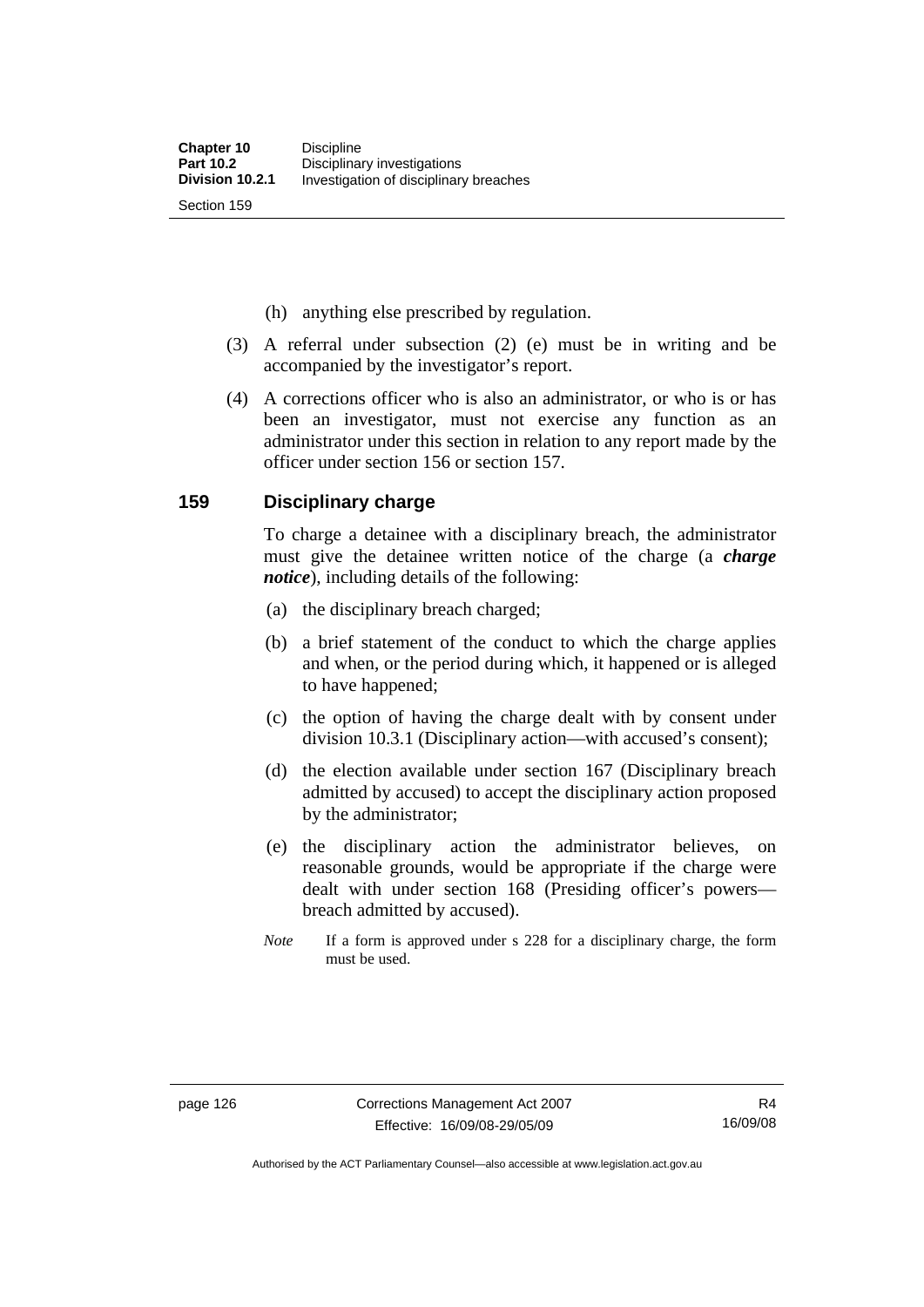(h) anything else prescribed by regulation.

(3) A referral under subsection (2) (e) must be in writing and be accompanied by the investigator's report.

(4) A corrections officer who is also an administrator, or who is or has been an investigator, must not exercise any function as an administrator under this section in relation to any report made by the officer under section 156 or section 157.

## 159 Disciplinary charge

To charge a detainee with a disciplinary breach, the administrator must give the detainee written notice of the charge (a ***charge notice***), including details of the following:

(a) the disciplinary breach charged;

(b) a brief statement of the conduct to which the charge applies and when, or the period during which, it happened or is alleged to have happened;

(c) the option of having the charge dealt with by consent under division 10.3.1 (Disciplinary action—with accused's consent);

(d) the election available under section 167 (Disciplinary breach admitted by accused) to accept the disciplinary action proposed by the administrator;

(e) the disciplinary action the administrator believes, on reasonable grounds, would be appropriate if the charge were dealt with under section 168 (Presiding officer's powers—breach admitted by accused).

*Note* If a form is approved under s 228 for a disciplinary charge, the form must be used.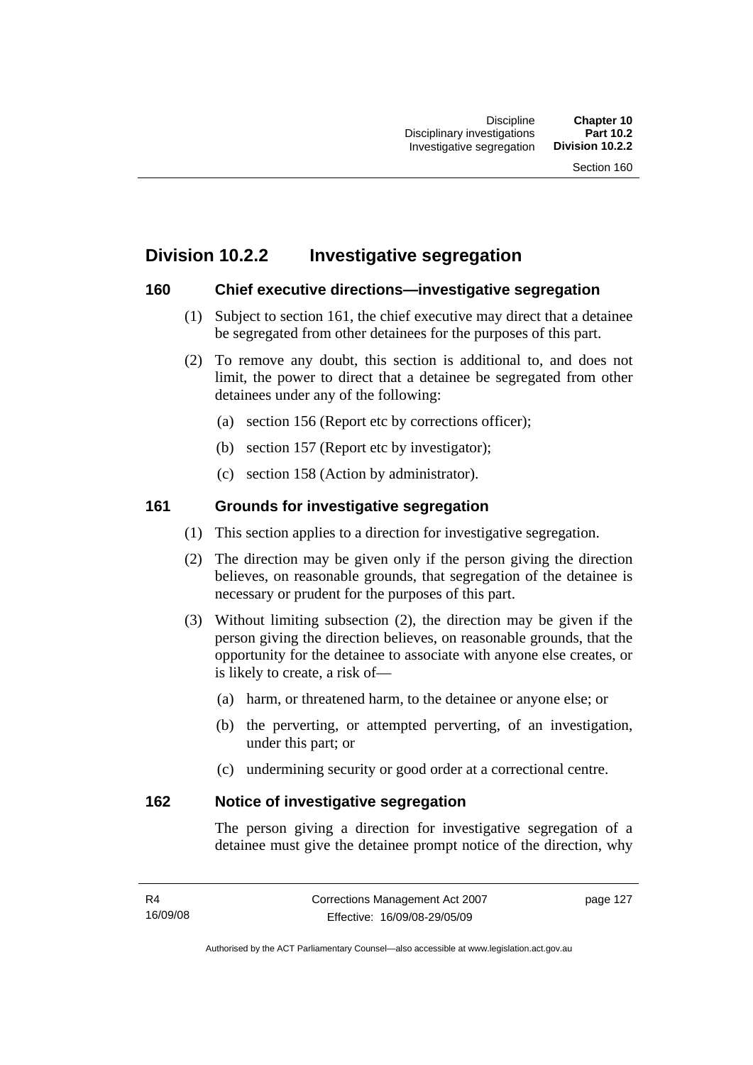## Division 10.2.2 Investigative segregation

### 160 Chief executive directions—investigative segregation

(1) Subject to section 161, the chief executive may direct that a detainee be segregated from other detainees for the purposes of this part.

(2) To remove any doubt, this section is additional to, and does not limit, the power to direct that a detainee be segregated from other detainees under any of the following:

(a) section 156 (Report etc by corrections officer);

(b) section 157 (Report etc by investigator);

(c) section 158 (Action by administrator).

### 161 Grounds for investigative segregation

(1) This section applies to a direction for investigative segregation.

(2) The direction may be given only if the person giving the direction believes, on reasonable grounds, that segregation of the detainee is necessary or prudent for the purposes of this part.

(3) Without limiting subsection (2), the direction may be given if the person giving the direction believes, on reasonable grounds, that the opportunity for the detainee to associate with anyone else creates, or is likely to create, a risk of—

(a) harm, or threatened harm, to the detainee or anyone else; or

(b) the perverting, or attempted perverting, of an investigation, under this part; or

(c) undermining security or good order at a correctional centre.

### 162 Notice of investigative segregation

The person giving a direction for investigative segregation of a detainee must give the detainee prompt notice of the direction, why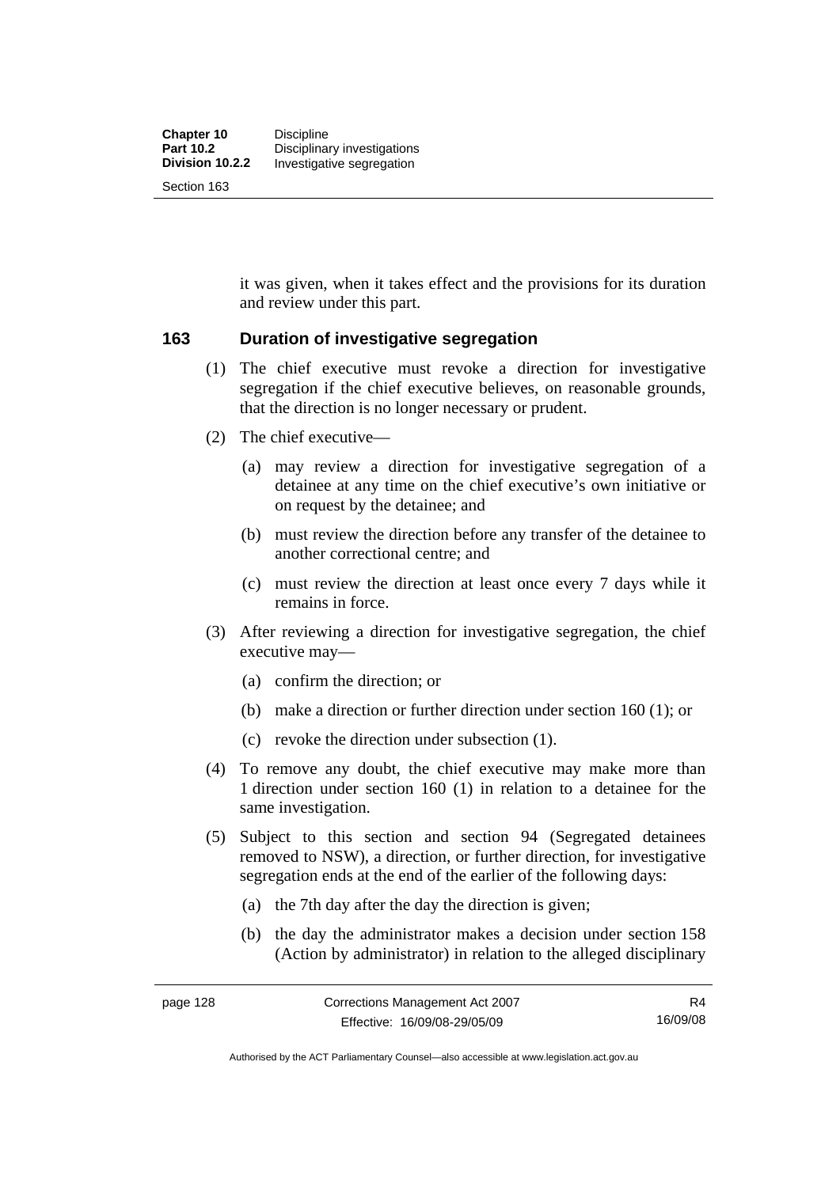it was given, when it takes effect and the provisions for its duration and review under this part.

## 163 Duration of investigative segregation

(1) The chief executive must revoke a direction for investigative segregation if the chief executive believes, on reasonable grounds, that the direction is no longer necessary or prudent.

(2) The chief executive—

(a) may review a direction for investigative segregation of a detainee at any time on the chief executive's own initiative or on request by the detainee; and

(b) must review the direction before any transfer of the detainee to another correctional centre; and

(c) must review the direction at least once every 7 days while it remains in force.

(3) After reviewing a direction for investigative segregation, the chief executive may—

(a) confirm the direction; or

(b) make a direction or further direction under section 160 (1); or

(c) revoke the direction under subsection (1).

(4) To remove any doubt, the chief executive may make more than 1 direction under section 160 (1) in relation to a detainee for the same investigation.

(5) Subject to this section and section 94 (Segregated detainees removed to NSW), a direction, or further direction, for investigative segregation ends at the end of the earlier of the following days:

(a) the 7th day after the day the direction is given;

(b) the day the administrator makes a decision under section 158 (Action by administrator) in relation to the alleged disciplinary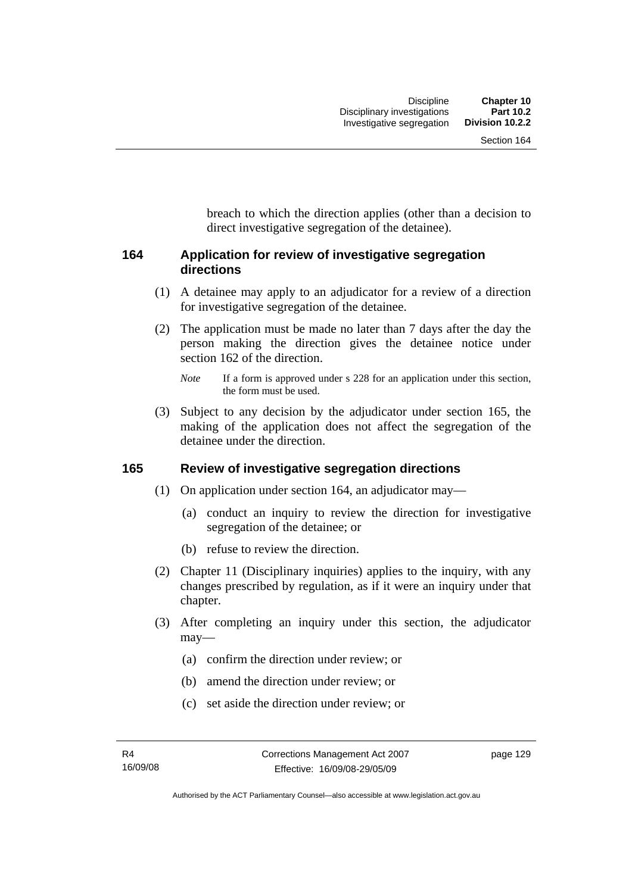breach to which the direction applies (other than a decision to direct investigative segregation of the detainee).

### 164 Application for review of investigative segregation directions

(1) A detainee may apply to an adjudicator for a review of a direction for investigative segregation of the detainee.

(2) The application must be made no later than 7 days after the day the person making the direction gives the detainee notice under section 162 of the direction.

*Note* If a form is approved under s 228 for an application under this section, the form must be used.

(3) Subject to any decision by the adjudicator under section 165, the making of the application does not affect the segregation of the detainee under the direction.

### 165 Review of investigative segregation directions

(1) On application under section 164, an adjudicator may—

(a) conduct an inquiry to review the direction for investigative segregation of the detainee; or

(b) refuse to review the direction.

(2) Chapter 11 (Disciplinary inquiries) applies to the inquiry, with any changes prescribed by regulation, as if it were an inquiry under that chapter.

(3) After completing an inquiry under this section, the adjudicator may—

(a) confirm the direction under review; or

(b) amend the direction under review; or

(c) set aside the direction under review; or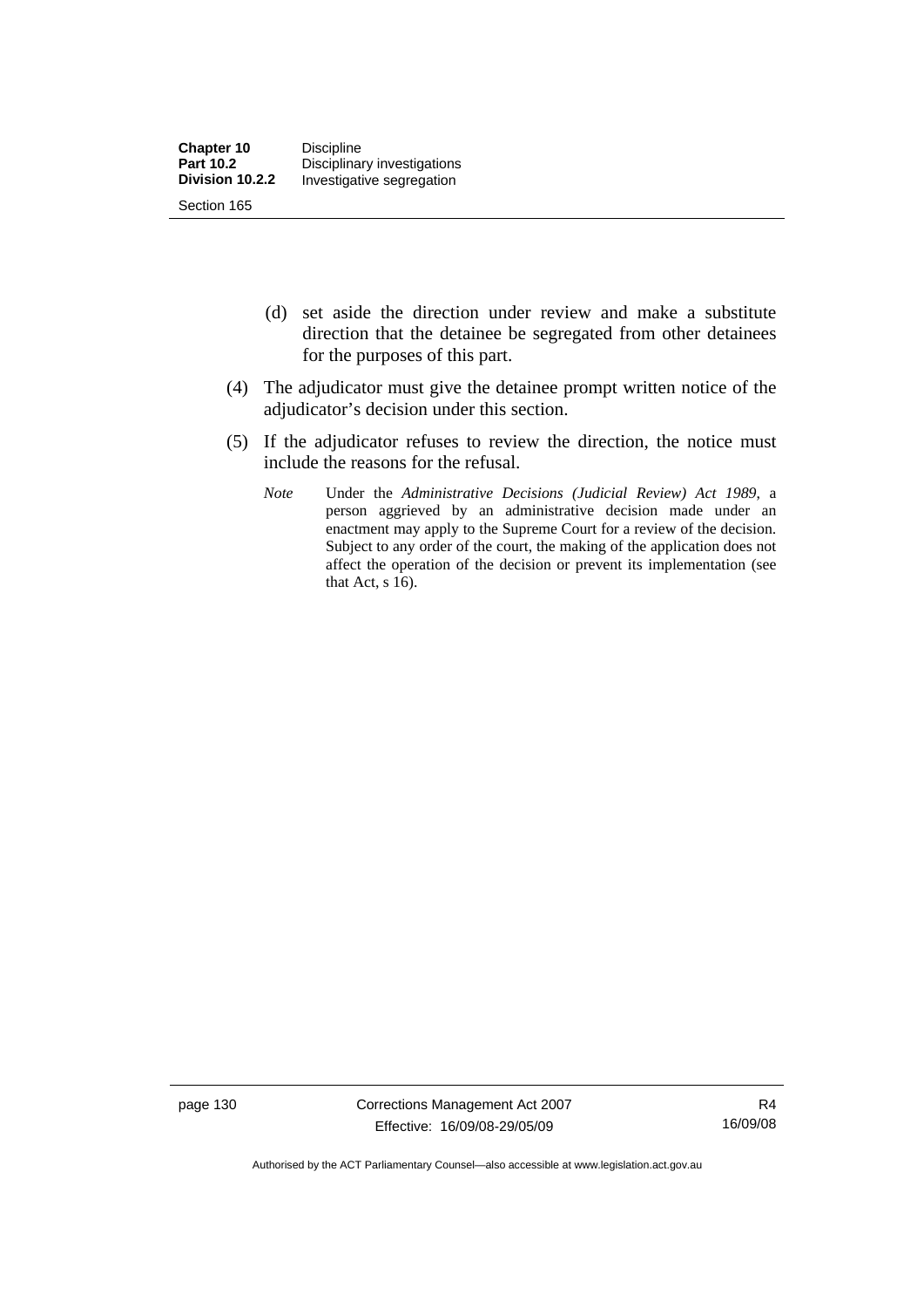(d) set aside the direction under review and make a substitute direction that the detainee be segregated from other detainees for the purposes of this part.

(4) The adjudicator must give the detainee prompt written notice of the adjudicator's decision under this section.

(5) If the adjudicator refuses to review the direction, the notice must include the reasons for the refusal.

*Note* Under the *Administrative Decisions (Judicial Review) Act 1989*, a person aggrieved by an administrative decision made under an enactment may apply to the Supreme Court for a review of the decision. Subject to any order of the court, the making of the application does not affect the operation of the decision or prevent its implementation (see that Act, s 16).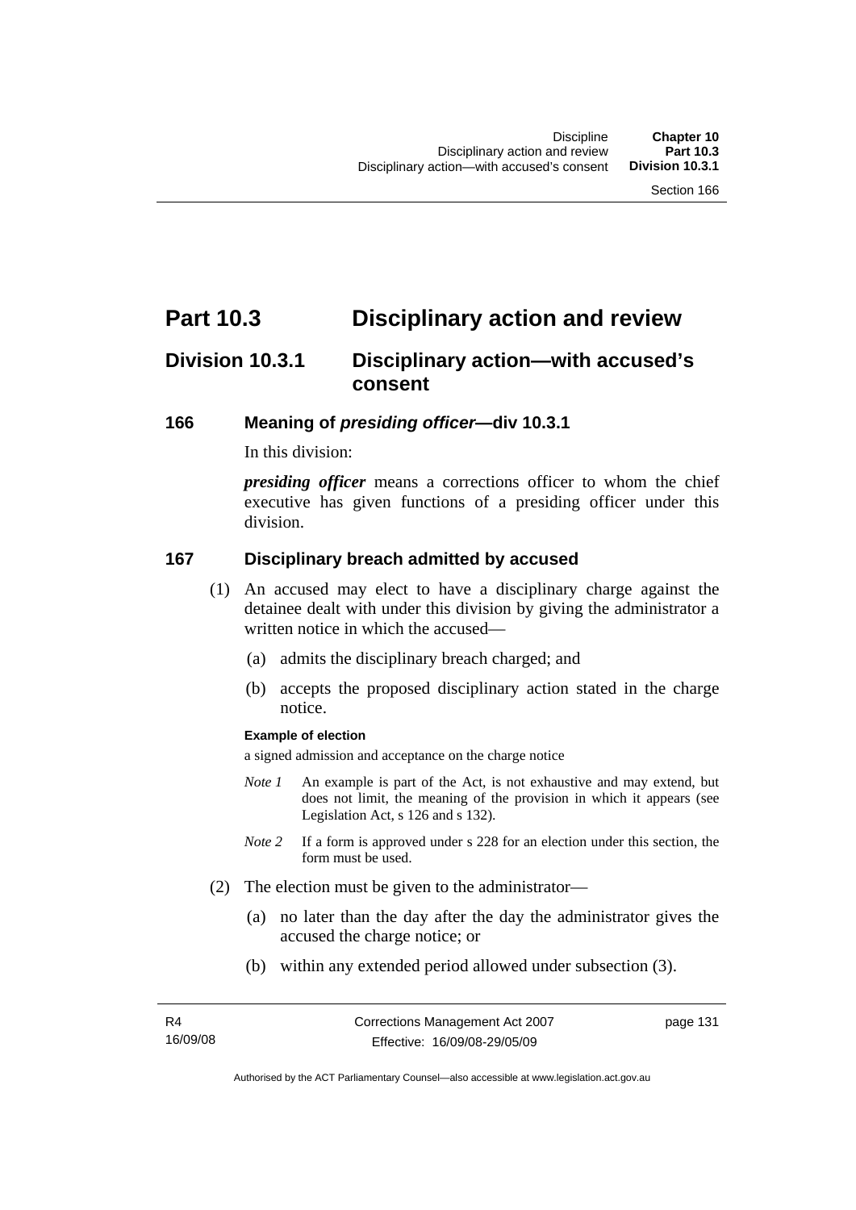# Part 10.3 Disciplinary action and review

## Division 10.3.1 Disciplinary action—with accused's consent

### 166 Meaning of *presiding officer*—div 10.3.1

In this division:

***presiding officer*** means a corrections officer to whom the chief executive has given functions of a presiding officer under this division.

### 167 Disciplinary breach admitted by accused

(1) An accused may elect to have a disciplinary charge against the detainee dealt with under this division by giving the administrator a written notice in which the accused—

(a) admits the disciplinary breach charged; and

(b) accepts the proposed disciplinary action stated in the charge notice.

**Example of election**

a signed admission and acceptance on the charge notice

*Note 1* An example is part of the Act, is not exhaustive and may extend, but does not limit, the meaning of the provision in which it appears (see Legislation Act, s 126 and s 132).

*Note 2* If a form is approved under s 228 for an election under this section, the form must be used.

(2) The election must be given to the administrator—

(a) no later than the day after the day the administrator gives the accused the charge notice; or

(b) within any extended period allowed under subsection (3).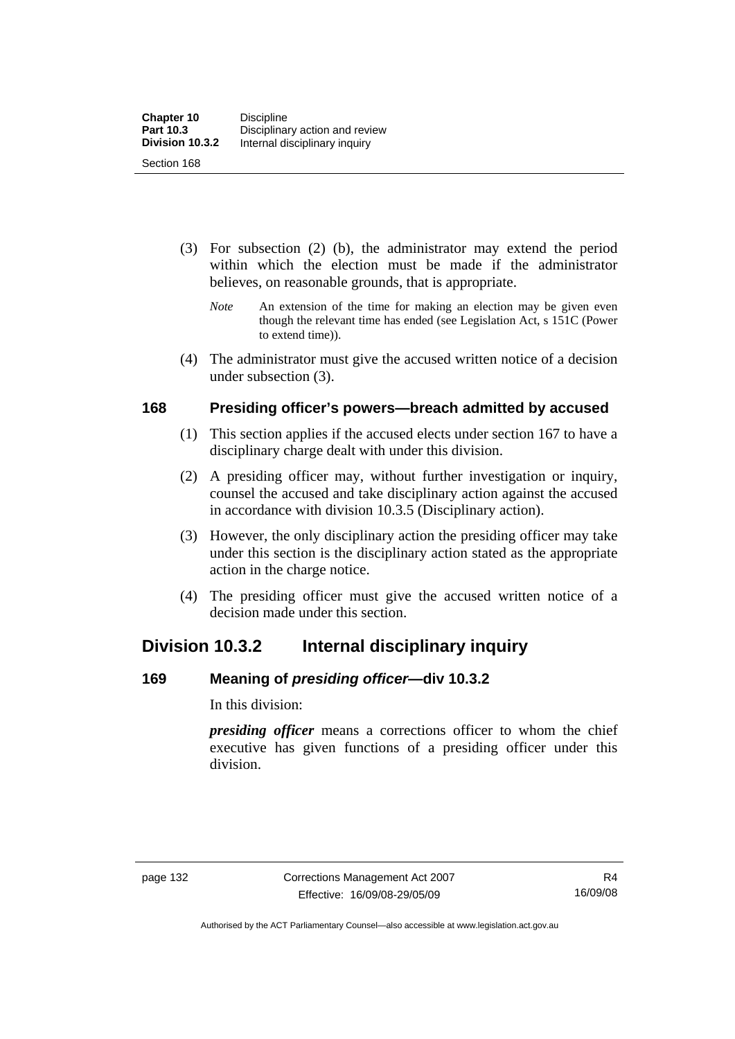(3) For subsection (2) (b), the administrator may extend the period within which the election must be made if the administrator believes, on reasonable grounds, that is appropriate.

*Note* An extension of the time for making an election may be given even though the relevant time has ended (see Legislation Act, s 151C (Power to extend time)).

(4) The administrator must give the accused written notice of a decision under subsection (3).

### 168 Presiding officer's powers—breach admitted by accused

(1) This section applies if the accused elects under section 167 to have a disciplinary charge dealt with under this division.

(2) A presiding officer may, without further investigation or inquiry, counsel the accused and take disciplinary action against the accused in accordance with division 10.3.5 (Disciplinary action).

(3) However, the only disciplinary action the presiding officer may take under this section is the disciplinary action stated as the appropriate action in the charge notice.

(4) The presiding officer must give the accused written notice of a decision made under this section.

## Division 10.3.2 Internal disciplinary inquiry

### 169 Meaning of *presiding officer*—div 10.3.2

In this division:

***presiding officer*** means a corrections officer to whom the chief executive has given functions of a presiding officer under this division.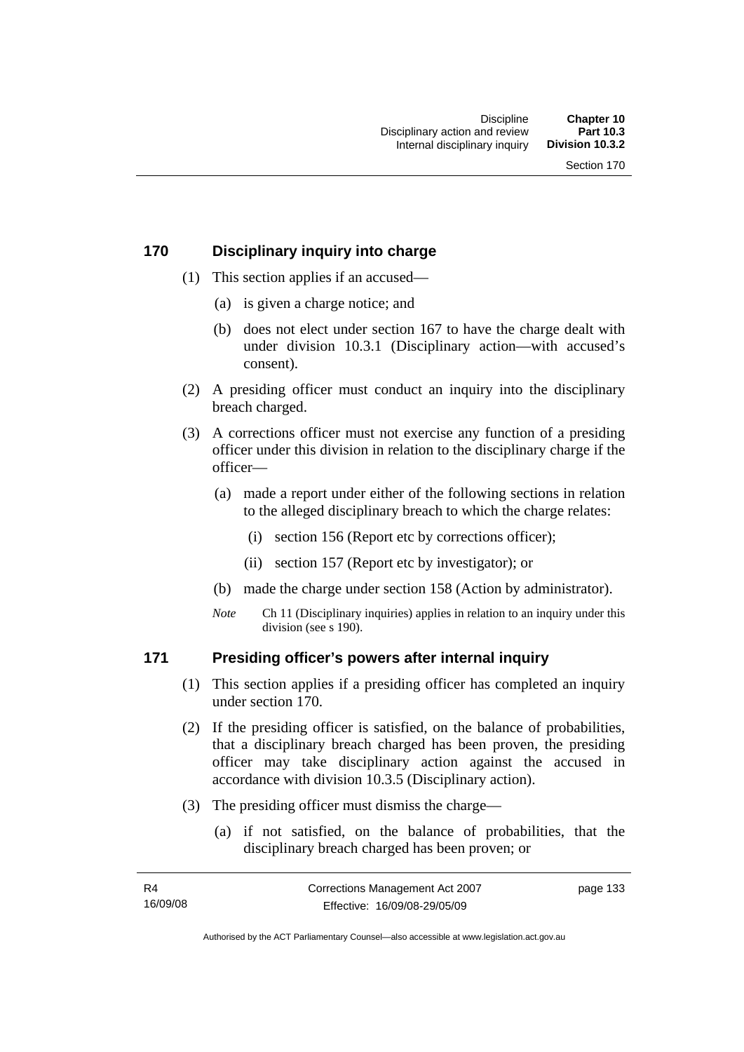## 170 Disciplinary inquiry into charge

(1) This section applies if an accused—

(a) is given a charge notice; and

(b) does not elect under section 167 to have the charge dealt with under division 10.3.1 (Disciplinary action—with accused's consent).

(2) A presiding officer must conduct an inquiry into the disciplinary breach charged.

(3) A corrections officer must not exercise any function of a presiding officer under this division in relation to the disciplinary charge if the officer—

(a) made a report under either of the following sections in relation to the alleged disciplinary breach to which the charge relates:

(i) section 156 (Report etc by corrections officer);

(ii) section 157 (Report etc by investigator); or

(b) made the charge under section 158 (Action by administrator).

*Note* Ch 11 (Disciplinary inquiries) applies in relation to an inquiry under this division (see s 190).

## 171 Presiding officer's powers after internal inquiry

(1) This section applies if a presiding officer has completed an inquiry under section 170.

(2) If the presiding officer is satisfied, on the balance of probabilities, that a disciplinary breach charged has been proven, the presiding officer may take disciplinary action against the accused in accordance with division 10.3.5 (Disciplinary action).

(3) The presiding officer must dismiss the charge—

(a) if not satisfied, on the balance of probabilities, that the disciplinary breach charged has been proven; or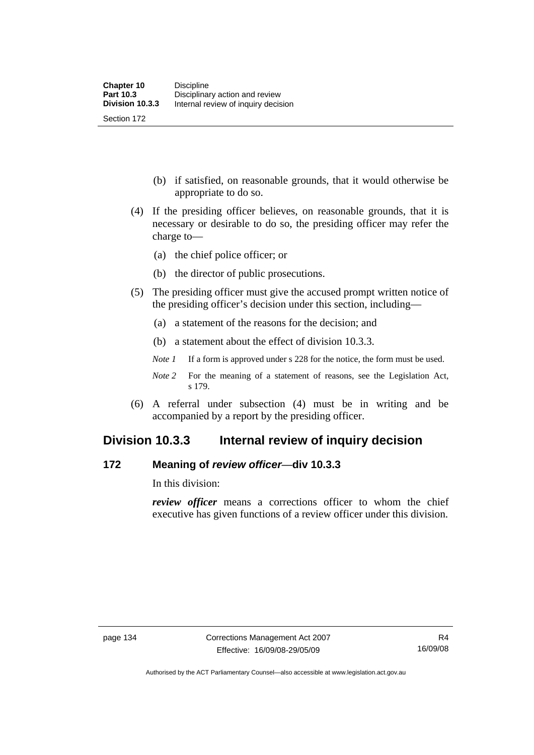(b) if satisfied, on reasonable grounds, that it would otherwise be appropriate to do so.

(4) If the presiding officer believes, on reasonable grounds, that it is necessary or desirable to do so, the presiding officer may refer the charge to—

(a) the chief police officer; or

(b) the director of public prosecutions.

(5) The presiding officer must give the accused prompt written notice of the presiding officer's decision under this section, including—

(a) a statement of the reasons for the decision; and

(b) a statement about the effect of division 10.3.3.

*Note 1* If a form is approved under s 228 for the notice, the form must be used.

*Note 2* For the meaning of a statement of reasons, see the Legislation Act, s 179.

(6) A referral under subsection (4) must be in writing and be accompanied by a report by the presiding officer.

## Division 10.3.3 Internal review of inquiry decision

### 172 Meaning of *review officer*—div 10.3.3

In this division:

***review officer*** means a corrections officer to whom the chief executive has given functions of a review officer under this division.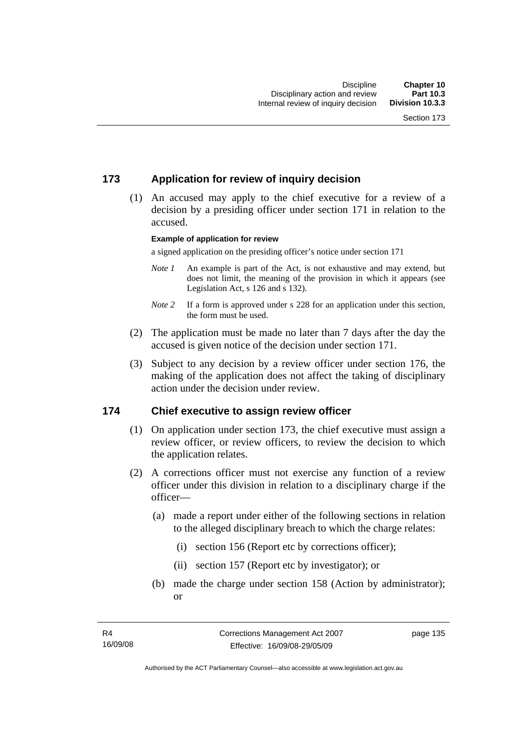## 173 Application for review of inquiry decision

(1) An accused may apply to the chief executive for a review of a decision by a presiding officer under section 171 in relation to the accused.

**Example of application for review**

a signed application on the presiding officer's notice under section 171

*Note 1* An example is part of the Act, is not exhaustive and may extend, but does not limit, the meaning of the provision in which it appears (see Legislation Act, s 126 and s 132).

*Note 2* If a form is approved under s 228 for an application under this section, the form must be used.

(2) The application must be made no later than 7 days after the day the accused is given notice of the decision under section 171.

(3) Subject to any decision by a review officer under section 176, the making of the application does not affect the taking of disciplinary action under the decision under review.

## 174 Chief executive to assign review officer

(1) On application under section 173, the chief executive must assign a review officer, or review officers, to review the decision to which the application relates.

(2) A corrections officer must not exercise any function of a review officer under this division in relation to a disciplinary charge if the officer—

(a) made a report under either of the following sections in relation to the alleged disciplinary breach to which the charge relates:

(i) section 156 (Report etc by corrections officer);

(ii) section 157 (Report etc by investigator); or

(b) made the charge under section 158 (Action by administrator); or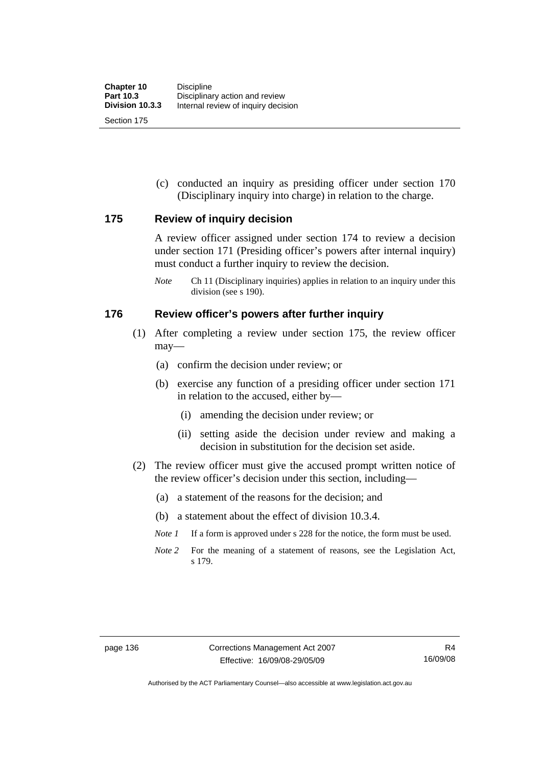(c) conducted an inquiry as presiding officer under section 170 (Disciplinary inquiry into charge) in relation to the charge.

## 175 Review of inquiry decision

A review officer assigned under section 174 to review a decision under section 171 (Presiding officer's powers after internal inquiry) must conduct a further inquiry to review the decision.

*Note* Ch 11 (Disciplinary inquiries) applies in relation to an inquiry under this division (see s 190).

## 176 Review officer's powers after further inquiry

(1) After completing a review under section 175, the review officer may—

(a) confirm the decision under review; or

(b) exercise any function of a presiding officer under section 171 in relation to the accused, either by—

(i) amending the decision under review; or

(ii) setting aside the decision under review and making a decision in substitution for the decision set aside.

(2) The review officer must give the accused prompt written notice of the review officer's decision under this section, including—

(a) a statement of the reasons for the decision; and

(b) a statement about the effect of division 10.3.4.

*Note 1* If a form is approved under s 228 for the notice, the form must be used.

*Note 2* For the meaning of a statement of reasons, see the Legislation Act, s 179.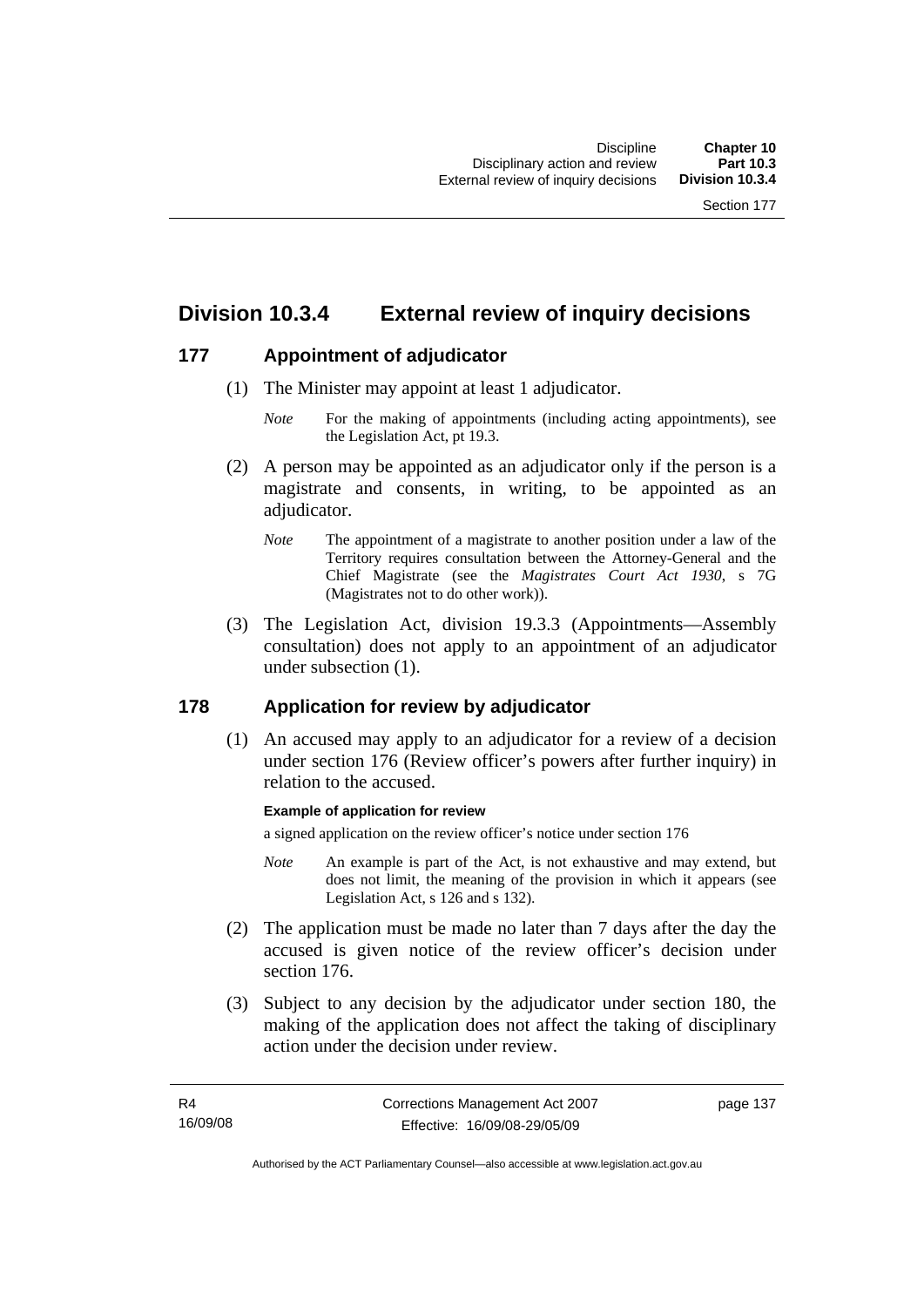## Division 10.3.4 External review of inquiry decisions

### 177 Appointment of adjudicator

(1) The Minister may appoint at least 1 adjudicator.

*Note* For the making of appointments (including acting appointments), see the Legislation Act, pt 19.3.

(2) A person may be appointed as an adjudicator only if the person is a magistrate and consents, in writing, to be appointed as an adjudicator.

*Note* The appointment of a magistrate to another position under a law of the Territory requires consultation between the Attorney-General and the Chief Magistrate (see the *Magistrates Court Act 1930*, s 7G (Magistrates not to do other work)).

(3) The Legislation Act, division 19.3.3 (Appointments—Assembly consultation) does not apply to an appointment of an adjudicator under subsection (1).

### 178 Application for review by adjudicator

(1) An accused may apply to an adjudicator for a review of a decision under section 176 (Review officer's powers after further inquiry) in relation to the accused.

**Example of application for review**

a signed application on the review officer's notice under section 176

*Note* An example is part of the Act, is not exhaustive and may extend, but does not limit, the meaning of the provision in which it appears (see Legislation Act, s 126 and s 132).

(2) The application must be made no later than 7 days after the day the accused is given notice of the review officer's decision under section 176.

(3) Subject to any decision by the adjudicator under section 180, the making of the application does not affect the taking of disciplinary action under the decision under review.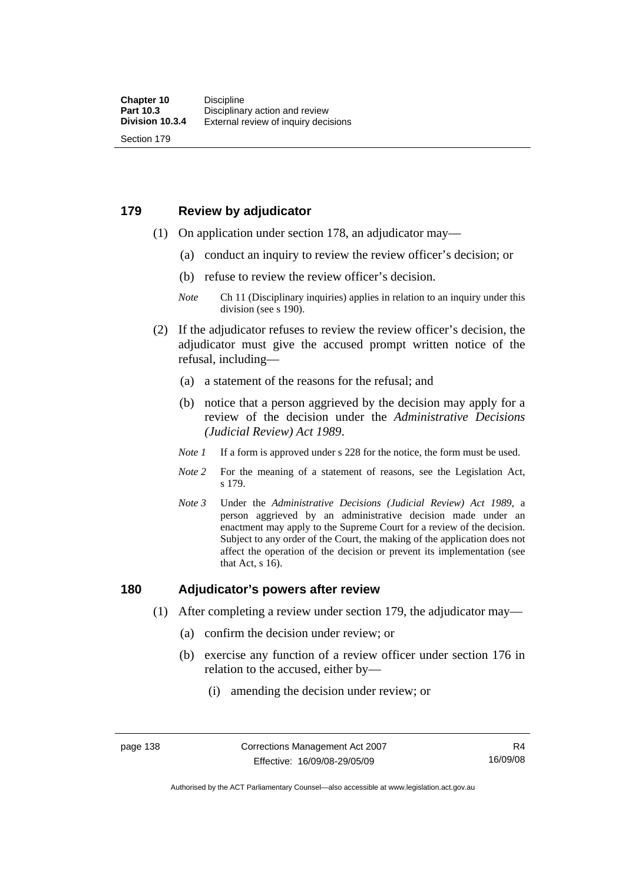## 179 Review by adjudicator

(1) On application under section 178, an adjudicator may—

(a) conduct an inquiry to review the review officer's decision; or

(b) refuse to review the review officer's decision.

*Note* Ch 11 (Disciplinary inquiries) applies in relation to an inquiry under this division (see s 190).

(2) If the adjudicator refuses to review the review officer's decision, the adjudicator must give the accused prompt written notice of the refusal, including—

(a) a statement of the reasons for the refusal; and

(b) notice that a person aggrieved by the decision may apply for a review of the decision under the *Administrative Decisions (Judicial Review) Act 1989*.

*Note 1* If a form is approved under s 228 for the notice, the form must be used.

*Note 2* For the meaning of a statement of reasons, see the Legislation Act, s 179.

*Note 3* Under the *Administrative Decisions (Judicial Review) Act 1989*, a person aggrieved by an administrative decision made under an enactment may apply to the Supreme Court for a review of the decision. Subject to any order of the Court, the making of the application does not affect the operation of the decision or prevent its implementation (see that Act, s 16).

## 180 Adjudicator's powers after review

(1) After completing a review under section 179, the adjudicator may—

(a) confirm the decision under review; or

(b) exercise any function of a review officer under section 176 in relation to the accused, either by—

(i) amending the decision under review; or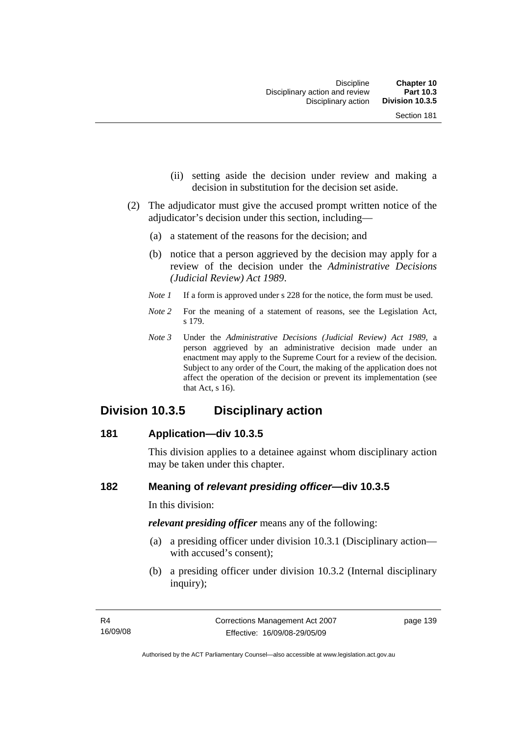(ii) setting aside the decision under review and making a decision in substitution for the decision set aside.

(2) The adjudicator must give the accused prompt written notice of the adjudicator's decision under this section, including—

(a) a statement of the reasons for the decision; and

(b) notice that a person aggrieved by the decision may apply for a review of the decision under the *Administrative Decisions (Judicial Review) Act 1989*.

*Note 1* If a form is approved under s 228 for the notice, the form must be used.

*Note 2* For the meaning of a statement of reasons, see the Legislation Act, s 179.

*Note 3* Under the *Administrative Decisions (Judicial Review) Act 1989*, a person aggrieved by an administrative decision made under an enactment may apply to the Supreme Court for a review of the decision. Subject to any order of the Court, the making of the application does not affect the operation of the decision or prevent its implementation (see that Act, s 16).

## Division 10.3.5 Disciplinary action

### 181 Application—div 10.3.5

This division applies to a detainee against whom disciplinary action may be taken under this chapter.

### 182 Meaning of *relevant presiding officer*—div 10.3.5

In this division:

***relevant presiding officer*** means any of the following:

(a) a presiding officer under division 10.3.1 (Disciplinary action—with accused's consent);

(b) a presiding officer under division 10.3.2 (Internal disciplinary inquiry);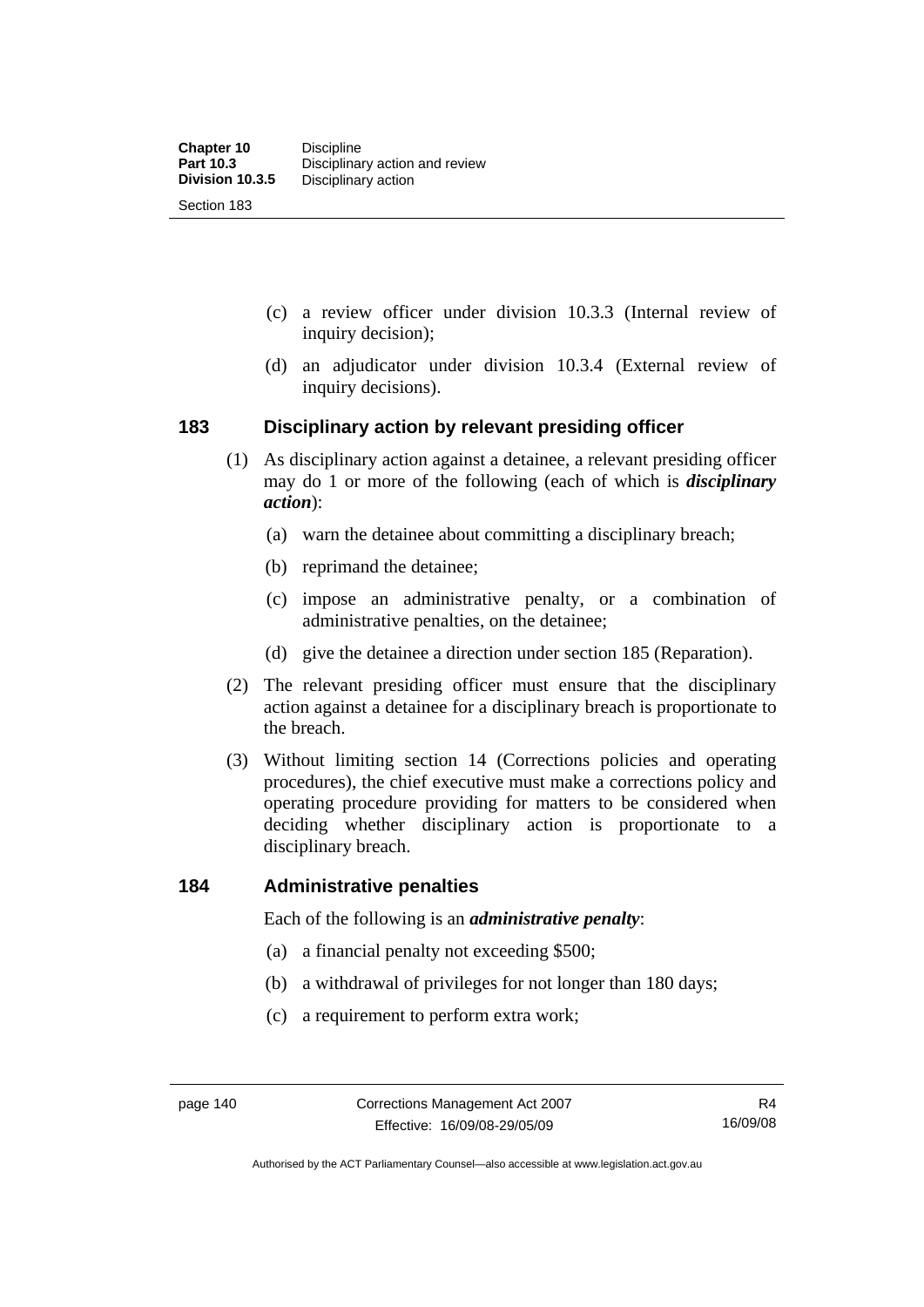(c) a review officer under division 10.3.3 (Internal review of inquiry decision);

(d) an adjudicator under division 10.3.4 (External review of inquiry decisions).

### 183 Disciplinary action by relevant presiding officer

(1) As disciplinary action against a detainee, a relevant presiding officer may do 1 or more of the following (each of which is ***disciplinary action***):

(a) warn the detainee about committing a disciplinary breach;

(b) reprimand the detainee;

(c) impose an administrative penalty, or a combination of administrative penalties, on the detainee;

(d) give the detainee a direction under section 185 (Reparation).

(2) The relevant presiding officer must ensure that the disciplinary action against a detainee for a disciplinary breach is proportionate to the breach.

(3) Without limiting section 14 (Corrections policies and operating procedures), the chief executive must make a corrections policy and operating procedure providing for matters to be considered when deciding whether disciplinary action is proportionate to a disciplinary breach.

### 184 Administrative penalties

Each of the following is an ***administrative penalty***:

(a) a financial penalty not exceeding $500;

(b) a withdrawal of privileges for not longer than 180 days;

(c) a requirement to perform extra work;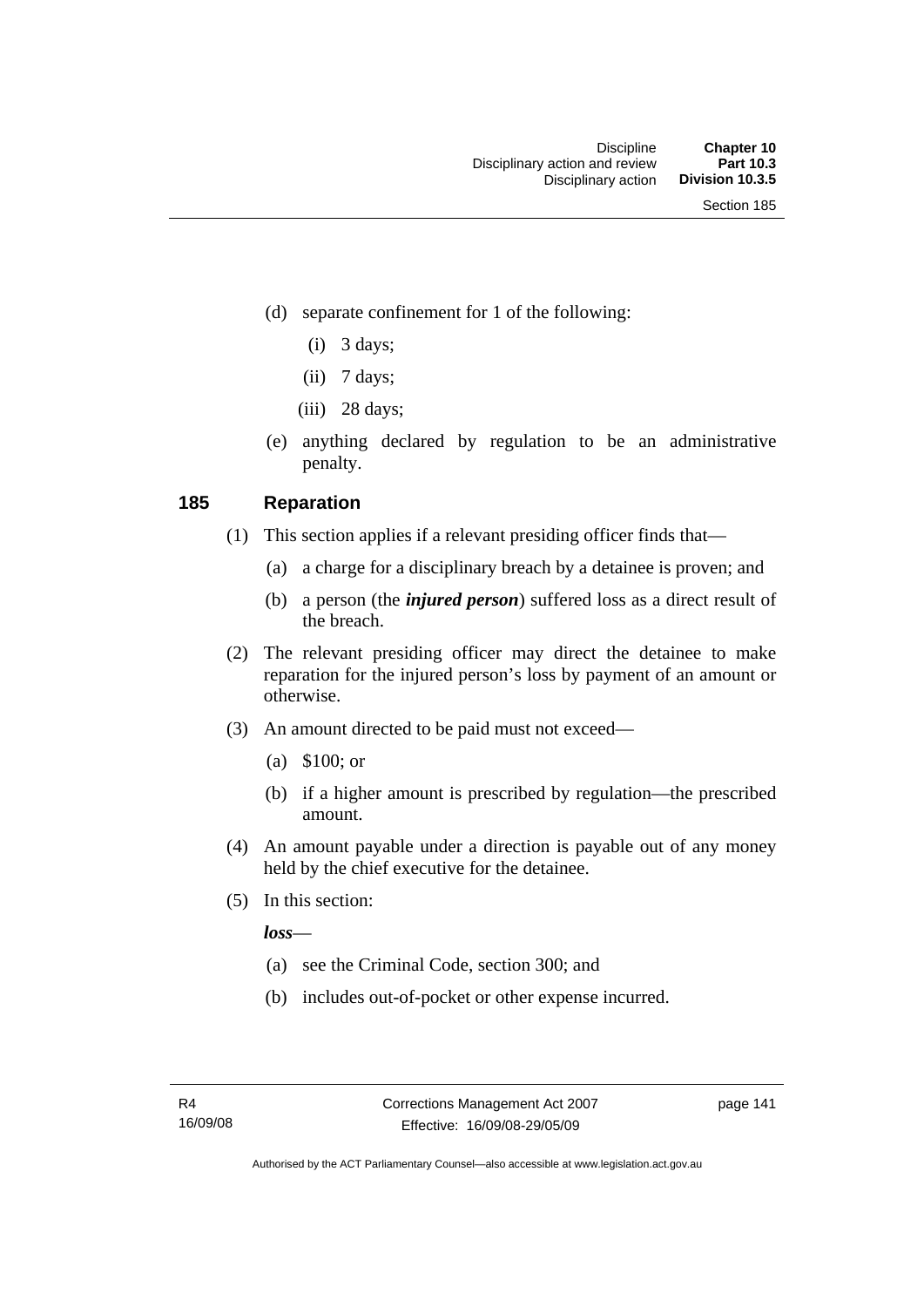(d) separate confinement for 1 of the following:

(i) 3 days;

(ii) 7 days;

(iii) 28 days;

(e) anything declared by regulation to be an administrative penalty.

### 185 Reparation

(1) This section applies if a relevant presiding officer finds that—

(a) a charge for a disciplinary breach by a detainee is proven; and

(b) a person (the ***injured person***) suffered loss as a direct result of the breach.

(2) The relevant presiding officer may direct the detainee to make reparation for the injured person's loss by payment of an amount or otherwise.

(3) An amount directed to be paid must not exceed—

(a) $100; or

(b) if a higher amount is prescribed by regulation—the prescribed amount.

(4) An amount payable under a direction is payable out of any money held by the chief executive for the detainee.

(5) In this section:

***loss***—

(a) see the Criminal Code, section 300; and

(b) includes out-of-pocket or other expense incurred.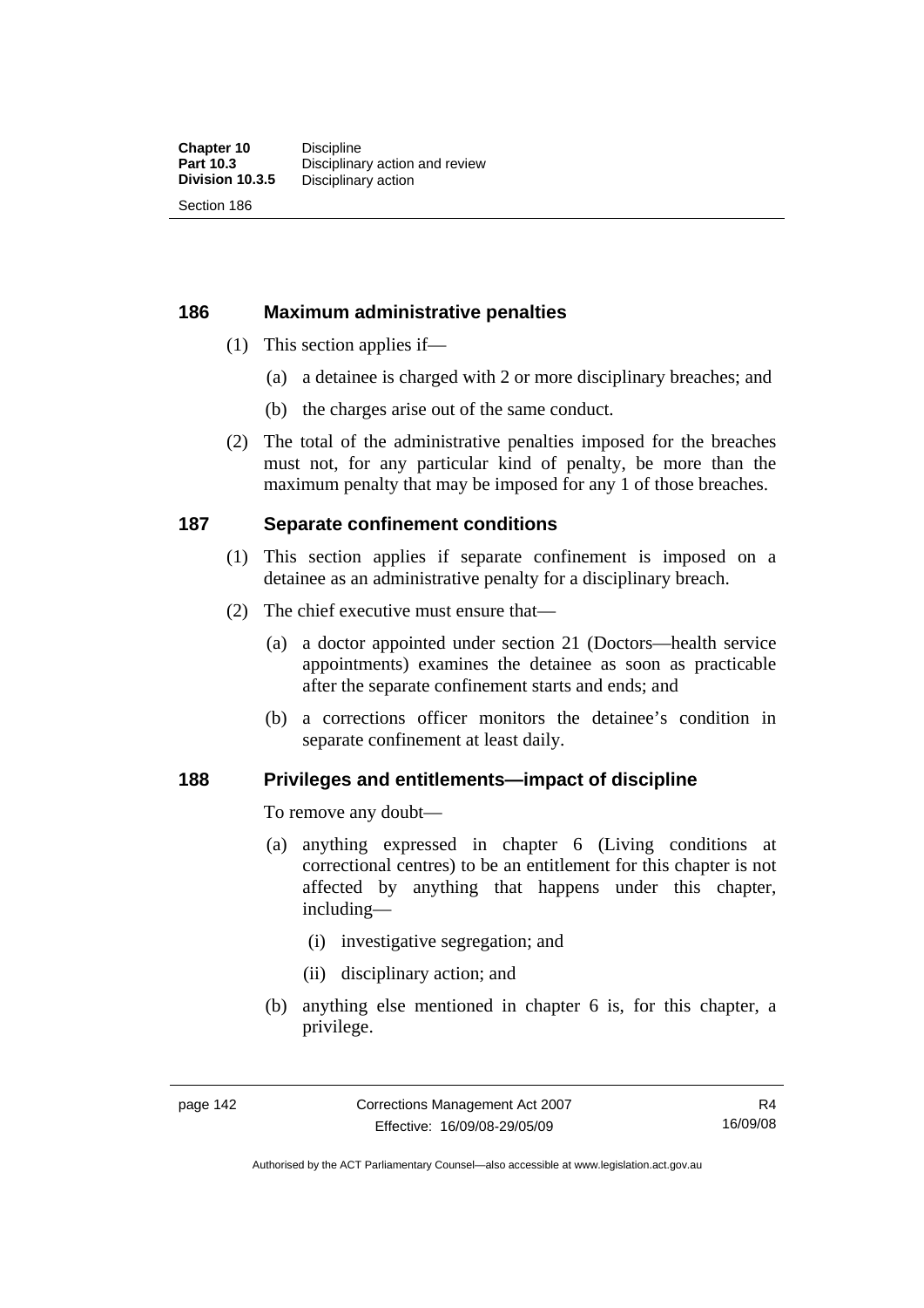### 186 Maximum administrative penalties

(1) This section applies if—

(a) a detainee is charged with 2 or more disciplinary breaches; and

(b) the charges arise out of the same conduct.

(2) The total of the administrative penalties imposed for the breaches must not, for any particular kind of penalty, be more than the maximum penalty that may be imposed for any 1 of those breaches.

### 187 Separate confinement conditions

(1) This section applies if separate confinement is imposed on a detainee as an administrative penalty for a disciplinary breach.

(2) The chief executive must ensure that—

(a) a doctor appointed under section 21 (Doctors—health service appointments) examines the detainee as soon as practicable after the separate confinement starts and ends; and

(b) a corrections officer monitors the detainee's condition in separate confinement at least daily.

### 188 Privileges and entitlements—impact of discipline

To remove any doubt—

(a) anything expressed in chapter 6 (Living conditions at correctional centres) to be an entitlement for this chapter is not affected by anything that happens under this chapter, including—

(i) investigative segregation; and

(ii) disciplinary action; and

(b) anything else mentioned in chapter 6 is, for this chapter, a privilege.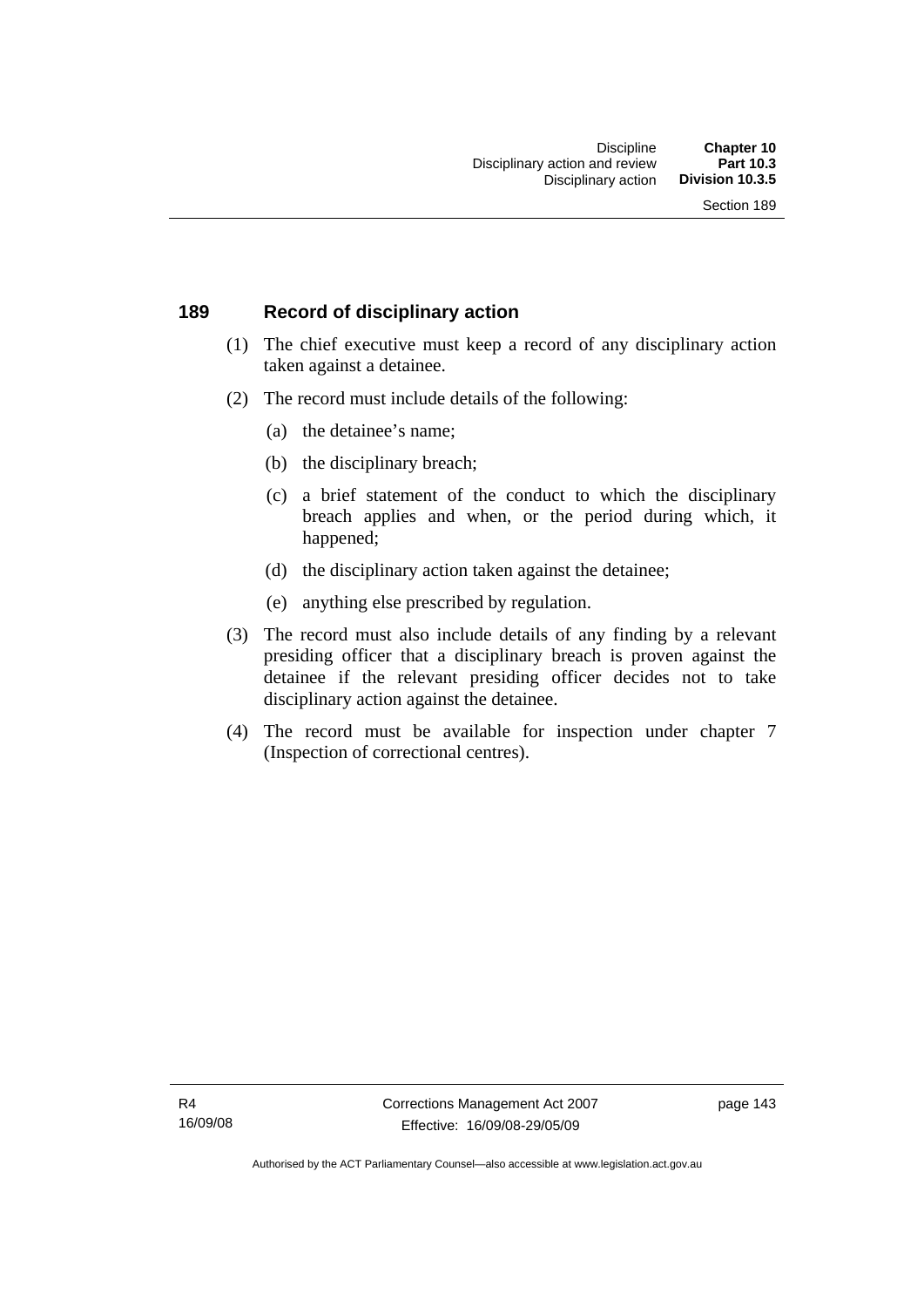## 189 Record of disciplinary action

(1) The chief executive must keep a record of any disciplinary action taken against a detainee.

(2) The record must include details of the following:

(a) the detainee's name;

(b) the disciplinary breach;

(c) a brief statement of the conduct to which the disciplinary breach applies and when, or the period during which, it happened;

(d) the disciplinary action taken against the detainee;

(e) anything else prescribed by regulation.

(3) The record must also include details of any finding by a relevant presiding officer that a disciplinary breach is proven against the detainee if the relevant presiding officer decides not to take disciplinary action against the detainee.

(4) The record must be available for inspection under chapter 7 (Inspection of correctional centres).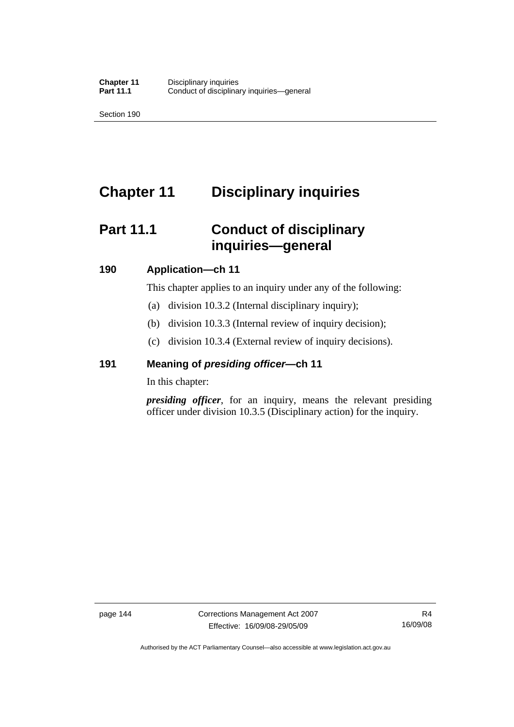# Chapter 11 Disciplinary inquiries

## Part 11.1 Conduct of disciplinary inquiries—general

### 190 Application—ch 11

This chapter applies to an inquiry under any of the following:

(a) division 10.3.2 (Internal disciplinary inquiry);

(b) division 10.3.3 (Internal review of inquiry decision);

(c) division 10.3.4 (External review of inquiry decisions).

### 191 Meaning of *presiding officer*—ch 11

In this chapter:

***presiding officer***, for an inquiry, means the relevant presiding officer under division 10.3.5 (Disciplinary action) for the inquiry.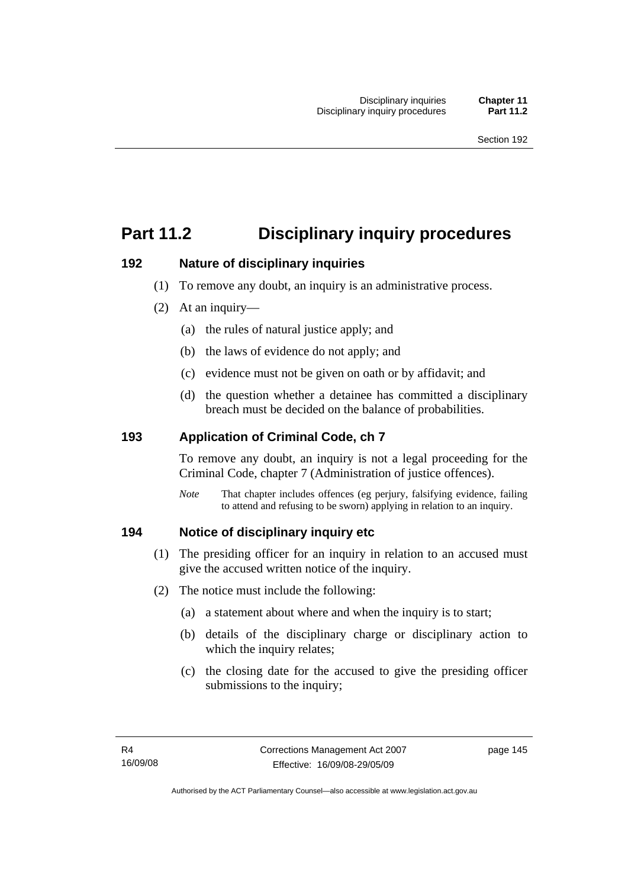# Part 11.2 Disciplinary inquiry procedures

### 192 Nature of disciplinary inquiries

(1) To remove any doubt, an inquiry is an administrative process.

(2) At an inquiry—

(a) the rules of natural justice apply; and

(b) the laws of evidence do not apply; and

(c) evidence must not be given on oath or by affidavit; and

(d) the question whether a detainee has committed a disciplinary breach must be decided on the balance of probabilities.

### 193 Application of Criminal Code, ch 7

To remove any doubt, an inquiry is not a legal proceeding for the Criminal Code, chapter 7 (Administration of justice offences).

*Note* That chapter includes offences (eg perjury, falsifying evidence, failing to attend and refusing to be sworn) applying in relation to an inquiry.

### 194 Notice of disciplinary inquiry etc

(1) The presiding officer for an inquiry in relation to an accused must give the accused written notice of the inquiry.

(2) The notice must include the following:

(a) a statement about where and when the inquiry is to start;

(b) details of the disciplinary charge or disciplinary action to which the inquiry relates;

(c) the closing date for the accused to give the presiding officer submissions to the inquiry;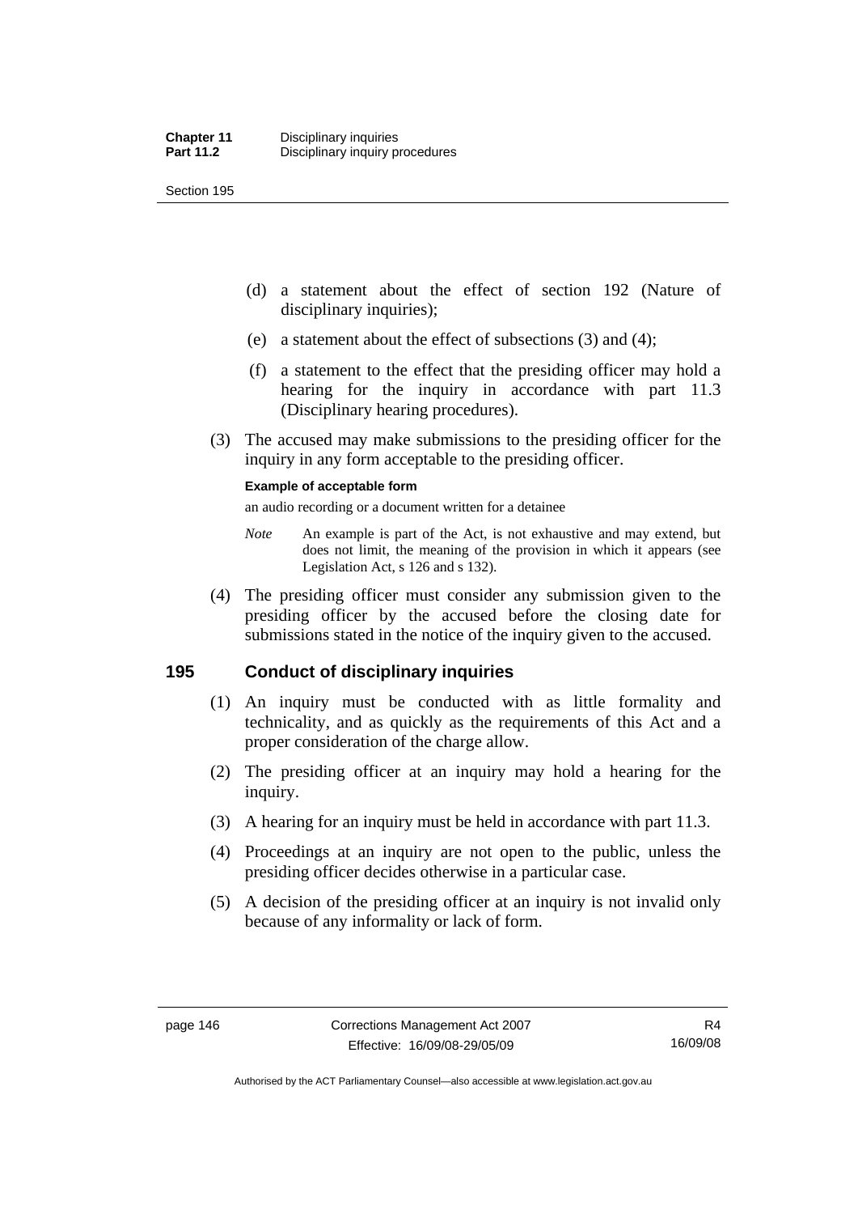(d) a statement about the effect of section 192 (Nature of disciplinary inquiries);

(e) a statement about the effect of subsections (3) and (4);

(f) a statement to the effect that the presiding officer may hold a hearing for the inquiry in accordance with part 11.3 (Disciplinary hearing procedures).

(3) The accused may make submissions to the presiding officer for the inquiry in any form acceptable to the presiding officer.

**Example of acceptable form**

an audio recording or a document written for a detainee

*Note* An example is part of the Act, is not exhaustive and may extend, but does not limit, the meaning of the provision in which it appears (see Legislation Act, s 126 and s 132).

(4) The presiding officer must consider any submission given to the presiding officer by the accused before the closing date for submissions stated in the notice of the inquiry given to the accused.

## 195 Conduct of disciplinary inquiries

(1) An inquiry must be conducted with as little formality and technicality, and as quickly as the requirements of this Act and a proper consideration of the charge allow.

(2) The presiding officer at an inquiry may hold a hearing for the inquiry.

(3) A hearing for an inquiry must be held in accordance with part 11.3.

(4) Proceedings at an inquiry are not open to the public, unless the presiding officer decides otherwise in a particular case.

(5) A decision of the presiding officer at an inquiry is not invalid only because of any informality or lack of form.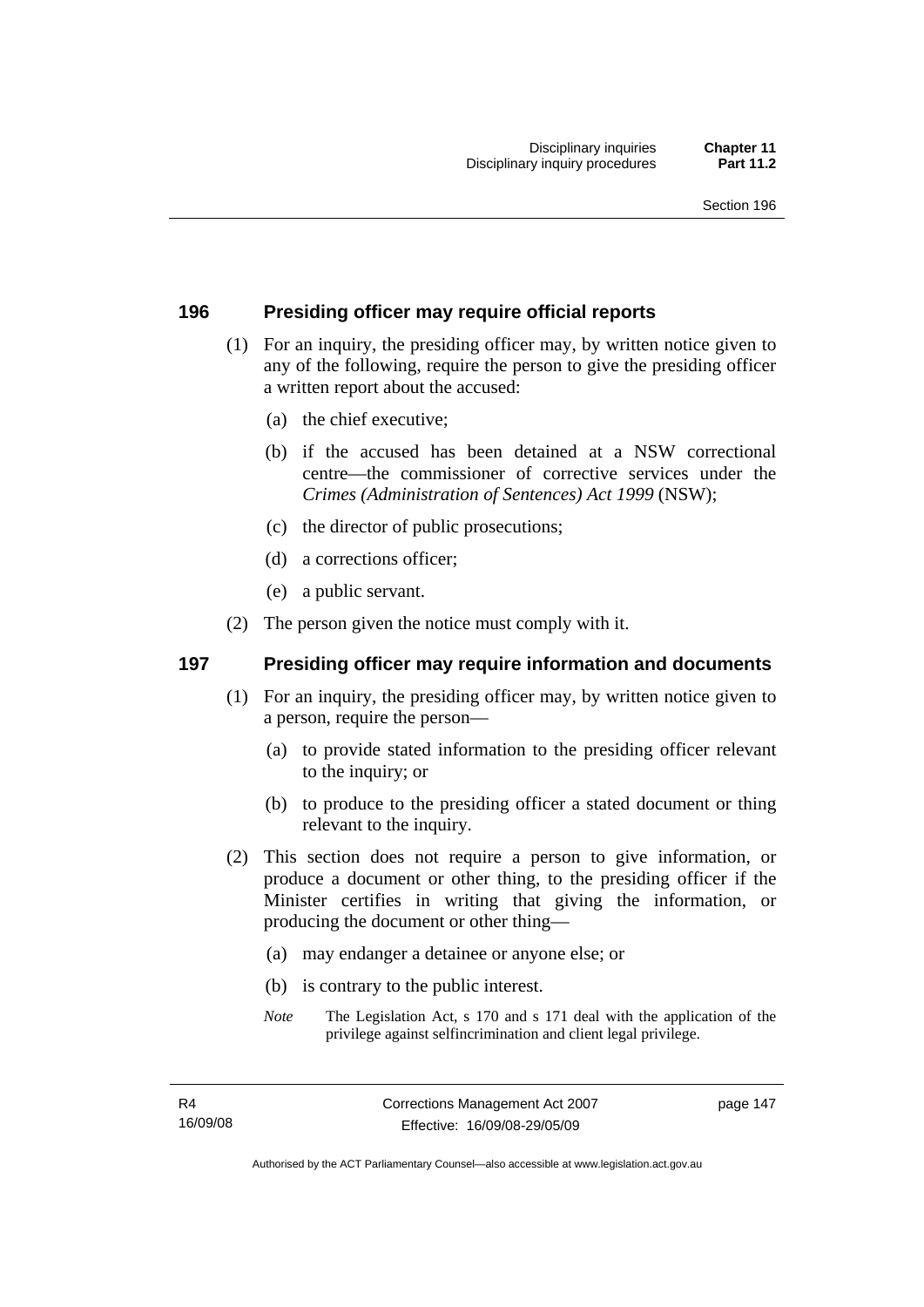## 196 Presiding officer may require official reports

(1) For an inquiry, the presiding officer may, by written notice given to any of the following, require the person to give the presiding officer a written report about the accused:

(a) the chief executive;

(b) if the accused has been detained at a NSW correctional centre—the commissioner of corrective services under the *Crimes (Administration of Sentences) Act 1999* (NSW);

(c) the director of public prosecutions;

(d) a corrections officer;

(e) a public servant.

(2) The person given the notice must comply with it.

## 197 Presiding officer may require information and documents

(1) For an inquiry, the presiding officer may, by written notice given to a person, require the person—

(a) to provide stated information to the presiding officer relevant to the inquiry; or

(b) to produce to the presiding officer a stated document or thing relevant to the inquiry.

(2) This section does not require a person to give information, or produce a document or other thing, to the presiding officer if the Minister certifies in writing that giving the information, or producing the document or other thing—

(a) may endanger a detainee or anyone else; or

(b) is contrary to the public interest.

*Note* The Legislation Act, s 170 and s 171 deal with the application of the privilege against selfincrimination and client legal privilege.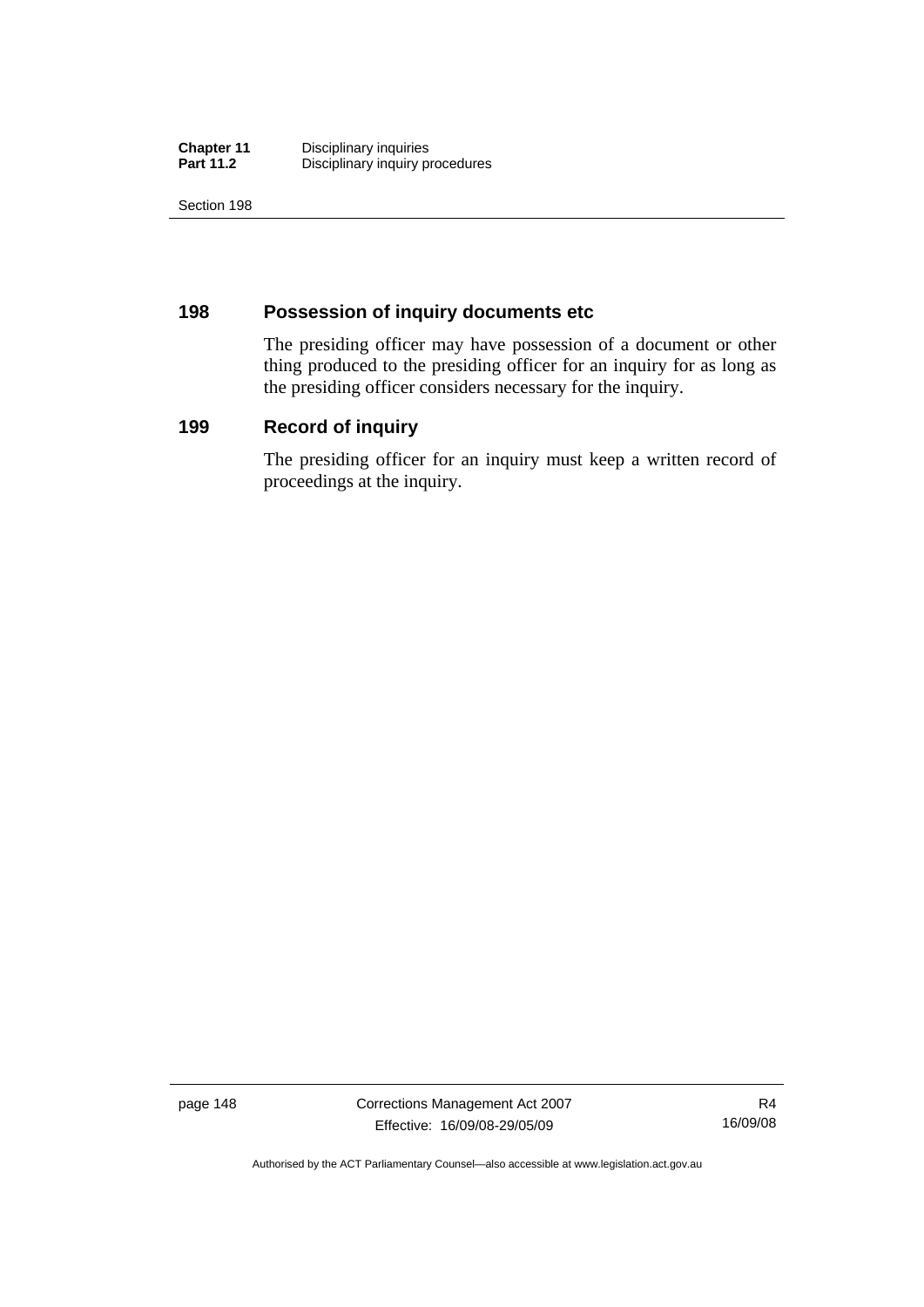## 198 Possession of inquiry documents etc

The presiding officer may have possession of a document or other thing produced to the presiding officer for an inquiry for as long as the presiding officer considers necessary for the inquiry.

## 199 Record of inquiry

The presiding officer for an inquiry must keep a written record of proceedings at the inquiry.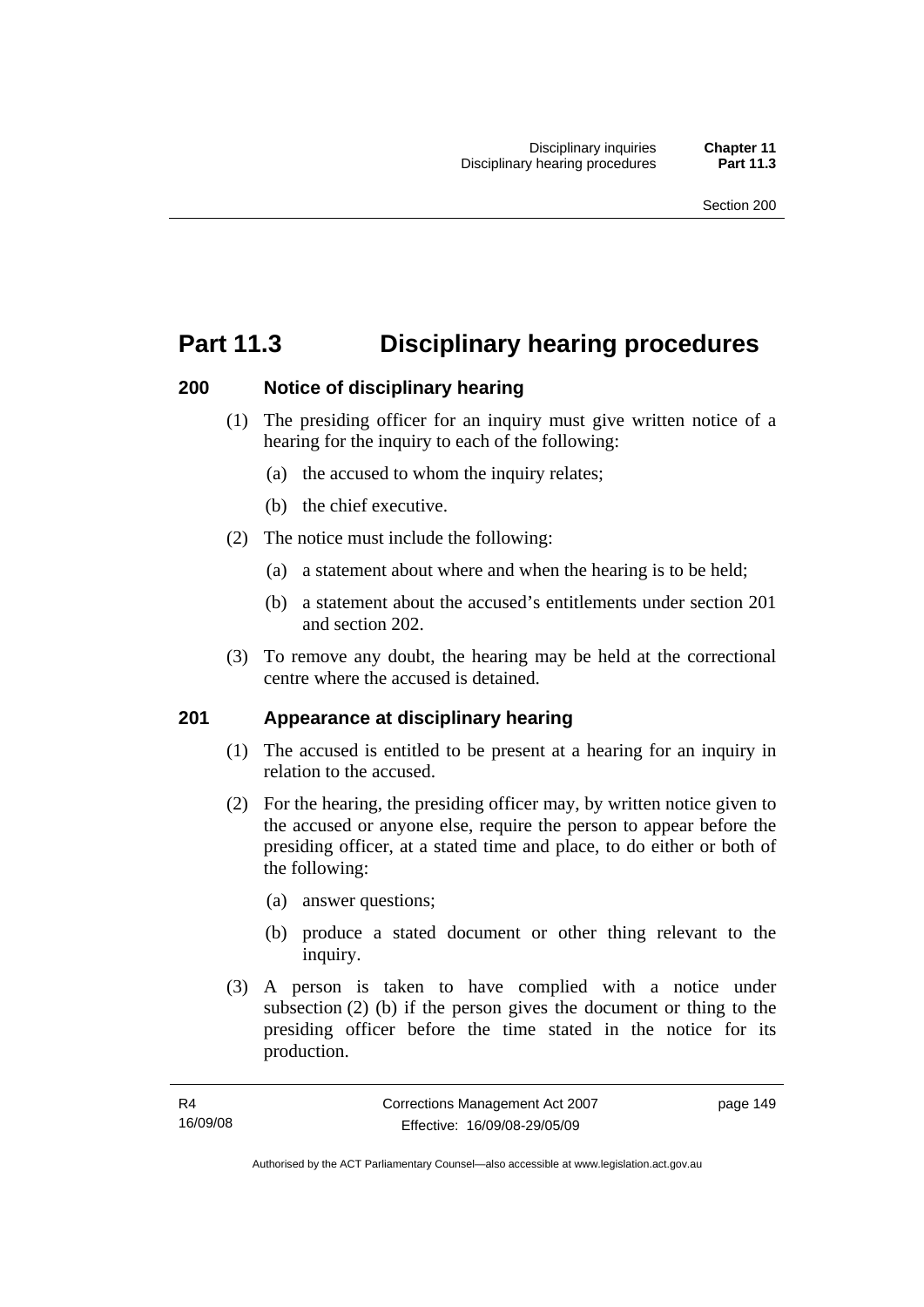# Part 11.3 Disciplinary hearing procedures

## 200 Notice of disciplinary hearing

(1) The presiding officer for an inquiry must give written notice of a hearing for the inquiry to each of the following:

(a) the accused to whom the inquiry relates;

(b) the chief executive.

(2) The notice must include the following:

(a) a statement about where and when the hearing is to be held;

(b) a statement about the accused's entitlements under section 201 and section 202.

(3) To remove any doubt, the hearing may be held at the correctional centre where the accused is detained.

## 201 Appearance at disciplinary hearing

(1) The accused is entitled to be present at a hearing for an inquiry in relation to the accused.

(2) For the hearing, the presiding officer may, by written notice given to the accused or anyone else, require the person to appear before the presiding officer, at a stated time and place, to do either or both of the following:

(a) answer questions;

(b) produce a stated document or other thing relevant to the inquiry.

(3) A person is taken to have complied with a notice under subsection (2) (b) if the person gives the document or thing to the presiding officer before the time stated in the notice for its production.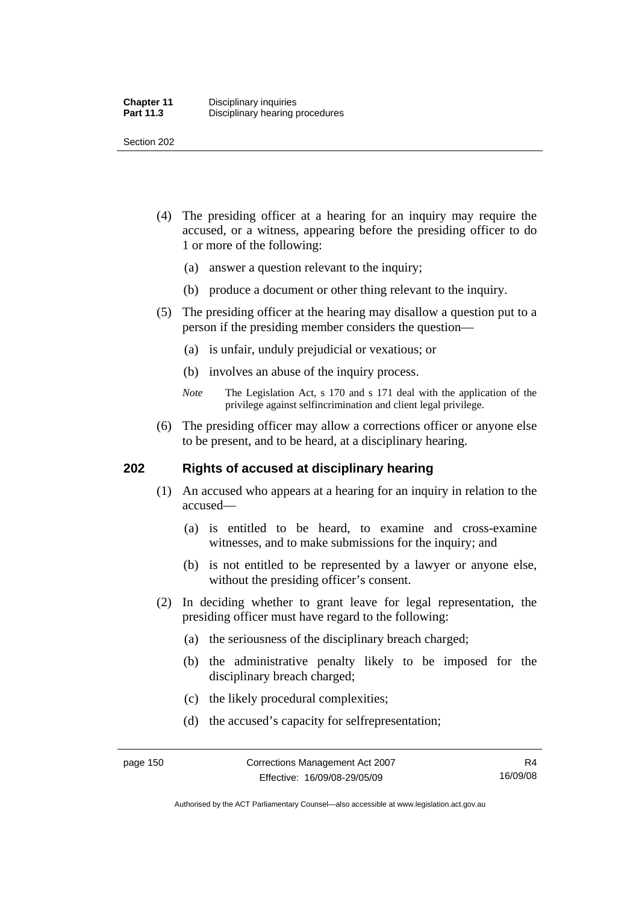(4) The presiding officer at a hearing for an inquiry may require the accused, or a witness, appearing before the presiding officer to do 1 or more of the following:

(a) answer a question relevant to the inquiry;

(b) produce a document or other thing relevant to the inquiry.

(5) The presiding officer at the hearing may disallow a question put to a person if the presiding member considers the question—

(a) is unfair, unduly prejudicial or vexatious; or

(b) involves an abuse of the inquiry process.

*Note* The Legislation Act, s 170 and s 171 deal with the application of the privilege against selfincrimination and client legal privilege.

(6) The presiding officer may allow a corrections officer or anyone else to be present, and to be heard, at a disciplinary hearing.

## 202 Rights of accused at disciplinary hearing

(1) An accused who appears at a hearing for an inquiry in relation to the accused—

(a) is entitled to be heard, to examine and cross-examine witnesses, and to make submissions for the inquiry; and

(b) is not entitled to be represented by a lawyer or anyone else, without the presiding officer's consent.

(2) In deciding whether to grant leave for legal representation, the presiding officer must have regard to the following:

(a) the seriousness of the disciplinary breach charged;

(b) the administrative penalty likely to be imposed for the disciplinary breach charged;

(c) the likely procedural complexities;

(d) the accused's capacity for selfrepresentation;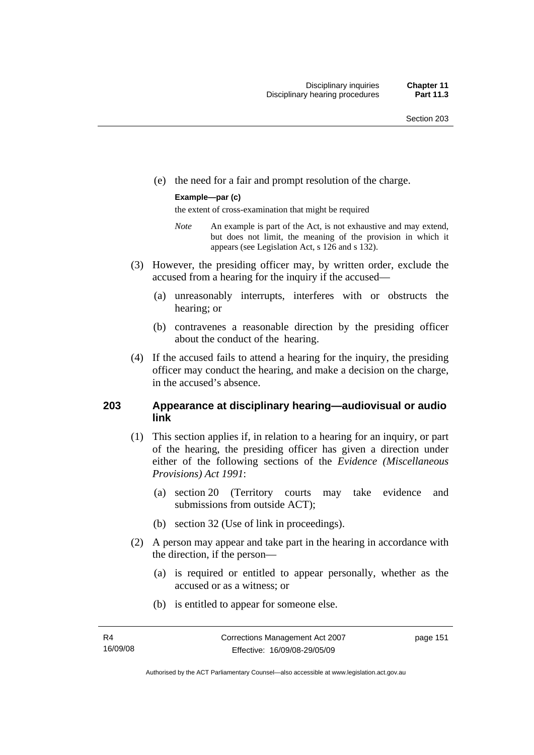(e) the need for a fair and prompt resolution of the charge.

**Example—par (c)**

the extent of cross-examination that might be required

*Note* An example is part of the Act, is not exhaustive and may extend, but does not limit, the meaning of the provision in which it appears (see Legislation Act, s 126 and s 132).

(3) However, the presiding officer may, by written order, exclude the accused from a hearing for the inquiry if the accused—

(a) unreasonably interrupts, interferes with or obstructs the hearing; or

(b) contravenes a reasonable direction by the presiding officer about the conduct of the hearing.

(4) If the accused fails to attend a hearing for the inquiry, the presiding officer may conduct the hearing, and make a decision on the charge, in the accused's absence.

## 203 Appearance at disciplinary hearing—audiovisual or audio link

(1) This section applies if, in relation to a hearing for an inquiry, or part of the hearing, the presiding officer has given a direction under either of the following sections of the *Evidence (Miscellaneous Provisions) Act 1991*:

(a) section 20 (Territory courts may take evidence and submissions from outside ACT);

(b) section 32 (Use of link in proceedings).

(2) A person may appear and take part in the hearing in accordance with the direction, if the person—

(a) is required or entitled to appear personally, whether as the accused or as a witness; or

(b) is entitled to appear for someone else.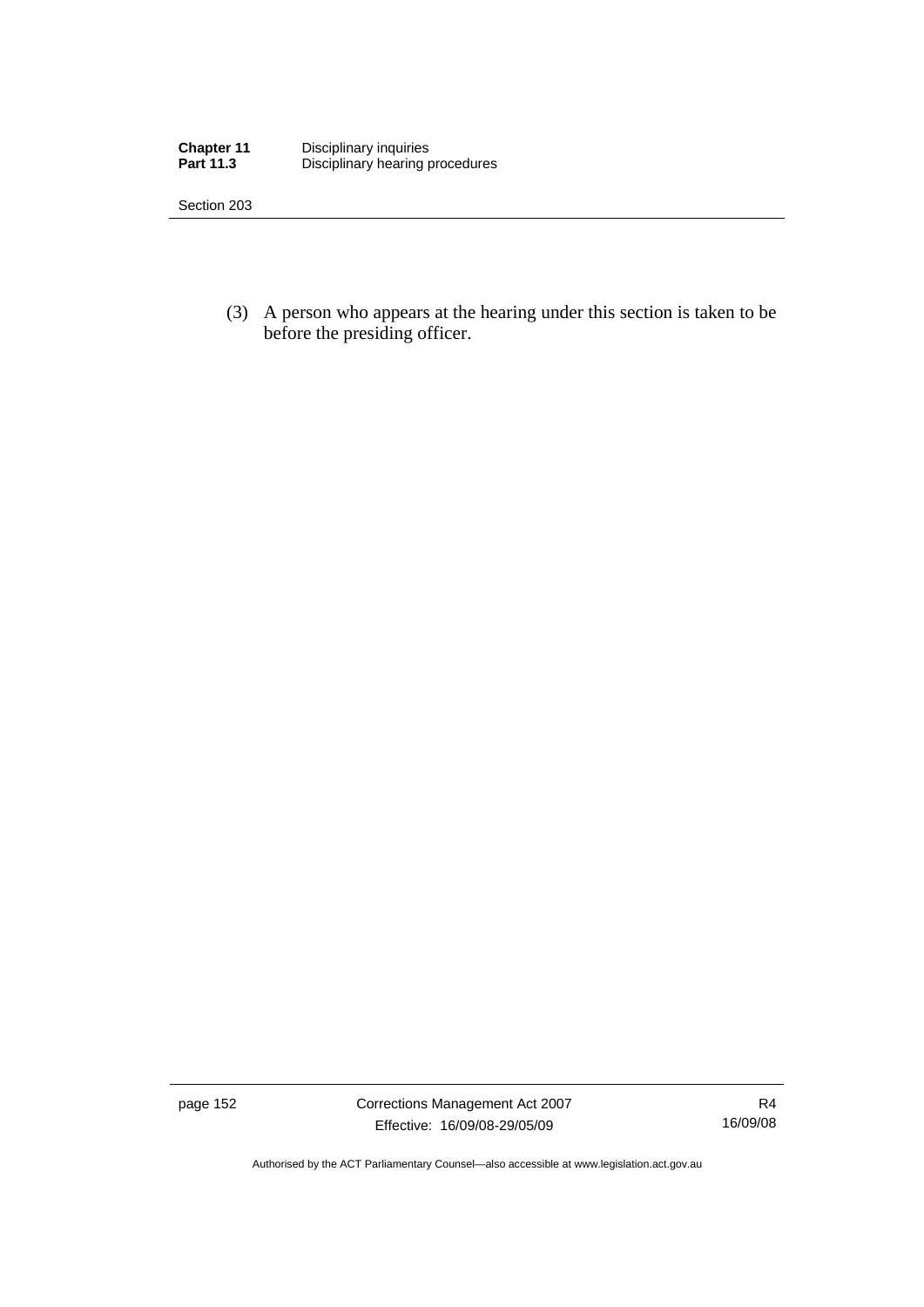(3) A person who appears at the hearing under this section is taken to be before the presiding officer.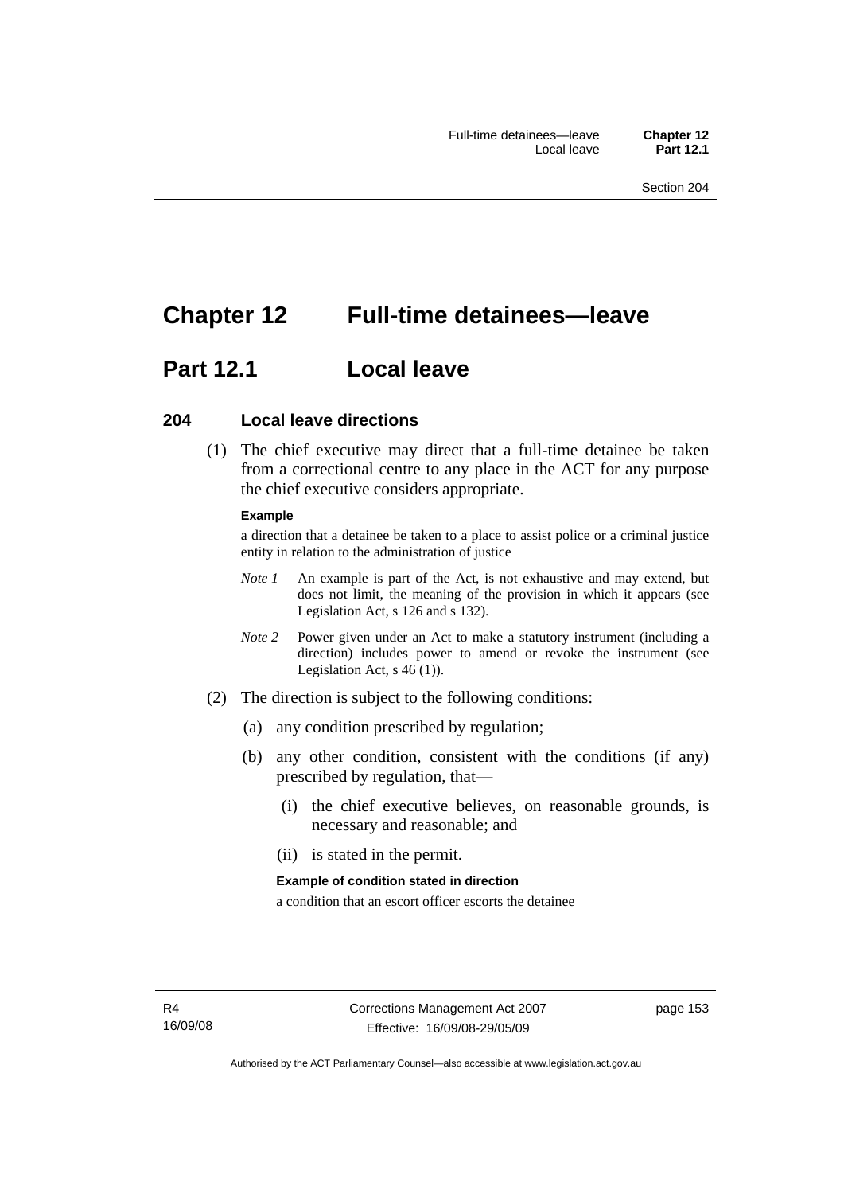# Chapter 12 Full-time detainees—leave

## Part 12.1 Local leave

### 204 Local leave directions

(1) The chief executive may direct that a full-time detainee be taken from a correctional centre to any place in the ACT for any purpose the chief executive considers appropriate.

**Example**

a direction that a detainee be taken to a place to assist police or a criminal justice entity in relation to the administration of justice

*Note 1* An example is part of the Act, is not exhaustive and may extend, but does not limit, the meaning of the provision in which it appears (see Legislation Act, s 126 and s 132).

*Note 2* Power given under an Act to make a statutory instrument (including a direction) includes power to amend or revoke the instrument (see Legislation Act, s 46 (1)).

(2) The direction is subject to the following conditions:

(a) any condition prescribed by regulation;

(b) any other condition, consistent with the conditions (if any) prescribed by regulation, that—

(i) the chief executive believes, on reasonable grounds, is necessary and reasonable; and

(ii) is stated in the permit.

**Example of condition stated in direction**

a condition that an escort officer escorts the detainee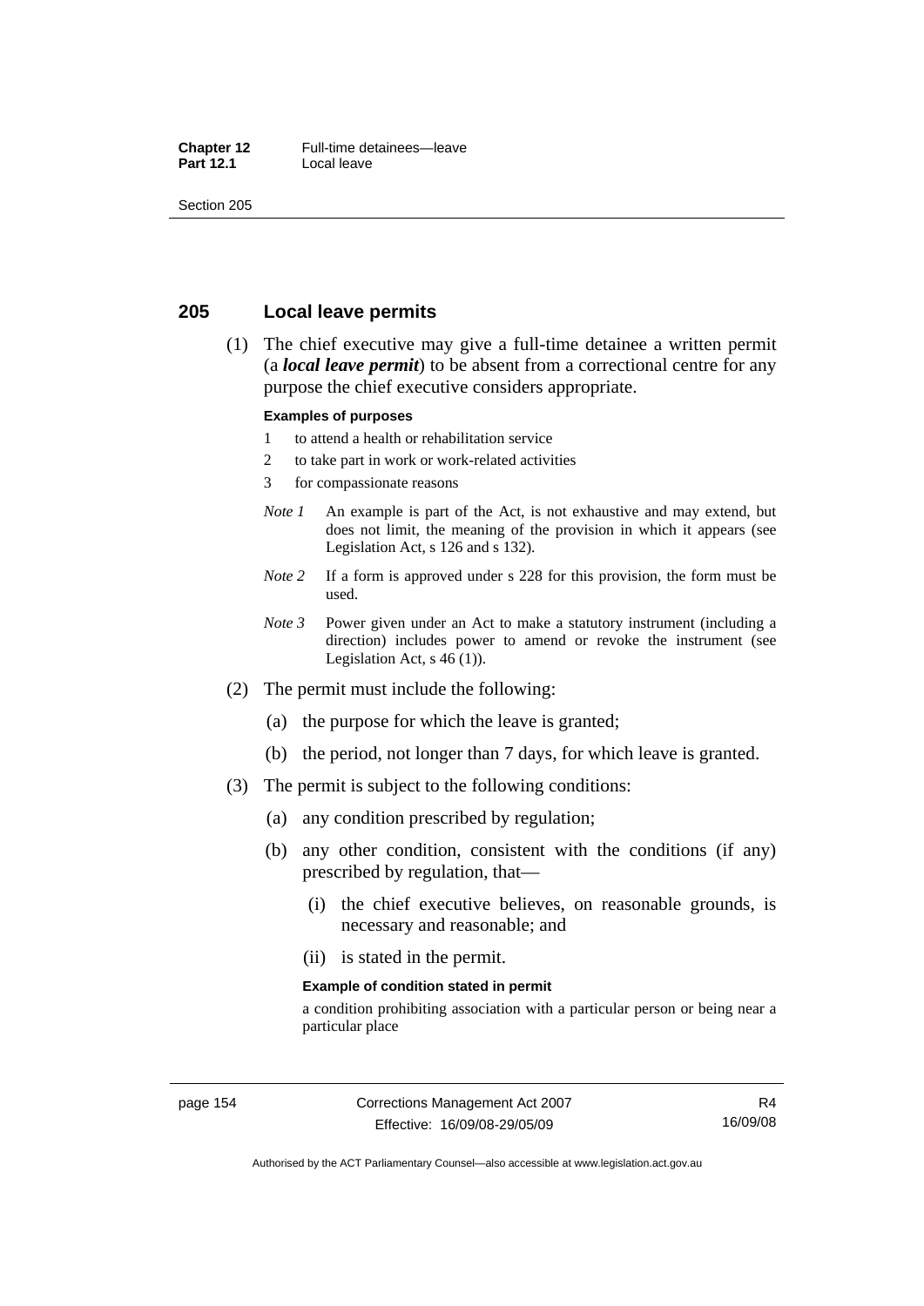## 205 Local leave permits

(1) The chief executive may give a full-time detainee a written permit (a ***local leave permit***) to be absent from a correctional centre for any purpose the chief executive considers appropriate.

**Examples of purposes**

1 to attend a health or rehabilitation service

2 to take part in work or work-related activities

3 for compassionate reasons

*Note 1* An example is part of the Act, is not exhaustive and may extend, but does not limit, the meaning of the provision in which it appears (see Legislation Act, s 126 and s 132).

*Note 2* If a form is approved under s 228 for this provision, the form must be used.

*Note 3* Power given under an Act to make a statutory instrument (including a direction) includes power to amend or revoke the instrument (see Legislation Act, s 46 (1)).

(2) The permit must include the following:

(a) the purpose for which the leave is granted;

(b) the period, not longer than 7 days, for which leave is granted.

(3) The permit is subject to the following conditions:

(a) any condition prescribed by regulation;

(b) any other condition, consistent with the conditions (if any) prescribed by regulation, that—

(i) the chief executive believes, on reasonable grounds, is necessary and reasonable; and

(ii) is stated in the permit.

**Example of condition stated in permit**

a condition prohibiting association with a particular person or being near a particular place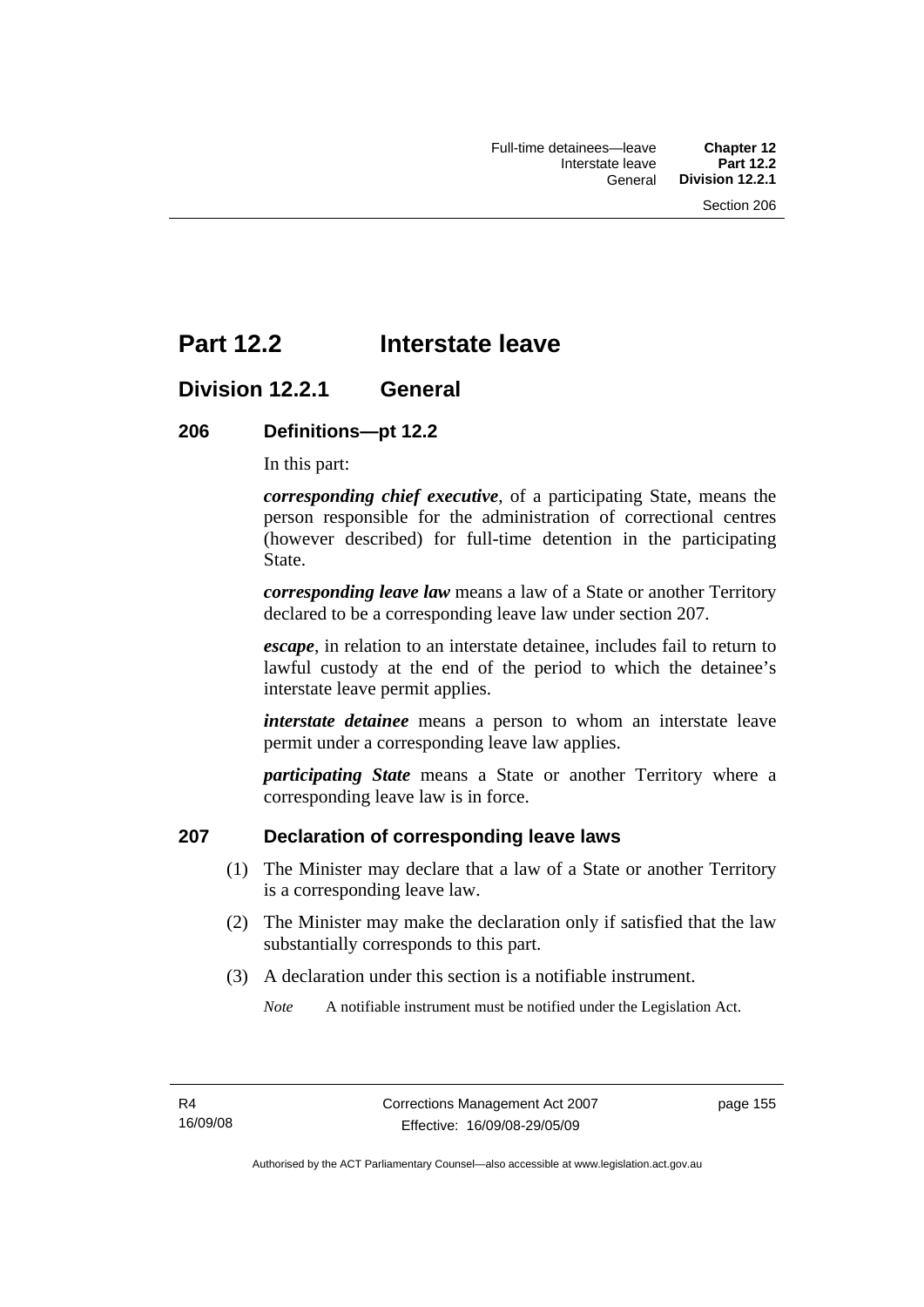# Part 12.2 Interstate leave

## Division 12.2.1 General

### 206 Definitions—pt 12.2

In this part:

***corresponding chief executive***, of a participating State, means the person responsible for the administration of correctional centres (however described) for full-time detention in the participating State.

***corresponding leave law*** means a law of a State or another Territory declared to be a corresponding leave law under section 207.

***escape***, in relation to an interstate detainee, includes fail to return to lawful custody at the end of the period to which the detainee's interstate leave permit applies.

***interstate detainee*** means a person to whom an interstate leave permit under a corresponding leave law applies.

***participating State*** means a State or another Territory where a corresponding leave law is in force.

### 207 Declaration of corresponding leave laws

(1) The Minister may declare that a law of a State or another Territory is a corresponding leave law.

(2) The Minister may make the declaration only if satisfied that the law substantially corresponds to this part.

(3) A declaration under this section is a notifiable instrument.

*Note* A notifiable instrument must be notified under the Legislation Act.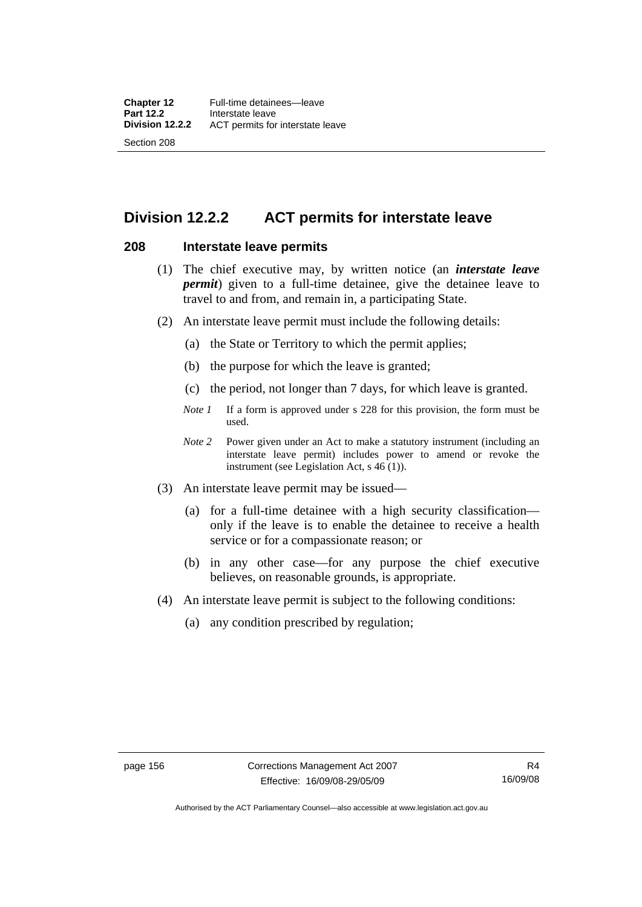## Division 12.2.2 ACT permits for interstate leave

### 208 Interstate leave permits

(1) The chief executive may, by written notice (an ***interstate leave permit***) given to a full-time detainee, give the detainee leave to travel to and from, and remain in, a participating State.

(2) An interstate leave permit must include the following details:

(a) the State or Territory to which the permit applies;

(b) the purpose for which the leave is granted;

(c) the period, not longer than 7 days, for which leave is granted.

*Note 1* If a form is approved under s 228 for this provision, the form must be used.

*Note 2* Power given under an Act to make a statutory instrument (including an interstate leave permit) includes power to amend or revoke the instrument (see Legislation Act, s 46 (1)).

(3) An interstate leave permit may be issued—

(a) for a full-time detainee with a high security classification—only if the leave is to enable the detainee to receive a health service or for a compassionate reason; or

(b) in any other case—for any purpose the chief executive believes, on reasonable grounds, is appropriate.

(4) An interstate leave permit is subject to the following conditions:

(a) any condition prescribed by regulation;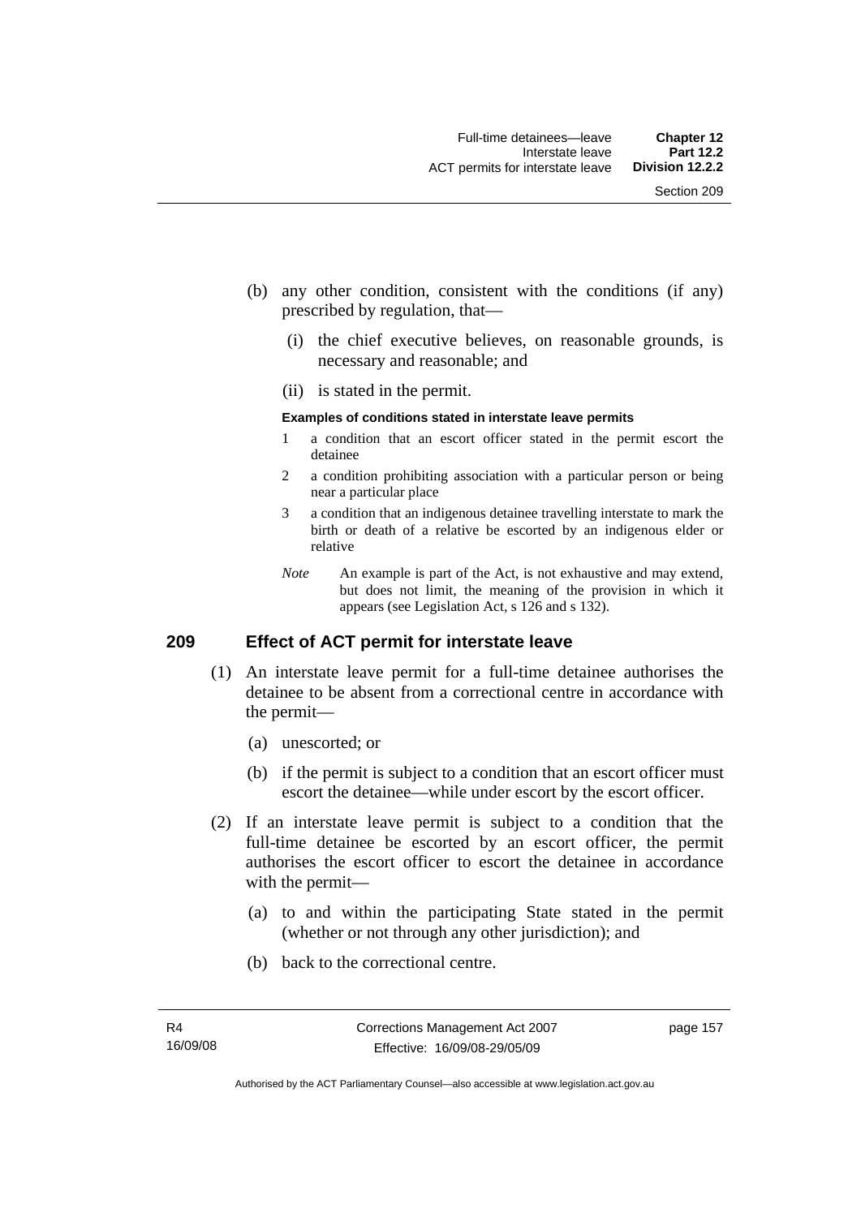(b) any other condition, consistent with the conditions (if any) prescribed by regulation, that—

 (i) the chief executive believes, on reasonable grounds, is necessary and reasonable; and

 (ii) is stated in the permit.

**Examples of conditions stated in interstate leave permits**

1 a condition that an escort officer stated in the permit escort the detainee

2 a condition prohibiting association with a particular person or being near a particular place

3 a condition that an indigenous detainee travelling interstate to mark the birth or death of a relative be escorted by an indigenous elder or relative

*Note* An example is part of the Act, is not exhaustive and may extend, but does not limit, the meaning of the provision in which it appears (see Legislation Act, s 126 and s 132).

## 209 Effect of ACT permit for interstate leave

(1) An interstate leave permit for a full-time detainee authorises the detainee to be absent from a correctional centre in accordance with the permit—

 (a) unescorted; or

 (b) if the permit is subject to a condition that an escort officer must escort the detainee—while under escort by the escort officer.

(2) If an interstate leave permit is subject to a condition that the full-time detainee be escorted by an escort officer, the permit authorises the escort officer to escort the detainee in accordance with the permit—

 (a) to and within the participating State stated in the permit (whether or not through any other jurisdiction); and

 (b) back to the correctional centre.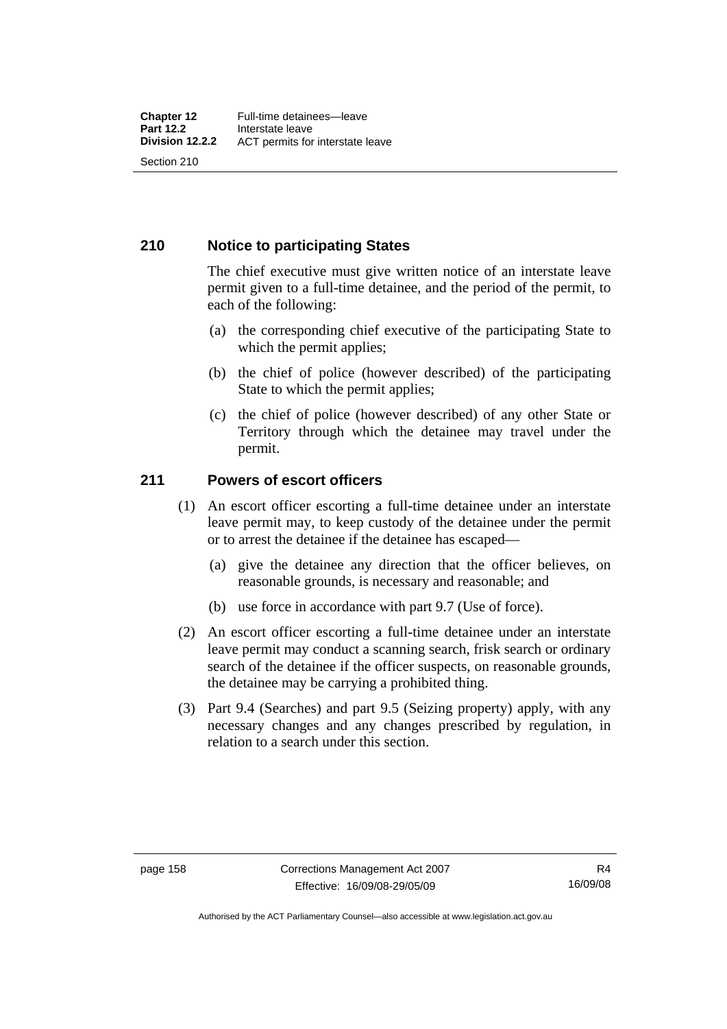## 210 Notice to participating States

The chief executive must give written notice of an interstate leave permit given to a full-time detainee, and the period of the permit, to each of the following:

(a) the corresponding chief executive of the participating State to which the permit applies;

(b) the chief of police (however described) of the participating State to which the permit applies;

(c) the chief of police (however described) of any other State or Territory through which the detainee may travel under the permit.

## 211 Powers of escort officers

(1) An escort officer escorting a full-time detainee under an interstate leave permit may, to keep custody of the detainee under the permit or to arrest the detainee if the detainee has escaped—

(a) give the detainee any direction that the officer believes, on reasonable grounds, is necessary and reasonable; and

(b) use force in accordance with part 9.7 (Use of force).

(2) An escort officer escorting a full-time detainee under an interstate leave permit may conduct a scanning search, frisk search or ordinary search of the detainee if the officer suspects, on reasonable grounds, the detainee may be carrying a prohibited thing.

(3) Part 9.4 (Searches) and part 9.5 (Seizing property) apply, with any necessary changes and any changes prescribed by regulation, in relation to a search under this section.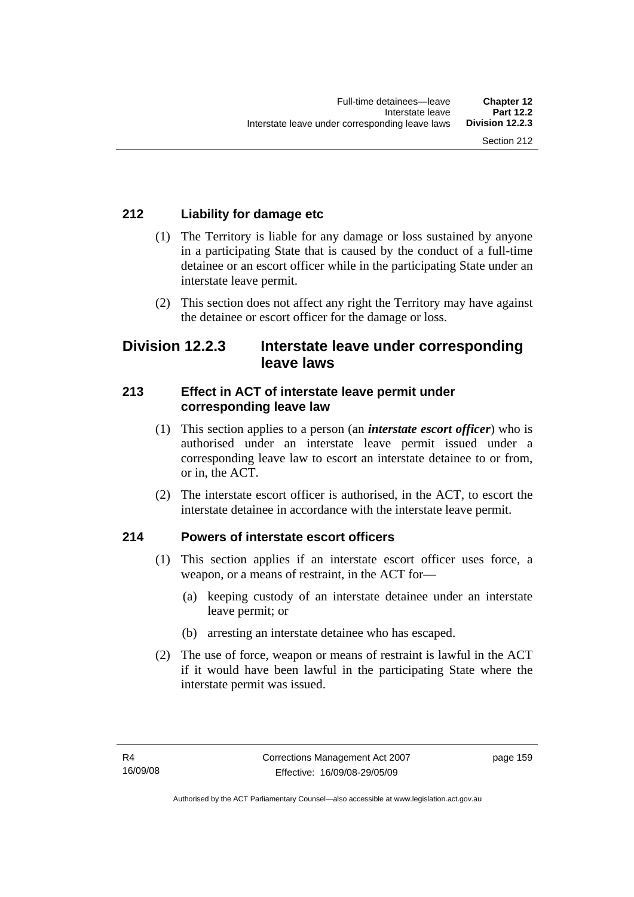### 212 Liability for damage etc

(1) The Territory is liable for any damage or loss sustained by anyone in a participating State that is caused by the conduct of a full-time detainee or an escort officer while in the participating State under an interstate leave permit.

(2) This section does not affect any right the Territory may have against the detainee or escort officer for the damage or loss.

## Division 12.2.3 Interstate leave under corresponding leave laws

### 213 Effect in ACT of interstate leave permit under corresponding leave law

(1) This section applies to a person (an ***interstate escort officer***) who is authorised under an interstate leave permit issued under a corresponding leave law to escort an interstate detainee to or from, or in, the ACT.

(2) The interstate escort officer is authorised, in the ACT, to escort the interstate detainee in accordance with the interstate leave permit.

### 214 Powers of interstate escort officers

(1) This section applies if an interstate escort officer uses force, a weapon, or a means of restraint, in the ACT for—

(a) keeping custody of an interstate detainee under an interstate leave permit; or

(b) arresting an interstate detainee who has escaped.

(2) The use of force, weapon or means of restraint is lawful in the ACT if it would have been lawful in the participating State where the interstate permit was issued.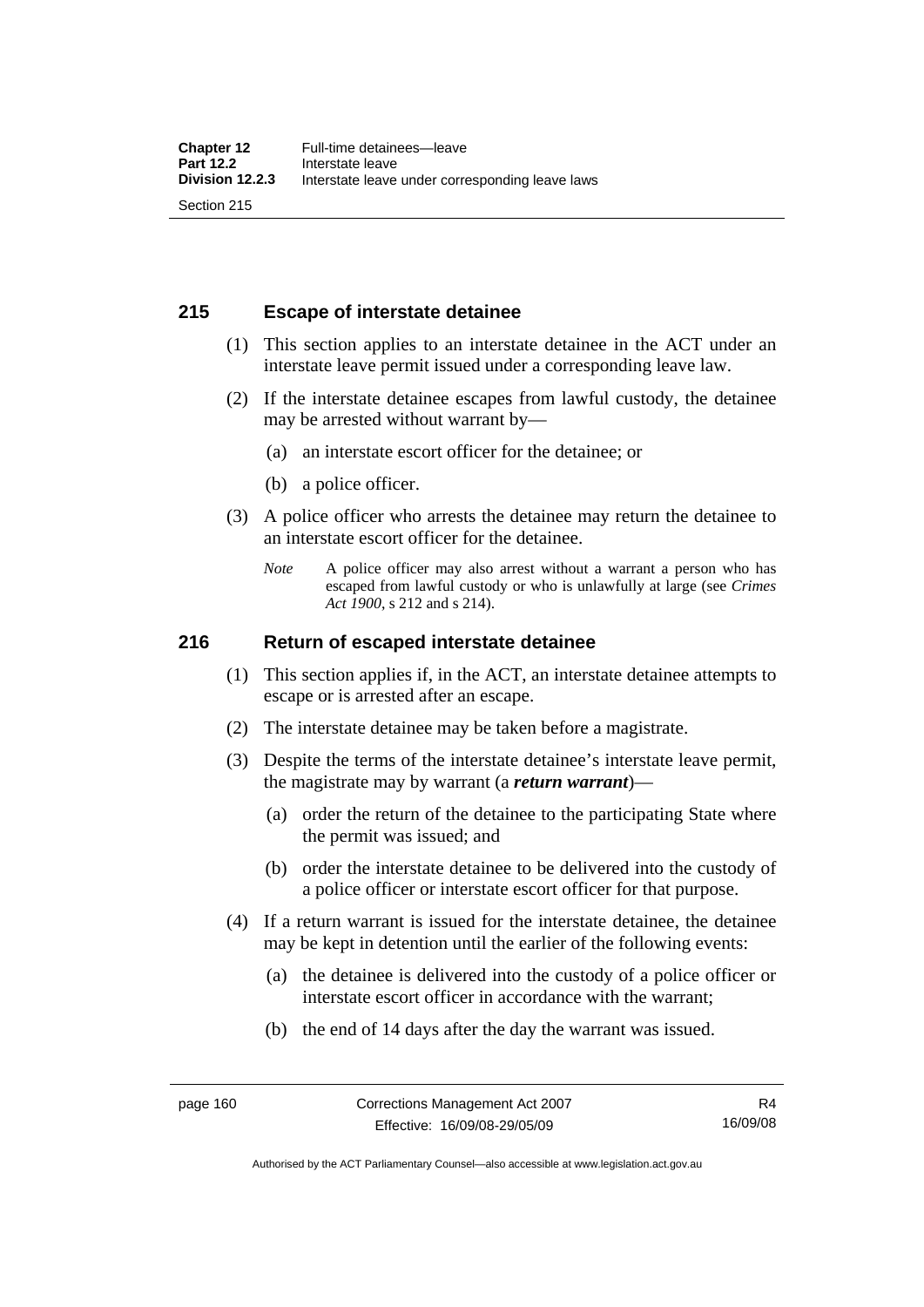## 215 Escape of interstate detainee

(1) This section applies to an interstate detainee in the ACT under an interstate leave permit issued under a corresponding leave law.

(2) If the interstate detainee escapes from lawful custody, the detainee may be arrested without warrant by—

(a) an interstate escort officer for the detainee; or

(b) a police officer.

(3) A police officer who arrests the detainee may return the detainee to an interstate escort officer for the detainee.

*Note* A police officer may also arrest without a warrant a person who has escaped from lawful custody or who is unlawfully at large (see *Crimes Act 1900*, s 212 and s 214).

## 216 Return of escaped interstate detainee

(1) This section applies if, in the ACT, an interstate detainee attempts to escape or is arrested after an escape.

(2) The interstate detainee may be taken before a magistrate.

(3) Despite the terms of the interstate detainee's interstate leave permit, the magistrate may by warrant (a ***return warrant***)—

(a) order the return of the detainee to the participating State where the permit was issued; and

(b) order the interstate detainee to be delivered into the custody of a police officer or interstate escort officer for that purpose.

(4) If a return warrant is issued for the interstate detainee, the detainee may be kept in detention until the earlier of the following events:

(a) the detainee is delivered into the custody of a police officer or interstate escort officer in accordance with the warrant;

(b) the end of 14 days after the day the warrant was issued.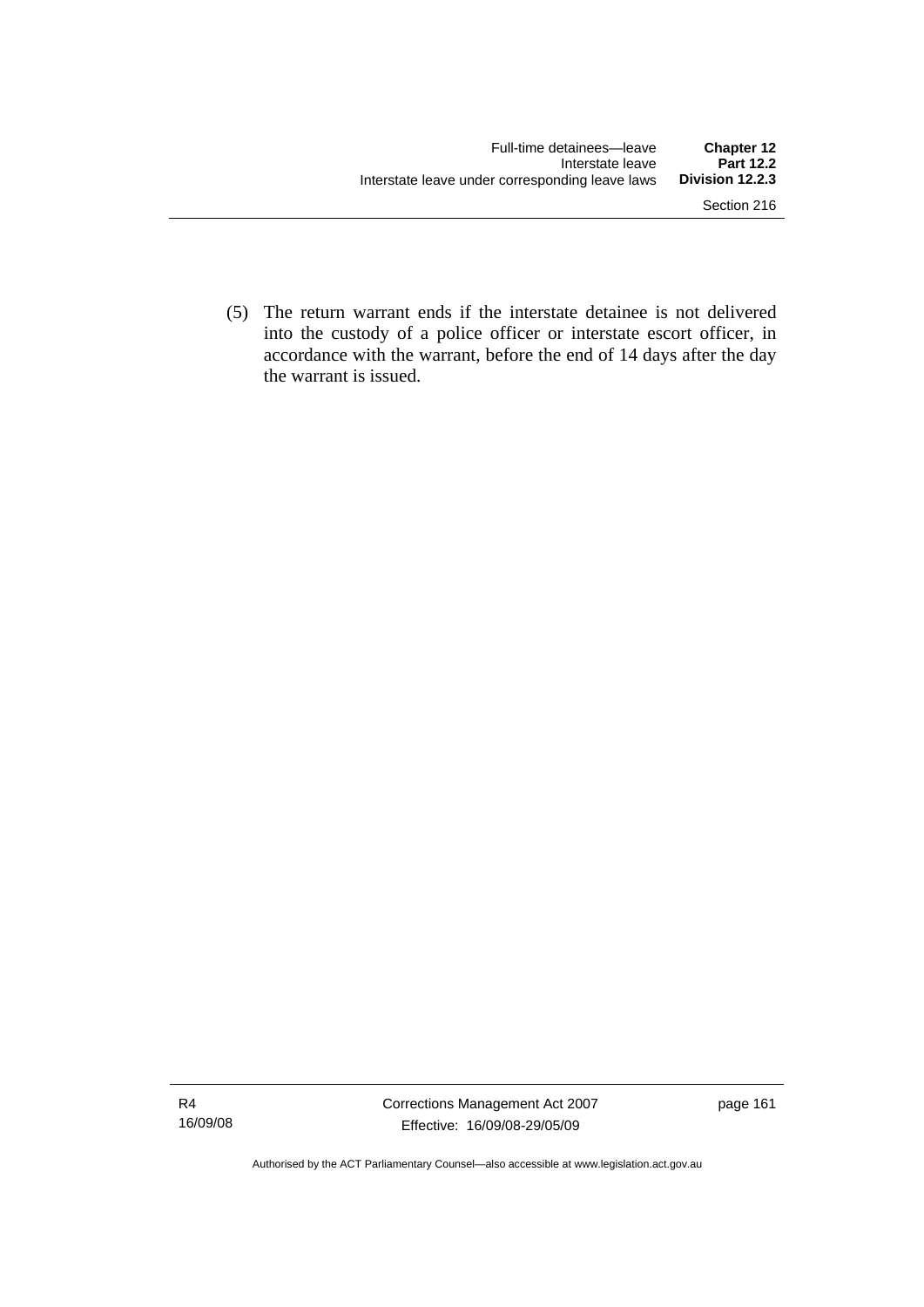(5) The return warrant ends if the interstate detainee is not delivered into the custody of a police officer or interstate escort officer, in accordance with the warrant, before the end of 14 days after the day the warrant is issued.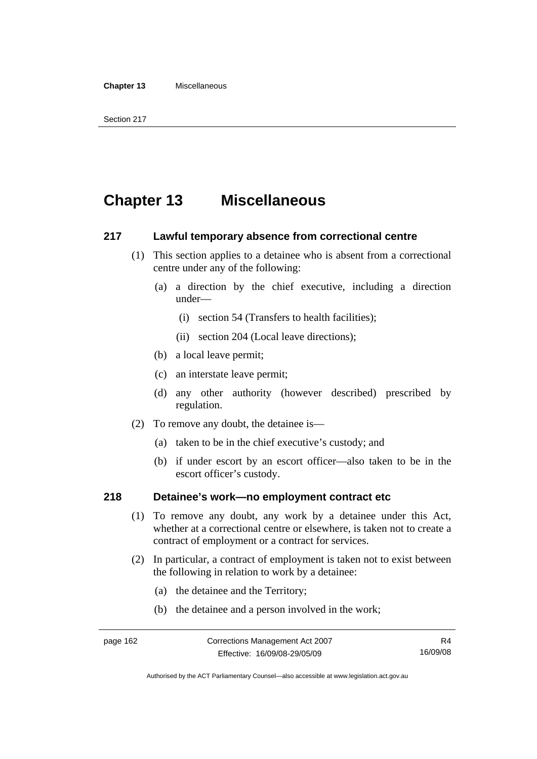# Chapter 13 Miscellaneous

## 217 Lawful temporary absence from correctional centre

(1) This section applies to a detainee who is absent from a correctional centre under any of the following:

(a) a direction by the chief executive, including a direction under—

(i) section 54 (Transfers to health facilities);

(ii) section 204 (Local leave directions);

(b) a local leave permit;

(c) an interstate leave permit;

(d) any other authority (however described) prescribed by regulation.

(2) To remove any doubt, the detainee is—

(a) taken to be in the chief executive's custody; and

(b) if under escort by an escort officer—also taken to be in the escort officer's custody.

## 218 Detainee's work—no employment contract etc

(1) To remove any doubt, any work by a detainee under this Act, whether at a correctional centre or elsewhere, is taken not to create a contract of employment or a contract for services.

(2) In particular, a contract of employment is taken not to exist between the following in relation to work by a detainee:

(a) the detainee and the Territory;

(b) the detainee and a person involved in the work;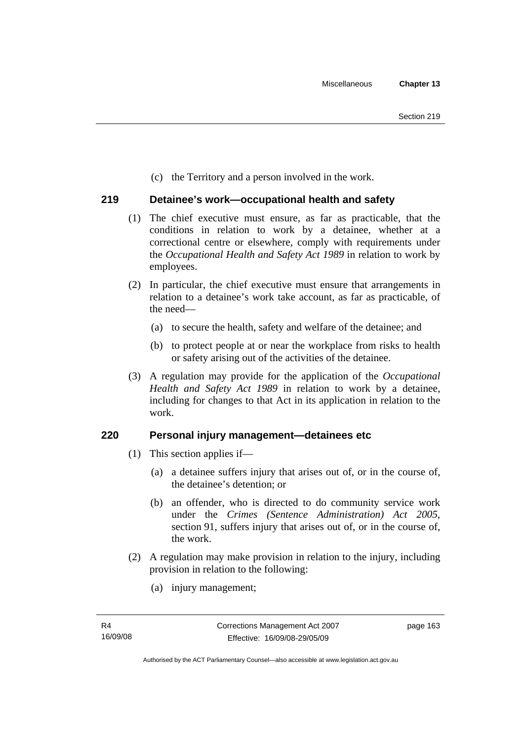(c) the Territory and a person involved in the work.

## 219 Detainee's work—occupational health and safety

(1) The chief executive must ensure, as far as practicable, that the conditions in relation to work by a detainee, whether at a correctional centre or elsewhere, comply with requirements under the *Occupational Health and Safety Act 1989* in relation to work by employees.

(2) In particular, the chief executive must ensure that arrangements in relation to a detainee's work take account, as far as practicable, of the need—

(a) to secure the health, safety and welfare of the detainee; and

(b) to protect people at or near the workplace from risks to health or safety arising out of the activities of the detainee.

(3) A regulation may provide for the application of the *Occupational Health and Safety Act 1989* in relation to work by a detainee, including for changes to that Act in its application in relation to the work.

## 220 Personal injury management—detainees etc

(1) This section applies if—

(a) a detainee suffers injury that arises out of, or in the course of, the detainee's detention; or

(b) an offender, who is directed to do community service work under the *Crimes (Sentence Administration) Act 2005*, section 91, suffers injury that arises out of, or in the course of, the work.

(2) A regulation may make provision in relation to the injury, including provision in relation to the following:

(a) injury management;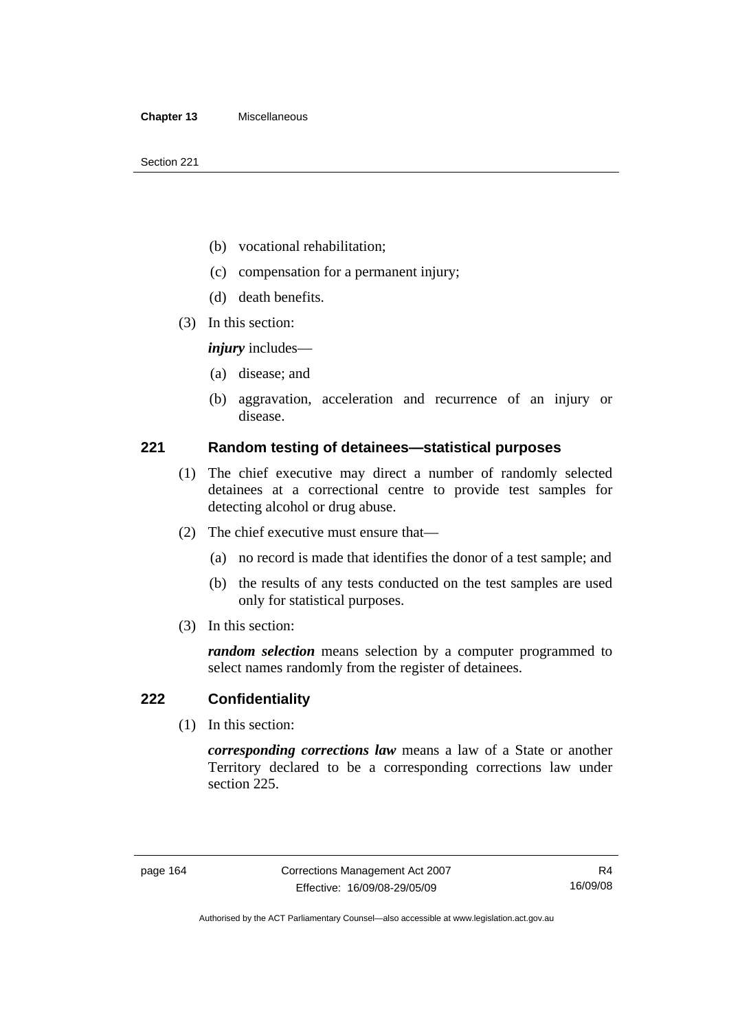(b) vocational rehabilitation;

(c) compensation for a permanent injury;

(d) death benefits.

(3) In this section:

***injury*** includes—

(a) disease; and

(b) aggravation, acceleration and recurrence of an injury or disease.

## 221 Random testing of detainees—statistical purposes

(1) The chief executive may direct a number of randomly selected detainees at a correctional centre to provide test samples for detecting alcohol or drug abuse.

(2) The chief executive must ensure that—

(a) no record is made that identifies the donor of a test sample; and

(b) the results of any tests conducted on the test samples are used only for statistical purposes.

(3) In this section:

***random selection*** means selection by a computer programmed to select names randomly from the register of detainees.

## 222 Confidentiality

(1) In this section:

***corresponding corrections law*** means a law of a State or another Territory declared to be a corresponding corrections law under section 225.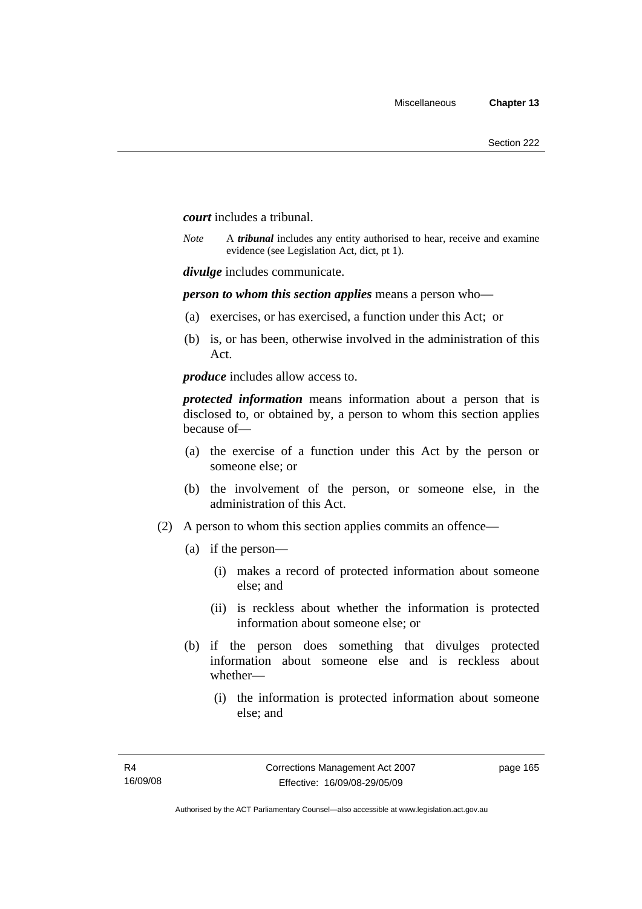***court*** includes a tribunal.

*Note* A ***tribunal*** includes any entity authorised to hear, receive and examine evidence (see Legislation Act, dict, pt 1).

***divulge*** includes communicate.

***person to whom this section applies*** means a person who—

- (a) exercises, or has exercised, a function under this Act; or
- (b) is, or has been, otherwise involved in the administration of this Act.

***produce*** includes allow access to.

***protected information*** means information about a person that is disclosed to, or obtained by, a person to whom this section applies because of—

- (a) the exercise of a function under this Act by the person or someone else; or
- (b) the involvement of the person, or someone else, in the administration of this Act.

(2) A person to whom this section applies commits an offence—

- (a) if the person—
  - (i) makes a record of protected information about someone else; and
  - (ii) is reckless about whether the information is protected information about someone else; or
- (b) if the person does something that divulges protected information about someone else and is reckless about whether—
  - (i) the information is protected information about someone else; and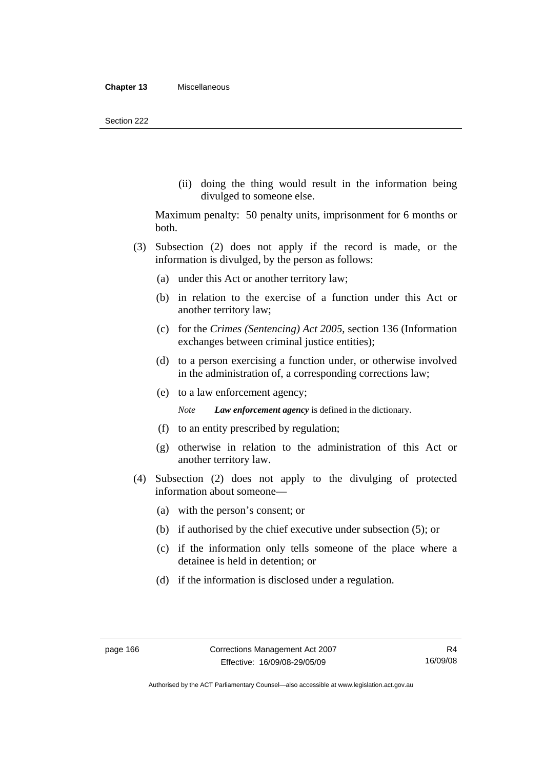(ii) doing the thing would result in the information being divulged to someone else.

Maximum penalty: 50 penalty units, imprisonment for 6 months or both.

(3) Subsection (2) does not apply if the record is made, or the information is divulged, by the person as follows:

(a) under this Act or another territory law;

(b) in relation to the exercise of a function under this Act or another territory law;

(c) for the *Crimes (Sentencing) Act 2005*, section 136 (Information exchanges between criminal justice entities);

(d) to a person exercising a function under, or otherwise involved in the administration of, a corresponding corrections law;

(e) to a law enforcement agency;

*Note* ***Law enforcement agency*** is defined in the dictionary.

(f) to an entity prescribed by regulation;

(g) otherwise in relation to the administration of this Act or another territory law.

(4) Subsection (2) does not apply to the divulging of protected information about someone—

(a) with the person's consent; or

(b) if authorised by the chief executive under subsection (5); or

(c) if the information only tells someone of the place where a detainee is held in detention; or

(d) if the information is disclosed under a regulation.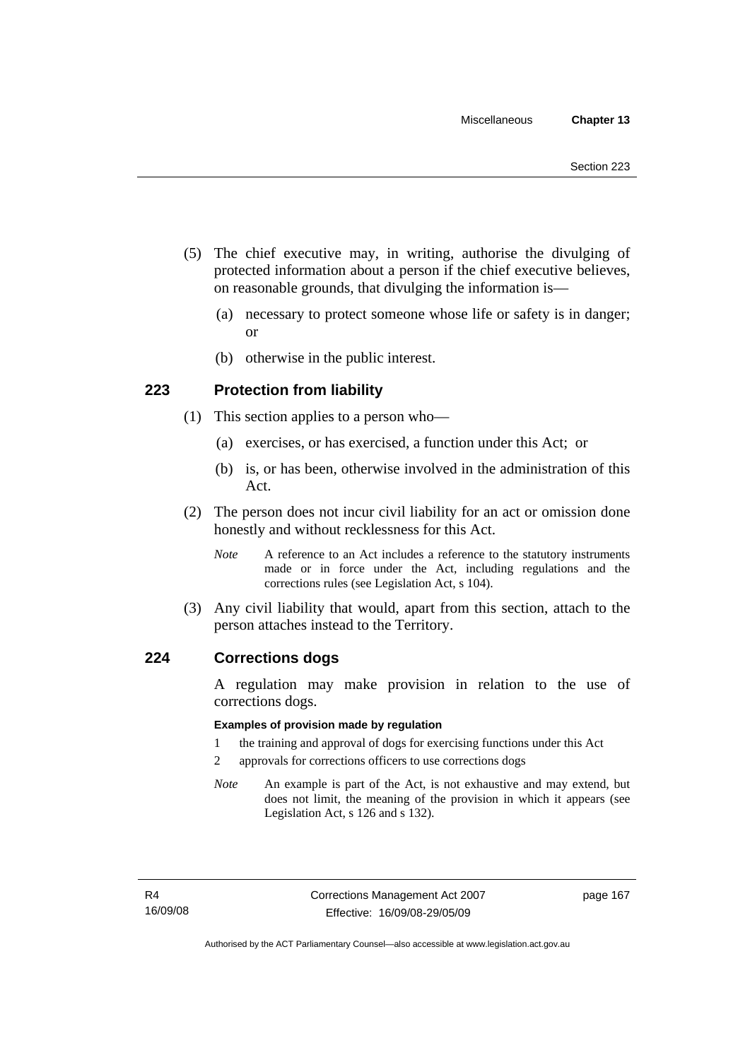(5) The chief executive may, in writing, authorise the divulging of protected information about a person if the chief executive believes, on reasonable grounds, that divulging the information is—

(a) necessary to protect someone whose life or safety is in danger; or

(b) otherwise in the public interest.

## 223 Protection from liability

(1) This section applies to a person who—

(a) exercises, or has exercised, a function under this Act; or

(b) is, or has been, otherwise involved in the administration of this Act.

(2) The person does not incur civil liability for an act or omission done honestly and without recklessness for this Act.

*Note* A reference to an Act includes a reference to the statutory instruments made or in force under the Act, including regulations and the corrections rules (see Legislation Act, s 104).

(3) Any civil liability that would, apart from this section, attach to the person attaches instead to the Territory.

## 224 Corrections dogs

A regulation may make provision in relation to the use of corrections dogs.

**Examples of provision made by regulation**

1 the training and approval of dogs for exercising functions under this Act

2 approvals for corrections officers to use corrections dogs

*Note* An example is part of the Act, is not exhaustive and may extend, but does not limit, the meaning of the provision in which it appears (see Legislation Act, s 126 and s 132).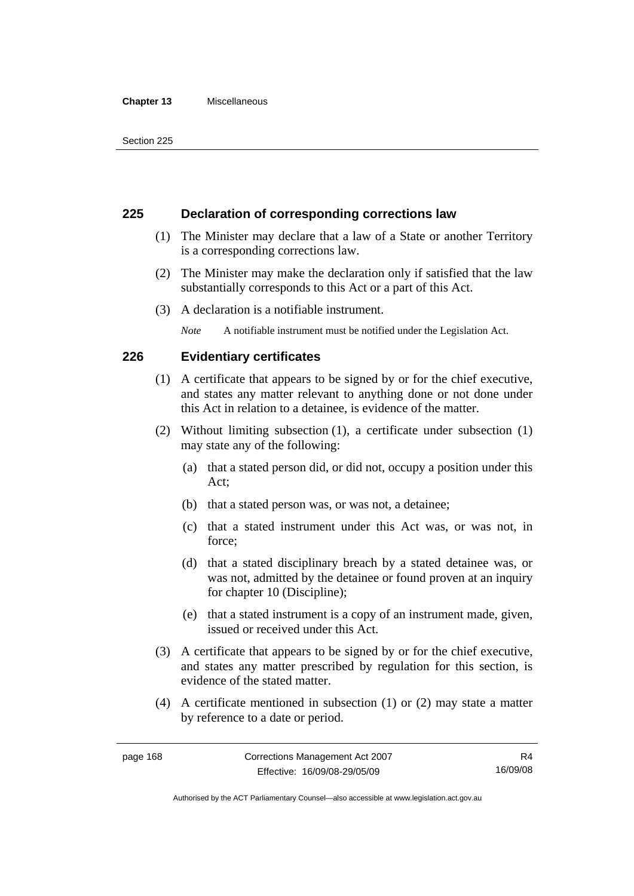## 225 Declaration of corresponding corrections law

(1) The Minister may declare that a law of a State or another Territory is a corresponding corrections law.

(2) The Minister may make the declaration only if satisfied that the law substantially corresponds to this Act or a part of this Act.

(3) A declaration is a notifiable instrument.

*Note* A notifiable instrument must be notified under the Legislation Act.

## 226 Evidentiary certificates

(1) A certificate that appears to be signed by or for the chief executive, and states any matter relevant to anything done or not done under this Act in relation to a detainee, is evidence of the matter.

(2) Without limiting subsection (1), a certificate under subsection (1) may state any of the following:

(a) that a stated person did, or did not, occupy a position under this Act;

(b) that a stated person was, or was not, a detainee;

(c) that a stated instrument under this Act was, or was not, in force;

(d) that a stated disciplinary breach by a stated detainee was, or was not, admitted by the detainee or found proven at an inquiry for chapter 10 (Discipline);

(e) that a stated instrument is a copy of an instrument made, given, issued or received under this Act.

(3) A certificate that appears to be signed by or for the chief executive, and states any matter prescribed by regulation for this section, is evidence of the stated matter.

(4) A certificate mentioned in subsection (1) or (2) may state a matter by reference to a date or period.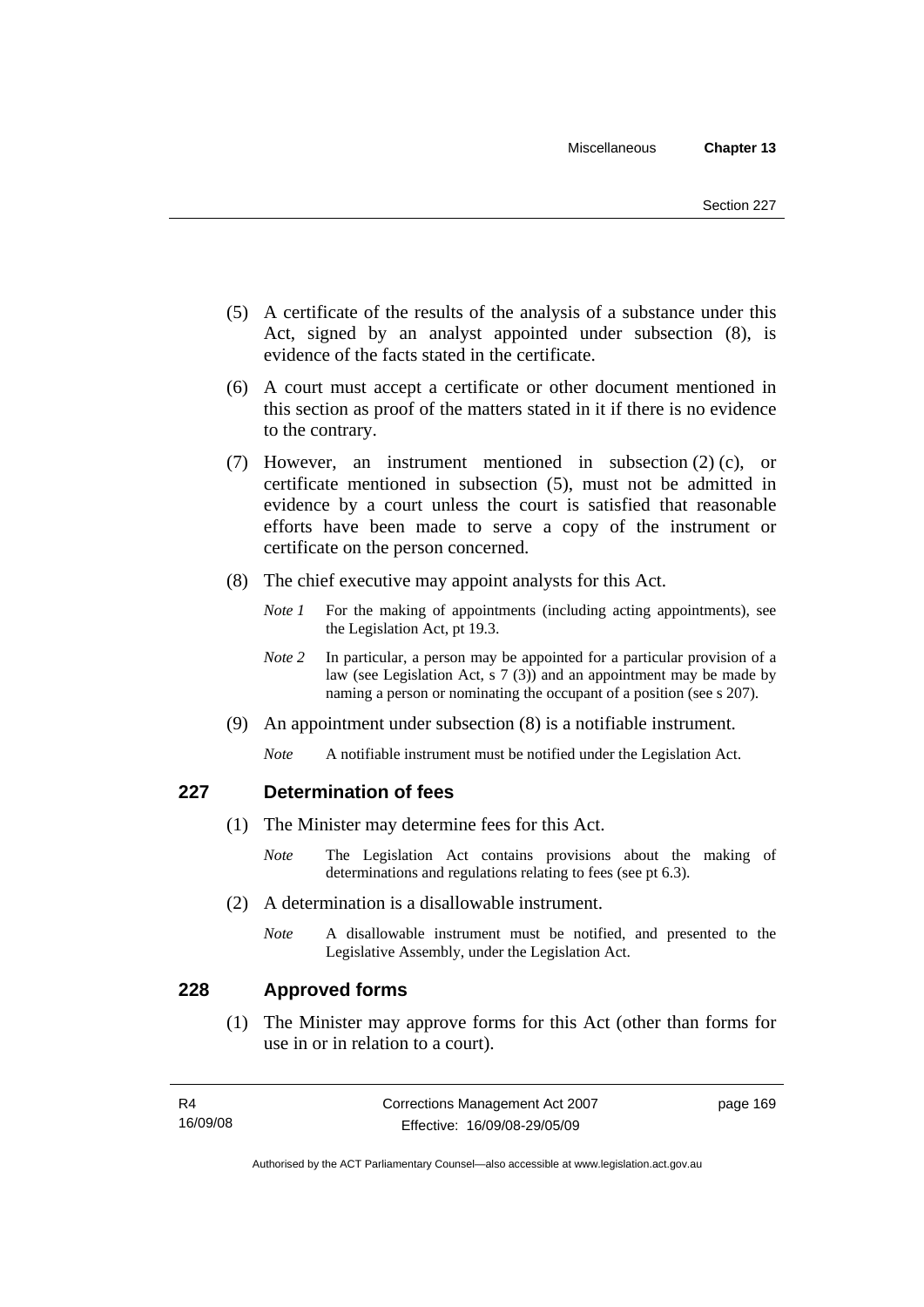(5) A certificate of the results of the analysis of a substance under this Act, signed by an analyst appointed under subsection (8), is evidence of the facts stated in the certificate.

(6) A court must accept a certificate or other document mentioned in this section as proof of the matters stated in it if there is no evidence to the contrary.

(7) However, an instrument mentioned in subsection (2) (c), or certificate mentioned in subsection (5), must not be admitted in evidence by a court unless the court is satisfied that reasonable efforts have been made to serve a copy of the instrument or certificate on the person concerned.

(8) The chief executive may appoint analysts for this Act.

*Note 1* For the making of appointments (including acting appointments), see the Legislation Act, pt 19.3.

*Note 2* In particular, a person may be appointed for a particular provision of a law (see Legislation Act, s 7 (3)) and an appointment may be made by naming a person or nominating the occupant of a position (see s 207).

(9) An appointment under subsection (8) is a notifiable instrument.

*Note* A notifiable instrument must be notified under the Legislation Act.

## 227 Determination of fees

(1) The Minister may determine fees for this Act.

*Note* The Legislation Act contains provisions about the making of determinations and regulations relating to fees (see pt 6.3).

(2) A determination is a disallowable instrument.

*Note* A disallowable instrument must be notified, and presented to the Legislative Assembly, under the Legislation Act.

## 228 Approved forms

(1) The Minister may approve forms for this Act (other than forms for use in or in relation to a court).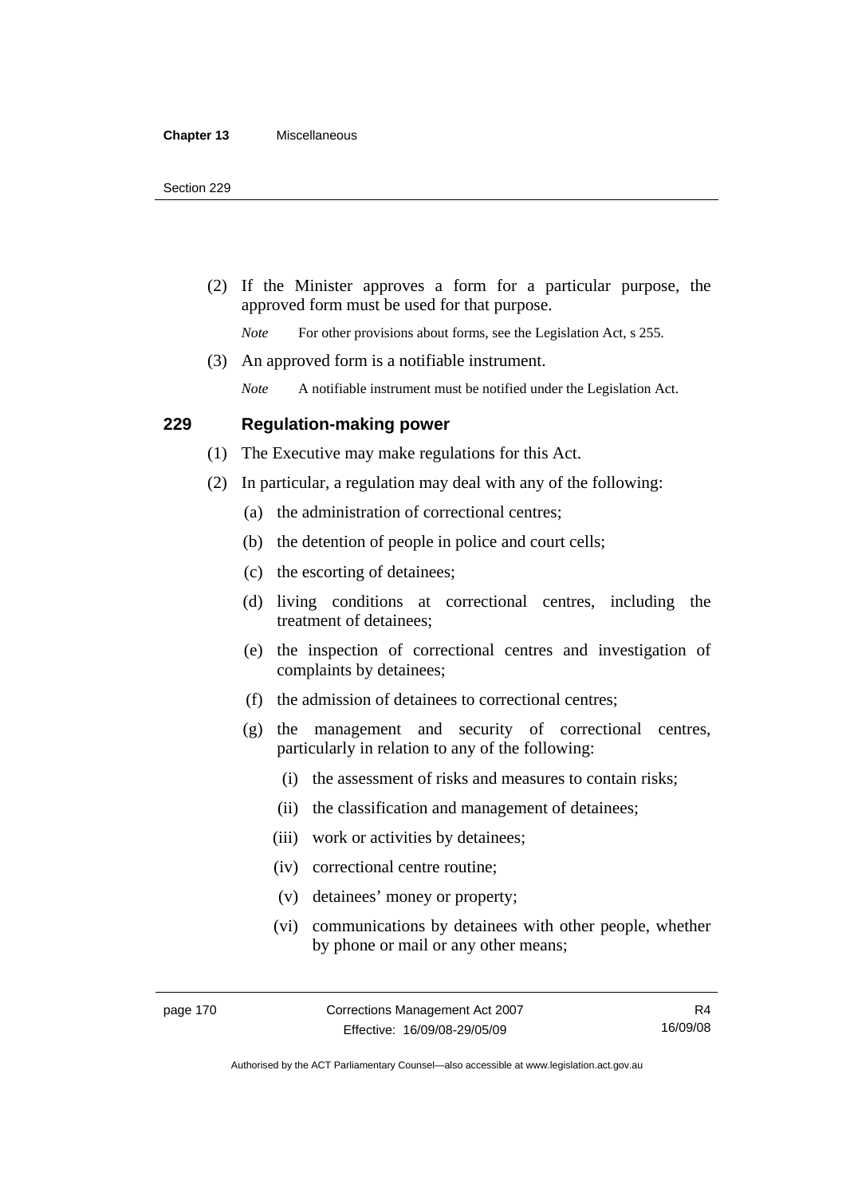(2) If the Minister approves a form for a particular purpose, the approved form must be used for that purpose.

*Note* For other provisions about forms, see the Legislation Act, s 255.

(3) An approved form is a notifiable instrument.

*Note* A notifiable instrument must be notified under the Legislation Act.

## 229 Regulation-making power

(1) The Executive may make regulations for this Act.

(2) In particular, a regulation may deal with any of the following:

(a) the administration of correctional centres;

(b) the detention of people in police and court cells;

(c) the escorting of detainees;

(d) living conditions at correctional centres, including the treatment of detainees;

(e) the inspection of correctional centres and investigation of complaints by detainees;

(f) the admission of detainees to correctional centres;

(g) the management and security of correctional centres, particularly in relation to any of the following:

(i) the assessment of risks and measures to contain risks;

(ii) the classification and management of detainees;

(iii) work or activities by detainees;

(iv) correctional centre routine;

(v) detainees' money or property;

(vi) communications by detainees with other people, whether by phone or mail or any other means;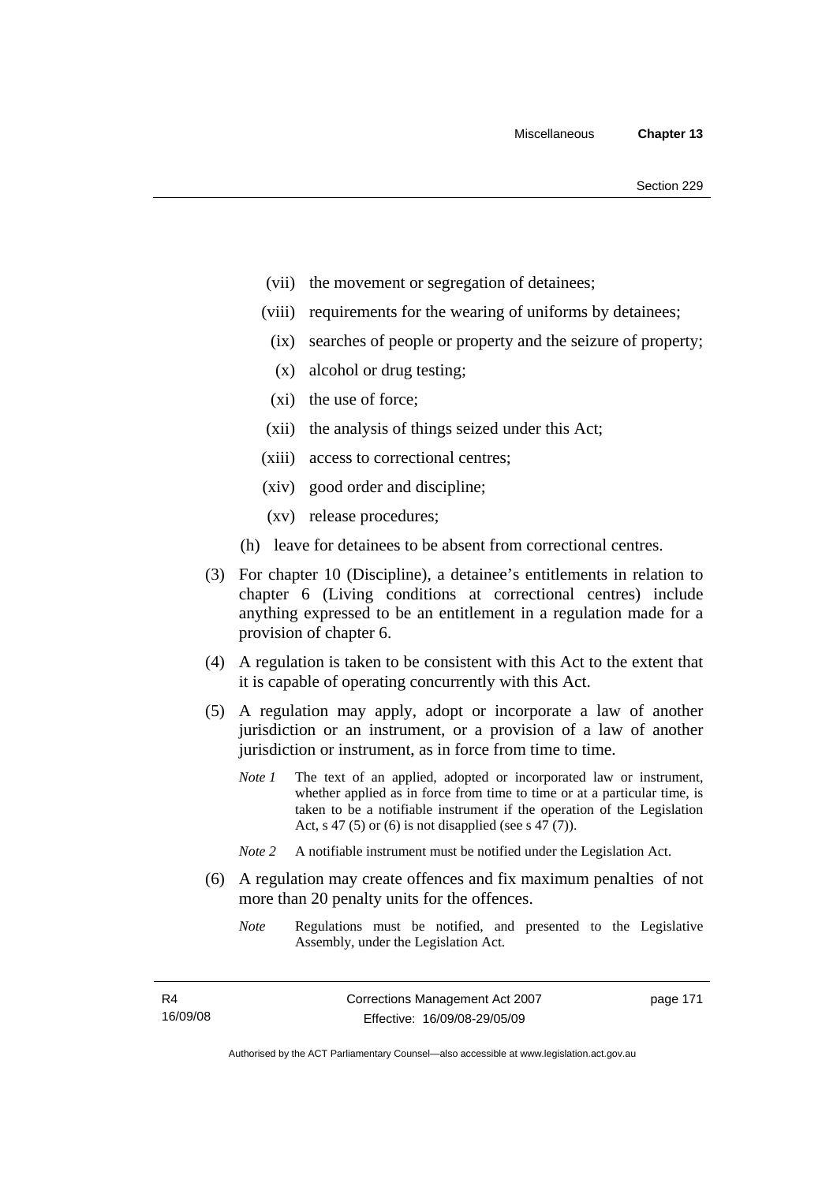(vii) the movement or segregation of detainees;

(viii) requirements for the wearing of uniforms by detainees;

(ix) searches of people or property and the seizure of property;

(x) alcohol or drug testing;

(xi) the use of force;

(xii) the analysis of things seized under this Act;

(xiii) access to correctional centres;

(xiv) good order and discipline;

(xv) release procedures;

(h) leave for detainees to be absent from correctional centres.

(3) For chapter 10 (Discipline), a detainee's entitlements in relation to chapter 6 (Living conditions at correctional centres) include anything expressed to be an entitlement in a regulation made for a provision of chapter 6.

(4) A regulation is taken to be consistent with this Act to the extent that it is capable of operating concurrently with this Act.

(5) A regulation may apply, adopt or incorporate a law of another jurisdiction or an instrument, or a provision of a law of another jurisdiction or instrument, as in force from time to time.

*Note 1* The text of an applied, adopted or incorporated law or instrument, whether applied as in force from time to time or at a particular time, is taken to be a notifiable instrument if the operation of the Legislation Act, s 47 (5) or (6) is not disapplied (see s 47 (7)).

*Note 2* A notifiable instrument must be notified under the Legislation Act.

(6) A regulation may create offences and fix maximum penalties of not more than 20 penalty units for the offences.

*Note* Regulations must be notified, and presented to the Legislative Assembly, under the Legislation Act.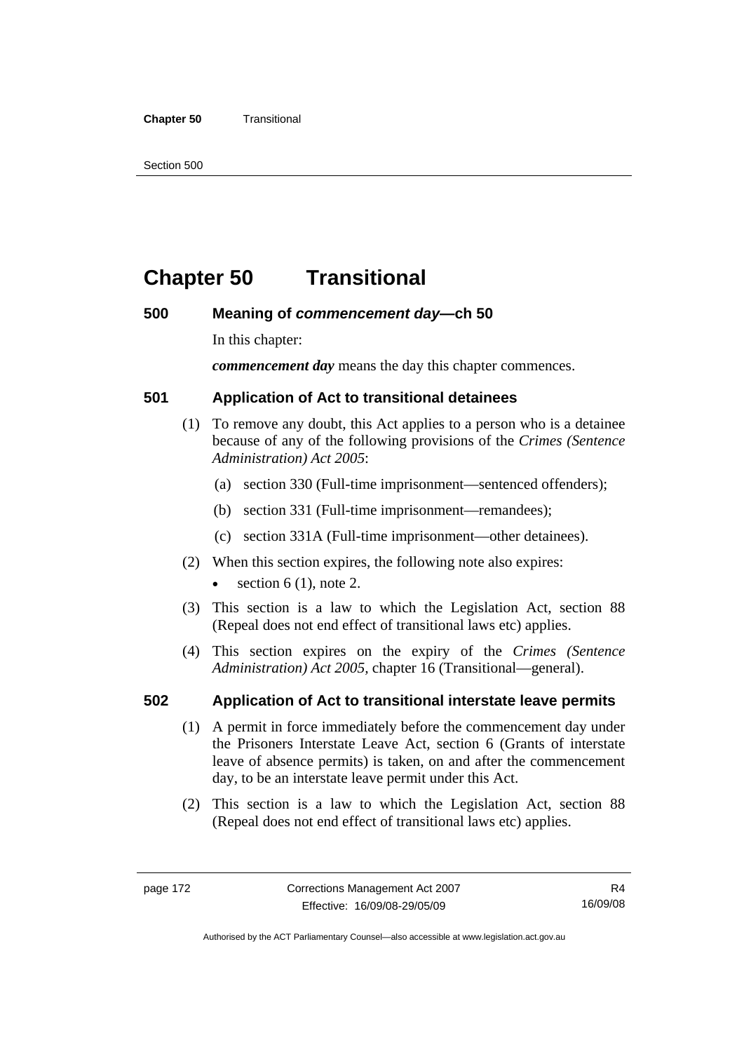# Chapter 50 Transitional

## 500 Meaning of *commencement day*—ch 50

In this chapter:

***commencement day*** means the day this chapter commences.

## 501 Application of Act to transitional detainees

(1) To remove any doubt, this Act applies to a person who is a detainee because of any of the following provisions of the *Crimes (Sentence Administration) Act 2005*:

(a) section 330 (Full-time imprisonment—sentenced offenders);

(b) section 331 (Full-time imprisonment—remandees);

(c) section 331A (Full-time imprisonment—other detainees).

(2) When this section expires, the following note also expires:

- section 6 (1), note 2.

(3) This section is a law to which the Legislation Act, section 88 (Repeal does not end effect of transitional laws etc) applies.

(4) This section expires on the expiry of the *Crimes (Sentence Administration) Act 2005*, chapter 16 (Transitional—general).

## 502 Application of Act to transitional interstate leave permits

(1) A permit in force immediately before the commencement day under the Prisoners Interstate Leave Act, section 6 (Grants of interstate leave of absence permits) is taken, on and after the commencement day, to be an interstate leave permit under this Act.

(2) This section is a law to which the Legislation Act, section 88 (Repeal does not end effect of transitional laws etc) applies.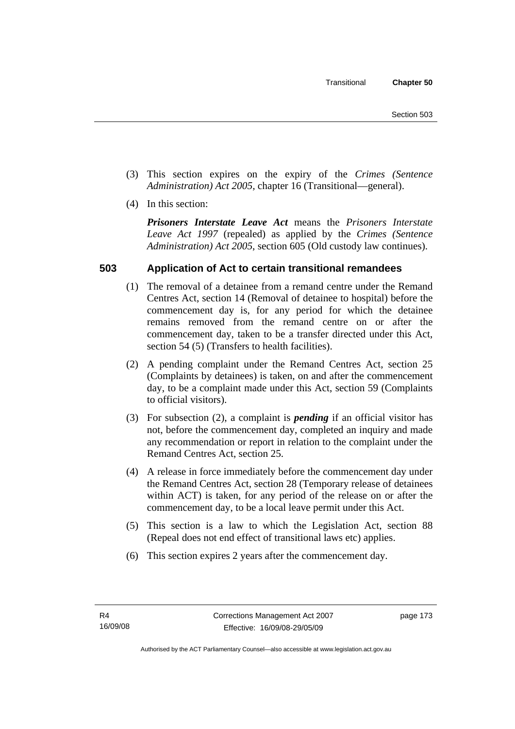(3) This section expires on the expiry of the *Crimes (Sentence Administration) Act 2005*, chapter 16 (Transitional—general).

(4) In this section:

***Prisoners Interstate Leave Act*** means the *Prisoners Interstate Leave Act 1997* (repealed) as applied by the *Crimes (Sentence Administration) Act 2005*, section 605 (Old custody law continues).

## 503 Application of Act to certain transitional remandees

(1) The removal of a detainee from a remand centre under the Remand Centres Act, section 14 (Removal of detainee to hospital) before the commencement day is, for any period for which the detainee remains removed from the remand centre on or after the commencement day, taken to be a transfer directed under this Act, section 54 (5) (Transfers to health facilities).

(2) A pending complaint under the Remand Centres Act, section 25 (Complaints by detainees) is taken, on and after the commencement day, to be a complaint made under this Act, section 59 (Complaints to official visitors).

(3) For subsection (2), a complaint is ***pending*** if an official visitor has not, before the commencement day, completed an inquiry and made any recommendation or report in relation to the complaint under the Remand Centres Act, section 25.

(4) A release in force immediately before the commencement day under the Remand Centres Act, section 28 (Temporary release of detainees within ACT) is taken, for any period of the release on or after the commencement day, to be a local leave permit under this Act.

(5) This section is a law to which the Legislation Act, section 88 (Repeal does not end effect of transitional laws etc) applies.

(6) This section expires 2 years after the commencement day.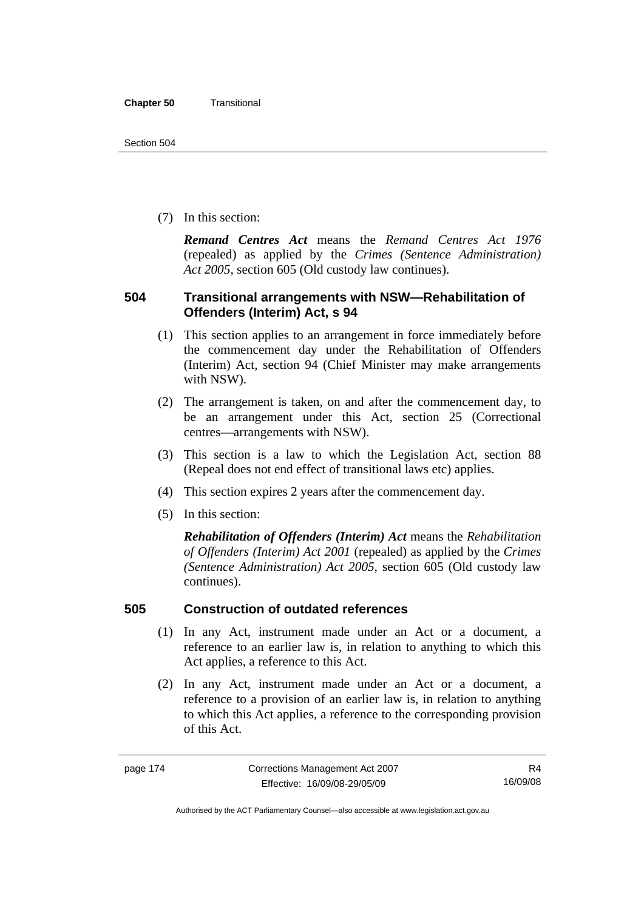(7) In this section:

***Remand Centres Act*** means the *Remand Centres Act 1976* (repealed) as applied by the *Crimes (Sentence Administration) Act 2005*, section 605 (Old custody law continues).

## 504 Transitional arrangements with NSW—Rehabilitation of Offenders (Interim) Act, s 94

(1) This section applies to an arrangement in force immediately before the commencement day under the Rehabilitation of Offenders (Interim) Act, section 94 (Chief Minister may make arrangements with NSW).

(2) The arrangement is taken, on and after the commencement day, to be an arrangement under this Act, section 25 (Correctional centres—arrangements with NSW).

(3) This section is a law to which the Legislation Act, section 88 (Repeal does not end effect of transitional laws etc) applies.

(4) This section expires 2 years after the commencement day.

(5) In this section:

***Rehabilitation of Offenders (Interim) Act*** means the *Rehabilitation of Offenders (Interim) Act 2001* (repealed) as applied by the *Crimes (Sentence Administration) Act 2005*, section 605 (Old custody law continues).

## 505 Construction of outdated references

(1) In any Act, instrument made under an Act or a document, a reference to an earlier law is, in relation to anything to which this Act applies, a reference to this Act.

(2) In any Act, instrument made under an Act or a document, a reference to a provision of an earlier law is, in relation to anything to which this Act applies, a reference to the corresponding provision of this Act.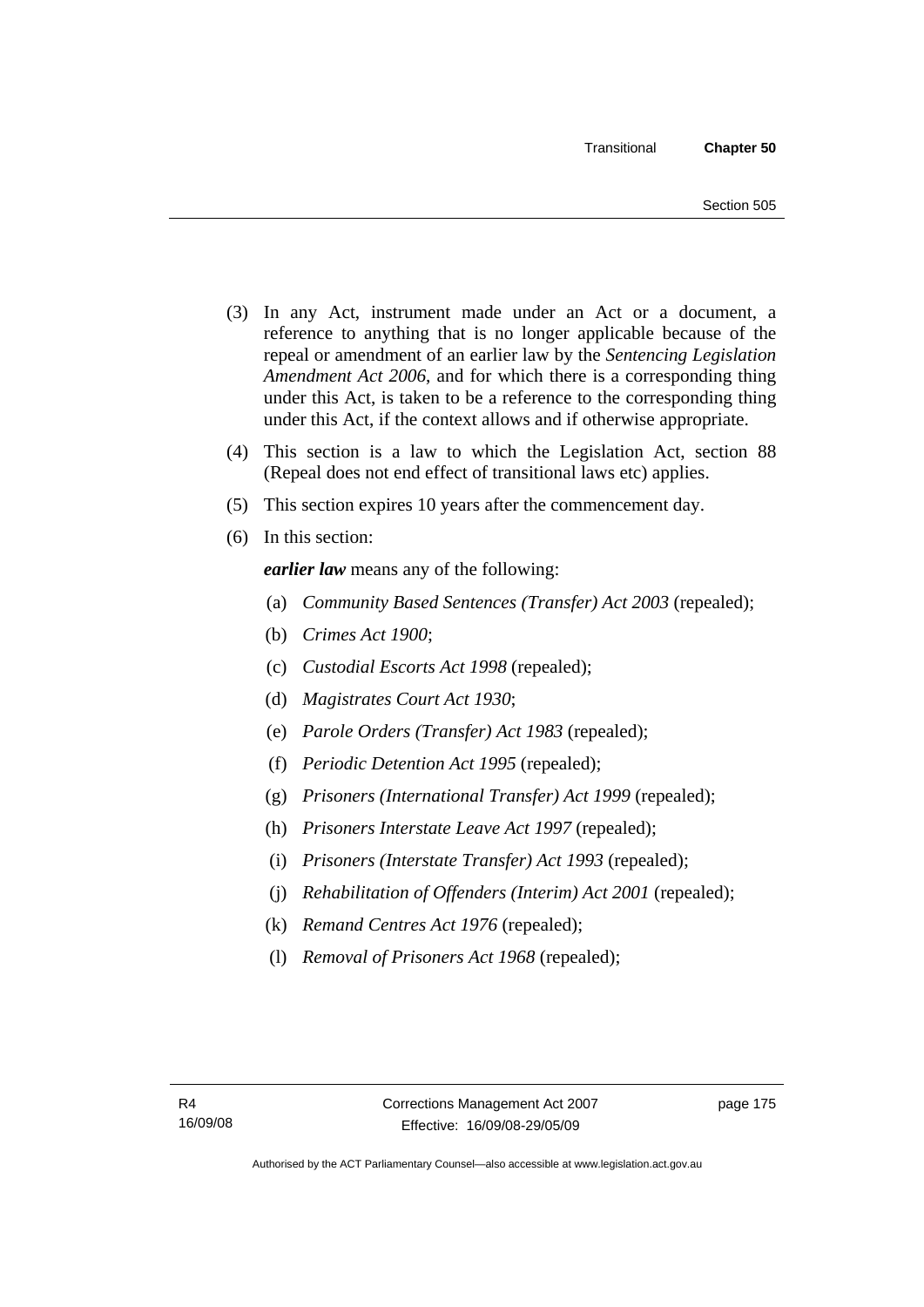(3) In any Act, instrument made under an Act or a document, a reference to anything that is no longer applicable because of the repeal or amendment of an earlier law by the *Sentencing Legislation Amendment Act 2006*, and for which there is a corresponding thing under this Act, is taken to be a reference to the corresponding thing under this Act, if the context allows and if otherwise appropriate.

(4) This section is a law to which the Legislation Act, section 88 (Repeal does not end effect of transitional laws etc) applies.

(5) This section expires 10 years after the commencement day.

(6) In this section:

***earlier law*** means any of the following:

(a) *Community Based Sentences (Transfer) Act 2003* (repealed);

(b) *Crimes Act 1900*;

(c) *Custodial Escorts Act 1998* (repealed);

(d) *Magistrates Court Act 1930*;

(e) *Parole Orders (Transfer) Act 1983* (repealed);

(f) *Periodic Detention Act 1995* (repealed);

(g) *Prisoners (International Transfer) Act 1999* (repealed);

(h) *Prisoners Interstate Leave Act 1997* (repealed);

(i) *Prisoners (Interstate Transfer) Act 1993* (repealed);

(j) *Rehabilitation of Offenders (Interim) Act 2001* (repealed);

(k) *Remand Centres Act 1976* (repealed);

(l) *Removal of Prisoners Act 1968* (repealed);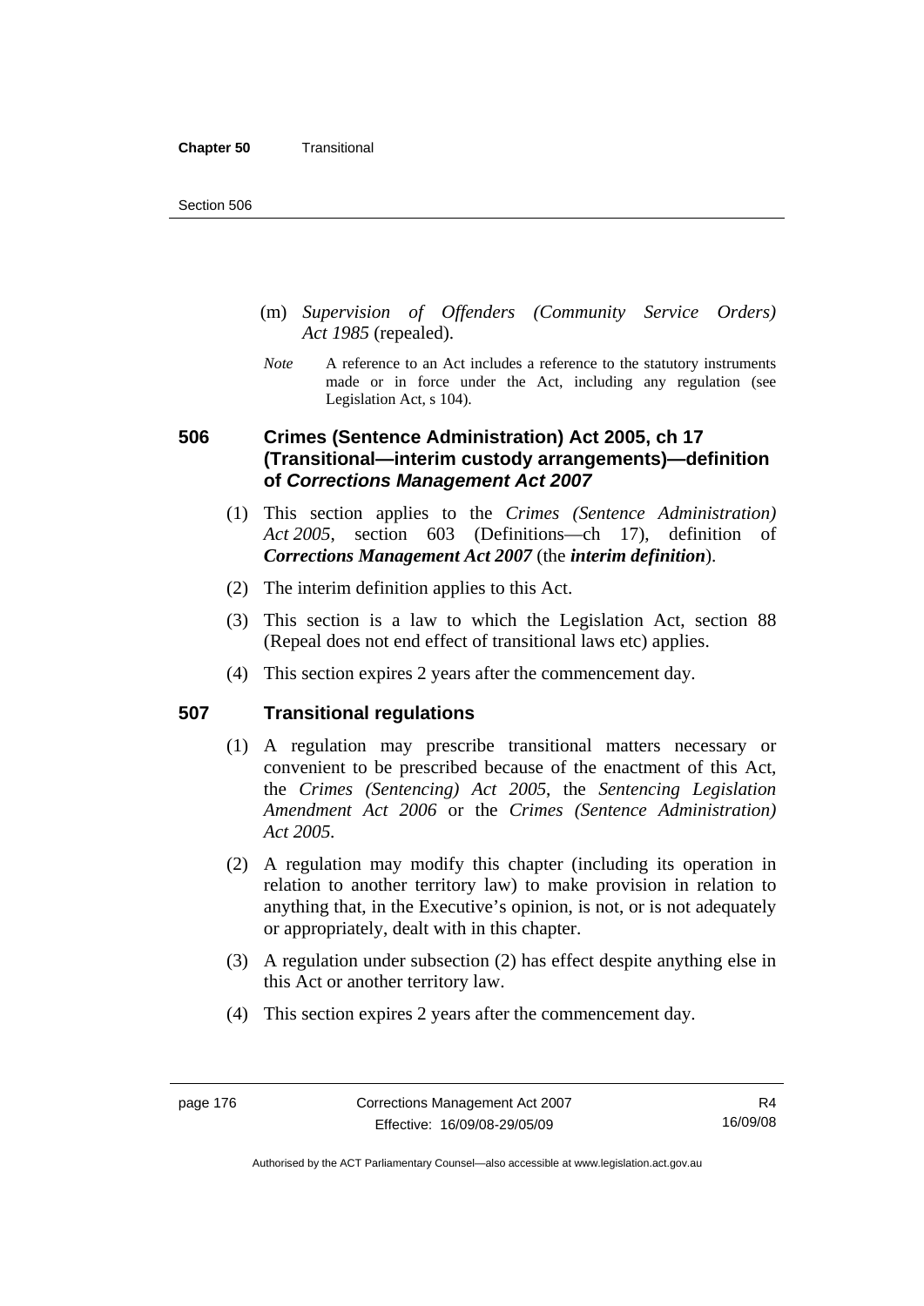(m) *Supervision of Offenders (Community Service Orders) Act 1985* (repealed).

*Note* A reference to an Act includes a reference to the statutory instruments made or in force under the Act, including any regulation (see Legislation Act, s 104).

## 506 Crimes (Sentence Administration) Act 2005, ch 17 (Transitional—interim custody arrangements)—definition of *Corrections Management Act 2007*

(1) This section applies to the *Crimes (Sentence Administration) Act 2005*, section 603 (Definitions—ch 17), definition of ***Corrections Management Act 2007*** (the ***interim definition***).

(2) The interim definition applies to this Act.

(3) This section is a law to which the Legislation Act, section 88 (Repeal does not end effect of transitional laws etc) applies.

(4) This section expires 2 years after the commencement day.

## 507 Transitional regulations

(1) A regulation may prescribe transitional matters necessary or convenient to be prescribed because of the enactment of this Act, the *Crimes (Sentencing) Act 2005*, the *Sentencing Legislation Amendment Act 2006* or the *Crimes (Sentence Administration) Act 2005*.

(2) A regulation may modify this chapter (including its operation in relation to another territory law) to make provision in relation to anything that, in the Executive's opinion, is not, or is not adequately or appropriately, dealt with in this chapter.

(3) A regulation under subsection (2) has effect despite anything else in this Act or another territory law.

(4) This section expires 2 years after the commencement day.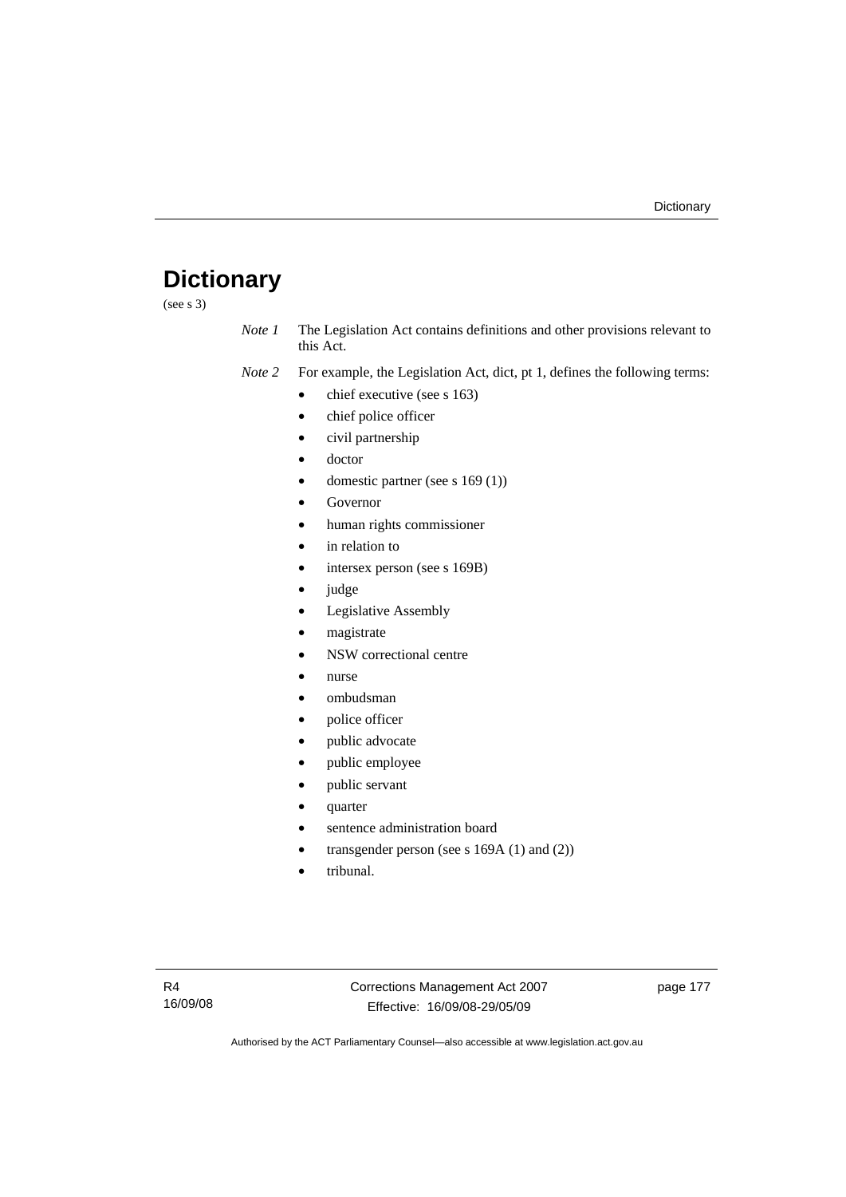# Dictionary

(see s 3)

*Note 1* The Legislation Act contains definitions and other provisions relevant to this Act.

*Note 2* For example, the Legislation Act, dict, pt 1, defines the following terms:

- chief executive (see s 163)
- chief police officer
- civil partnership
- doctor
- domestic partner (see s 169 (1))
- Governor
- human rights commissioner
- in relation to
- intersex person (see s 169B)
- judge
- Legislative Assembly
- magistrate
- NSW correctional centre
- nurse
- ombudsman
- police officer
- public advocate
- public employee
- public servant
- quarter
- sentence administration board
- transgender person (see s 169A (1) and (2))
- tribunal.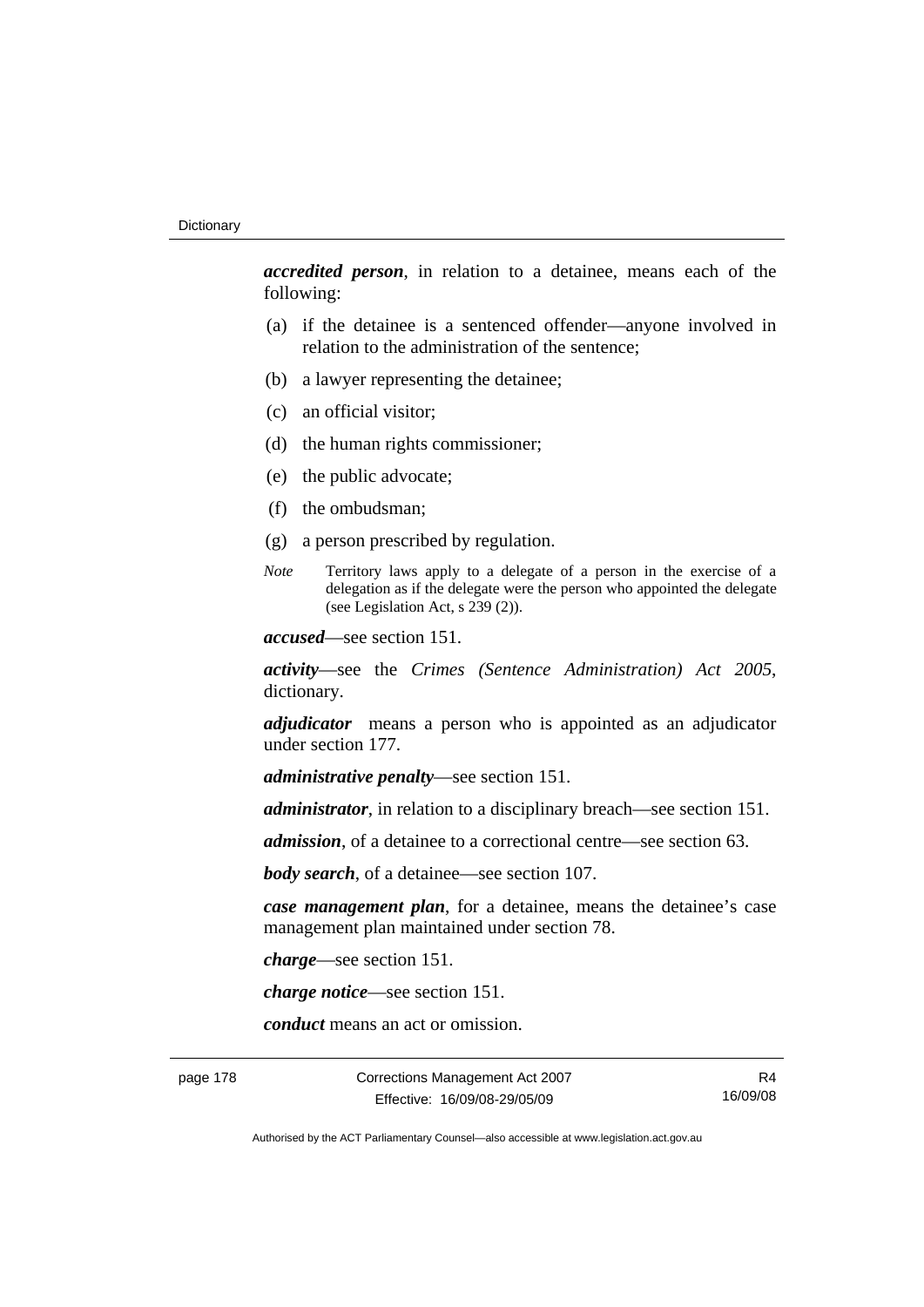***accredited person***, in relation to a detainee, means each of the following:

(a) if the detainee is a sentenced offender—anyone involved in relation to the administration of the sentence;

(b) a lawyer representing the detainee;

(c) an official visitor;

(d) the human rights commissioner;

(e) the public advocate;

(f) the ombudsman;

(g) a person prescribed by regulation.

*Note* Territory laws apply to a delegate of a person in the exercise of a delegation as if the delegate were the person who appointed the delegate (see Legislation Act, s 239 (2)).

***accused***—see section 151.

***activity***—see the *Crimes (Sentence Administration) Act 2005*, dictionary.

***adjudicator*** means a person who is appointed as an adjudicator under section 177.

***administrative penalty***—see section 151.

***administrator***, in relation to a disciplinary breach—see section 151.

***admission***, of a detainee to a correctional centre—see section 63.

***body search***, of a detainee—see section 107.

***case management plan***, for a detainee, means the detainee's case management plan maintained under section 78.

***charge***—see section 151.

***charge notice***—see section 151.

***conduct*** means an act or omission.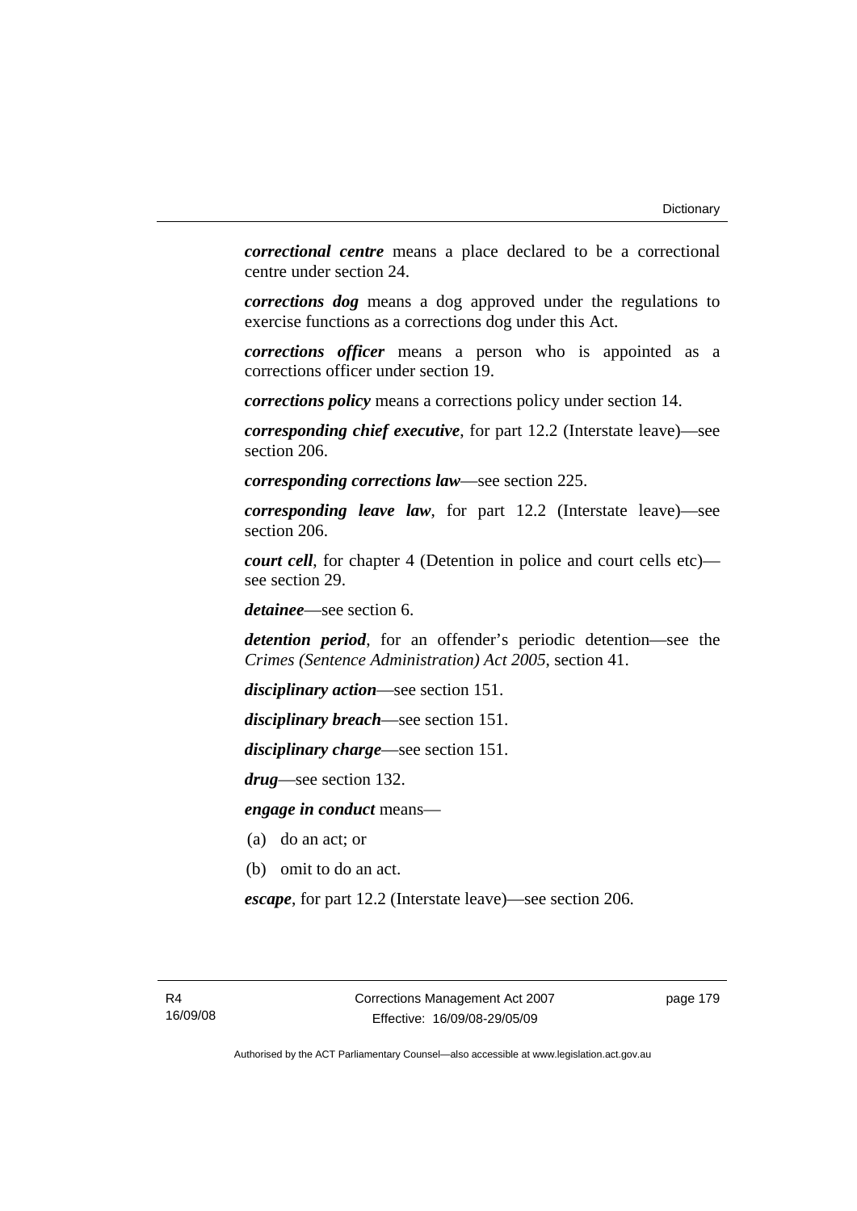***correctional centre*** means a place declared to be a correctional centre under section 24.

***corrections dog*** means a dog approved under the regulations to exercise functions as a corrections dog under this Act.

***corrections officer*** means a person who is appointed as a corrections officer under section 19.

***corrections policy*** means a corrections policy under section 14.

***corresponding chief executive***, for part 12.2 (Interstate leave)—see section 206.

***corresponding corrections law***—see section 225.

***corresponding leave law***, for part 12.2 (Interstate leave)—see section 206.

***court cell***, for chapter 4 (Detention in police and court cells etc)—see section 29.

***detainee***—see section 6.

***detention period***, for an offender's periodic detention—see the *Crimes (Sentence Administration) Act 2005*, section 41.

***disciplinary action***—see section 151.

***disciplinary breach***—see section 151.

***disciplinary charge***—see section 151.

***drug***—see section 132.

***engage in conduct*** means—

(a) do an act; or

(b) omit to do an act.

***escape***, for part 12.2 (Interstate leave)—see section 206.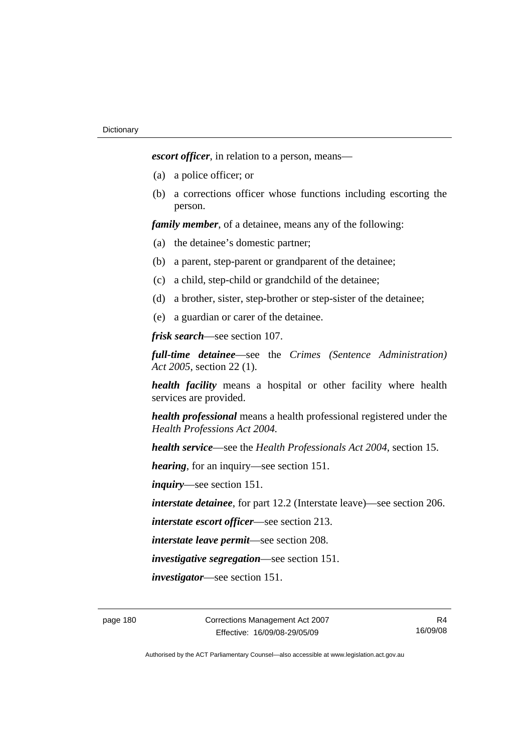***escort officer***, in relation to a person, means—

(a) a police officer; or

(b) a corrections officer whose functions including escorting the person.

***family member***, of a detainee, means any of the following:

(a) the detainee's domestic partner;

(b) a parent, step-parent or grandparent of the detainee;

(c) a child, step-child or grandchild of the detainee;

(d) a brother, sister, step-brother or step-sister of the detainee;

(e) a guardian or carer of the detainee.

***frisk search***—see section 107.

***full-time detainee***—see the *Crimes (Sentence Administration) Act 2005*, section 22 (1).

***health facility*** means a hospital or other facility where health services are provided.

***health professional*** means a health professional registered under the *Health Professions Act 2004.*

***health service***—see the *Health Professionals Act 2004*, section 15.

***hearing***, for an inquiry—see section 151.

***inquiry***—see section 151.

***interstate detainee***, for part 12.2 (Interstate leave)—see section 206.

***interstate escort officer***—see section 213.

***interstate leave permit***—see section 208.

***investigative segregation***—see section 151.

***investigator***—see section 151.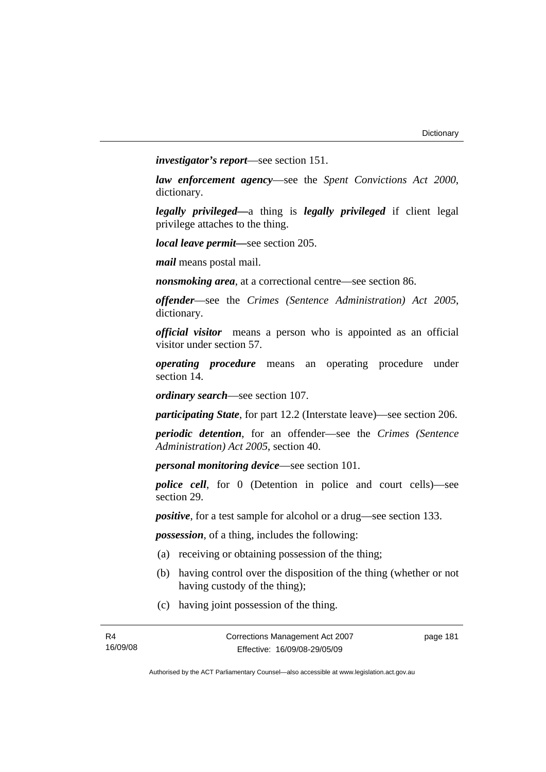***investigator's report***—see section 151.

***law enforcement agency***—see the *Spent Convictions Act 2000*, dictionary.

***legally privileged—***a thing is ***legally privileged*** if client legal privilege attaches to the thing.

***local leave permit—***see section 205.

***mail*** means postal mail.

***nonsmoking area***, at a correctional centre—see section 86.

***offender***—see the *Crimes (Sentence Administration) Act 2005*, dictionary.

***official visitor*** means a person who is appointed as an official visitor under section 57.

***operating procedure*** means an operating procedure under section 14.

***ordinary search***—see section 107.

***participating State***, for part 12.2 (Interstate leave)—see section 206.

***periodic detention***, for an offender—see the *Crimes (Sentence Administration) Act 2005*, section 40.

***personal monitoring device***—see section 101.

***police cell***, for 0 (Detention in police and court cells)—see section 29.

***positive***, for a test sample for alcohol or a drug—see section 133.

***possession***, of a thing, includes the following:

(a) receiving or obtaining possession of the thing;

(b) having control over the disposition of the thing (whether or not having custody of the thing);

(c) having joint possession of the thing.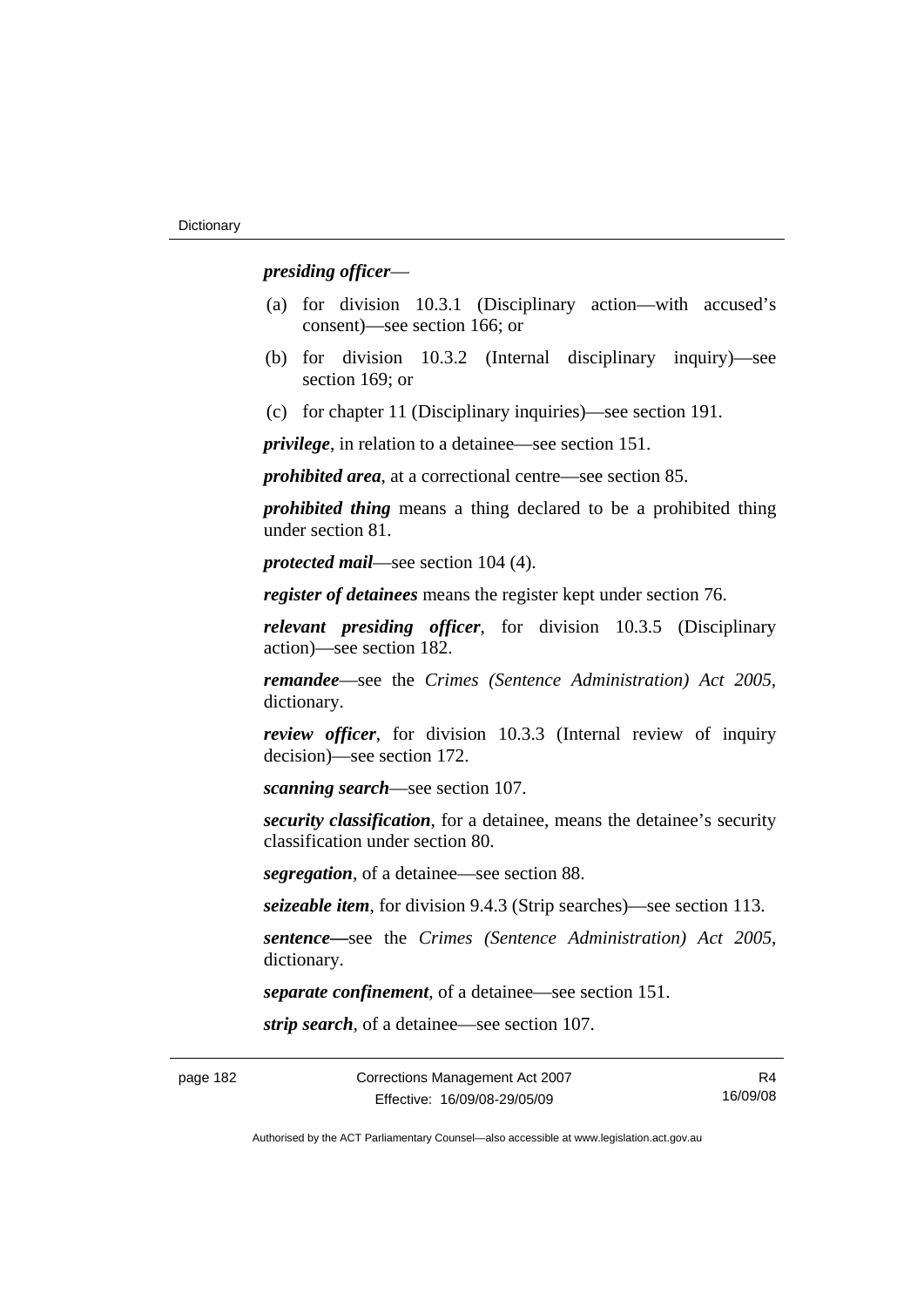***presiding officer***—

(a) for division 10.3.1 (Disciplinary action—with accused's consent)—see section 166; or

(b) for division 10.3.2 (Internal disciplinary inquiry)—see section 169; or

(c) for chapter 11 (Disciplinary inquiries)—see section 191.

***privilege***, in relation to a detainee—see section 151.

***prohibited area***, at a correctional centre—see section 85.

***prohibited thing*** means a thing declared to be a prohibited thing under section 81.

***protected mail***—see section 104 (4).

***register of detainees*** means the register kept under section 76.

***relevant presiding officer***, for division 10.3.5 (Disciplinary action)—see section 182.

***remandee***—see the *Crimes (Sentence Administration) Act 2005*, dictionary.

***review officer***, for division 10.3.3 (Internal review of inquiry decision)—see section 172.

***scanning search***—see section 107.

***security classification***, for a detainee, means the detainee's security classification under section 80.

***segregation***, of a detainee—see section 88.

***seizeable item***, for division 9.4.3 (Strip searches)—see section 113.

***sentence—***see the *Crimes (Sentence Administration) Act 2005*, dictionary.

***separate confinement***, of a detainee—see section 151.

***strip search***, of a detainee—see section 107.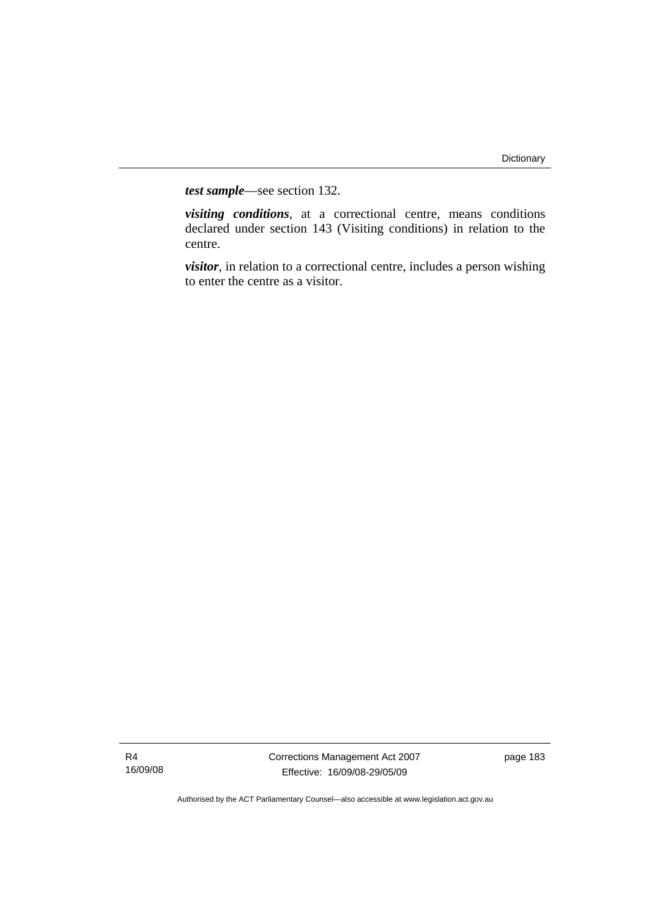***test sample***—see section 132.

***visiting conditions***, at a correctional centre, means conditions declared under section 143 (Visiting conditions) in relation to the centre.

***visitor***, in relation to a correctional centre, includes a person wishing to enter the centre as a visitor.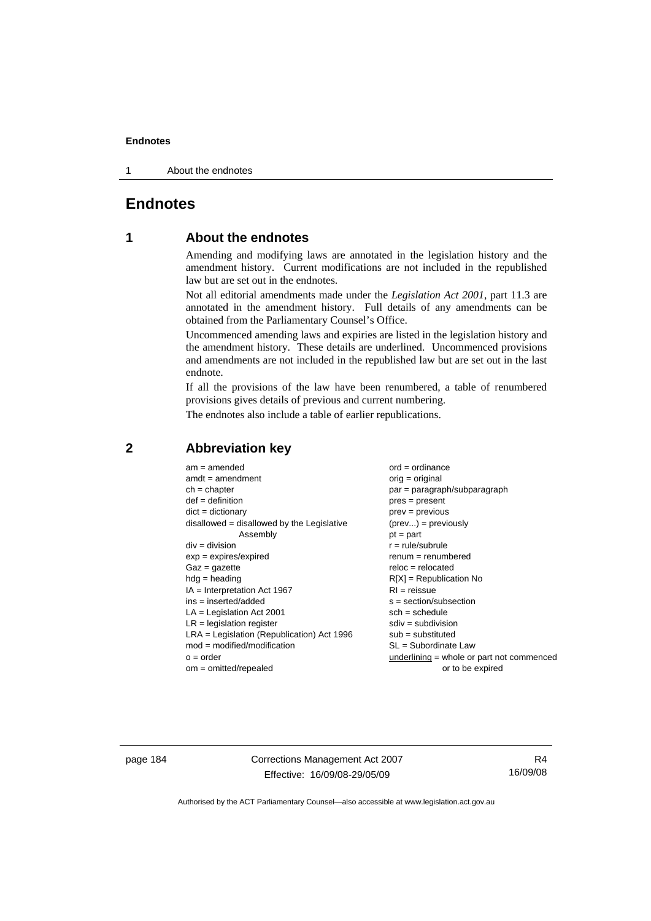# Endnotes

## 1 About the endnotes

Amending and modifying laws are annotated in the legislation history and the amendment history. Current modifications are not included in the republished law but are set out in the endnotes.

Not all editorial amendments made under the *Legislation Act 2001*, part 11.3 are annotated in the amendment history. Full details of any amendments can be obtained from the Parliamentary Counsel's Office.

Uncommenced amending laws and expiries are listed in the legislation history and the amendment history. These details are underlined. Uncommenced provisions and amendments are not included in the republished law but are set out in the last endnote.

If all the provisions of the law have been renumbered, a table of renumbered provisions gives details of previous and current numbering.

The endnotes also include a table of earlier republications.

## 2 Abbreviation key

am = amended
amdt = amendment
ch = chapter
def = definition
dict = dictionary
disallowed = disallowed by the Legislative Assembly
div = division
exp = expires/expired
Gaz = gazette
hdg = heading
IA = Interpretation Act 1967
ins = inserted/added
LA = Legislation Act 2001
LR = legislation register
LRA = Legislation (Republication) Act 1996
mod = modified/modification
o = order
om = omitted/repealed
ord = ordinance
orig = original
par = paragraph/subparagraph
pres = present
prev = previous
(prev...) = previously
pt = part
r = rule/subrule
renum = renumbered
reloc = relocated
R[X] = Republication No
RI = reissue
s = section/subsection
sch = schedule
sdiv = subdivision
sub = substituted
SL = Subordinate Law
<u>underlining</u> = whole or part not commenced or to be expired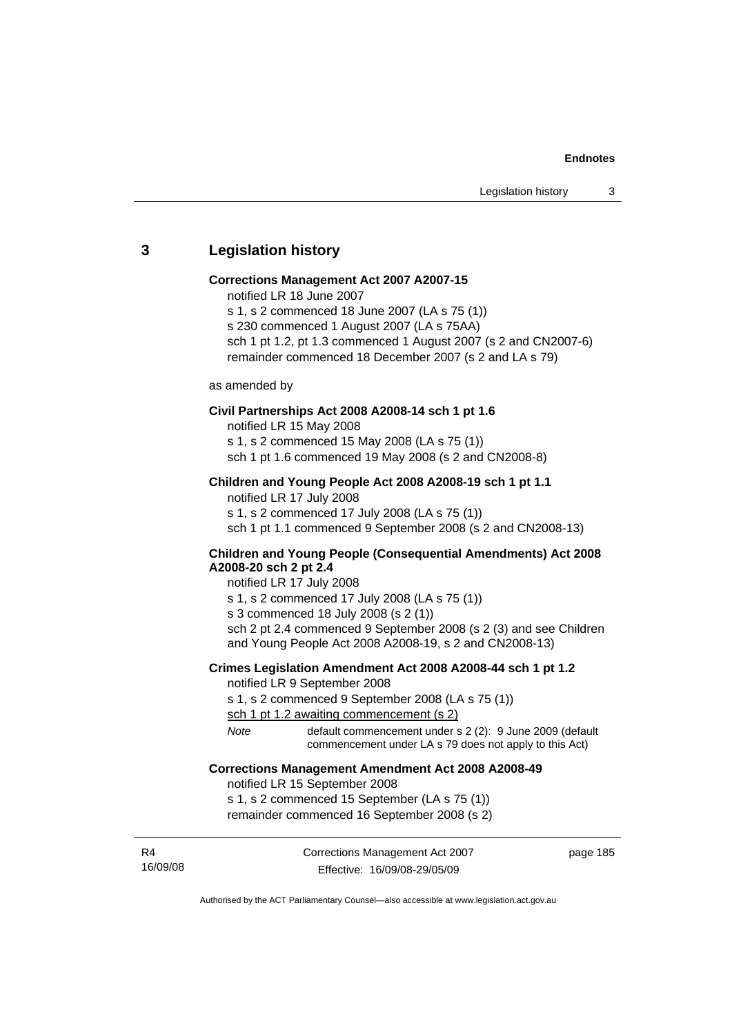## 3 Legislation history

**Corrections Management Act 2007 A2007-15**

notified LR 18 June 2007

s 1, s 2 commenced 18 June 2007 (LA s 75 (1))

s 230 commenced 1 August 2007 (LA s 75AA)

sch 1 pt 1.2, pt 1.3 commenced 1 August 2007 (s 2 and CN2007-6)

remainder commenced 18 December 2007 (s 2 and LA s 79)

as amended by

**Civil Partnerships Act 2008 A2008-14 sch 1 pt 1.6**

notified LR 15 May 2008

s 1, s 2 commenced 15 May 2008 (LA s 75 (1))

sch 1 pt 1.6 commenced 19 May 2008 (s 2 and CN2008-8)

**Children and Young People Act 2008 A2008-19 sch 1 pt 1.1**

notified LR 17 July 2008

s 1, s 2 commenced 17 July 2008 (LA s 75 (1))

sch 1 pt 1.1 commenced 9 September 2008 (s 2 and CN2008-13)

**Children and Young People (Consequential Amendments) Act 2008 A2008-20 sch 2 pt 2.4**

notified LR 17 July 2008

s 1, s 2 commenced 17 July 2008 (LA s 75 (1))

s 3 commenced 18 July 2008 (s 2 (1))

sch 2 pt 2.4 commenced 9 September 2008 (s 2 (3) and see Children and Young People Act 2008 A2008-19, s 2 and CN2008-13)

**Crimes Legislation Amendment Act 2008 A2008-44 sch 1 pt 1.2**

notified LR 9 September 2008

s 1, s 2 commenced 9 September 2008 (LA s 75 (1))

<u>sch 1 pt 1.2 awaiting commencement (s 2)</u>

*Note* default commencement under s 2 (2): 9 June 2009 (default commencement under LA s 79 does not apply to this Act)

**Corrections Management Amendment Act 2008 A2008-49**

notified LR 15 September 2008

s 1, s 2 commenced 15 September (LA s 75 (1))

remainder commenced 16 September 2008 (s 2)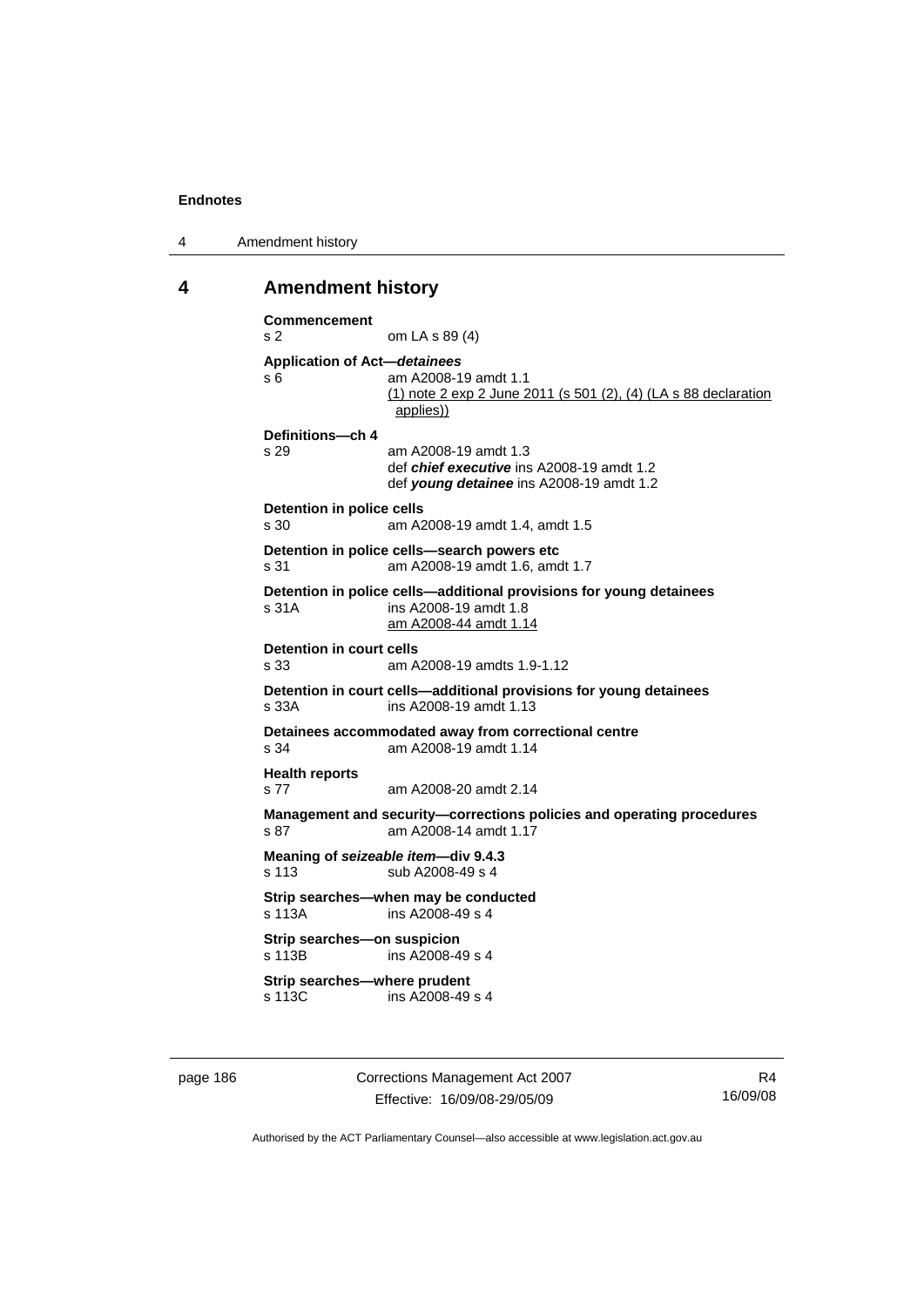# 4 Amendment history

**Commencement**
s 2 om LA s 89 (4)

**Application of Act—*detainees***
s 6 am A2008-19 amdt 1.1
(1) note 2 exp 2 June 2011 (s 501 (2), (4) (LA s 88 declaration applies))

**Definitions—ch 4**
s 29 am A2008-19 amdt 1.3
def ***chief executive*** ins A2008-19 amdt 1.2
def ***young detainee*** ins A2008-19 amdt 1.2

**Detention in police cells**
s 30 am A2008-19 amdt 1.4, amdt 1.5

**Detention in police cells—search powers etc**
s 31 am A2008-19 amdt 1.6, amdt 1.7

**Detention in police cells—additional provisions for young detainees**
s 31A ins A2008-19 amdt 1.8
am A2008-44 amdt 1.14

**Detention in court cells**
s 33 am A2008-19 amdts 1.9-1.12

**Detention in court cells—additional provisions for young detainees**
s 33A ins A2008-19 amdt 1.13

**Detainees accommodated away from correctional centre**
s 34 am A2008-19 amdt 1.14

**Health reports**
s 77 am A2008-20 amdt 2.14

**Management and security—corrections policies and operating procedures**
s 87 am A2008-14 amdt 1.17

**Meaning of *seizeable item*—div 9.4.3**
s 113 sub A2008-49 s 4

**Strip searches—when may be conducted**
s 113A ins A2008-49 s 4

**Strip searches—on suspicion**
s 113B ins A2008-49 s 4

**Strip searches—where prudent**
s 113C ins A2008-49 s 4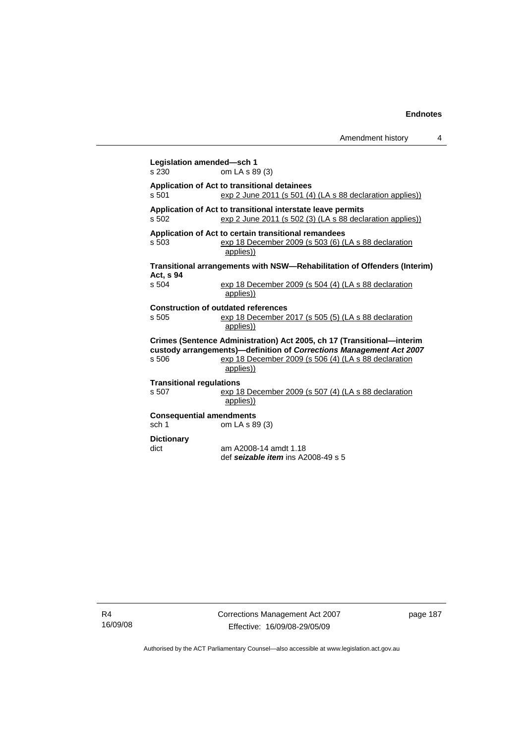**Legislation amended—sch 1**
s 230 om LA s 89 (3)

**Application of Act to transitional detainees**
s 501 exp 2 June 2011 (s 501 (4) (LA s 88 declaration applies))

**Application of Act to transitional interstate leave permits**
s 502 exp 2 June 2011 (s 502 (3) (LA s 88 declaration applies))

**Application of Act to certain transitional remandees**
s 503 exp 18 December 2009 (s 503 (6) (LA s 88 declaration applies))

**Transitional arrangements with NSW—Rehabilitation of Offenders (Interim) Act, s 94**
s 504 exp 18 December 2009 (s 504 (4) (LA s 88 declaration applies))

**Construction of outdated references**
s 505 exp 18 December 2017 (s 505 (5) (LA s 88 declaration applies))

**Crimes (Sentence Administration) Act 2005, ch 17 (Transitional—interim custody arrangements)—definition of *Corrections Management Act 2007***
s 506 exp 18 December 2009 (s 506 (4) (LA s 88 declaration applies))

**Transitional regulations**
s 507 exp 18 December 2009 (s 507 (4) (LA s 88 declaration applies))

**Consequential amendments**
sch 1 om LA s 89 (3)

**Dictionary**
dict am A2008-14 amdt 1.18
def ***seizable item*** ins A2008-49 s 5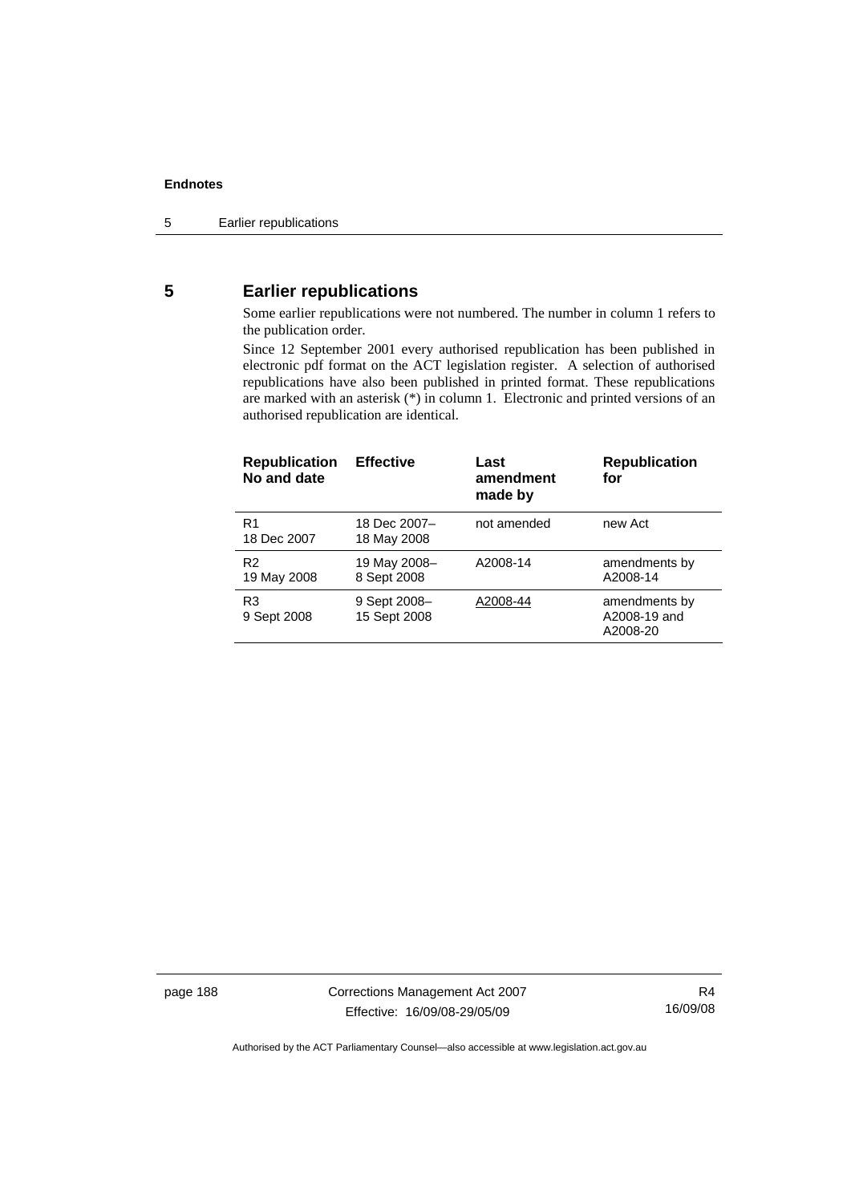## 5 Earlier republications

Some earlier republications were not numbered. The number in column 1 refers to the publication order.

Since 12 September 2001 every authorised republication has been published in electronic pdf format on the ACT legislation register. A selection of authorised republications have also been published in printed format. These republications are marked with an asterisk (*) in column 1. Electronic and printed versions of an authorised republication are identical.

| Republication No and date | Effective | Last amendment made by | Republication for |
|---|---|---|---|
| R1 18 Dec 2007 | 18 Dec 2007– 18 May 2008 | not amended | new Act |
| R2 19 May 2008 | 19 May 2008– 8 Sept 2008 | A2008-14 | amendments by A2008-14 |
| R3 9 Sept 2008 | 9 Sept 2008– 15 Sept 2008 | A2008-44 | amendments by A2008-19 and A2008-20 |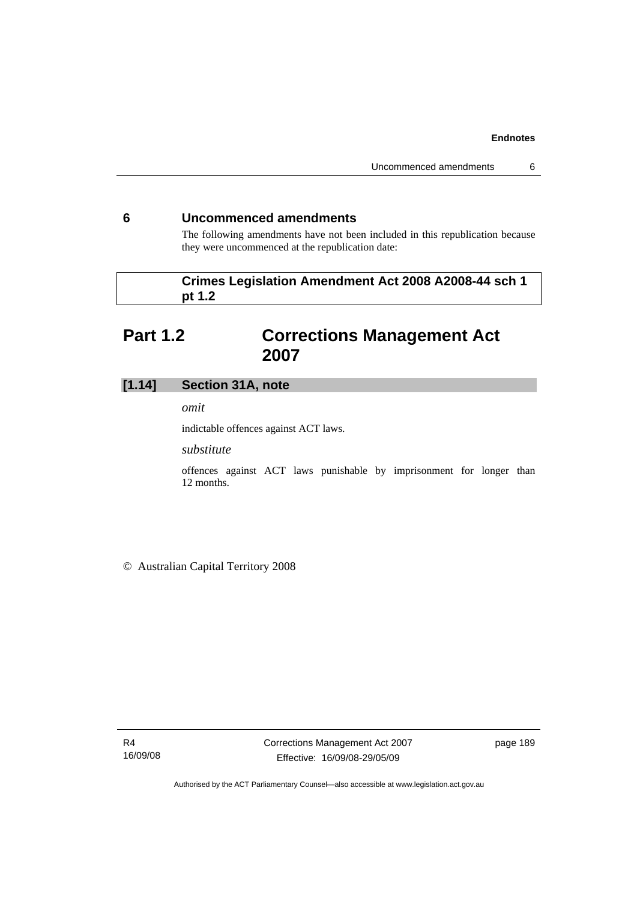## 6 Uncommenced amendments

The following amendments have not been included in this republication because they were uncommenced at the republication date:

**Crimes Legislation Amendment Act 2008 A2008-44 sch 1 pt 1.2**

# Part 1.2 Corrections Management Act 2007

### [1.14] Section 31A, note

*omit*

indictable offences against ACT laws.

*substitute*

offences against ACT laws punishable by imprisonment for longer than 12 months.

© Australian Capital Territory 2008